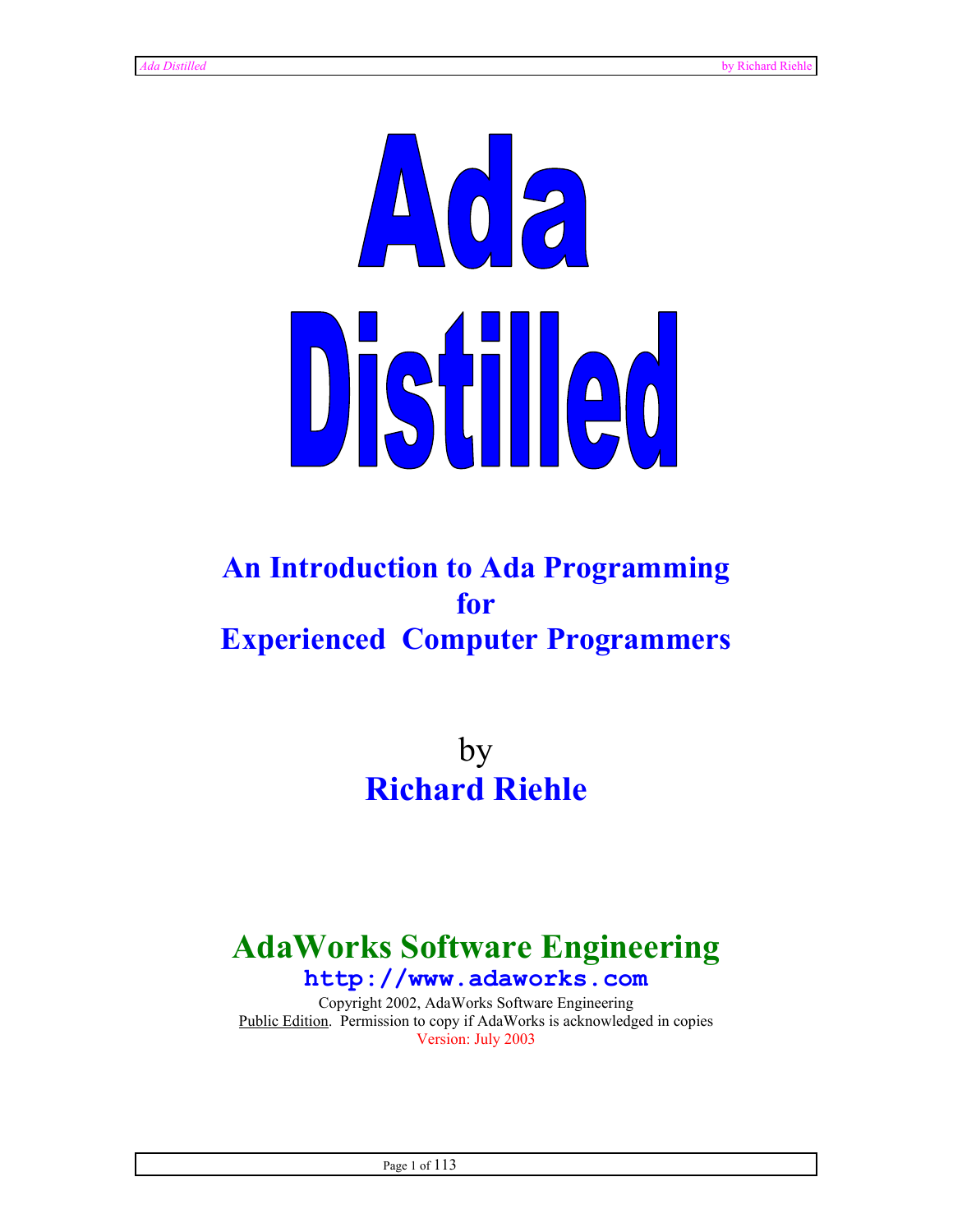# Ada Distilled

## An Introduction to Ada Programming for Experienced Computer Programmers

by

**Richard Riehle**

## AdaWorks Software Engineering

**http://www.adaworks.com**

Copyright 2002, AdaWorks Software Engineering

Public Edition. Permission to copy if AdaWorks is acknowledged in copies

Version: July 2003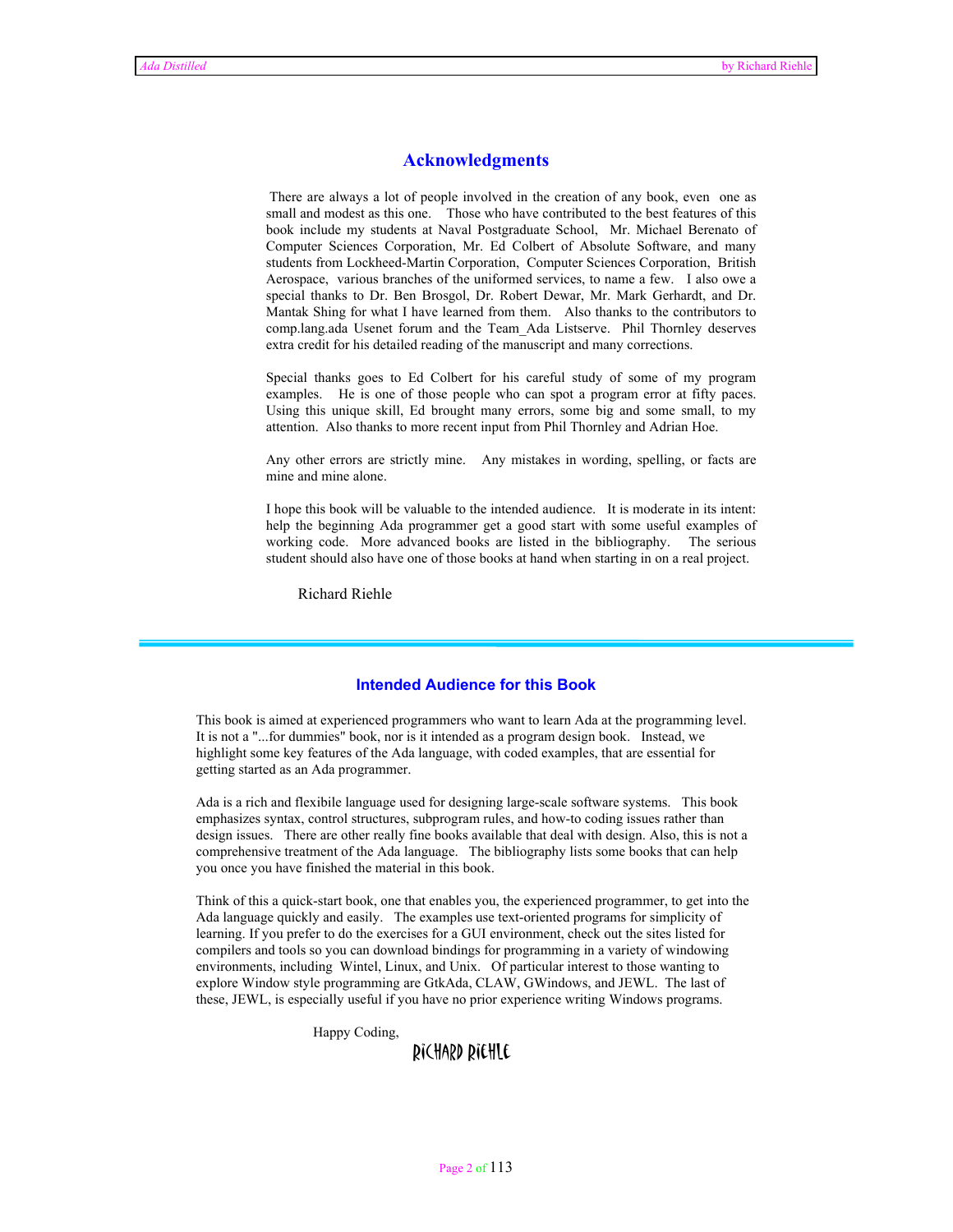## Acknowledgments

There are always a lot of people involved in the creation of any book, even one as small and modest as this one. Those who have contributed to the best features of this book include my students at Naval Postgraduate School, Mr. Michael Berenato of Computer Sciences Corporation, Mr. Ed Colbert of Absolute Software, and many students from Lockheed-Martin Corporation, Computer Sciences Corporation, British Aerospace, various branches of the uniformed services, to name a few. I also owe a special thanks to Dr. Ben Brosgol, Dr. Robert Dewar, Mr. Mark Gerhardt, and Dr. Mantak Shing for what I have learned from them. Also thanks to the contributors to comp.lang.ada Usenet forum and the Team_Ada Listserve. Phil Thornley deserves extra credit for his detailed reading of the manuscript and many corrections.

Special thanks goes to Ed Colbert for his careful study of some of my program examples. He is one of those people who can spot a program error at fifty paces. Using this unique skill, Ed brought many errors, some big and some small, to my attention. Also thanks to more recent input from Phil Thornley and Adrian Hoe.

Any other errors are strictly mine. Any mistakes in wording, spelling, or facts are mine and mine alone.

I hope this book will be valuable to the intended audience. It is moderate in its intent: help the beginning Ada programmer get a good start with some useful examples of working code. More advanced books are listed in the bibliography. The serious student should also have one of those books at hand when starting in on a real project.

Richard Riehle

---

### Intended Audience for this Book

This book is aimed at experienced programmers who want to learn Ada at the programming level. It is not a "...for dummies" book, nor is it intended as a program design book. Instead, we highlight some key features of the Ada language, with coded examples, that are essential for getting started as an Ada programmer.

Ada is a rich and flexibile language used for designing large-scale software systems. This book emphasizes syntax, control structures, subprogram rules, and how-to coding issues rather than design issues. There are other really fine books available that deal with design. Also, this is not a comprehensive treatment of the Ada language. The bibliography lists some books that can help you once you have finished the material in this book.

Think of this a quick-start book, one that enables you, the experienced programmer, to get into the Ada language quickly and easily. The examples use text-oriented programs for simplicity of learning. If you prefer to do the exercises for a GUI environment, check out the sites listed for compilers and tools so you can download bindings for programming in a variety of windowing environments, including Wintel, Linux, and Unix. Of particular interest to those wanting to explore Window style programming are GtkAda, CLAW, GWindows, and JEWL. The last of these, JEWL, is especially useful if you have no prior experience writing Windows programs.

Happy Coding,

RICHARD RIEHLE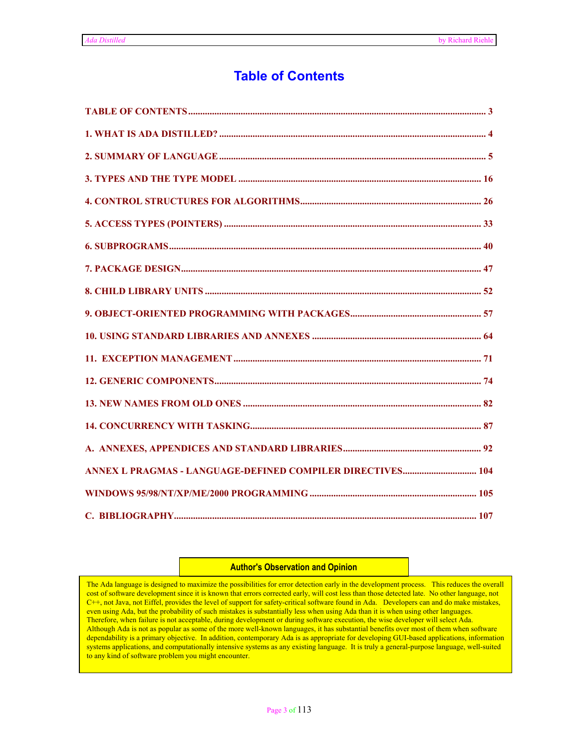# Table of Contents

TABLE OF CONTENTS ........................................................ 3

1. WHAT IS ADA DISTILLED? ........................................................ 4

2. SUMMARY OF LANGUAGE ........................................................ 5

3. TYPES AND THE TYPE MODEL ........................................................ 16

4. CONTROL STRUCTURES FOR ALGORITHMS ........................................................ 26

5. ACCESS TYPES (POINTERS) ........................................................ 33

6. SUBPROGRAMS ........................................................ 40

7. PACKAGE DESIGN ........................................................ 47

8. CHILD LIBRARY UNITS ........................................................ 52

9. OBJECT-ORIENTED PROGRAMMING WITH PACKAGES ........................................................ 57

10. USING STANDARD LIBRARIES AND ANNEXES ........................................................ 64

11. EXCEPTION MANAGEMENT ........................................................ 71

12. GENERIC COMPONENTS ........................................................ 74

13. NEW NAMES FROM OLD ONES ........................................................ 82

14. CONCURRENCY WITH TASKING ........................................................ 87

A. ANNEXES, APPENDICES AND STANDARD LIBRARIES ........................................................ 92

ANNEX L PRAGMAS - LANGUAGE-DEFINED COMPILER DIRECTIVES ........................................................ 104

WINDOWS 95/98/NT/XP/ME/2000 PROGRAMMING ........................................................ 105

C. BIBLIOGRAPHY ........................................................ 107

**Author's Observation and Opinion**

The Ada language is designed to maximize the possibilities for error detection early in the development process. This reduces the overall cost of software development since it is known that errors corrected early, will cost less than those detected late. No other language, not C++, not Java, not Eiffel, provides the level of support for safety-critical software found in Ada. Developers can and do make mistakes, even using Ada, but the probability of such mistakes is substantially less when using Ada than it is when using other languages. Therefore, when failure is not acceptable, during development or during software execution, the wise developer will select Ada. Although Ada is not as popular as some of the more well-known languages, it has substantial benefits over most of them when software dependability is a primary objective. In addition, contemporary Ada is as appropriate for developing GUI-based applications, information systems applications, and computationally intensive systems as any existing language. It is truly a general-purpose language, well-suited to any kind of software problem you might encounter.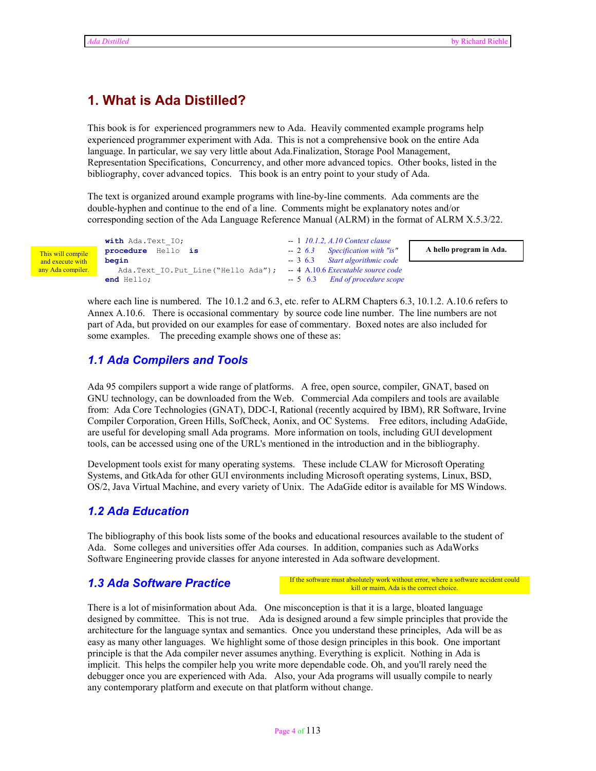# 1. What is Ada Distilled?

This book is for experienced programmers new to Ada. Heavily commented example programs help experienced programmer experiment with Ada. This is not a comprehensive book on the entire Ada language. In particular, we say very little about Ada.Finalization, Storage Pool Management, Representation Specifications, Concurrency, and other more advanced topics. Other books, listed in the bibliography, cover advanced topics. This book is an entry point to your study of Ada.

The text is organized around example programs with line-by-line comments. Ada comments are the double-hyphen and continue to the end of a line. Comments might be explanatory notes and/or corresponding section of the Ada Language Reference Manual (ALRM) in the format of ALRM X.5.3/22.

This will compile and execute with any Ada compiler.

```
with Ada.Text_IO;                          -- 1 10.1.2, A.10 Context clause
procedure  Hello  is                       -- 2 6.3    Specification with "is"
begin                                      -- 3 6.3    Start algorithmic code
   Ada.Text_IO.Put_Line("Hello Ada");      -- 4 A.10.6 Executable source code
end Hello;                                 -- 5  6.3    End of procedure scope
```

**A hello program in Ada.**

where each line is numbered. The 10.1.2 and 6.3, etc. refer to ALRM Chapters 6.3, 10.1.2. A.10.6 refers to Annex A.10.6. There is occasional commentary by source code line number. The line numbers are not part of Ada, but provided on our examples for ease of commentary. Boxed notes are also included for some examples. The preceding example shows one of these as:

## 1.1 Ada Compilers and Tools

Ada 95 compilers support a wide range of platforms. A free, open source, compiler, GNAT, based on GNU technology, can be downloaded from the Web. Commercial Ada compilers and tools are available from: Ada Core Technologies (GNAT), DDC-I, Rational (recently acquired by IBM), RR Software, Irvine Compiler Corporation, Green Hills, SofCheck, Aonix, and OC Systems. Free editors, including AdaGide, are useful for developing small Ada programs. More information on tools, including GUI development tools, can be accessed using one of the URL's mentioned in the introduction and in the bibliography.

Development tools exist for many operating systems. These include CLAW for Microsoft Operating Systems, and GtkAda for other GUI environments including Microsoft operating systems, Linux, BSD, OS/2, Java Virtual Machine, and every variety of Unix. The AdaGide editor is available for MS Windows.

## 1.2 Ada Education

The bibliography of this book lists some of the books and educational resources available to the student of Ada. Some colleges and universities offer Ada courses. In addition, companies such as AdaWorks Software Engineering provide classes for anyone interested in Ada software development.

## 1.3 Ada Software Practice

If the software must absolutely work without error, where a software accident could kill or maim, Ada is the correct choice.

There is a lot of misinformation about Ada. One misconception is that it is a large, bloated language designed by committee. This is not true. Ada is designed around a few simple principles that provide the architecture for the language syntax and semantics. Once you understand these principles, Ada will be as easy as many other languages. We highlight some of those design principles in this book. One important principle is that the Ada compiler never assumes anything. Everything is explicit. Nothing in Ada is implicit. This helps the compiler help you write more dependable code. Oh, and you'll rarely need the debugger once you are experienced with Ada. Also, your Ada programs will usually compile to nearly any contemporary platform and execute on that platform without change.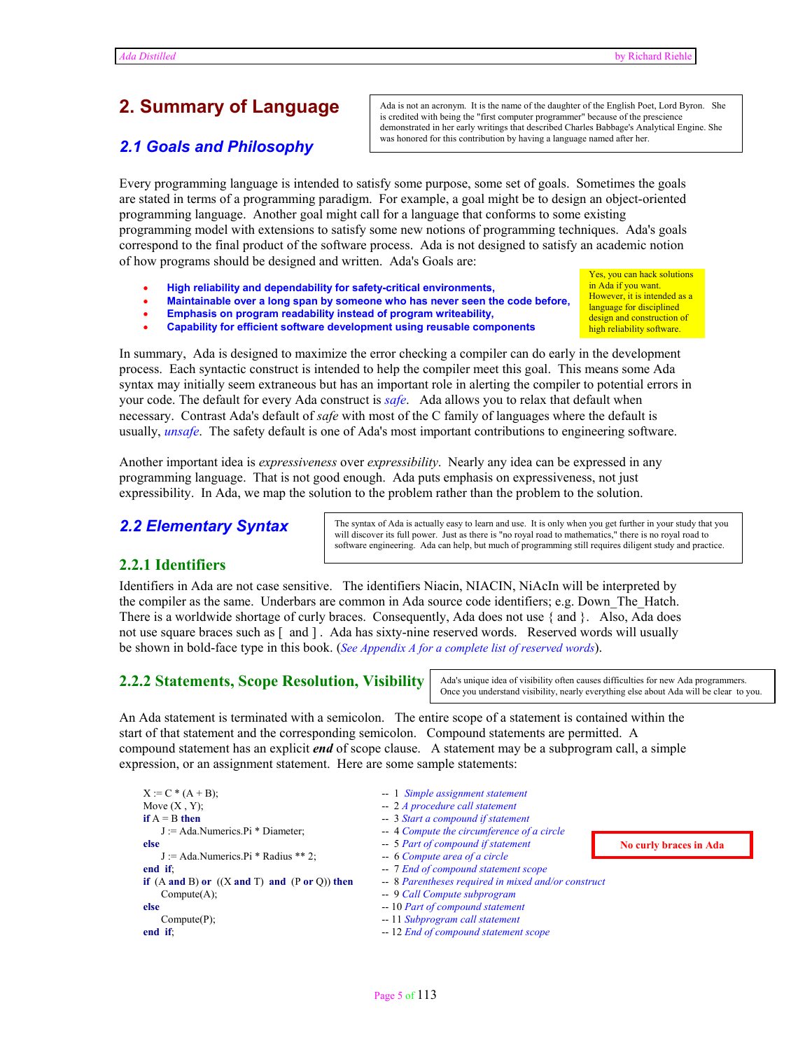# 2. Summary of Language

Ada is not an acronym. It is the name of the daughter of the English Poet, Lord Byron. She is credited with being the "first computer programmer" because of the prescience demonstrated in her early writings that described Charles Babbage's Analytical Engine. She was honored for this contribution by having a language named after her.

## 2.1 Goals and Philosophy

Every programming language is intended to satisfy some purpose, some set of goals. Sometimes the goals are stated in terms of a programming paradigm. For example, a goal might be to design an object-oriented programming language. Another goal might call for a language that conforms to some existing programming model with extensions to satisfy some new notions of programming techniques. Ada's goals correspond to the final product of the software process. Ada is not designed to satisfy an academic notion of how programs should be designed and written. Ada's Goals are:

- **High reliability and dependability for safety-critical environments,**
- **Maintainable over a long span by someone who has never seen the code before,**
- **Emphasis on program readability instead of program writeability,**
- **Capability for efficient software development using reusable components**

Yes, you can hack solutions in Ada if you want. However, it is intended as a language for disciplined design and construction of high reliability software.

In summary, Ada is designed to maximize the error checking a compiler can do early in the development process. Each syntactic construct is intended to help the compiler meet this goal. This means some Ada syntax may initially seem extraneous but has an important role in alerting the compiler to potential errors in your code. The default for every Ada construct is *safe*. Ada allows you to relax that default when necessary. Contrast Ada's default of *safe* with most of the C family of languages where the default is usually, *unsafe*. The safety default is one of Ada's most important contributions to engineering software.

Another important idea is *expressiveness* over *expressibility*. Nearly any idea can be expressed in any programming language. That is not good enough. Ada puts emphasis on expressiveness, not just expressibility. In Ada, we map the solution to the problem rather than the problem to the solution.

## 2.2 Elementary Syntax

The syntax of Ada is actually easy to learn and use. It is only when you get further in your study that you will discover its full power. Just as there is "no royal road to mathematics," there is no royal road to software engineering. Ada can help, but much of programming still requires diligent study and practice.

### 2.2.1 Identifiers

Identifiers in Ada are not case sensitive. The identifiers Niacin, NIACIN, NiAcIn will be interpreted by the compiler as the same. Underbars are common in Ada source code identifiers; e.g. Down_The_Hatch. There is a worldwide shortage of curly braces. Consequently, Ada does not use { and }. Also, Ada does not use square braces such as [ and ]. Ada has sixty-nine reserved words. Reserved words will usually be shown in bold-face type in this book. (*See Appendix A for a complete list of reserved words*).

### 2.2.2 Statements, Scope Resolution, Visibility

Ada's unique idea of visibility often causes difficulties for new Ada programmers. Once you understand visibility, nearly everything else about Ada will be clear to you.

An Ada statement is terminated with a semicolon. The entire scope of a statement is contained within the start of that statement and the corresponding semicolon. Compound statements are permitted. A compound statement has an explicit ***end*** of scope clause. A statement may be a subprogram call, a simple expression, or an assignment statement. Here are some sample statements:

```
X := C * (A + B);                              --  1  Simple assignment statement
Move (X , Y);                                  --  2  A procedure call statement
if A = B then                                  --  3  Start a compound if statement
    J := Ada.Numerics.Pi * Diameter;           --  4  Compute the circumference of a circle
else                                           --  5  Part of compound if statement
    J := Ada.Numerics.Pi * Radius ** 2;        --  6  Compute area of a circle
end  if;                                       --  7  End of compound statement scope
if (A and B) or  ((X and T)  and  (P or Q)) then  --  8  Parentheses required in mixed and/or construct
    Compute(A);                                --  9  Call Compute subprogram
else                                           -- 10  Part of compound statement
    Compute(P);                                -- 11  Subprogram call statement
end  if;                                       -- 12  End of compound statement scope
```

**No curly braces in Ada**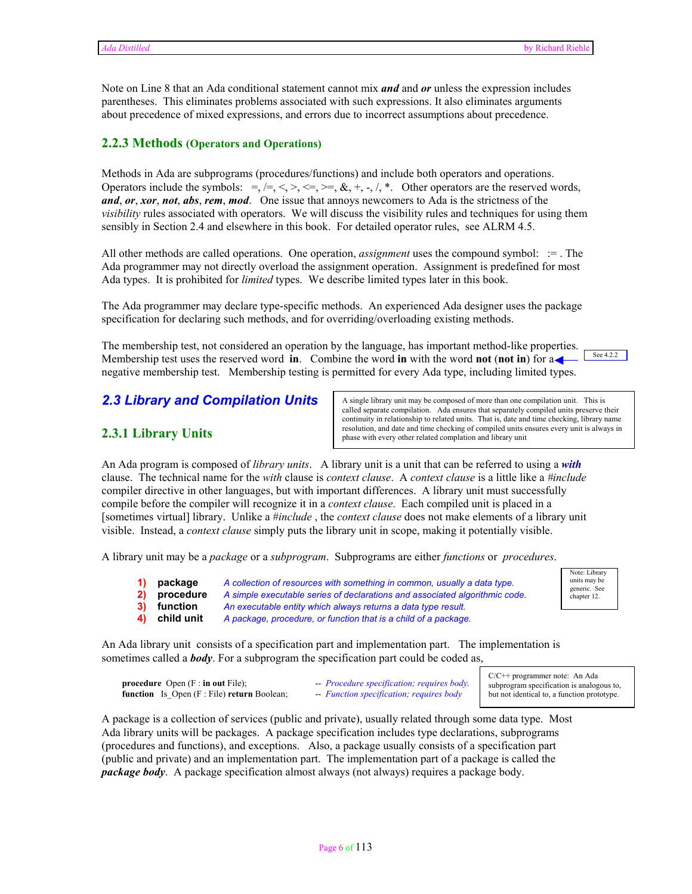Note on Line 8 that an Ada conditional statement cannot mix ***and*** and ***or*** unless the expression includes parentheses. This eliminates problems associated with such expressions. It also eliminates arguments about precedence of mixed expressions, and errors due to incorrect assumptions about precedence.

### 2.2.3 Methods (Operators and Operations)

Methods in Ada are subprograms (procedures/functions) and include both operators and operations. Operators include the symbols: =, /=, <, >, <=, >=, &, +, -, /, *. Other operators are the reserved words, ***and***, ***or***, ***xor***, ***not***, ***abs***, ***rem***, ***mod***. One issue that annoys newcomers to Ada is the strictness of the *visibility* rules associated with operators. We will discuss the visibility rules and techniques for using them sensibly in Section 2.4 and elsewhere in this book. For detailed operator rules, see ALRM 4.5.

All other methods are called operations. One operation, *assignment* uses the compound symbol: := . The Ada programmer may not directly overload the assignment operation. Assignment is predefined for most Ada types. It is prohibited for *limited* types. We describe limited types later in this book.

The Ada programmer may declare type-specific methods. An experienced Ada designer uses the package specification for declaring such methods, and for overriding/overloading existing methods.

The membership test, not considered an operation by the language, has important method-like properties. Membership test uses the reserved word **in**. Combine the word **in** with the word **not** (**not in**) for a negative membership test. Membership testing is permitted for every Ada type, including limited types.

See 4.2.2

## 2.3 Library and Compilation Units

A single library unit may be composed of more than one compilation unit. This is called separate compilation. Ada ensures that separately compiled units preserve their continuity in relationship to related units. That is, date and time checking, library name resolution, and date and time checking of compiled units ensures every unit is always in phase with every other related complation and library unit

### 2.3.1 Library Units

An Ada program is composed of *library units*. A library unit is a unit that can be referred to using a ***with*** clause. The technical name for the *with* clause is *context clause*. A *context clause* is a little like a *#include* compiler directive in other languages, but with important differences. A library unit must successfully compile before the compiler will recognize it in a *context clause*. Each compiled unit is placed in a [sometimes virtual] library. Unlike a *#include* , the *context clause* does not make elements of a library unit visible. Instead, a *context clause* simply puts the library unit in scope, making it potentially visible.

A library unit may be a *package* or a *subprogram*. Subprograms are either *functions* or *procedures*.

1) **package** *A collection of resources with something in common, usually a data type.*
2) **procedure** *A simple executable series of declarations and associated algorithmic code.*
3) **function** *An executable entity which always returns a data type result.*
4) **child unit** *A package, procedure, or function that is a child of a package.*

Note: Library units may be generic. See chapter 12.

An Ada library unit consists of a specification part and implementation part. The implementation is sometimes called a ***body***. For a subprogram the specification part could be coded as,

```
procedure Open (F : in out File);              -- Procedure specification; requires body.
function  Is_Open (F : File) return Boolean;   -- Function specification; requires body
```

C/C++ programmer note: An Ada subprogram specification is analogous to, but not identical to, a function prototype.

A package is a collection of services (public and private), usually related through some data type. Most Ada library units will be packages. A package specification includes type declarations, subprograms (procedures and functions), and exceptions. Also, a package usually consists of a specification part (public and private) and an implementation part. The implementation part of a package is called the ***package body***. A package specification almost always (not always) requires a package body.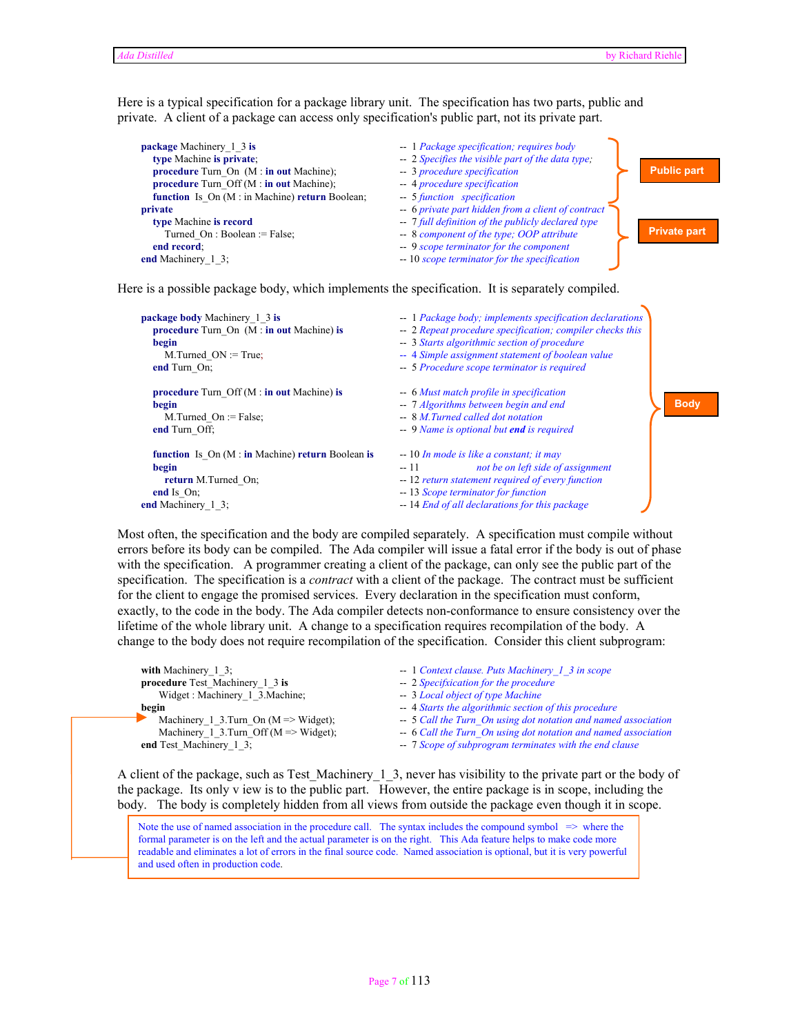Here is a typical specification for a package library unit. The specification has two parts, public and private. A client of a package can access only specification's public part, not its private part.

```
package Machinery_1_3 is                                      -- 1 Package specification; requires body
   type Machine is private;                                   -- 2 Specifies the visible part of the data type;
   procedure Turn_On  (M : in out Machine);                   -- 3 procedure specification
   procedure Turn_Off (M : in out Machine);                   -- 4 procedure specification
   function  Is_On (M : in Machine) return Boolean;           -- 5 function  specification
private                                                       -- 6 private part hidden from a client of contract
   type Machine is record                                     -- 7 full definition of the publicly declared type
      Turned_On : Boolean := False;                           -- 8 component of the type; OOP attribute
   end record;                                                -- 9 scope terminator for the component
end Machinery_1_3;                                            -- 10 scope terminator for the specification
```

**Public part** (lines 1–5)

**Private part** (lines 6–10)

Here is a possible package body, which implements the specification. It is separately compiled.

```
package body Machinery_1_3 is                                 -- 1 Package body; implements specification declarations
   procedure Turn_On  (M : in out Machine) is                 -- 2 Repeat procedure specification; compiler checks this
   begin                                                      -- 3 Starts algorithmic section of procedure
      M.Turned_ON := True;                                    -- 4 Simple assignment statement of boolean value
   end Turn_On;                                               -- 5 Procedure scope terminator is required

   procedure Turn_Off (M : in out Machine) is                 -- 6 Must match profile in specification
   begin                                                      -- 7 Algorithms between begin and end
      M.Turned_On := False;                                   -- 8 M.Turned called dot notation
   end Turn_Off;                                              -- 9 Name is optional but end is required

   function  Is_On (M : in Machine) return Boolean is         -- 10 In mode is like a constant; it may
   begin                                                      -- 11              not be on left side of assignment
      return M.Turned_On;                                     -- 12 return statement required of every function
   end Is_On;                                                 -- 13 Scope terminator for function
end Machinery_1_3;                                            -- 14 End of all declarations for this package
```

**Body**

Most often, the specification and the body are compiled separately. A specification must compile without errors before its body can be compiled. The Ada compiler will issue a fatal error if the body is out of phase with the specification. A programmer creating a client of the package, can only see the public part of the specification. The specification is a *contract* with a client of the package. The contract must be sufficient for the client to engage the promised services. Every declaration in the specification must conform, exactly, to the code in the body. The Ada compiler detects non-conformance to ensure consistency over the lifetime of the whole library unit. A change to a specification requires recompilation of the body. A change to the body does not require recompilation of the specification. Consider this client subprogram:

```
with Machinery_1_3;                                           -- 1 Context clause. Puts Machinery_1_3 in scope
procedure Test_Machinery_1_3 is                               -- 2 Specifixcation for the procedure
    Widget : Machinery_1_3.Machine;                           -- 3 Local object of type Machine
begin                                                         -- 4 Starts the algorithmic section of this procedure
    Machinery_1_3.Turn_On (M => Widget);                      -- 5 Call the Turn_On using dot notation and named association
    Machinery_1_3.Turn_Off (M => Widget);                     -- 6 Call the Turn_On using dot notation and named association
end Test_Machinery_1_3;                                       -- 7 Scope of subprogram terminates with the end clause
```

A client of the package, such as Test_Machinery_1_3, never has visibility to the private part or the body of the package. Its only v iew is to the public part. However, the entire package is in scope, including the body. The body is completely hidden from all views from outside the package even though it in scope.

> Note the use of named association in the procedure call. The syntax includes the compound symbol => where the formal parameter is on the left and the actual parameter is on the right. This Ada feature helps to make code more readable and eliminates a lot of errors in the final source code. Named association is optional, but it is very powerful and used often in production code.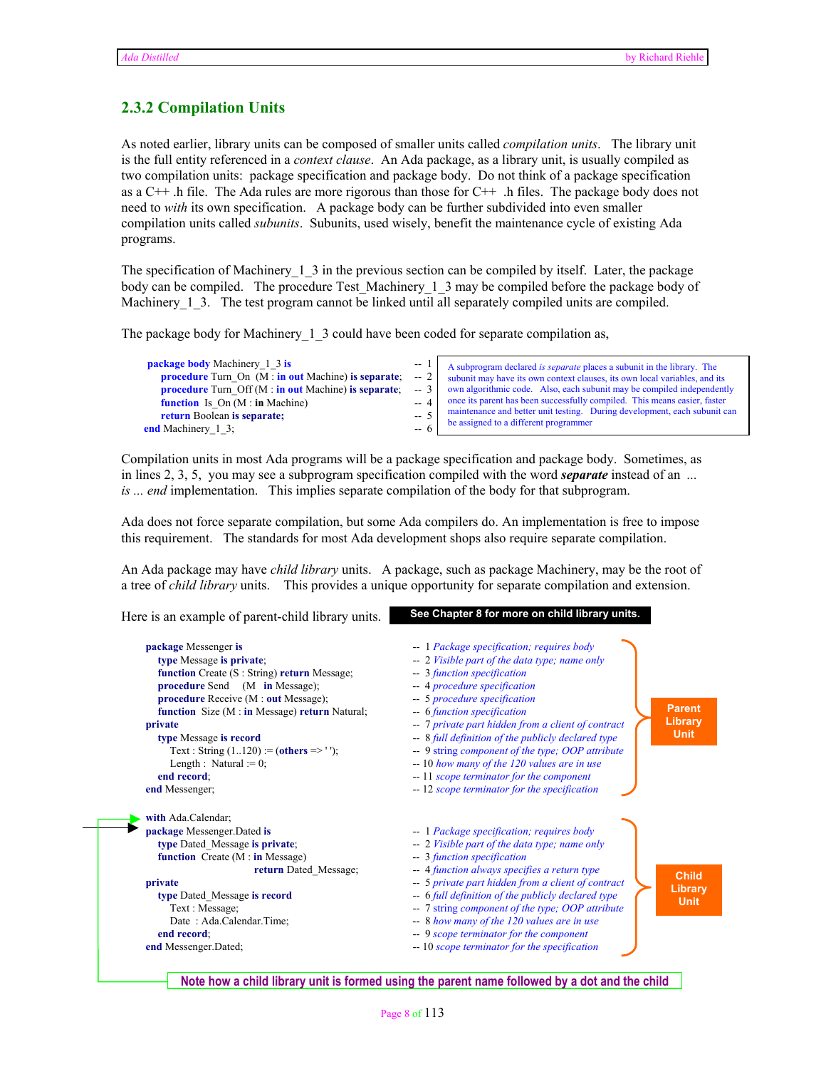## 2.3.2 Compilation Units

As noted earlier, library units can be composed of smaller units called *compilation units*. The library unit is the full entity referenced in a *context clause*. An Ada package, as a library unit, is usually compiled as two compilation units: package specification and package body. Do not think of a package specification as a C++ .h file. The Ada rules are more rigorous than those for C++ .h files. The package body does not need to *with* its own specification. A package body can be further subdivided into even smaller compilation units called *subunits*. Subunits, used wisely, benefit the maintenance cycle of existing Ada programs.

The specification of Machinery_1_3 in the previous section can be compiled by itself. Later, the package body can be compiled. The procedure Test_Machinery_1_3 may be compiled before the package body of Machinery_1_3. The test program cannot be linked until all separately compiled units are compiled.

The package body for Machinery_1_3 could have been coded for separate compilation as,

```
package body Machinery_1_3 is                                      -- 1
   procedure Turn_On  (M : in out Machine) is separate;            -- 2
   procedure Turn_Off (M : in out Machine) is separate;            -- 3
   function  Is_On (M : in Machine)                                -- 4
   return Boolean is separate;                                     -- 5
end Machinery_1_3;                                                 -- 6
```

A subprogram declared *is separate* places a subunit in the library. The subunit may have its own context clauses, its own local variables, and its own algorithmic code. Also, each subunit may be compiled independently once its parent has been successfully compiled. This means easier, faster maintenance and better unit testing. During development, each subunit can be assigned to a different programmer

Compilation units in most Ada programs will be a package specification and package body. Sometimes, as in lines 2, 3, 5, you may see a subprogram specification compiled with the word ***separate*** instead of an *... is ... end* implementation. This implies separate compilation of the body for that subprogram.

Ada does not force separate compilation, but some Ada compilers do. An implementation is free to impose this requirement. The standards for most Ada development shops also require separate compilation.

An Ada package may have *child library* units. A package, such as package Machinery, may be the root of a tree of *child library* units. This provides a unique opportunity for separate compilation and extension.

Here is an example of parent-child library units.

**See Chapter 8 for more on child library units.**

**Parent Library Unit**

```
package Messenger is                                     --  1 Package specification; requires body
   type Message is private;                              --  2 Visible part of the data type; name only
   function Create (S : String) return Message;          --  3 function specification
   procedure Send    (M   in Message);                   --  4 procedure specification
   procedure Receive (M : out Message);                  --  5 procedure specification
   function  Size (M : in Message) return Natural;       --  6 function specification
private                                                  --  7 private part hidden from a client of contract
   type Message is record                                --  8 full definition of the publicly declared type
      Text : String (1..120) := (others => ' ');         --  9 string component of the type; OOP attribute
      Length :  Natural := 0;                            -- 10 how many of the 120 values are in use
   end record;                                           -- 11 scope terminator for the component
end Messenger;                                           -- 12 scope terminator for the specification
```

**Child Library Unit**

```
with Ada.Calendar;
package Messenger.Dated is                               --  1 Package specification; requires body
   type Dated_Message is private;                        --  2 Visible part of the data type; name only
   function  Create (M : in Message)                     --  3 function specification
                     return Dated_Message;               --  4 function always specifies a return type
private                                                  --  5 private part hidden from a client of contract
   type Dated_Message is record                          --  6 full definition of the publicly declared type
      Text : Message;                                    --  7 string component of the type; OOP attribute
      Date  : Ada.Calendar.Time;                         --  8 how many of the 120 values are in use
   end record;                                           --  9 scope terminator for the component
end Messenger.Dated;                                     -- 10 scope terminator for the specification
```

**Note how a child library unit is formed using the parent name followed by a dot and the child**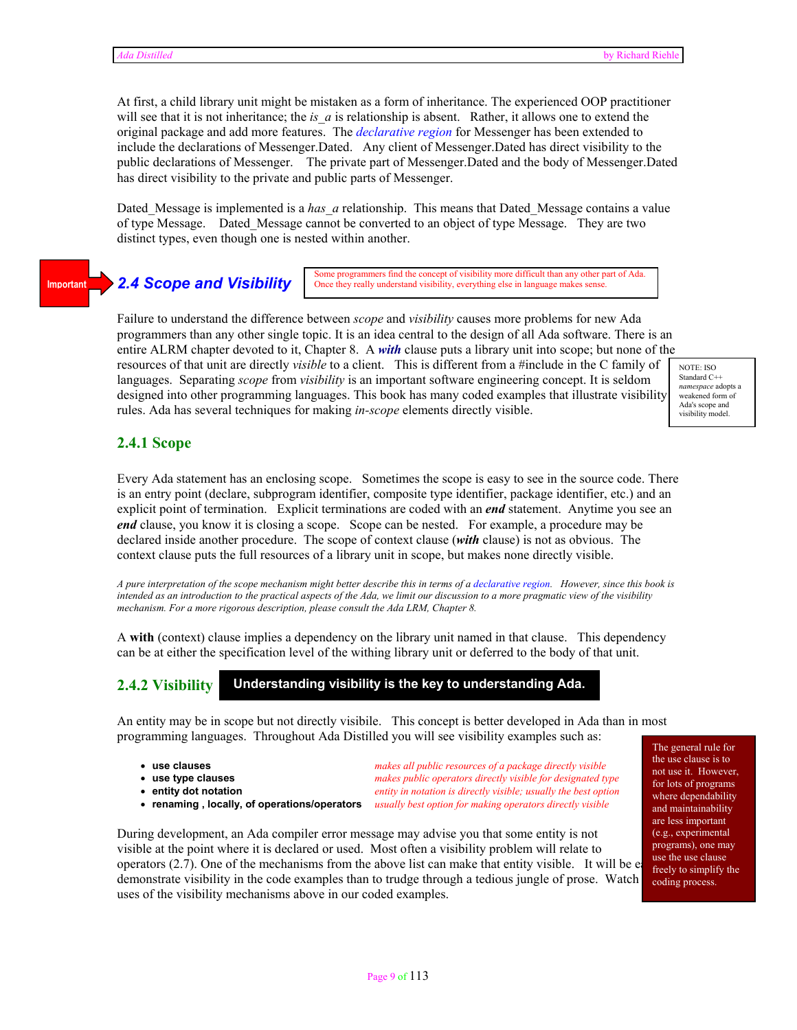At first, a child library unit might be mistaken as a form of inheritance. The experienced OOP practitioner will see that it is not inheritance; the *is_a* is relationship is absent. Rather, it allows one to extend the original package and add more features. The *declarative region* for Messenger has been extended to include the declarations of Messenger.Dated. Any client of Messenger.Dated has direct visibility to the public declarations of Messenger. The private part of Messenger.Dated and the body of Messenger.Dated has direct visibility to the private and public parts of Messenger.

Dated_Message is implemented is a *has_a* relationship. This means that Dated_Message contains a value of type Message. Dated_Message cannot be converted to an object of type Message. They are two distinct types, even though one is nested within another.

Important

## 2.4 Scope and Visibility

Some programmers find the concept of visibility more difficult than any other part of Ada. Once they really understand visibility, everything else in language makes sense.

Failure to understand the difference between *scope* and *visibility* causes more problems for new Ada programmers than any other single topic. It is an idea central to the design of all Ada software. There is an entire ALRM chapter devoted to it, Chapter 8. A ***with*** clause puts a library unit into scope; but none of the resources of that unit are directly *visible* to a client. This is different from a #include in the C family of languages. Separating *scope* from *visibility* is an important software engineering concept. It is seldom designed into other programming languages. This book has many coded examples that illustrate visibility rules. Ada has several techniques for making *in-scope* elements directly visible.

NOTE: ISO Standard C++ *namespace* adopts a weakened form of Ada's scope and visibility model.

### 2.4.1 Scope

Every Ada statement has an enclosing scope. Sometimes the scope is easy to see in the source code. There is an entry point (declare, subprogram identifier, composite type identifier, package identifier, etc.) and an explicit point of termination. Explicit terminations are coded with an ***end*** statement. Anytime you see an ***end*** clause, you know it is closing a scope. Scope can be nested. For example, a procedure may be declared inside another procedure. The scope of context clause (***with*** clause) is not as obvious. The context clause puts the full resources of a library unit in scope, but makes none directly visible.

*A pure interpretation of the scope mechanism might better describe this in terms of a declarative region. However, since this book is intended as an introduction to the practical aspects of the Ada, we limit our discussion to a more pragmatic view of the visibility mechanism. For a more rigorous description, please consult the Ada LRM, Chapter 8.*

A **with** (context) clause implies a dependency on the library unit named in that clause. This dependency can be at either the specification level of the withing library unit or deferred to the body of that unit.

### 2.4.2 Visibility

**Understanding visibility is the key to understanding Ada.**

An entity may be in scope but not directly visibile. This concept is better developed in Ada than in most programming languages. Throughout Ada Distilled you will see visibility examples such as:

- **use clauses** — *makes all public resources of a package directly visible*
- **use type clauses** — *makes public operators directly visible for designated type*
- **entity dot notation** — *entity in notation is directly visible; usually the best option*
- **renaming , locally, of operations/operators** — *usually best option for making operators directly visible*

The general rule for the use clause is to not use it. However, for lots of programs where dependability and maintainability are less important (e.g., experimental programs), one may use the use clause freely to simplify the coding process.

During development, an Ada compiler error message may advise you that some entity is not visible at the point where it is declared or used. Most often a visibility problem will relate to operators (2.7). One of the mechanisms from the above list can make that entity visible. It will be e[asier to] demonstrate visibility in the code examples than to trudge through a tedious jungle of prose. Watch uses of the visibility mechanisms above in our coded examples.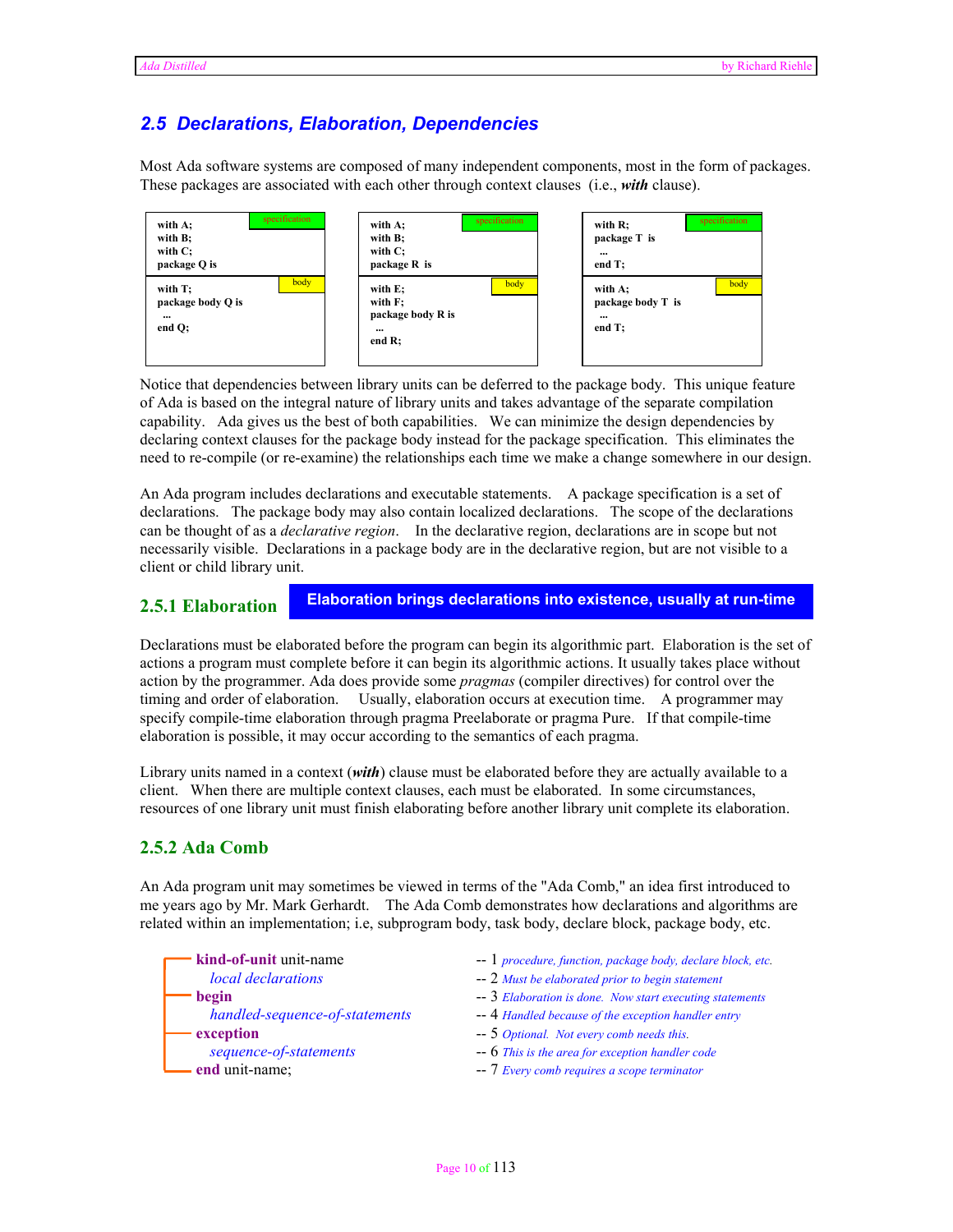## 2.5 Declarations, Elaboration, Dependencies

Most Ada software systems are composed of many independent components, most in the form of packages. These packages are associated with each other through context clauses (i.e., ***with*** clause).

```
with A;                    specification
with B;
with C;
package Q is
-----------------------------------------
with T;                    body
package body Q is
 ...
end Q;
```

```
with A;                    specification
with B;
with C;
package R is
-----------------------------------------
with E;                    body
with F;
package body R is
 ...
end R;
```

```
with R;                    specification
package T is
 ...
end T;
-----------------------------------------
with A;                    body
package body T is
 ...
end T;
```

Notice that dependencies between library units can be deferred to the package body. This unique feature of Ada is based on the integral nature of library units and takes advantage of the separate compilation capability. Ada gives us the best of both capabilities. We can minimize the design dependencies by declaring context clauses for the package body instead for the package specification. This eliminates the need to re-compile (or re-examine) the relationships each time we make a change somewhere in our design.

An Ada program includes declarations and executable statements. A package specification is a set of declarations. The package body may also contain localized declarations. The scope of the declarations can be thought of as a *declarative region*. In the declarative region, declarations are in scope but not necessarily visible. Declarations in a package body are in the declarative region, but are not visible to a client or child library unit.

### 2.5.1 Elaboration

**Elaboration brings declarations into existence, usually at run-time**

Declarations must be elaborated before the program can begin its algorithmic part. Elaboration is the set of actions a program must complete before it can begin its algorithmic actions. It usually takes place without action by the programmer. Ada does provide some *pragmas* (compiler directives) for control over the timing and order of elaboration. Usually, elaboration occurs at execution time. A programmer may specify compile-time elaboration through pragma Preelaborate or pragma Pure. If that compile-time elaboration is possible, it may occur according to the semantics of each pragma.

Library units named in a context (***with***) clause must be elaborated before they are actually available to a client. When there are multiple context clauses, each must be elaborated. In some circumstances, resources of one library unit must finish elaborating before another library unit complete its elaboration.

### 2.5.2 Ada Comb

An Ada program unit may sometimes be viewed in terms of the "Ada Comb," an idea first introduced to me years ago by Mr. Mark Gerhardt. The Ada Comb demonstrates how declarations and algorithms are related within an implementation; i.e, subprogram body, task body, declare block, package body, etc.

```
kind-of-unit unit-name                  -- 1 procedure, function, package body, declare block, etc.
   local declarations                   -- 2 Must be elaborated prior to begin statement
begin                                   -- 3 Elaboration is done. Now start executing statements
   handled-sequence-of-statements       -- 4 Handled because of the exception handler entry
exception                               -- 5 Optional. Not every comb needs this.
   sequence-of-statements               -- 6 This is the area for exception handler code
end unit-name;                          -- 7 Every comb requires a scope terminator
```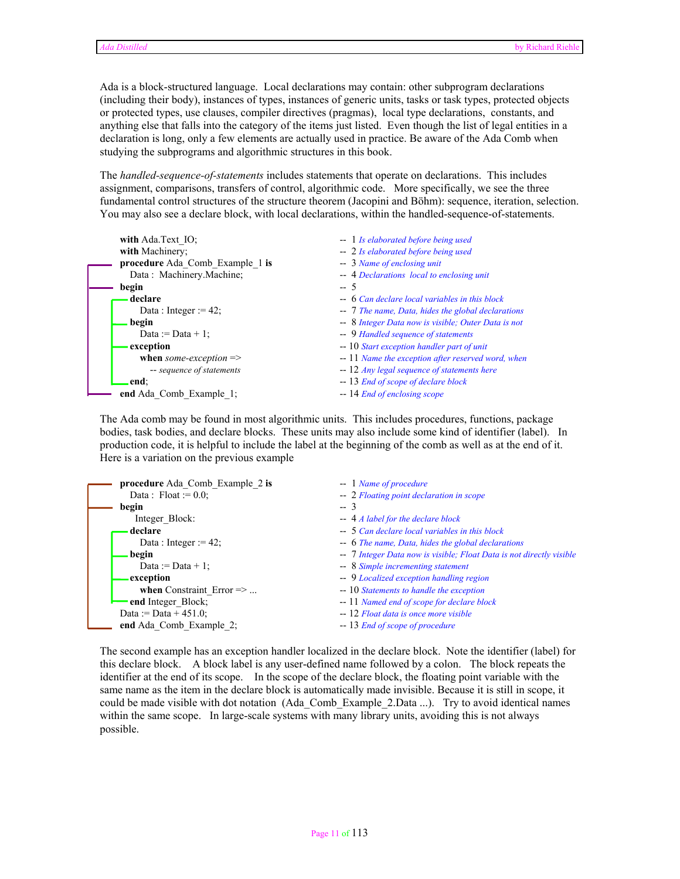Ada is a block-structured language. Local declarations may contain: other subprogram declarations (including their body), instances of types, instances of generic units, tasks or task types, protected objects or protected types, use clauses, compiler directives (pragmas), local type declarations, constants, and anything else that falls into the category of the items just listed. Even though the list of legal entities in a declaration is long, only a few elements are actually used in practice. Be aware of the Ada Comb when studying the subprograms and algorithmic structures in this book.

The *handled-sequence-of-statements* includes statements that operate on declarations. This includes assignment, comparisons, transfers of control, algorithmic code. More specifically, we see the three fundamental control structures of the structure theorem (Jacopini and Böhm): sequence, iteration, selection. You may also see a declare block, with local declarations, within the handled-sequence-of-statements.

```
with Ada.Text_IO;                         --  1 Is elaborated before being used
with Machinery;                           --  2 Is elaborated before being used
procedure Ada_Comb_Example_1 is           --  3 Name of enclosing unit
   Data :  Machinery.Machine;             --  4 Declarations  local to enclosing unit
begin                                     --  5
   declare                                --  6 Can declare local variables in this block
      Data : Integer := 42;               --  7 The name, Data, hides the global declarations
   begin                                  --  8 Integer Data now is visible; Outer Data is not
      Data := Data + 1;                   --  9 Handled sequence of statements
   exception                              -- 10 Start exception handler part of unit
      when some-exception =>              -- 11 Name the exception after reserved word, when
         -- sequence of statements        -- 12 Any legal sequence of statements here
   end;                                   -- 13 End of scope of declare block
end Ada_Comb_Example_1;                   -- 14 End of enclosing scope
```

The Ada comb may be found in most algorithmic units. This includes procedures, functions, package bodies, task bodies, and declare blocks. These units may also include some kind of identifier (label). In production code, it is helpful to include the label at the beginning of the comb as well as at the end of it. Here is a variation on the previous example

```
procedure Ada_Comb_Example_2 is           --  1 Name of procedure
   Data :  Float := 0.0;                  --  2 Floating point declaration in scope
begin                                     --  3
    Integer_Block:                        --  4 A label for the declare block
   declare                                --  5 Can declare local variables in this block
      Data : Integer := 42;               --  6 The name, Data, hides the global declarations
   begin                                  --  7 Integer Data now is visible; Float Data is not directly visible
      Data := Data + 1;                   --  8 Simple incrementing statement
   exception                              --  9 Localized exception handling region
      when Constraint_Error => ...        -- 10 Statements to handle the exception
   end Integer_Block;                     -- 11 Named end of scope for declare block
Data := Data + 451.0;                     -- 12 Float data is once more visible
end Ada_Comb_Example_2;                   -- 13 End of scope of procedure
```

The second example has an exception handler localized in the declare block. Note the identifier (label) for this declare block. A block label is any user-defined name followed by a colon. The block repeats the identifier at the end of its scope. In the scope of the declare block, the floating point variable with the same name as the item in the declare block is automatically made invisible. Because it is still in scope, it could be made visible with dot notation (Ada_Comb_Example_2.Data ...). Try to avoid identical names within the same scope. In large-scale systems with many library units, avoiding this is not always possible.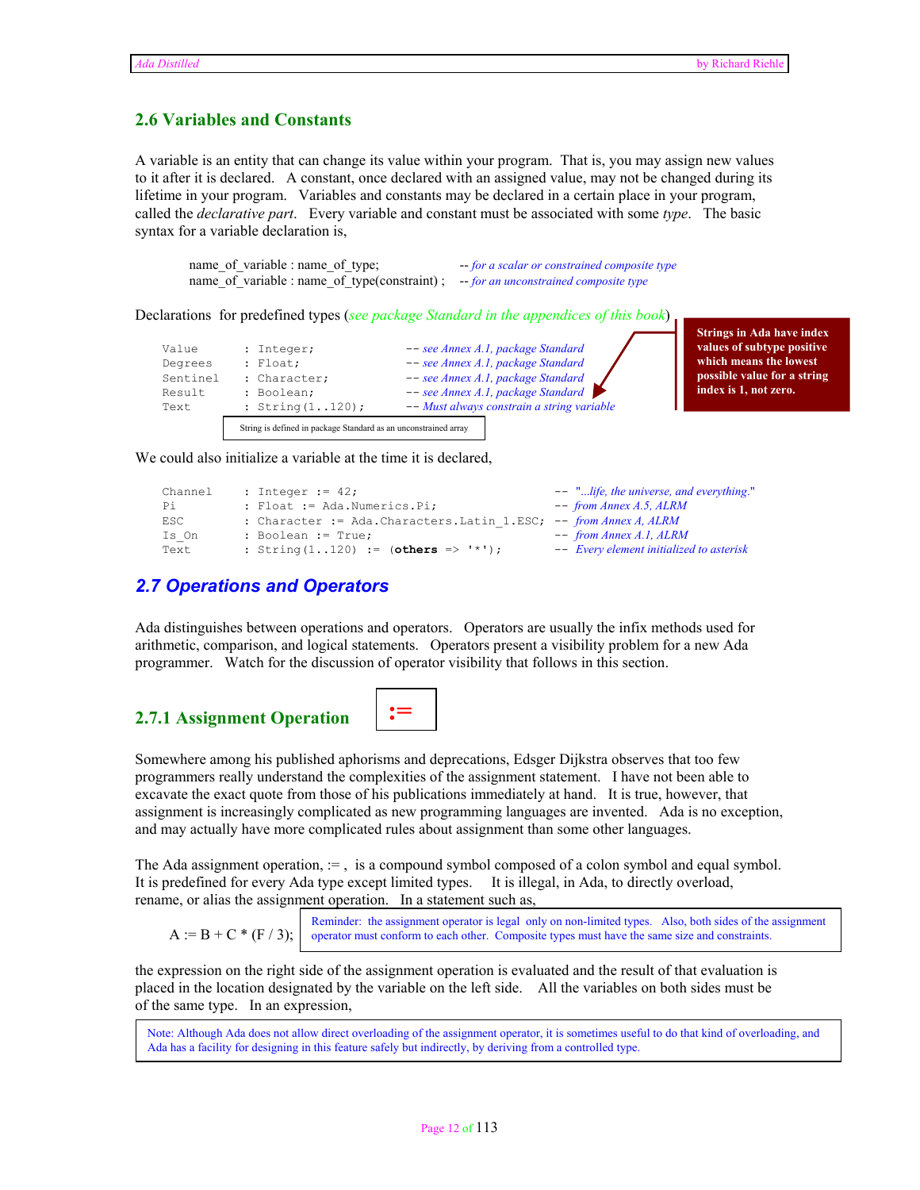## 2.6 Variables and Constants

A variable is an entity that can change its value within your program. That is, you may assign new values to it after it is declared. A constant, once declared with an assigned value, may not be changed during its lifetime in your program. Variables and constants may be declared in a certain place in your program, called the *declarative part*. Every variable and constant must be associated with some *type*. The basic syntax for a variable declaration is,

```
name_of_variable : name_of_type;                 -- for a scalar or constrained composite type
name_of_variable : name_of_type(constraint) ;    -- for an unconstrained composite type
```

Declarations for predefined types (*see package Standard in the appendices of this book*)

```
Value      : Integer;          -- see Annex A.1, package Standard
Degrees    : Float;            -- see Annex A.1, package Standard
Sentinel   : Character;        -- see Annex A.1, package Standard
Result     : Boolean;          -- see Annex A.1, package Standard
Text       : String(1..120);   -- Must always constrain a string variable
```

String is defined in package Standard as an unconstrained array

**Strings in Ada have index values of subtype positive which means the lowest possible value for a string index is 1, not zero.**

We could also initialize a variable at the time it is declared,

```
Channel    : Integer := 42;                          -- "...life, the universe, and everything."
Pi         : Float := Ada.Numerics.Pi;               -- from Annex A.5, ALRM
ESC        : Character := Ada.Characters.Latin_1.ESC; -- from Annex A, ALRM
Is_On      : Boolean := True;                        -- from Annex A.1, ALRM
Text       : String(1..120) := (others => '*');      -- Every element initialized to asterisk
```

## 2.7 Operations and Operators

Ada distinguishes between operations and operators. Operators are usually the infix methods used for arithmetic, comparison, and logical statements. Operators present a visibility problem for a new Ada programmer. Watch for the discussion of operator visibility that follows in this section.

### 2.7.1 Assignment Operation

:=

Somewhere among his published aphorisms and deprecations, Edsger Dijkstra observes that too few programmers really understand the complexities of the assignment statement. I have not been able to excavate the exact quote from those of his publications immediately at hand. It is true, however, that assignment is increasingly complicated as new programming languages are invented. Ada is no exception, and may actually have more complicated rules about assignment than some other languages.

The Ada assignment operation, := , is a compound symbol composed of a colon symbol and equal symbol. It is predefined for every Ada type except limited types. It is illegal, in Ada, to directly overload, rename, or alias the assignment operation. In a statement such as,

```
A := B + C * (F / 3);
```

Reminder: the assignment operator is legal only on non-limited types. Also, both sides of the assignment operator must conform to each other. Composite types must have the same size and constraints.

the expression on the right side of the assignment operation is evaluated and the result of that evaluation is placed in the location designated by the variable on the left side. All the variables on both sides must be of the same type. In an expression,

Note: Although Ada does not allow direct overloading of the assignment operator, it is sometimes useful to do that kind of overloading, and Ada has a facility for designing in this feature safely but indirectly, by deriving from a controlled type.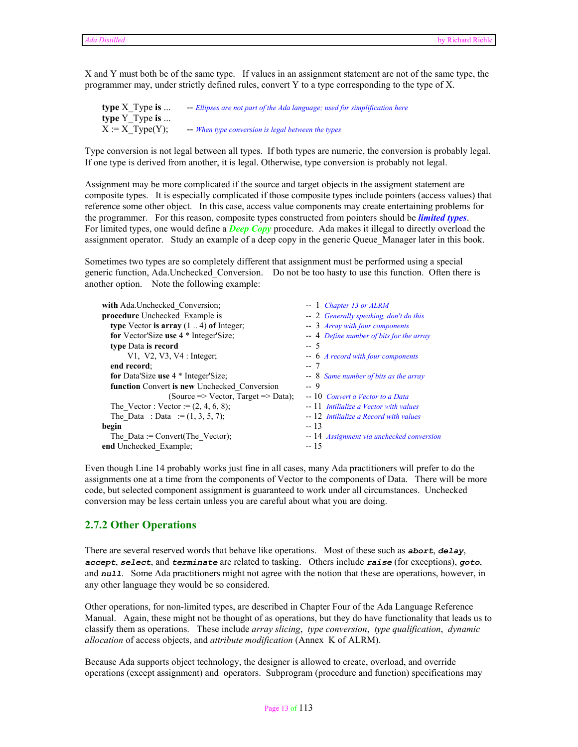X and Y must both be of the same type. If values in an assignment statement are not of the same type, the programmer may, under strictly defined rules, convert Y to a type corresponding to the type of X.

```
type X_Type is ...      -- Ellipses are not part of the Ada language; used for simplification here
type Y_Type is ...
X := X_Type(Y);         -- When type conversion is legal between the types
```

Type conversion is not legal between all types. If both types are numeric, the conversion is probably legal. If one type is derived from another, it is legal. Otherwise, type conversion is probably not legal.

Assignment may be more complicated if the source and target objects in the assigment statement are composite types. It is especially complicated if those composite types include pointers (access values) that reference some other object. In this case, access value components may create entertaining problems for the programmer. For this reason, composite types constructed from pointers should be ***limited types***. For limited types, one would define a ***Deep Copy*** procedure. Ada makes it illegal to directly overload the assignment operator. Study an example of a deep copy in the generic Queue_Manager later in this book.

Sometimes two types are so completely different that assignment must be performed using a special generic function, Ada.Unchecked_Conversion. Do not be too hasty to use this function. Often there is another option. Note the following example:

```
with Ada.Unchecked_Conversion;                              --  1  Chapter 13 or ALRM
procedure Unchecked_Example is                              --  2  Generally speaking, don't do this
   type Vector is array (1 .. 4) of Integer;                --  3  Array with four components
   for Vector'Size use 4 * Integer'Size;                    --  4  Define number of bits for the array
   type Data is record                                      --  5
        V1,  V2, V3, V4 : Integer;                          --  6  A record with four components
   end record;                                              --  7
   for Data'Size use 4 * Integer'Size;                      --  8  Same number of bits as the array
   function Convert is new Unchecked_Conversion             --  9
                    (Source => Vector, Target => Data);     -- 10  Convert a Vector to a Data
   The_Vector : Vector := (2, 4, 6, 8);                     -- 11  Initialize a Vector with values
   The_Data   : Data   := (1, 3, 5, 7);                     -- 12  Intiialize a Record with values
begin                                                       -- 13
   The_Data := Convert(The_Vector);                         -- 14  Assignment via unchecked conversion
end Unchecked_Example;                                      -- 15
```

Even though Line 14 probably works just fine in all cases, many Ada practitioners will prefer to do the assignments one at a time from the components of Vector to the components of Data. There will be more code, but selected component assignment is guaranteed to work under all circumstances. Unchecked conversion may be less certain unless you are careful about what you are doing.

## 2.7.2 Other Operations

There are several reserved words that behave like operations. Most of these such as ***abort***, ***delay***, ***accept***, ***select***, and ***terminate*** are related to tasking. Others include ***raise*** (for exceptions), ***goto***, and ***null***. Some Ada practitioners might not agree with the notion that these are operations, however, in any other language they would be so considered.

Other operations, for non-limited types, are described in Chapter Four of the Ada Language Reference Manual. Again, these might not be thought of as operations, but they do have functionality that leads us to classify them as operations. These include *array slicing*, *type conversion*, *type qualification*, *dynamic allocation* of access objects, and *attribute modification* (Annex K of ALRM).

Because Ada supports object technology, the designer is allowed to create, overload, and override operations (except assignment) and operators. Subprogram (procedure and function) specifications may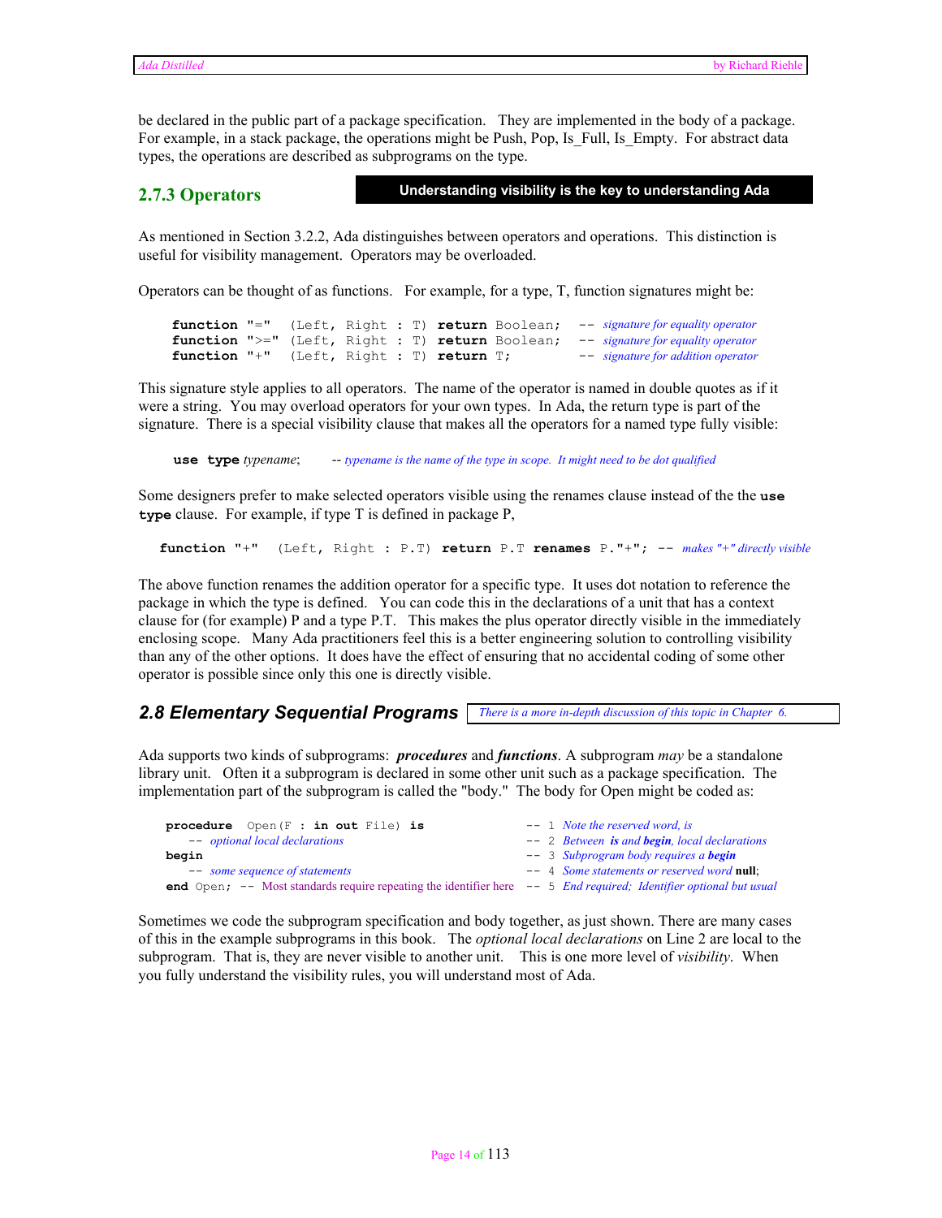be declared in the public part of a package specification. They are implemented in the body of a package. For example, in a stack package, the operations might be Push, Pop, Is_Full, Is_Empty. For abstract data types, the operations are described as subprograms on the type.

### 2.7.3 Operators

**Understanding visibility is the key to understanding Ada**

As mentioned in Section 3.2.2, Ada distinguishes between operators and operations. This distinction is useful for visibility management. Operators may be overloaded.

Operators can be thought of as functions. For example, for a type, T, function signatures might be:

```
function "="  (Left, Right : T) return Boolean;   -- signature for equality operator
function ">=" (Left, Right : T) return Boolean;   -- signature for equality operator
function "+"  (Left, Right : T) return T;         -- signature for addition operator
```

This signature style applies to all operators. The name of the operator is named in double quotes as if it were a string. You may overload operators for your own types. In Ada, the return type is part of the signature. There is a special visibility clause that makes all the operators for a named type fully visible:

```
use type typename;     -- typename is the name of the type in scope. It might need to be dot qualified
```

Some designers prefer to make selected operators visible using the renames clause instead of the the **use type** clause. For example, if type T is defined in package P,

```
function "+"  (Left, Right : P.T) return P.T renames P."+"; -- makes "+" directly visible
```

The above function renames the addition operator for a specific type. It uses dot notation to reference the package in which the type is defined. You can code this in the declarations of a unit that has a context clause for (for example) P and a type P.T. This makes the plus operator directly visible in the immediately enclosing scope. Many Ada practitioners feel this is a better engineering solution to controlling visibility than any of the other options. It does have the effect of ensuring that no accidental coding of some other operator is possible since only this one is directly visible.

## 2.8 Elementary Sequential Programs

*There is a more in-depth discussion of this topic in Chapter 6.*

Ada supports two kinds of subprograms: ***procedures*** and ***functions***. A subprogram *may* be a standalone library unit. Often it a subprogram is declared in some other unit such as a package specification. The implementation part of the subprogram is called the "body." The body for Open might be coded as:

```
procedure  Open(F : in out File) is                      -- 1  Note the reserved word, is
   -- optional local declarations                        -- 2  Between is and begin, local declarations
begin                                                    -- 3  Subprogram body requires a begin
   -- some sequence of statements                        -- 4  Some statements or reserved word null;
end Open; -- Most standards require repeating the identifier here  -- 5  End required; Identifier optional but usual
```

Sometimes we code the subprogram specification and body together, as just shown. There are many cases of this in the example subprograms in this book. The *optional local declarations* on Line 2 are local to the subprogram. That is, they are never visible to another unit. This is one more level of *visibility*. When you fully understand the visibility rules, you will understand most of Ada.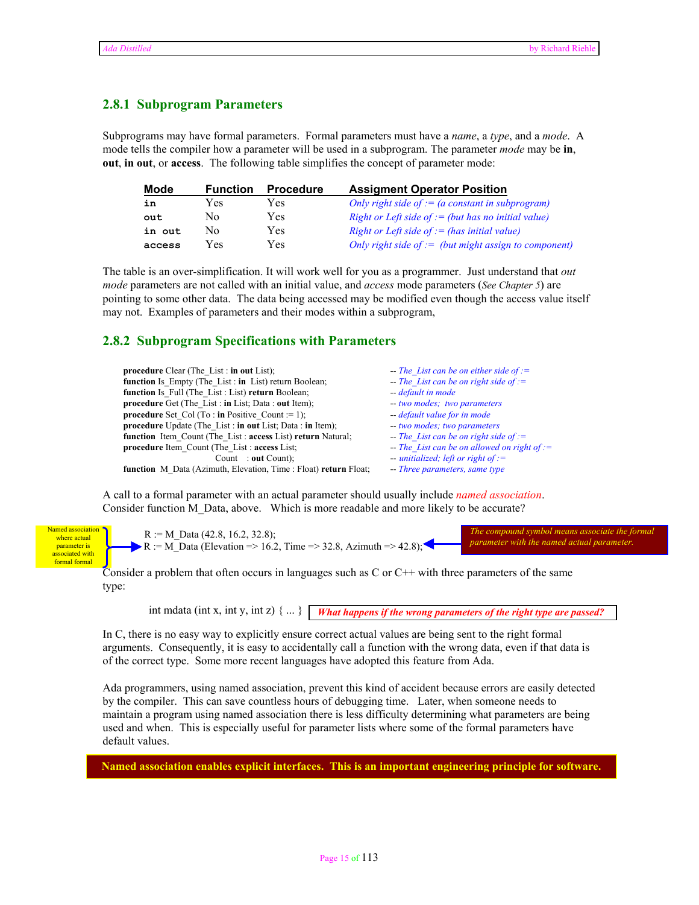### 2.8.1 Subprogram Parameters

Subprograms may have formal parameters. Formal parameters must have a *name*, a *type*, and a *mode*. A mode tells the compiler how a parameter will be used in a subprogram. The parameter *mode* may be **in**, **out**, **in out**, or **access**. The following table simplifies the concept of parameter mode:

| Mode | Function | Procedure | Assigment Operator Position |
|---|---|---|---|
| `in` | Yes | Yes | *Only right side of := (a constant in subprogram)* |
| `out` | No | Yes | *Right or Left side of := (but has no initial value)* |
| `in out` | No | Yes | *Right or Left side of := (has initial value)* |
| `access` | Yes | Yes | *Only right side of := (but might assign to component)* |

The table is an over-simplification. It will work well for you as a programmer. Just understand that *out mode* parameters are not called with an initial value, and *access* mode parameters (*See Chapter 5*) are pointing to some other data. The data being accessed may be modified even though the access value itself may not. Examples of parameters and their modes within a subprogram,

### 2.8.2 Subprogram Specifications with Parameters

```
procedure Clear (The_List : in out List);                          -- The_List can be on either side of :=
function Is_Empty (The_List : in  List) return Boolean;            -- The_List can be on right side of :=
function Is_Full (The_List : List) return Boolean;                 -- default in mode
procedure Get (The_List : in List; Data : out Item);               -- two modes;  two parameters
procedure Set_Col (To : in Positive_Count := 1);                   -- default value for in mode
procedure Update (The_List : in out List; Data : in Item);         -- two modes; two parameters
function  Item_Count (The_List : access List) return Natural;      -- The_List can be on right side of :=
procedure Item_Count (The_List : access List;                      -- The_List can be on allowed on right of :=
                      Count    : out Count);                       -- unitialized; left or right of :=
function  M_Data (Azimuth, Elevation, Time : Float) return Float;  -- Three parameters, same type
```

A call to a formal parameter with an actual parameter should usually include *named association*. Consider function M_Data, above. Which is more readable and more likely to be accurate?

```
R := M_Data (42.8, 16.2, 32.8);
R := M_Data (Elevation => 16.2, Time => 32.8, Azimuth => 42.8);
```

Named association where actual parameter is associated with formal formal

*The compound symbol means associate the formal parameter with the named actual parameter.*

Consider a problem that often occurs in languages such as C or C++ with three parameters of the same type:

```
int mdata (int x, int y, int z) { ... }
```

***What happens if the wrong parameters of the right type are passed?***

In C, there is no easy way to explicitly ensure correct actual values are being sent to the right formal arguments. Consequently, it is easy to accidentally call a function with the wrong data, even if that data is of the correct type. Some more recent languages have adopted this feature from Ada.

Ada programmers, using named association, prevent this kind of accident because errors are easily detected by the compiler. This can save countless hours of debugging time. Later, when someone needs to maintain a program using named association there is less difficulty determining what parameters are being used and when. This is especially useful for parameter lists where some of the formal parameters have default values.

**Named association enables explicit interfaces. This is an important engineering principle for software.**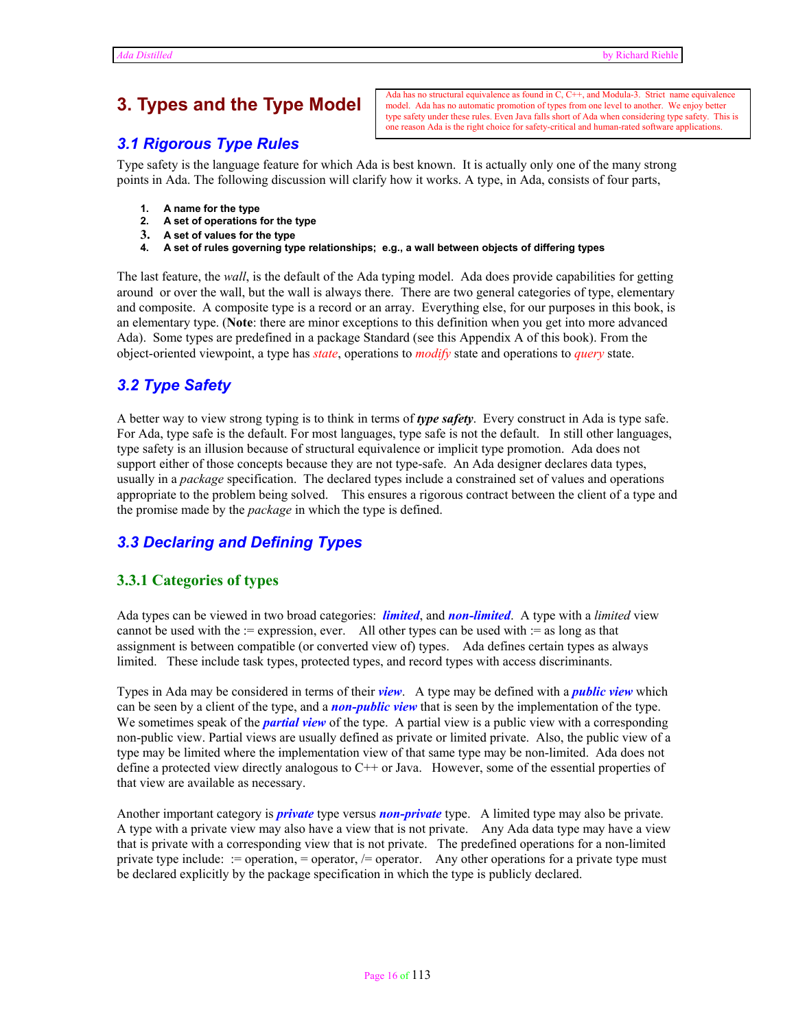# 3. Types and the Type Model

Ada has no structural equivalence as found in C, C++, and Modula-3. Strict name equivalence model. Ada has no automatic promotion of types from one level to another. We enjoy better type safety under these rules. Even Java falls short of Ada when considering type safety. This is one reason Ada is the right choice for safety-critical and human-rated software applications.

## 3.1 Rigorous Type Rules

Type safety is the language feature for which Ada is best known. It is actually only one of the many strong points in Ada. The following discussion will clarify how it works. A type, in Ada, consists of four parts,

1. **A name for the type**
2. **A set of operations for the type**
3. **A set of values for the type**
4. **A set of rules governing type relationships; e.g., a wall between objects of differing types**

The last feature, the *wall*, is the default of the Ada typing model. Ada does provide capabilities for getting around or over the wall, but the wall is always there. There are two general categories of type, elementary and composite. A composite type is a record or an array. Everything else, for our purposes in this book, is an elementary type. (**Note**: there are minor exceptions to this definition when you get into more advanced Ada). Some types are predefined in a package Standard (see this Appendix A of this book). From the object-oriented viewpoint, a type has *state*, operations to *modify* state and operations to *query* state.

## 3.2 Type Safety

A better way to view strong typing is to think in terms of ***type safety***. Every construct in Ada is type safe. For Ada, type safe is the default. For most languages, type safe is not the default. In still other languages, type safety is an illusion because of structural equivalence or implicit type promotion. Ada does not support either of those concepts because they are not type-safe. An Ada designer declares data types, usually in a *package* specification. The declared types include a constrained set of values and operations appropriate to the problem being solved. This ensures a rigorous contract between the client of a type and the promise made by the *package* in which the type is defined.

## 3.3 Declaring and Defining Types

### 3.3.1 Categories of types

Ada types can be viewed in two broad categories: ***limited***, and ***non-limited***. A type with a *limited* view cannot be used with the := expression, ever. All other types can be used with := as long as that assignment is between compatible (or converted view of) types. Ada defines certain types as always limited. These include task types, protected types, and record types with access discriminants.

Types in Ada may be considered in terms of their ***view***. A type may be defined with a ***public view*** which can be seen by a client of the type, and a ***non-public view*** that is seen by the implementation of the type. We sometimes speak of the ***partial view*** of the type. A partial view is a public view with a corresponding non-public view. Partial views are usually defined as private or limited private. Also, the public view of a type may be limited where the implementation view of that same type may be non-limited. Ada does not define a protected view directly analogous to C++ or Java. However, some of the essential properties of that view are available as necessary.

Another important category is ***private*** type versus ***non-private*** type. A limited type may also be private. A type with a private view may also have a view that is not private. Any Ada data type may have a view that is private with a corresponding view that is not private. The predefined operations for a non-limited private type include: := operation, = operator, /= operator. Any other operations for a private type must be declared explicitly by the package specification in which the type is publicly declared.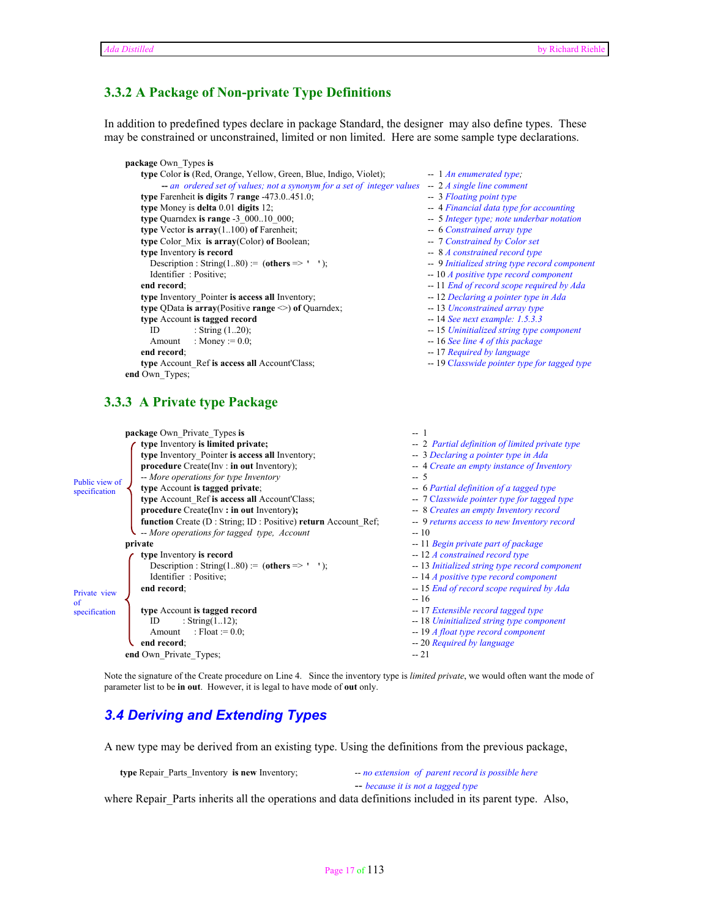## 3.3.2 A Package of Non-private Type Definitions

In addition to predefined types declare in package Standard, the designer may also define types. These may be constrained or unconstrained, limited or non limited. Here are some sample type declarations.

```
package Own_Types is
   type Color is (Red, Orange, Yellow, Green, Blue, Indigo, Violet);          --  1 An enumerated type;
       -- an ordered set of values; not a synonym for a set of integer values  --  2 A single line comment
   type Farenheit is digits 7 range -473.0..451.0;                              --  3 Floating point type
   type Money is delta 0.01 digits 12;                                          --  4 Financial data type for accounting
   type Quarndex is range -3_000..10_000;                                       --  5 Integer type; note underbar notation
   type Vector is array(1..100) of Farenheit;                                   --  6 Constrained array type
   type Color_Mix  is array(Color) of Boolean;                                  --  7 Constrained by Color set
   type Inventory is record                                                     --  8 A constrained record type
     Description : String(1..80) :=  (others => '  ' );                        --  9 Initialized string type record component
     Identifier  : Positive;                                                    -- 10 A positive type record component
   end record;                                                                  -- 11 End of record scope required by Ada
   type Inventory_Pointer is access all Inventory;                              -- 12 Declaring a pointer type in Ada
   type QData is array(Positive range <>) of Quarndex;                          -- 13 Unconstrained array type
   type Account is tagged record                                                -- 14 See next example: 1.5.3.3
     ID          : String (1..20);                                              -- 15 Uninitialized string type component
     Amount      : Money := 0.0;                                                -- 16 See line 4 of this package
   end record;                                                                  -- 17 Required by language
   type Account_Ref is access all Account'Class;                                -- 19 Classwide pointer type for tagged type
end Own_Types;
```

## 3.3.3 A Private type Package

```
package Own_Private_Types is                                                    --  1
   type Inventory is limited private;                                           --  2  Partial definition of limited private type
   type Inventory_Pointer is access all Inventory;                              --  3 Declaring a pointer type in Ada
   procedure Create(Inv : in out Inventory);                                    --  4 Create an empty instance of Inventory
   -- More operations for type Inventory                                        --  5
   type Account is tagged private;                                              --  6 Partial definition of a tagged type
   type Account_Ref is access all Account'Class;                                --  7 Classwide pointer type for tagged type
   procedure Create(Inv : in out Inventory);                                    --  8 Creates an empty Inventory record
   function Create (D : String; ID : Positive) return Account_Ref;              --  9 returns access to new Inventory record
   -- More operations for tagged  type,  Account                                -- 10
private                                                                         -- 11 Begin private part of package
   type Inventory is record                                                     -- 12 A constrained record type
     Description : String(1..80) :=  (others => '  ' );                        -- 13 Initialized string type record component
     Identifier  : Positive;                                                    -- 14 A positive type record component
   end record;                                                                  -- 15 End of record scope required by Ada
                                                                                -- 16
   type Account is tagged record                                                -- 17 Extensible record tagged type
     ID        : String(1..12);                                                 -- 18 Uninitialized string type component
     Amount    : Float := 0.0;                                                  -- 19 A float type record component
   end record;                                                                  -- 20 Required by language
end Own_Private_Types;                                                          -- 21
```

(Lines 2–10: Public view of specification; Lines 12–20: Private view of specification)

Note the signature of the Create procedure on Line 4. Since the inventory type is *limited private*, we would often want the mode of parameter list to be **in out**. However, it is legal to have mode of **out** only.

## 3.4 Deriving and Extending Types

A new type may be derived from an existing type. Using the definitions from the previous package,

```
type Repair_Parts_Inventory  is new Inventory;          -- no extension  of parent record is possible here
                                                        -- because it is not a tagged type
```

where Repair_Parts inherits all the operations and data definitions included in its parent type. Also,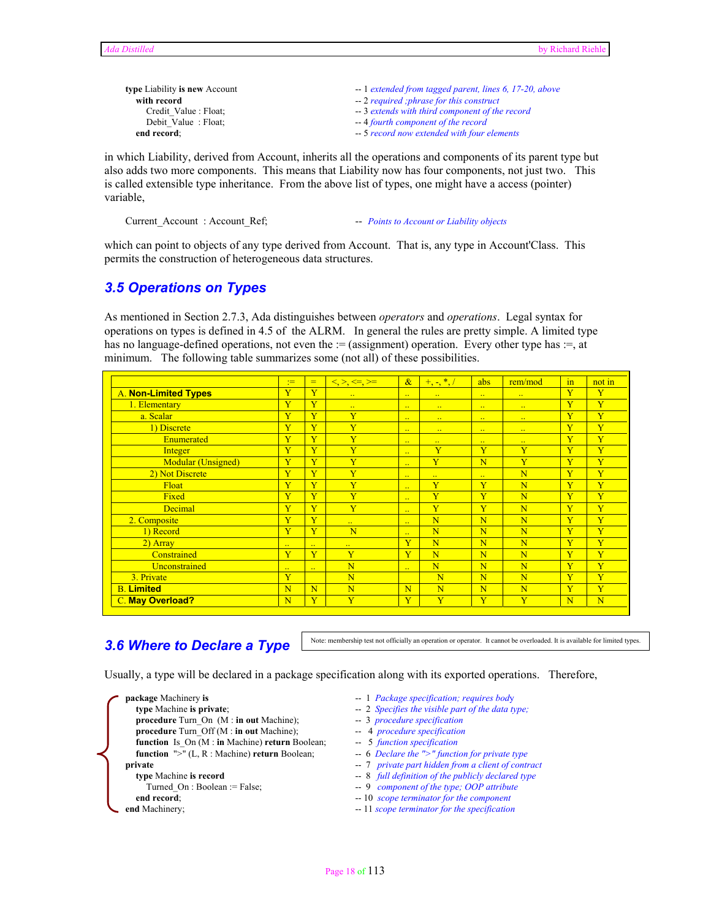```
type Liability is new Account                -- 1 extended from tagged parent, lines 6, 17-20, above
   with record                               -- 2 required ;phrase for this construct
      Credit_Value : Float;                  -- 3 extends with third component of the record
      Debit_Value  : Float;                  -- 4 fourth component of the record
   end record;                               -- 5 record now extended with four elements
```

in which Liability, derived from Account, inherits all the operations and components of its parent type but also adds two more components. This means that Liability now has four components, not just two. This is called extensible type inheritance. From the above list of types, one might have a access (pointer) variable,

```
Current_Account  : Account_Ref;              -- Points to Account or Liability objects
```

which can point to objects of any type derived from Account. That is, any type in Account'Class. This permits the construction of heterogeneous data structures.

## 3.5 Operations on Types

As mentioned in Section 2.7.3, Ada distinguishes between *operators* and *operations*. Legal syntax for operations on types is defined in 4.5 of the ALRM. In general the rules are pretty simple. A limited type has no language-defined operations, not even the := (assignment) operation. Every other type has :=, at minimum. The following table summarizes some (not all) of these possibilities.

| | := | = | <, >, <=, >= | & | +, -, *, / | abs | rem/mod | in | not in |
|---|---|---|---|---|---|---|---|---|---|
| A. **Non-Limited Types** | Y | Y | .. | .. | .. | .. | .. | Y | Y |
| 1. Elementary | Y | Y | .. | .. | .. | .. | .. | Y | Y |
| a. Scalar | Y | Y | Y | .. | .. | .. | .. | Y | Y |
| 1) Discrete | Y | Y | Y | .. | .. | .. | .. | Y | Y |
| Enumerated | Y | Y | Y | .. | .. | .. | .. | Y | Y |
| Integer | Y | Y | Y | .. | Y | Y | Y | Y | Y |
| Modular (Unsigned) | Y | Y | Y | .. | Y | N | Y | Y | Y |
| 2) Not Discrete | Y | Y | Y | .. | .. | .. | N | Y | Y |
| Float | Y | Y | Y | .. | Y | Y | N | Y | Y |
| Fixed | Y | Y | Y | .. | Y | Y | N | Y | Y |
| Decimal | Y | Y | Y | .. | Y | Y | N | Y | Y |
| 2. Composite | Y | Y | .. | .. | N | N | N | Y | Y |
| 1) Record | Y | Y | N | .. | N | N | N | Y | Y |
| 2) Array | .. | .. | .. | Y | N | N | N | Y | Y |
| Constrained | Y | Y | Y | Y | N | N | N | Y | Y |
| Unconstrained | .. | .. | N | .. | N | N | N | Y | Y |
| 3. Private | Y | | N | | N | N | N | Y | Y |
| B. **Limited** | N | N | N | N | N | N | N | Y | Y |
| C. **May Overload?** | N | Y | Y | Y | Y | Y | Y | N | N |

Note: membership test not officially an operation or operator. It cannot be overloaded. It is available for limited types.

## 3.6 Where to Declare a Type

Usually, a type will be declared in a package specification along with its exported operations. Therefore,

```
package Machinery is                                   --  1  Package specification; requires body
   type Machine is private;                            --  2  Specifies the visible part of the data type;
   procedure Turn_On  (M : in out Machine);            --  3  procedure specification
   procedure Turn_Off (M : in out Machine);            --  4  procedure specification
   function  Is_On (M : in Machine) return Boolean;    --  5  function specification
   function  ">" (L, R : Machine) return Boolean;      --  6  Declare the ">" function for private type
private                                                --  7  private part hidden from a client of contract
   type Machine is record                              --  8  full definition of the publicly declared type
      Turned_On : Boolean := False;                    --  9  component of the type; OOP attribute
   end record;                                         -- 10  scope terminator for the component
end Machinery;                                         -- 11  scope terminator for the specification
```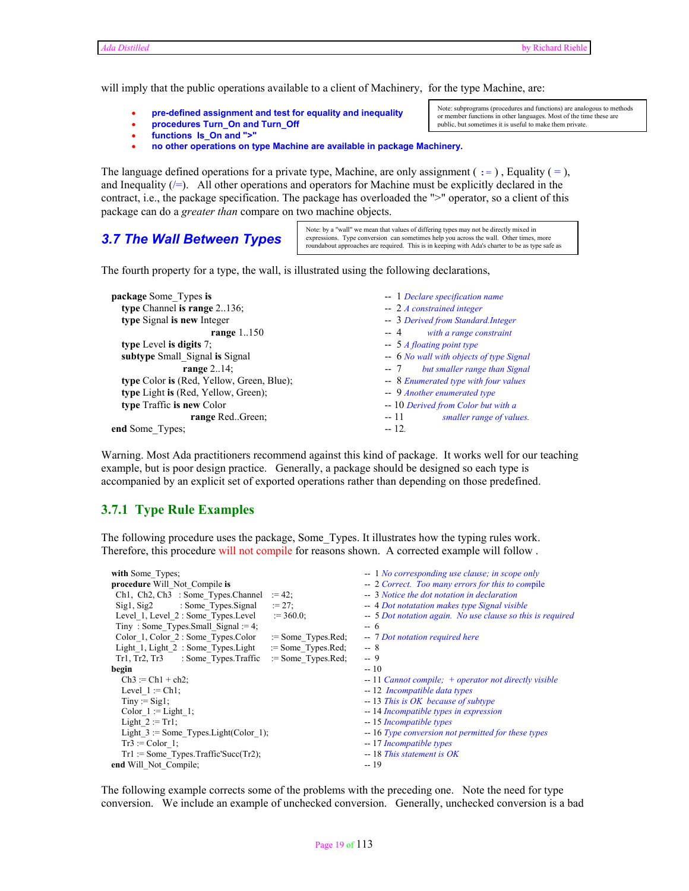will imply that the public operations available to a client of Machinery, for the type Machine, are:

- **pre-defined assignment and test for equality and inequality**
- **procedures Turn_On and Turn_Off**
- **functions Is_On and ">"**
- **no other operations on type Machine are available in package Machinery.**

Note: subprograms (procedures and functions) are analogous to methods or member functions in other languages. Most of the time these are public, but sometimes it is useful to make them private.

The language defined operations for a private type, Machine, are only assignment ( := ) , Equality ( = ), and Inequality (/=). All other operations and operators for Machine must be explicitly declared in the contract, i.e., the package specification. The package has overloaded the ">" operator, so a client of this package can do a *greater than* compare on two machine objects.

## 3.7 The Wall Between Types

Note: by a "wall" we mean that values of differing types may not be directly mixed in expressions. Type conversion can sometimes help you across the wall. Other times, more roundabout approaches are required. This is in keeping with Ada's charter to be as type safe as

The fourth property for a type, the wall, is illustrated using the following declarations,

```
package Some_Types is                                  -- 1 Declare specification name
   type Channel is range 2..136;                       -- 2 A constrained integer
   type Signal is new Integer                          -- 3 Derived from Standard.Integer
                    range 1..150                       -- 4     with a range constraint
   type Level is digits 7;                             -- 5 A floating point type
   subtype Small_Signal is Signal                      -- 6 No wall with objects of type Signal
                  range 2..14;                         -- 7     but smaller range than Signal
   type Color is (Red, Yellow, Green, Blue);           -- 8 Enumerated type with four values
   type Light is (Red, Yellow, Green);                 -- 9 Another enumerated type
   type Traffic is new Color                           -- 10 Derived from Color but with a
                    range Red..Green;                  -- 11          smaller range of values.
end Some_Types;                                        -- 12.
```

Warning. Most Ada practitioners recommend against this kind of package. It works well for our teaching example, but is poor design practice. Generally, a package should be designed so each type is accompanied by an explicit set of exported operations rather than depending on those predefined.

### 3.7.1 Type Rule Examples

The following procedure uses the package, Some_Types. It illustrates how the typing rules work. Therefore, this procedure will not compile for reasons shown. A corrected example will follow .

```
with Some_Types;                                                   -- 1 No corresponding use clause; in scope only
procedure Will_Not_Compile is                                      -- 2 Correct. Too many errors for this to compile
 Ch1, Ch2, Ch3  : Some_Types.Channel     := 42;                    -- 3 Notice the dot notation in declaration
 Sig1, Sig2         : Some_Types.Signal      := 27;                -- 4 Dot notatation makes type Signal visible
 Level_1, Level_2 : Some_Types.Level       := 360.0;               -- 5 Dot notation again. No use clause so this is required
 Tiny  : Some_Types.Small_Signal := 4;                             -- 6
 Color_1, Color_2 : Some_Types.Color      := Some_Types.Red;       -- 7 Dot notation required here
 Light_1, Light_2  : Some_Types.Light     := Some_Types.Red;       -- 8
 Tr1, Tr2, Tr3       : Some_Types.Traffic  := Some_Types.Red;      -- 9
begin                                                              -- 10
   Ch3 := Ch1 + ch2;                                               -- 11 Cannot compile; + operator not directly visible
   Level_1 := Ch1;                                                 -- 12 Incompatible data types
   Tiny := Sig1;                                                   -- 13 This is OK because of subtype
   Color_1 := Light_1;                                             -- 14 Incompatible types in expression
   Light_2 := Tr1;                                                 -- 15 Incompatible types
   Light_3 := Some_Types.Light(Color_1);                           -- 16 Type conversion not permitted for these types
   Tr3 := Color_1;                                                 -- 17 Incompatible types
   Tr1 := Some_Types.Traffic'Succ(Tr2);                            -- 18 This statement is OK
end Will_Not_Compile;                                              -- 19
```

The following example corrects some of the problems with the preceding one. Note the need for type conversion. We include an example of unchecked conversion. Generally, unchecked conversion is a bad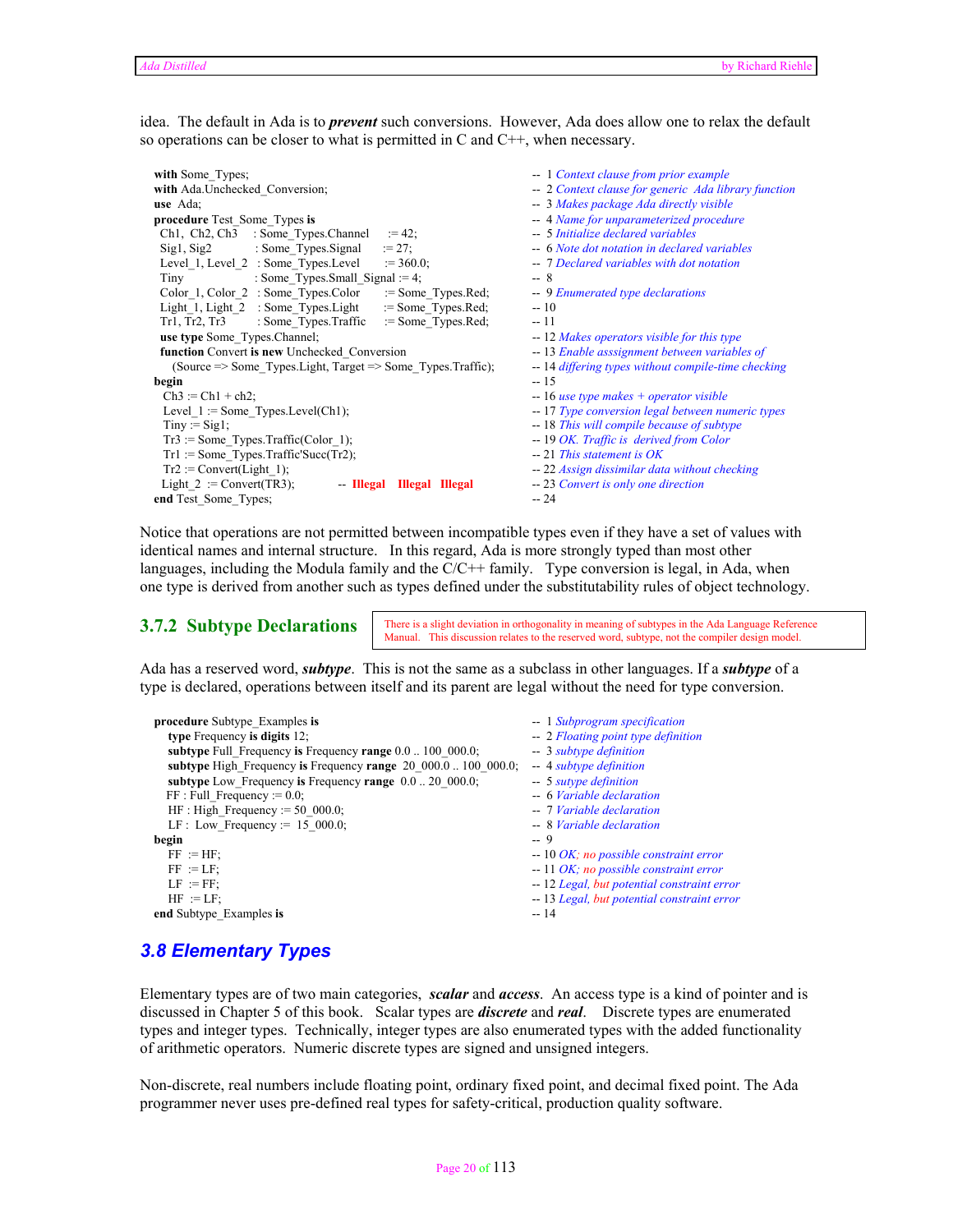idea. The default in Ada is to ***prevent*** such conversions. However, Ada does allow one to relax the default so operations can be closer to what is permitted in C and C++, when necessary.

```
with Some_Types;                                                     --  1 Context clause from prior example
with Ada.Unchecked_Conversion;                                       --  2 Context clause for generic  Ada library function
use  Ada;                                                            --  3 Makes package Ada directly visible
procedure Test_Some_Types is                                         --  4 Name for unparameterized procedure
  Ch1, Ch2, Ch3     : Some_Types.Channel     := 42;                  --  5 Initialize declared variables
  Sig1, Sig2        : Some_Types.Signal      := 27;                  --  6 Note dot notation in declared variables
  Level_1, Level_2  : Some_Types.Level       := 360.0;               --  7 Declared variables with dot notation
  Tiny              : Some_Types.Small_Signal := 4;                  --  8
  Color_1, Color_2  : Some_Types.Color       := Some_Types.Red;      --  9 Enumerated type declarations
  Light_1, Light_2  : Some_Types.Light       := Some_Types.Red;      -- 10
  Tr1, Tr2, Tr3     : Some_Types.Traffic     := Some_Types.Red;      -- 11
  use type Some_Types.Channel;                                       -- 12 Makes operators visible for this type
  function Convert is new Unchecked_Conversion                       -- 13 Enable asssignment between variables of
     (Source => Some_Types.Light, Target => Some_Types.Traffic);      -- 14 differing types without compile-time checking
begin                                                                -- 15
  Ch3 := Ch1 + ch2;                                                  -- 16 use type makes + operator visible
  Level_1 := Some_Types.Level(Ch1);                                  -- 17 Type conversion legal between numeric types
  Tiny := Sig1;                                                      -- 18 This will compile because of subtype
  Tr3 := Some_Types.Traffic(Color_1);                                -- 19 OK. Traffic is  derived from Color
  Tr1 := Some_Types.Traffic'Succ(Tr2);                               -- 21 This statement is OK
  Tr2 := Convert(Light_1);                                           -- 22 Assign dissimilar data without checking
  Light_2  := Convert(TR3);          -- Illegal   Illegal   Illegal   -- 23 Convert is only one direction
end Test_Some_Types;                                                 -- 24
```

Notice that operations are not permitted between incompatible types even if they have a set of values with identical names and internal structure. In this regard, Ada is more strongly typed than most other languages, including the Modula family and the C/C++ family. Type conversion is legal, in Ada, when one type is derived from another such as types defined under the substitutability rules of object technology.

### 3.7.2 Subtype Declarations

There is a slight deviation in orthogonality in meaning of subtypes in the Ada Language Reference Manual. This discussion relates to the reserved word, subtype, not the compiler design model.

Ada has a reserved word, ***subtype***. This is not the same as a subclass in other languages. If a ***subtype*** of a type is declared, operations between itself and its parent are legal without the need for type conversion.

```
procedure Subtype_Examples is                                              --  1 Subprogram specification
   type Frequency is digits 12;                                            --  2 Floating point type definition
   subtype Full_Frequency is Frequency range 0.0 .. 100_000.0;             --  3 subtype definition
   subtype High_Frequency is Frequency range  20_000.0 .. 100_000.0;       --  4 subtype definition
   subtype Low_Frequency is Frequency range  0.0 .. 20_000.0;              --  5 sutype definition
   FF : Full_Frequency := 0.0;                                             --  6 Variable declaration
   HF : High_Frequency := 50_000.0;                                        --  7 Variable declaration
   LF :  Low_Frequency :=  15_000.0;                                       --  8 Variable declaration
begin                                                                      --  9
   FF  := HF;                                                              -- 10 OK; no possible constraint error
   FF  := LF;                                                              -- 11 OK; no possible constraint error
   LF  := FF;                                                              -- 12 Legal, but potential constraint error
   HF  := LF;                                                              -- 13 Legal, but potential constraint error
end Subtype_Examples is                                                    -- 14
```

## 3.8 Elementary Types

Elementary types are of two main categories, ***scalar*** and ***access***. An access type is a kind of pointer and is discussed in Chapter 5 of this book. Scalar types are ***discrete*** and ***real***. Discrete types are enumerated types and integer types. Technically, integer types are also enumerated types with the added functionality of arithmetic operators. Numeric discrete types are signed and unsigned integers.

Non-discrete, real numbers include floating point, ordinary fixed point, and decimal fixed point. The Ada programmer never uses pre-defined real types for safety-critical, production quality software.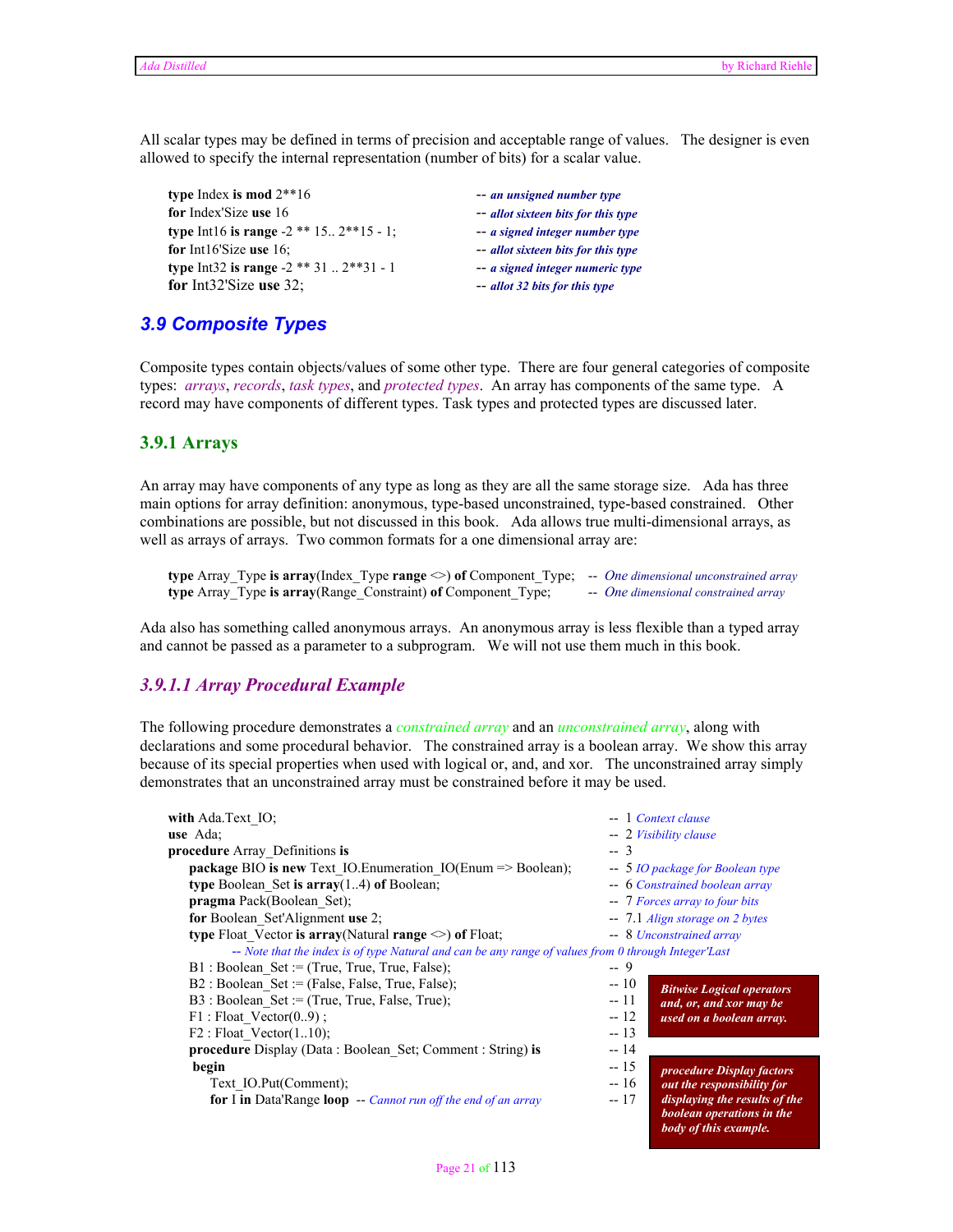All scalar types may be defined in terms of precision and acceptable range of values. The designer is even allowed to specify the internal representation (number of bits) for a scalar value.

```
type Index is mod 2**16                          -- an unsigned number type
for Index'Size use 16                            -- allot sixteen bits for this type
type Int16 is range -2 ** 15.. 2**15 - 1;        -- a signed integer number type
for Int16'Size use 16;                           -- allot sixteen bits for this type
type Int32 is range -2 ** 31 .. 2**31 - 1        -- a signed integer numeric type
for Int32'Size use 32;                           -- allot 32 bits for this type
```

## 3.9 Composite Types

Composite types contain objects/values of some other type. There are four general categories of composite types: *arrays*, *records*, *task types*, and *protected types*. An array has components of the same type. A record may have components of different types. Task types and protected types are discussed later.

### 3.9.1 Arrays

An array may have components of any type as long as they are all the same storage size. Ada has three main options for array definition: anonymous, type-based unconstrained, type-based constrained. Other combinations are possible, but not discussed in this book. Ada allows true multi-dimensional arrays, as well as arrays of arrays. Two common formats for a one dimensional array are:

```
type Array_Type is array(Index_Type range <>) of Component_Type;   -- One dimensional unconstrained array
type Array_Type is array(Range_Constraint) of Component_Type;      -- One dimensional constrained array
```

Ada also has something called anonymous arrays. An anonymous array is less flexible than a typed array and cannot be passed as a parameter to a subprogram. We will not use them much in this book.

#### 3.9.1.1 Array Procedural Example

The following procedure demonstrates a *constrained array* and an *unconstrained array*, along with declarations and some procedural behavior. The constrained array is a boolean array. We show this array because of its special properties when used with logical or, and, and xor. The unconstrained array simply demonstrates that an unconstrained array must be constrained before it may be used.

```
with Ada.Text_IO;                                                    -- 1 Context clause
use Ada;                                                             -- 2 Visibility clause
procedure Array_Definitions is                                       -- 3
   package BIO is new Text_IO.Enumeration_IO(Enum => Boolean);       -- 5 IO package for Boolean type
   type Boolean_Set is array(1..4) of Boolean;                        -- 6 Constrained boolean array
   pragma Pack(Boolean_Set);                                          -- 7 Forces array to four bits
   for Boolean_Set'Alignment use 2;                                   -- 7.1 Align storage on 2 bytes
   type Float_Vector is array(Natural range <>) of Float;             -- 8 Unconstrained array
      -- Note that the index is of type Natural and can be any range of values from 0 through Integer'Last
   B1 : Boolean_Set := (True, True, True, False);                     -- 9
   B2 : Boolean_Set := (False, False, True, False);                   -- 10
   B3 : Boolean_Set := (True, True, False, True);                     -- 11
   F1 : Float_Vector(0..9) ;                                          -- 12
   F2 : Float_Vector(1..10);                                          -- 13
   procedure Display (Data : Boolean_Set; Comment : String) is       -- 14
   begin                                                              -- 15
      Text_IO.Put(Comment);                                           -- 16
      for I in Data'Range loop  -- Cannot run off the end of an array -- 17
```

***Bitwise Logical operators and, or, and xor may be used on a boolean array.***

***procedure Display factors out the responsibility for displaying the results of the boolean operations in the body of this example.***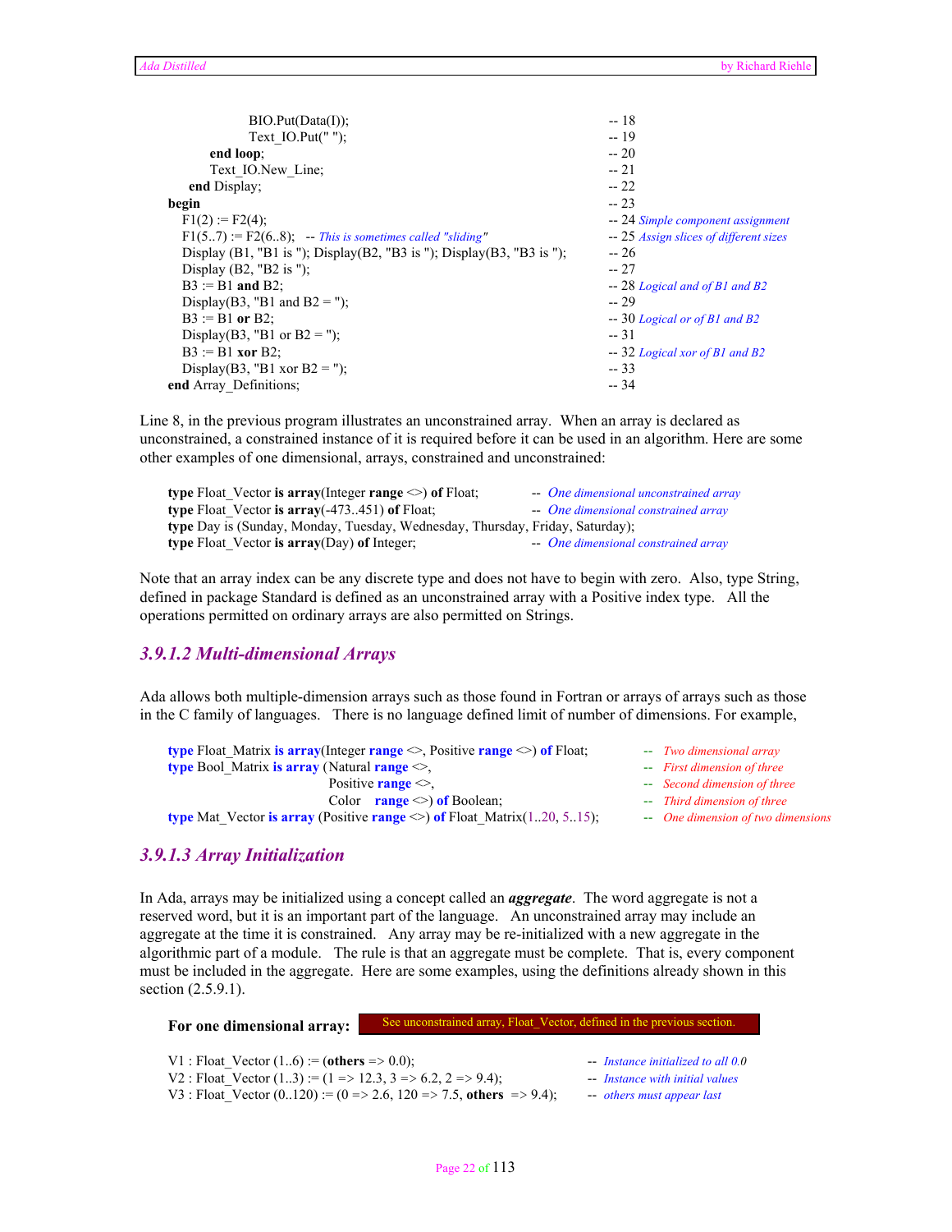```
            BIO.Put(Data(I));                                          -- 18
            Text_IO.Put(" ");                                          -- 19
         end loop;                                                     -- 20
         Text_IO.New_Line;                                             -- 21
      end Display;                                                     -- 22
begin                                                                  -- 23
   F1(2) := F2(4);                                                     -- 24 Simple component assignment
   F1(5..7) := F2(6..8);   -- This is sometimes called "sliding"      -- 25 Assign slices of different sizes
   Display (B1, "B1 is "); Display(B2, "B3 is "); Display(B3, "B3 is ");  -- 26
   Display (B2, "B2 is ");                                             -- 27
   B3 := B1 and B2;                                                    -- 28 Logical and of B1 and B2
   Display(B3, "B1 and B2 = ");                                        -- 29
   B3 := B1 or B2;                                                     -- 30 Logical or of B1 and B2
   Display(B3, "B1 or B2 = ");                                         -- 31
   B3 := B1 xor B2;                                                    -- 32 Logical xor of B1 and B2
   Display(B3, "B1 xor B2 = ");                                        -- 33
end Array_Definitions;                                                 -- 34
```

Line 8, in the previous program illustrates an unconstrained array. When an array is declared as unconstrained, a constrained instance of it is required before it can be used in an algorithm. Here are some other examples of one dimensional, arrays, constrained and unconstrained:

```
type Float_Vector is array(Integer range <>) of Float;        -- One dimensional unconstrained array
type Float_Vector is array(-473..451) of Float;               -- One dimensional constrained array
type Day is (Sunday, Monday, Tuesday, Wednesday, Thursday, Friday, Saturday);
type Float_Vector is array(Day) of Integer;                   -- One dimensional constrained array
```

Note that an array index can be any discrete type and does not have to begin with zero. Also, type String, defined in package Standard is defined as an unconstrained array with a Positive index type. All the operations permitted on ordinary arrays are also permitted on Strings.

### *3.9.1.2 Multi-dimensional Arrays*

Ada allows both multiple-dimension arrays such as those found in Fortran or arrays of arrays such as those in the C family of languages. There is no language defined limit of number of dimensions. For example,

```
type Float_Matrix is array(Integer range <>, Positive range <>) of Float;     -- Two dimensional array
type Bool_Matrix is array (Natural range <>,                                  -- First dimension of three
                           Positive range <>,                                 -- Second dimension of three
                           Color    range <>) of Boolean;                     -- Third dimension of three
type Mat_Vector is array (Positive range <>) of Float_Matrix(1..20, 5..15);   -- One dimension of two dimensions
```

### *3.9.1.3 Array Initialization*

In Ada, arrays may be initialized using a concept called an ***aggregate***. The word aggregate is not a reserved word, but it is an important part of the language. An unconstrained array may include an aggregate at the time it is constrained. Any array may be re-initialized with a new aggregate in the algorithmic part of a module. The rule is that an aggregate must be complete. That is, every component must be included in the aggregate. Here are some examples, using the definitions already shown in this section (2.5.9.1).

**For one dimensional array:** See unconstrained array, Float_Vector, defined in the previous section.

```
V1 : Float_Vector (1..6) := (others => 0.0);                       -- Instance initialized to all 0.0
V2 : Float_Vector (1..3) := (1 => 12.3, 3 => 6.2, 2 => 9.4);       -- Instance with initial values
V3 : Float_Vector (0..120) := (0 => 2.6, 120 => 7.5, others => 9.4);  -- others must appear last
```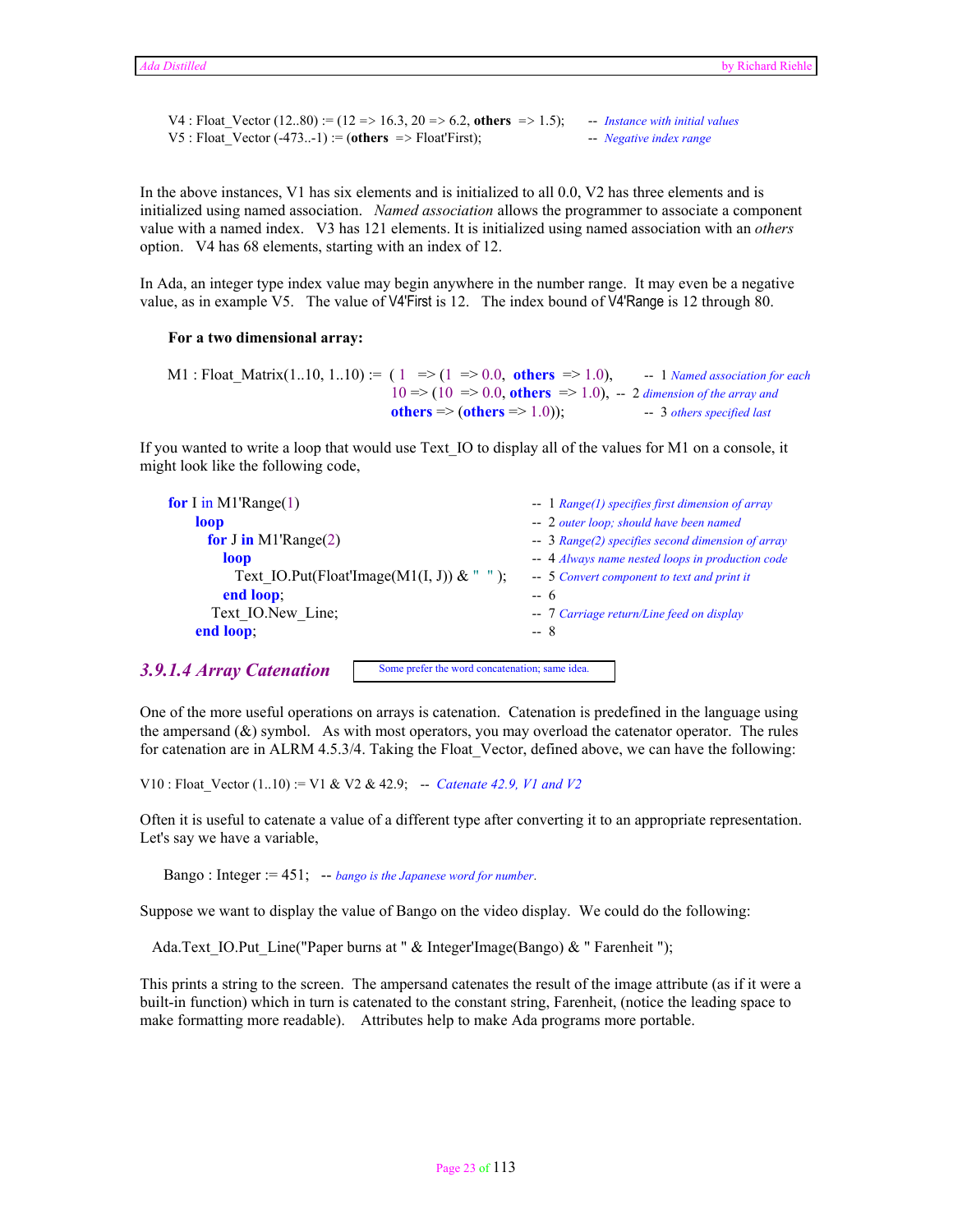```
V4 : Float_Vector (12..80) := (12 => 16.3, 20 => 6.2, others  => 1.5);      -- Instance with initial values
V5 : Float_Vector (-473..-1) := (others  => Float'First);                  -- Negative index range
```

In the above instances, V1 has six elements and is initialized to all 0.0, V2 has three elements and is initialized using named association. *Named association* allows the programmer to associate a component value with a named index. V3 has 121 elements. It is initialized using named association with an *others* option. V4 has 68 elements, starting with an index of 12.

In Ada, an integer type index value may begin anywhere in the number range. It may even be a negative value, as in example V5. The value of V4'First is 12. The index bound of V4'Range is 12 through 80.

**For a two dimensional array:**

```
M1 : Float_Matrix(1..10, 1..10) :=  ( 1   => (1  => 0.0,  others  => 1.0),       -- 1 Named association for each
                                      10 => (10  => 0.0, others  => 1.0),  --  2 dimension of the array and
                                      others => (others => 1.0));              -- 3 others specified last
```

If you wanted to write a loop that would use Text_IO to display all of the values for M1 on a console, it might look like the following code,

```
for I in M1'Range(1)                                         -- 1 Range(1) specifies first dimension of array
    loop                                                     -- 2 outer loop; should have been named
      for J in M1'Range(2)                                   -- 3 Range(2) specifies second dimension of array
        loop                                                 -- 4 Always name nested loops in production code
          Text_IO.Put(Float'Image(M1(I, J)) & "  ");         -- 5 Convert component to text and print it
        end loop;                                            -- 6
      Text_IO.New_Line;                                      -- 7 Carriage return/Line feed on display
    end loop;                                                -- 8
```

### *3.9.1.4 Array Catenation*

Some prefer the word concatenation; same idea.

One of the more useful operations on arrays is catenation. Catenation is predefined in the language using the ampersand (&) symbol. As with most operators, you may overload the catenator operator. The rules for catenation are in ALRM 4.5.3/4. Taking the Float_Vector, defined above, we can have the following:

```
V10 : Float_Vector (1..10) := V1 & V2 & 42.9;   --  Catenate 42.9, V1 and V2
```

Often it is useful to catenate a value of a different type after converting it to an appropriate representation. Let's say we have a variable,

```
Bango : Integer := 451;   -- bango is the Japanese word for number.
```

Suppose we want to display the value of Bango on the video display. We could do the following:

```
Ada.Text_IO.Put_Line("Paper burns at " & Integer'Image(Bango) & " Farenheit ");
```

This prints a string to the screen. The ampersand catenates the result of the image attribute (as if it were a built-in function) which in turn is catenated to the constant string, Farenheit, (notice the leading space to make formatting more readable). Attributes help to make Ada programs more portable.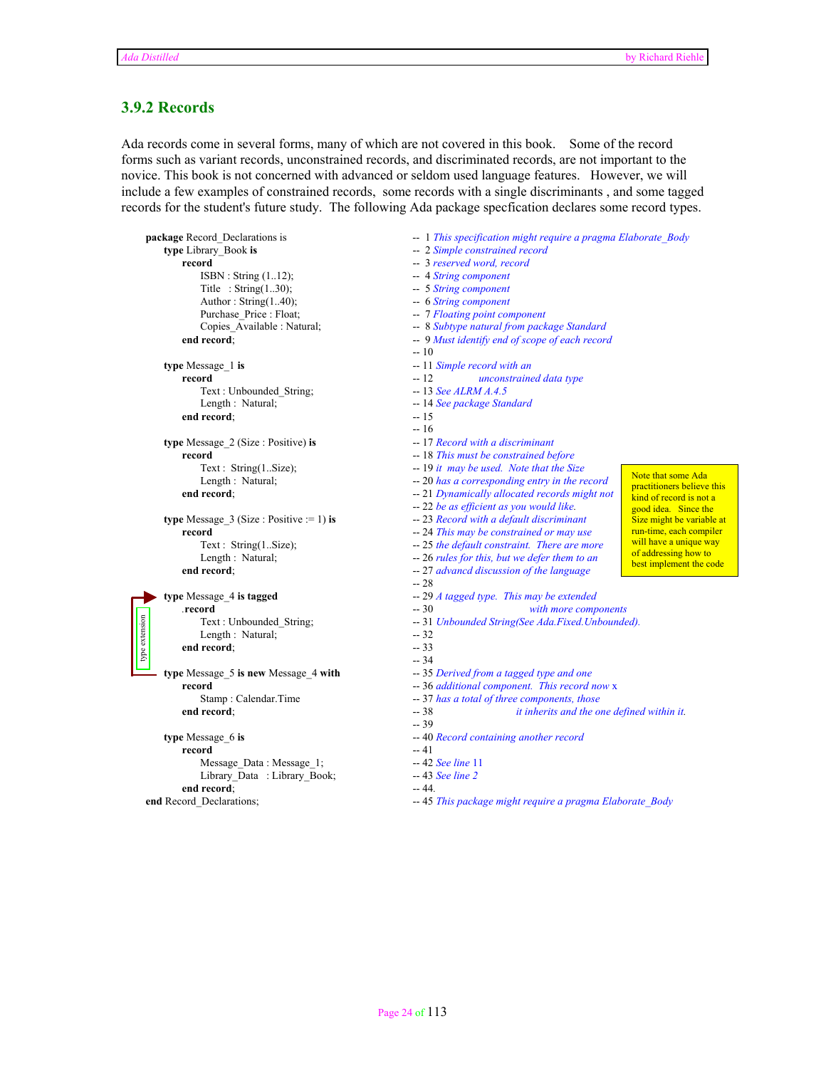### 3.9.2 Records

Ada records come in several forms, many of which are not covered in this book. Some of the record forms such as variant records, unconstrained records, and discriminated records, are not important to the novice. This book is not concerned with advanced or seldom used language features. However, we will include a few examples of constrained records, some records with a single discriminants , and some tagged records for the student's future study. The following Ada package specfication declares some record types.

```
package Record_Declarations is                      --  1 This specification might require a pragma Elaborate_Body
    type Library_Book is                            --  2 Simple constrained record
        record                                      --  3 reserved word, record
            ISBN : String (1..12);                  --  4 String component
            Title   : String(1..30);                --  5 String component
            Author : String(1..40);                 --  6 String component
            Purchase_Price : Float;                 --  7 Floating point component
            Copies_Available : Natural;             --  8 Subtype natural from package Standard
        end record;                                 --  9 Must identify end of scope of each record
                                                    -- 10
    type Message_1 is                               -- 11 Simple record with an
        record                                      -- 12            unconstrained data type
            Text : Unbounded_String;                -- 13 See ALRM A.4.5
            Length :  Natural;                      -- 14 See package Standard
        end record;                                 -- 15
                                                    -- 16
    type Message_2 (Size : Positive) is             -- 17 Record with a discriminant
        record                                      -- 18 This must be constrained before
            Text :  String(1..Size);                -- 19 it  may be used.  Note that the Size
            Length :  Natural;                      -- 20 has a corresponding entry in the record
        end record;                                 -- 21 Dynamically allocated records might not
                                                    -- 22 be as efficient as you would like.
    type Message_3 (Size : Positive := 1) is        -- 23 Record with a default discriminant
        record                                      -- 24 This may be constrained or may use
            Text :  String(1..Size);                -- 25 the default constraint.  There are more
            Length :  Natural;                      -- 26 rules for this, but we defer them to an
        end record;                                 -- 27 advancd discussion of the language
                                                    -- 28
    type Message_4 is tagged                        -- 29 A tagged type.  This may be extended
        .record                                     -- 30                  with more components
            Text : Unbounded_String;                -- 31 Unbounded String(See Ada.Fixed.Unbounded).
            Length :  Natural;                      -- 32
        end record;                                 -- 33
                                                    -- 34
    type Message_5 is new Message_4 with            -- 35 Derived from a tagged type and one
        record                                      -- 36 additional component.  This record now x
            Stamp : Calendar.Time                   -- 37 has a total of three components, those
        end record;                                 -- 38                 it inherits and the one defined within it.
                                                    -- 39
    type Message_6 is                               -- 40 Record containing another record
        record                                      -- 41
            Message_Data : Message_1;               -- 42 See line 11
            Library_Data   : Library_Book;          -- 43 See line 2
        end record;                                 -- 44.
end Record_Declarations;                            -- 45 This package might require a pragma Elaborate_Body
```

type extension

Note that some Ada practitioners believe this kind of record is not a good idea. Since the Size might be variable at run-time, each compiler will have a unique way of addressing how to best implement the code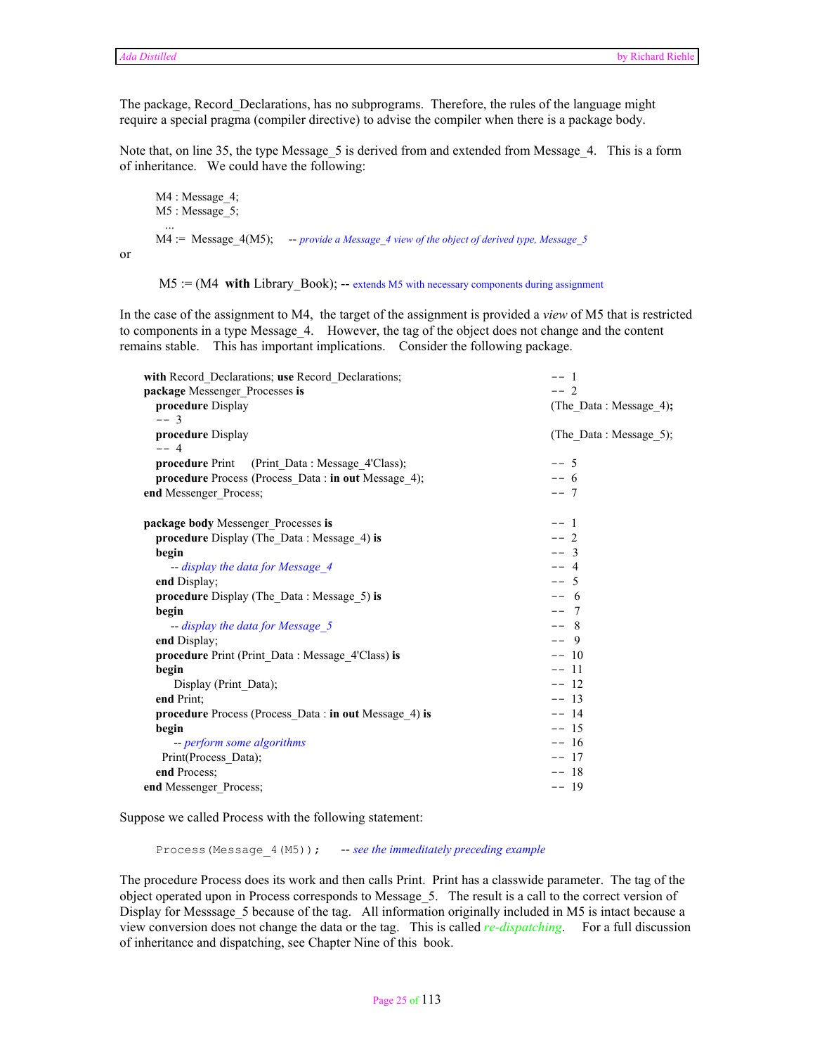The package, Record_Declarations, has no subprograms. Therefore, the rules of the language might require a special pragma (compiler directive) to advise the compiler when there is a package body.

Note that, on line 35, the type Message_5 is derived from and extended from Message_4. This is a form of inheritance. We could have the following:

```
M4 : Message_4;
M5 : Message_5;
  ...
M4 :=  Message_4(M5);     -- provide a Message_4 view of the object of derived type, Message_5
```

or

```
M5 := (M4  with Library_Book); -- extends M5 with necessary components during assignment
```

In the case of the assignment to M4, the target of the assignment is provided a *view* of M5 that is restricted to components in a type Message_4. However, the tag of the object does not change and the content remains stable. This has important implications. Consider the following package.

```
with Record_Declarations; use Record_Declarations;                          -- 1
package Messenger_Processes is                                              -- 2
   procedure Display                                      (The_Data : Message_4);
   -- 3
   procedure Display                                      (The_Data : Message_5);
   -- 4
   procedure Print     (Print_Data : Message_4'Class);                      -- 5
   procedure Process (Process_Data : in out Message_4);                     -- 6
end Messenger_Process;                                                      -- 7

package body Messenger_Processes is                                         -- 1
   procedure Display (The_Data : Message_4) is                              -- 2
   begin                                                                    -- 3
      -- display the data for Message_4                                     -- 4
   end Display;                                                             -- 5
   procedure Display (The_Data : Message_5) is                              -- 6
   begin                                                                    -- 7
      -- display the data for Message_5                                     -- 8
   end Display;                                                             -- 9
   procedure Print (Print_Data : Message_4'Class) is                        -- 10
   begin                                                                    -- 11
       Display (Print_Data);                                                -- 12
   end Print;                                                               -- 13
   procedure Process (Process_Data : in out Message_4) is                   -- 14
   begin                                                                    -- 15
       -- perform some algorithms                                           -- 16
     Print(Process_Data);                                                   -- 17
   end Process;                                                             -- 18
end Messenger_Process;                                                      -- 19
```

Suppose we called Process with the following statement:

```
Process(Message_4(M5));     -- see the immeditately preceding example
```

The procedure Process does its work and then calls Print. Print has a classwide parameter. The tag of the object operated upon in Process corresponds to Message_5. The result is a call to the correct version of Display for Messsage_5 because of the tag. All information originally included in M5 is intact because a view conversion does not change the data or the tag. This is called *re-dispatching*. For a full discussion of inheritance and dispatching, see Chapter Nine of this book.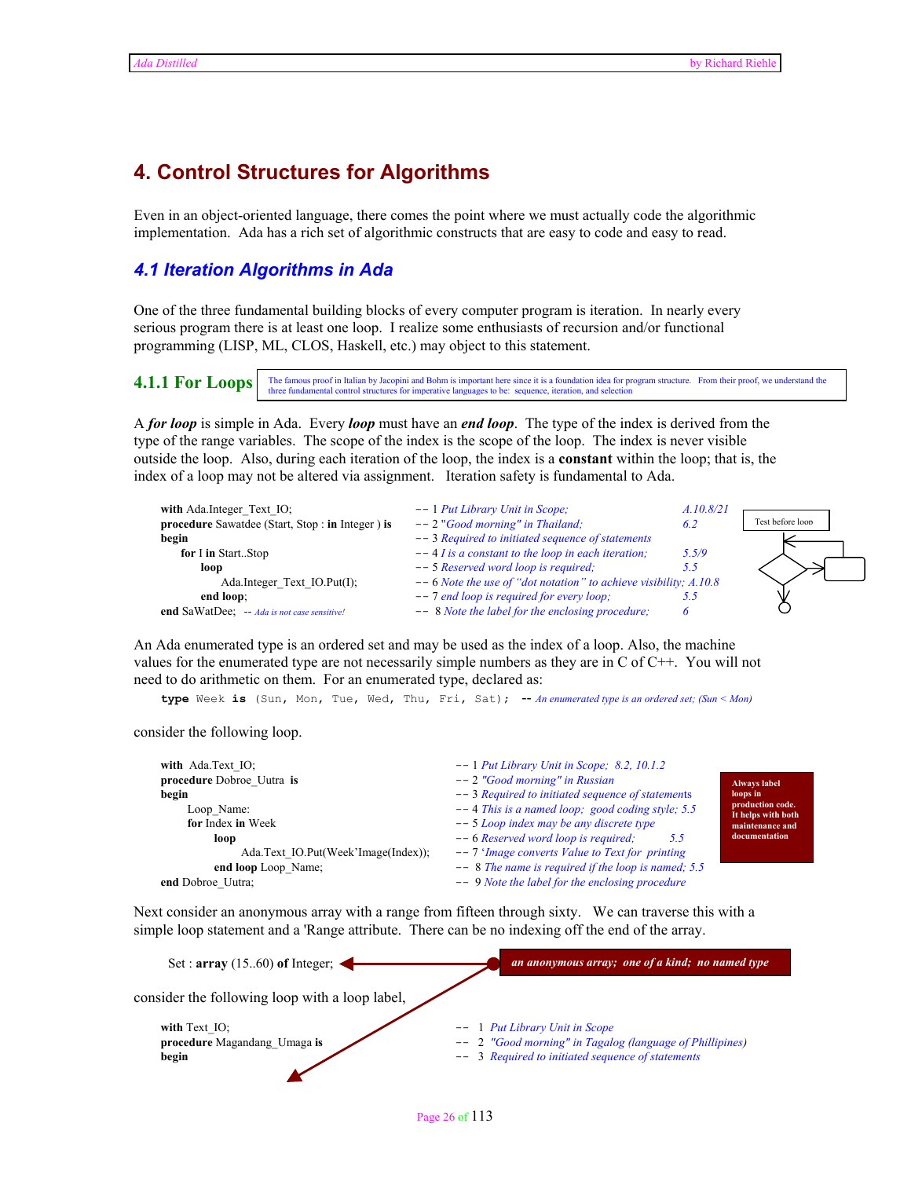# 4. Control Structures for Algorithms

Even in an object-oriented language, there comes the point where we must actually code the algorithmic implementation. Ada has a rich set of algorithmic constructs that are easy to code and easy to read.

## 4.1 Iteration Algorithms in Ada

One of the three fundamental building blocks of every computer program is iteration. In nearly every serious program there is at least one loop. I realize some enthusiasts of recursion and/or functional programming (LISP, ML, CLOS, Haskell, etc.) may object to this statement.

### 4.1.1 For Loops

The famous proof in Italian by Jacopini and Bohm is important here since it is a foundation idea for program structure. From their proof, we understand the three fundamental control structures for imperative languages to be: sequence, iteration, and selection

A ***for loop*** is simple in Ada. Every ***loop*** must have an ***end loop***. The type of the index is derived from the type of the range variables. The scope of the index is the scope of the loop. The index is never visible outside the loop. Also, during each iteration of the loop, the index is a **constant** within the loop; that is, the index of a loop may not be altered via assignment. Iteration safety is fundamental to Ada.

```
with Ada.Integer_Text_IO;                          -- 1 Put Library Unit in Scope;                    A.10.8/21
procedure Sawatdee (Start, Stop : in Integer ) is  -- 2 "Good morning" in Thailand;                   6.2
begin                                              -- 3 Required to initiated sequence of statements
   for I in Start..Stop                            -- 4 I is a constant to the loop in each iteration; 5.5/9
      loop                                         -- 5 Reserved word loop is required;               5.5
         Ada.Integer_Text_IO.Put(I);               -- 6 Note the use of "dot notation" to achieve visibility; A.10.8
      end loop;                                    -- 7 end loop is required for every loop;          5.5
end SaWatDee;  -- Ada is not case sensitive!       --  8 Note the label for the enclosing procedure;  6
```

Test before loop

An Ada enumerated type is an ordered set and may be used as the index of a loop. Also, the machine values for the enumerated type are not necessarily simple numbers as they are in C of C++. You will not need to do arithmetic on them. For an enumerated type, declared as:

```
type Week is (Sun, Mon, Tue, Wed, Thu, Fri, Sat);  -- An enumerated type is an ordered set; (Sun < Mon)
```

consider the following loop.

```
with  Ada.Text_IO;                               -- 1 Put Library Unit in Scope;  8.2, 10.1.2
procedure Dobroe_Uutra  is                       -- 2 "Good morning" in Russian
begin                                            -- 3 Required to initiated sequence of statements
     Loop_Name:                                  -- 4 This is a named loop;  good coding style; 5.5
     for Index in Week                           -- 5 Loop index may be any discrete type
          loop                                   -- 6 Reserved word loop is required;          5.5
               Ada.Text_IO.Put(Week'Image(Index));  -- 7 'Image converts Value to Text for printing
          end loop Loop_Name;                    --  8 The name is required if the loop is named; 5.5
end Dobroe_Uutra;                                --  9 Note the label for the enclosing procedure
```

**Always label loops in production code. It helps with both maintenance and documentation**

Next consider an anonymous array with a range from fifteen through sixty. We can traverse this with a simple loop statement and a 'Range attribute. There can be no indexing off the end of the array.

```
Set : array (15..60) of Integer;
```

***an anonymous array; one of a kind; no named type***

consider the following loop with a loop label,

```
with Text_IO;                   --  1  Put Library Unit in Scope
procedure Magandang_Umaga is    --  2  "Good morning" in Tagalog (language of Phillipines)
begin                           --  3  Required to initiated sequence of statements
```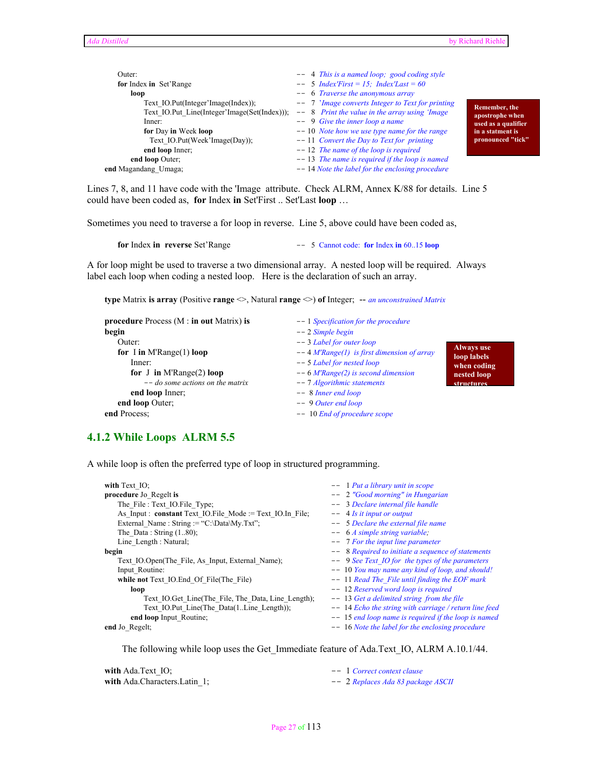```
      Outer:                                          --  4  This is a named loop;  good coding style
      for Index in  Set'Range                         --  5  Index'First = 15;  Index'Last = 60
         loop                                         --  6  Traverse the anonymous array
            Text_IO.Put(Integer'Image(Index));        --  7  'Image converts Integer to Text for printing
            Text_IO.Put_Line(Integer'Image(Set(Index)));  --  8  Print the value in the array using 'Image
            Inner:                                    --  9  Give the inner loop a name
            for Day in Week loop                      -- 10  Note how we use type name for the range
              Text_IO.Put(Week'Image(Day));           -- 11  Convert the Day to Text for  printing
            end loop Inner;                           -- 12  The name of the loop is required
         end loop Outer;                              -- 13  The name is required if the loop is named
end Magandang_Umaga;                                  -- 14 Note the label for the enclosing procedure
```

**Remember, the apostrophe when used as a qualifier in a statment is pronounced "tick"**

Lines 7, 8, and 11 have code with the 'Image attribute. Check ALRM, Annex K/88 for details. Line 5 could have been coded as, **for** Index **in** Set'First .. Set'Last **loop** …

Sometimes you need to traverse a for loop in reverse. Line 5, above could have been coded as,

```
      for Index in  reverse Set'Range                 --  5  Cannot code:  for Index in 60..15 loop
```

A for loop might be used to traverse a two dimensional array. A nested loop will be required. Always label each loop when coding a nested loop. Here is the declaration of such an array.

```
   type Matrix is array (Positive range <>, Natural range <>) of Integer;  -- an unconstrained Matrix

   procedure Process (M : in out Matrix) is          -- 1 Specification for the procedure
   begin                                             -- 2 Simple begin
      Outer:                                         -- 3 Label for outer loop
      for  I in M'Range(1) loop                      -- 4 M'Range(1)  is first dimension of array
         Inner:                                      -- 5 Label for nested loop
         for  J  in M'Range(2) loop                  -- 6 M'Range(2) is second dimension
            -- do some actions on the matrix         -- 7 Algorithmic statements
         end loop Inner;                             --  8 Inner end loop
      end loop Outer;                                --  9 Outer end loop
   end Process;                                      --  10 End of procedure scope
```

**Always use loop labels when coding nested loop structures**

## 4.1.2 While Loops ALRM 5.5

A while loop is often the preferred type of loop in structured programming.

```
   with Text_IO;                                        --  1 Put a library unit in scope
   procedure Jo_Regelt is                               --  2 "Good morning" in Hungarian
      The_File : Text_IO.File_Type;                     --  3 Declare internal file handle
      As_Input :  constant Text_IO.File_Mode := Text_IO.In_File;  --  4 Is it input or output
      External_Name : String := "C:\Data\My.Txt";       --  5 Declare the external file name
      The_Data : String (1..80);                        --  6 A simple string variable;
      Line_Length : Natural;                            --  7 For the input line parameter
   begin                                                --  8 Required to initiate a sequence of statements
      Text_IO.Open(The_File, As_Input, External_Name);  --  9 See Text_IO for  the types of the parameters
      Input_Routine:                                    -- 10 You may name any kind of loop, and should!
      while not Text_IO.End_Of_File(The_File)           -- 11 Read The_File until finding the EOF mark
         loop                                           -- 12 Reserved word loop is required
            Text_IO.Get_Line(The_File, The_Data, Line_Length);  -- 13 Get a delimited string  from the file
            Text_IO.Put_Line(The_Data(1..Line_Length)); -- 14 Echo the string with carriage / return line feed
         end loop Input_Routine;                        -- 15 end loop name is required if the loop is named
   end Jo_Regelt;                                       -- 16 Note the label for the enclosing procedure
```

The following while loop uses the Get_Immediate feature of Ada.Text_IO, ALRM A.10.1/44.

```
   with Ada.Text_IO;                                    --  1 Correct context clause
   with Ada.Characters.Latin_1;                         --  2 Replaces Ada 83 package ASCII
```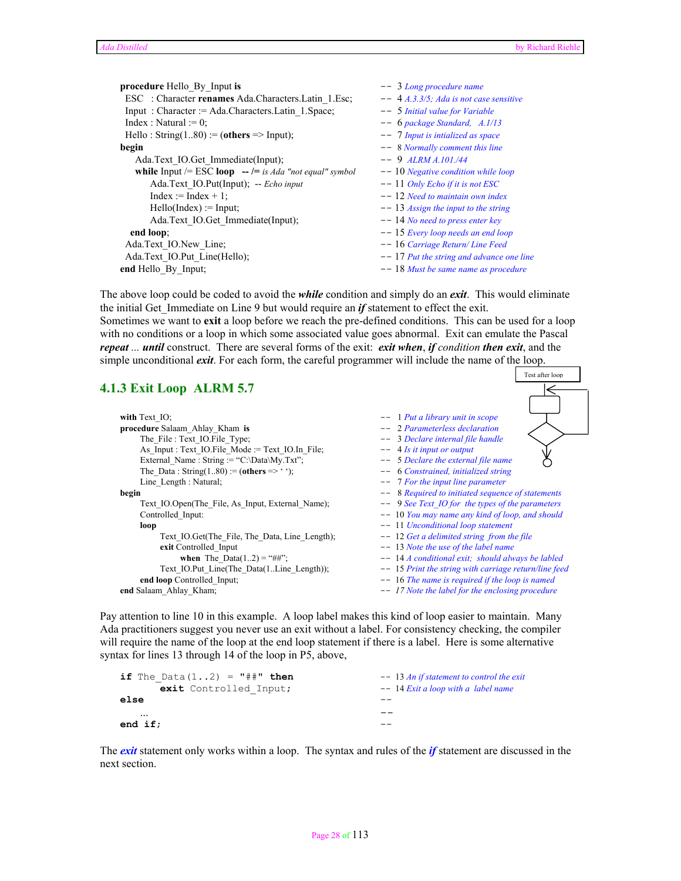```
procedure Hello_By_Input is                              -- 3 Long procedure name
  ESC   : Character renames Ada.Characters.Latin_1.Esc;  -- 4 A.3.3/5; Ada is not case sensitive
  Input  : Character := Ada.Characters.Latin_1.Space;    -- 5 Initial value for Variable
  Index : Natural := 0;                                  -- 6 package Standard,   A.1/13
  Hello : String(1..80) := (others => Input);            -- 7 Input is intialized as space
begin                                                    -- 8 Normally comment this line
    Ada.Text_IO.Get_Immediate(Input);                    -- 9  ALRM A.101./44
    while Input /= ESC loop   -- /= is Ada "not equal" symbol   -- 10 Negative condition while loop
       Ada.Text_IO.Put(Input);  -- Echo input            -- 11 Only Echo if it is not ESC
       Index := Index + 1;                               -- 12 Need to maintain own index
       Hello(Index) := Input;                            -- 13 Assign the input to the string
       Ada.Text_IO.Get_Immediate(Input);                 -- 14 No need to press enter key
   end loop;                                             -- 15 Every loop needs an end loop
  Ada.Text_IO.New_Line;                                  -- 16 Carriage Return/ Line Feed
  Ada.Text_IO.Put_Line(Hello);                           -- 17 Put the string and advance one line
end Hello_By_Input;                                      -- 18 Must be same name as procedure
```

The above loop could be coded to avoid the ***while*** condition and simply do an ***exit***. This would eliminate the initial Get_Immediate on Line 9 but would require an ***if*** statement to effect the exit.
Sometimes we want to **exit** a loop before we reach the pre-defined conditions. This can be used for a loop with no conditions or a loop in which some associated value goes abnormal. Exit can emulate the Pascal ***repeat*** *...* ***until*** construct. There are several forms of the exit: ***exit when***, ***if*** *condition* ***then exit***, and the simple unconditional ***exit***. For each form, the careful programmer will include the name of the loop.

Test after loop

## 4.1.3 Exit Loop ALRM 5.7

```
with Text_IO;                                            -- 1 Put a library unit in scope
procedure Salaam_Ahlay_Kham  is                          -- 2 Parameterless declaration
      The_File : Text_IO.File_Type;                      -- 3 Declare internal file handle
      As_Input : Text_IO.File_Mode := Text_IO.In_File;   -- 4 Is it input or output
      External_Name : String := "C:\Data\My.Txt";        -- 5 Declare the external file name
      The_Data : String(1..80) := (others => ' ');       -- 6 Constrained, initialized string
      Line_Length : Natural;                             -- 7 For the input line parameter
begin                                                    -- 8 Required to initiated sequence of statements
      Text_IO.Open(The_File, As_Input, External_Name);   -- 9 See Text_IO for  the types of the parameters
      Controlled_Input:                                  -- 10 You may name any kind of loop, and should
      loop                                               -- 11 Unconditional loop statement
            Text_IO.Get(The_File, The_Data, Line_Length);   -- 12 Get a delimited string  from the file
            exit Controlled_Input                        -- 13 Note the use of the label name
                  when  The_Data(1..2) = "##";           -- 14 A conditional exit;  should always be labled
            Text_IO.Put_Line(The_Data(1..Line_Length));  -- 15 Print the string with carriage return/line feed
      end loop Controlled_Input;                         -- 16 The name is required if the loop is named
end Salaam_Ahlay_Kham;                                   -- 17 Note the label for the enclosing procedure
```

Pay attention to line 10 in this example. A loop label makes this kind of loop easier to maintain. Many Ada practitioners suggest you never use an exit without a label. For consistency checking, the compiler will require the name of the loop at the end loop statement if there is a label. Here is some alternative syntax for lines 13 through 14 of the loop in P5, above,

```
if The_Data(1..2) = "##" then                            -- 13 An if statement to control the exit
        exit Controlled_Input;                           -- 14 Exit a loop with a  label name
else                                                     --
     ...                                                 --
end if;                                                  --
```

The ***exit*** statement only works within a loop. The syntax and rules of the ***if*** statement are discussed in the next section.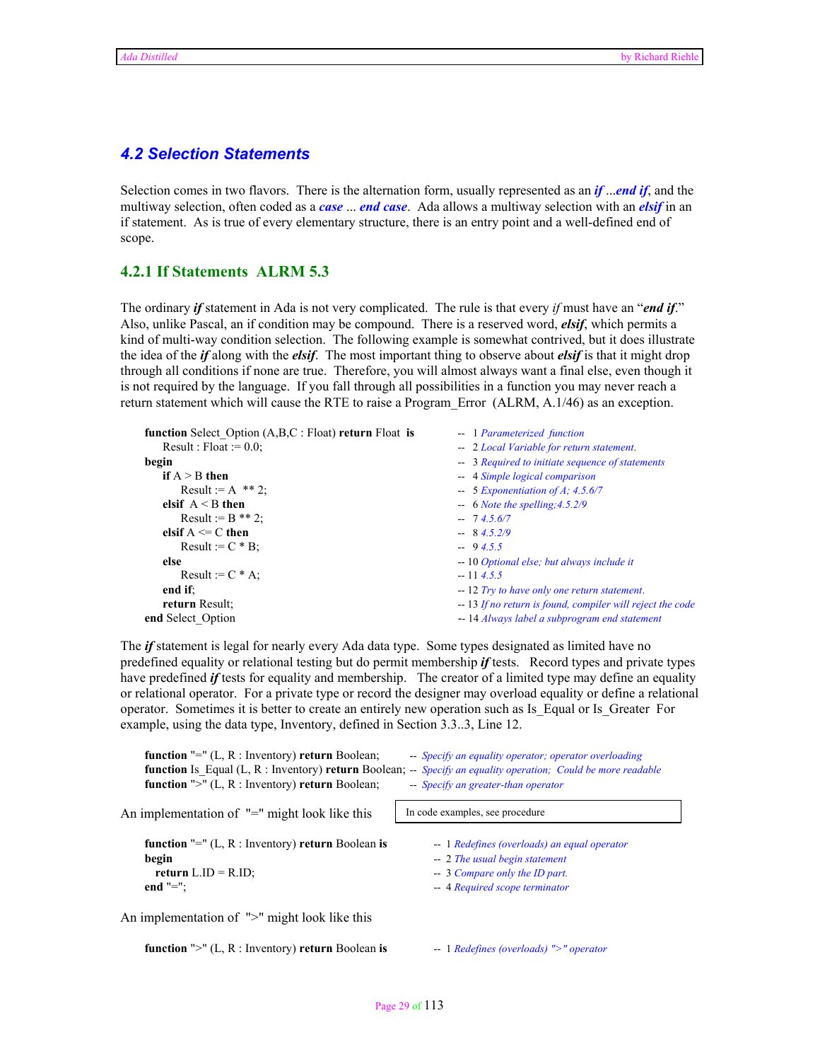## 4.2 Selection Statements

Selection comes in two flavors. There is the alternation form, usually represented as an ***if*** *...****end if***, and the multiway selection, often coded as a ***case*** *...* ***end case***. Ada allows a multiway selection with an ***elsif*** in an if statement. As is true of every elementary structure, there is an entry point and a well-defined end of scope.

### 4.2.1 If Statements ALRM 5.3

The ordinary ***if*** statement in Ada is not very complicated. The rule is that every *if* must have an "***end if***." Also, unlike Pascal, an if condition may be compound. There is a reserved word, ***elsif***, which permits a kind of multi-way condition selection. The following example is somewhat contrived, but it does illustrate the idea of the ***if*** along with the ***elsif***. The most important thing to observe about ***elsif*** is that it might drop through all conditions if none are true. Therefore, you will almost always want a final else, even though it is not required by the language. If you fall through all possibilities in a function you may never reach a return statement which will cause the RTE to raise a Program_Error (ALRM, A.1/46) as an exception.

```
function Select_Option (A,B,C : Float) return Float  is      --  1 Parameterized  function
    Result : Float := 0.0;                                    --  2 Local Variable for return statement.
begin                                                         --  3 Required to initiate sequence of statements
    if A > B then                                             --  4 Simple logical comparison
        Result := A  ** 2;                                    --  5 Exponentiation of A; 4.5.6/7
    elsif  A < B then                                         --  6 Note the spelling;4.5.2/9
        Result := B ** 2;                                     --  7 4.5.6/7
    elsif A <= C then                                         --  8 4.5.2/9
        Result := C * B;                                      --  9 4.5.5
    else                                                      -- 10 Optional else; but always include it
        Result := C * A;                                      -- 11 4.5.5
    end if;                                                   -- 12 Try to have only one return statement.
    return Result;                                            -- 13 If no return is found, compiler will reject the code
end Select_Option                                             -- 14 Always label a subprogram end statement
```

The ***if*** statement is legal for nearly every Ada data type. Some types designated as limited have no predefined equality or relational testing but do permit membership ***if*** tests. Record types and private types have predefined ***if*** tests for equality and membership. The creator of a limited type may define an equality or relational operator. For a private type or record the designer may overload equality or define a relational operator. Sometimes it is better to create an entirely new operation such as Is_Equal or Is_Greater For example, using the data type, Inventory, defined in Section 3.3..3, Line 12.

```
function "=" (L, R : Inventory) return Boolean;        -- Specify an equality operator; operator overloading
function Is_Equal (L, R : Inventory) return Boolean;   -- Specify an equality operation;  Could be more readable
function ">" (L, R : Inventory) return Boolean;        -- Specify an greater-than operator
```

An implementation of "=" might look like this

In code examples, see procedure

```
function "=" (L, R : Inventory) return Boolean is     --  1 Redefines (overloads) an equal operator
begin                                                  --  2 The usual begin statement
   return L.ID = R.ID;                                 --  3 Compare only the ID part.
end "=";                                               --  4 Required scope terminator
```

An implementation of ">" might look like this

```
function ">" (L, R : Inventory) return Boolean is     --  1 Redefines (overloads) ">" operator
```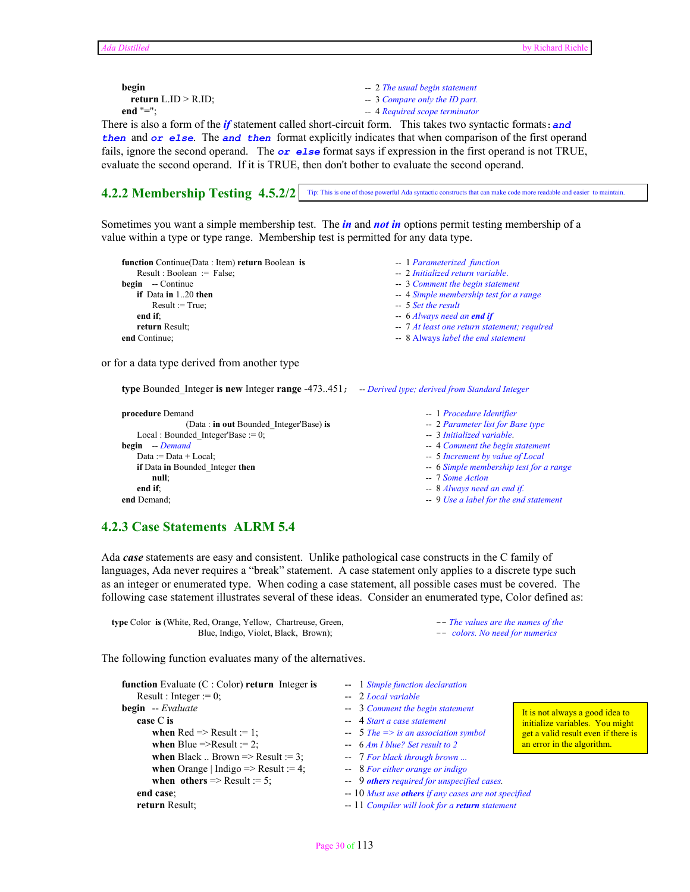```
begin                                               -- 2 The usual begin statement
   return L.ID > R.ID;                              -- 3 Compare only the ID part.
end "=";                                            -- 4 Required scope terminator
```

There is also a form of the ***if*** statement called short-circuit form. This takes two syntactic formats: ***and then*** and ***or else***. The ***and then*** format explicitly indicates that when comparison of the first operand fails, ignore the second operand. The ***or else*** format says if expression in the first operand is not TRUE, evaluate the second operand. If it is TRUE, then don't bother to evaluate the second operand.

### 4.2.2 Membership Testing 4.5.2/2

Tip: This is one of those powerful Ada syntactic constructs that can make code more readable and easier to maintain.

Sometimes you want a simple membership test. The ***in*** and ***not in*** options permit testing membership of a value within a type or type range. Membership test is permitted for any data type.

```
function Continue(Data : Item) return Boolean is    -- 1 Parameterized function
   Result : Boolean := False;                       -- 2 Initialized return variable.
begin  -- Continue                                  -- 3 Comment the begin statement
   if Data in 1..20 then                            -- 4 Simple membership test for a range
      Result := True;                               -- 5 Set the result
   end if;                                          -- 6 Always need an end if
   return Result;                                   -- 7 At least one return statement; required
end Continue;                                       -- 8 Always label the end statement
```

or for a data type derived from another type

```
type Bounded_Integer is new Integer range -473..451;  -- Derived type; derived from Standard Integer

procedure Demand                                    -- 1 Procedure Identifier
          (Data : in out Bounded_Integer'Base) is   -- 2 Parameter list for Base type
   Local : Bounded_Integer'Base := 0;               -- 3 Initialized variable.
begin  -- Demand                                    -- 4 Comment the begin statement
   Data := Data + Local;                            -- 5 Increment by value of Local
   if Data in Bounded_Integer then                  -- 6 Simple membership test for a range
      null;                                         -- 7 Some Action
   end if;                                          -- 8 Always need an end if.
end Demand;                                         -- 9 Use a label for the end statement
```

### 4.2.3 Case Statements ALRM 5.4

Ada ***case*** statements are easy and consistent. Unlike pathological case constructs in the C family of languages, Ada never requires a "break" statement. A case statement only applies to a discrete type such as an integer or enumerated type. When coding a case statement, all possible cases must be covered. The following case statement illustrates several of these ideas. Consider an enumerated type, Color defined as:

```
type Color is (White, Red, Orange, Yellow, Chartreuse, Green,   -- The values are the names of the
               Blue, Indigo, Violet, Black, Brown);              -- colors. No need for numerics
```

The following function evaluates many of the alternatives.

```
function Evaluate (C : Color) return Integer is     -- 1 Simple function declaration
   Result : Integer := 0;                           -- 2 Local variable
begin  -- Evaluate                                  -- 3 Comment the begin statement
   case C is                                        -- 4 Start a case statement
      when Red => Result := 1;                      -- 5 The => is an association symbol
      when Blue =>Result := 2;                      -- 6 Am I blue? Set result to 2
      when Black .. Brown => Result := 3;           -- 7 For black through brown ...
      when Orange | Indigo => Result := 4;          -- 8 For either orange or indigo
      when others => Result := 5;                   -- 9 others required for unspecified cases.
   end case;                                        -- 10 Must use others if any cases are not specified
   return Result;                                   -- 11 Compiler will look for a return statement
```

It is not always a good idea to initialize variables. You might get a valid result even if there is an error in the algorithm.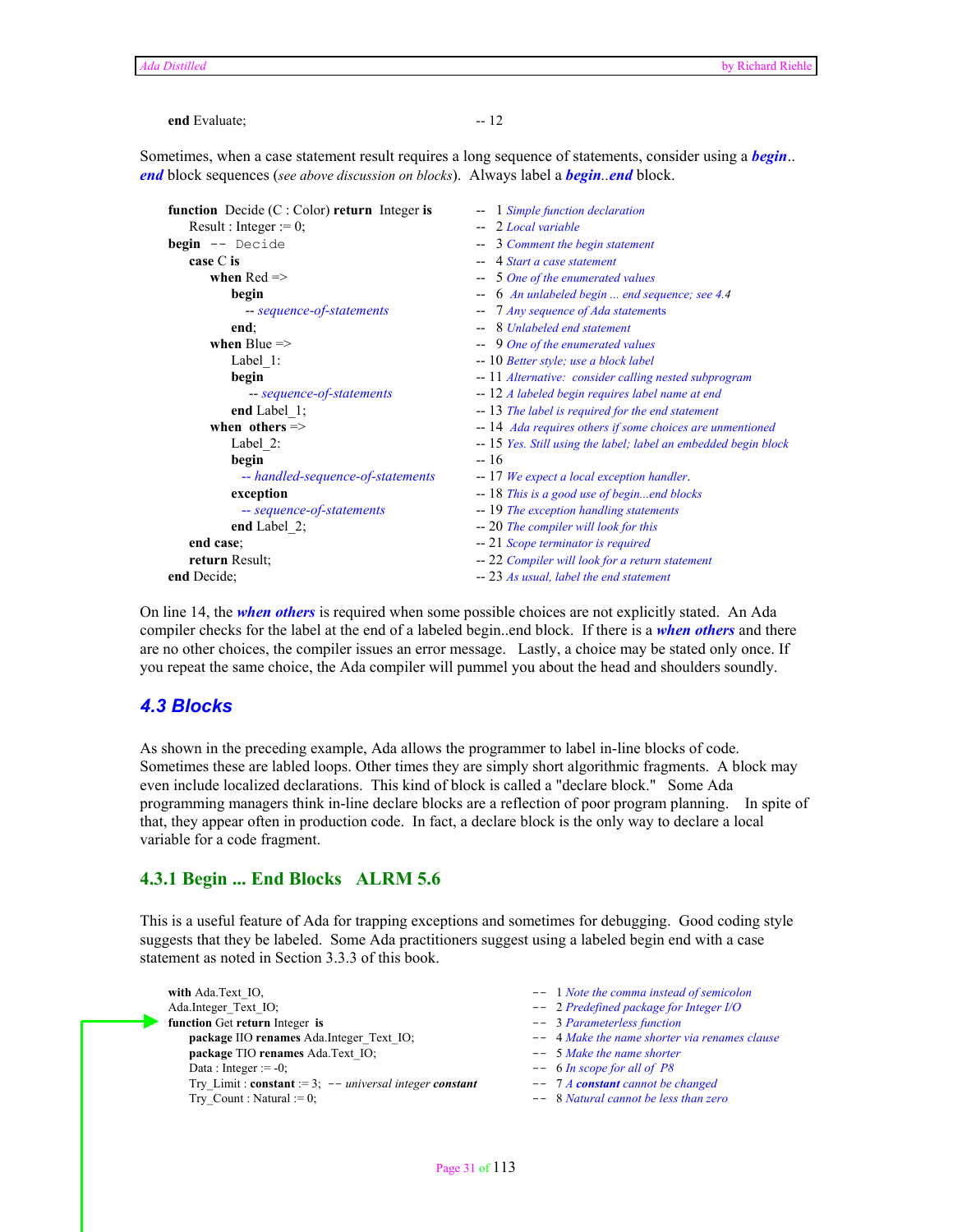```
   end Evaluate;                                  -- 12
```

Sometimes, when a case statement result requires a long sequence of statements, consider using a ***begin***.. ***end*** block sequences (*see above discussion on blocks*). Always label a ***begin***..***end*** block.

```
function  Decide (C : Color) return  Integer is      --  1 Simple function declaration
    Result : Integer := 0;                            --  2 Local variable
begin  -- Decide                                      --  3 Comment the begin statement
    case C is                                         --  4 Start a case statement
        when Red =>                                   --  5 One of the enumerated values
            begin                                     --  6  An unlabeled begin ... end sequence; see 4.4
                -- sequence-of-statements             --  7 Any sequence of Ada statements
            end;                                      --  8 Unlabeled end statement
        when Blue =>                                  --  9 One of the enumerated values
            Label_1:                                  -- 10 Better style; use a block label
            begin                                     -- 11 Alternative:  consider calling nested subprogram
                -- sequence-of-statements             -- 12 A labeled begin requires label name at end
            end Label_1;                              -- 13 The label is required for the end statement
        when  others =>                               -- 14  Ada requires others if some choices are unmentioned
            Label_2:                                  -- 15 Yes. Still using the label; label an embedded begin block
            begin                                     -- 16
              -- handled-sequence-of-statements       -- 17 We expect a local exception handler.
            exception                                 -- 18 This is a good use of begin...end blocks
              -- sequence-of-statements               -- 19 The exception handling statements
            end Label_2;                              -- 20 The compiler will look for this
    end case;                                         -- 21 Scope terminator is required
    return Result;                                    -- 22 Compiler will look for a return statement
end Decide;                                           -- 23 As usual, label the end statement
```

On line 14, the ***when others*** is required when some possible choices are not explicitly stated. An Ada compiler checks for the label at the end of a labeled begin..end block. If there is a ***when others*** and there are no other choices, the compiler issues an error message. Lastly, a choice may be stated only once. If you repeat the same choice, the Ada compiler will pummel you about the head and shoulders soundly.

## 4.3 Blocks

As shown in the preceding example, Ada allows the programmer to label in-line blocks of code. Sometimes these are labled loops. Other times they are simply short algorithmic fragments. A block may even include localized declarations. This kind of block is called a "declare block." Some Ada programming managers think in-line declare blocks are a reflection of poor program planning. In spite of that, they appear often in production code. In fact, a declare block is the only way to declare a local variable for a code fragment.

### 4.3.1 Begin ... End Blocks   ALRM 5.6

This is a useful feature of Ada for trapping exceptions and sometimes for debugging. Good coding style suggests that they be labeled. Some Ada practitioners suggest using a labeled begin end with a case statement as noted in Section 3.3.3 of this book.

```
with Ada.Text_IO,                                     --  1 Note the comma instead of semicolon
Ada.Integer_Text_IO;                                  --  2 Predefined package for Integer I/O
function Get return Integer  is                       --  3 Parameterless function
    package IIO renames Ada.Integer_Text_IO;          --  4 Make the name shorter via renames clause
    package TIO renames Ada.Text_IO;                  --  5 Make the name shorter
    Data : Integer := -0;                             --  6 In scope for all of  P8
    Try_Limit : constant := 3;  -- universal integer constant   --  7 A constant cannot be changed
    Try_Count : Natural := 0;                         --  8 Natural cannot be less than zero
```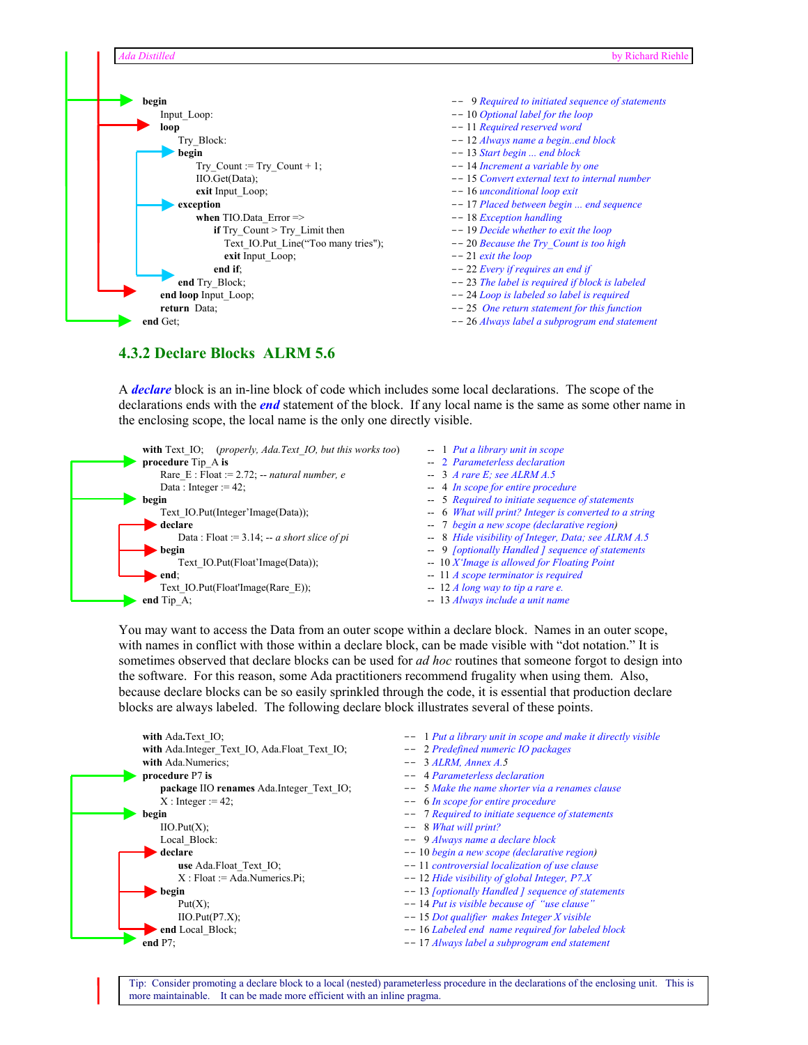```
begin                                       --  9 Required to initiated sequence of statements
   Input_Loop:                              -- 10 Optional label for the loop
   loop                                     -- 11 Required reserved word
      Try_Block:                            -- 12 Always name a begin..end block
      begin                                 -- 13 Start begin ... end block
         Try_Count := Try_Count + 1;        -- 14 Increment a variable by one
         IIO.Get(Data);                     -- 15 Convert external text to internal number
         exit Input_Loop;                   -- 16 unconditional loop exit
      exception                             -- 17 Placed between begin ... end sequence
         when TIO.Data_Error =>             -- 18 Exception handling
            if Try_Count > Try_Limit then   -- 19 Decide whether to exit the loop
               Text_IO.Put_Line("Too many tries"); -- 20 Because the Try_Count is too high
               exit Input_Loop;             -- 21 exit the loop
            end if;                         -- 22 Every if requires an end if
      end Try_Block;                        -- 23 The label is required if block is labeled
   end loop Input_Loop;                     -- 24 Loop is labeled so label is required
   return Data;                             -- 25 One return statement for this function
end Get;                                    -- 26 Always label a subprogram end statement
```

### 4.3.2 Declare Blocks ALRM 5.6

A ***declare*** block is an in-line block of code which includes some local declarations. The scope of the declarations ends with the ***end*** statement of the block. If any local name is the same as some other name in the enclosing scope, the local name is the only one directly visible.

```
with Text_IO;   (properly, Ada.Text_IO, but this works too)  --  1 Put a library unit in scope
procedure Tip_A is                                -- 2 Parameterless declaration
   Rare_E : Float := 2.72; -- natural number, e   -- 3 A rare E; see ALRM A.5
   Data : Integer := 42;                          -- 4 In scope for entire procedure
begin                                             -- 5 Required to initiate sequence of statements
   Text_IO.Put(Integer'Image(Data));              -- 6 What will print? Integer is converted to a string
   declare                                        -- 7 begin a new scope (declarative region)
      Data : Float := 3.14; -- a short slice of pi -- 8 Hide visibility of Integer, Data; see ALRM A.5
   begin                                          -- 9 [optionally Handled ] sequence of statements
      Text_IO.Put(Float'Image(Data));             -- 10 X'Image is allowed for Floating Point
   end;                                           -- 11 A scope terminator is required
   Text_IO.Put(Float'Image(Rare_E));              -- 12 A long way to tip a rare e.
end Tip_A;                                        -- 13 Always include a unit name
```

You may want to access the Data from an outer scope within a declare block. Names in an outer scope, with names in conflict with those within a declare block, can be made visible with "dot notation." It is sometimes observed that declare blocks can be used for *ad hoc* routines that someone forgot to design into the software. For this reason, some Ada practitioners recommend frugality when using them. Also, because declare blocks can be so easily sprinkled through the code, it is essential that production declare blocks are always labeled. The following declare block illustrates several of these points.

```
with Ada.Text_IO;                                  --  1 Put a library unit in scope and make it directly visible
with Ada.Integer_Text_IO, Ada.Float_Text_IO;       --  2 Predefined numeric IO packages
with Ada.Numerics;                                 --  3 ALRM, Annex A.5
procedure P7 is                                    --  4 Parameterless declaration
   package IIO renames Ada.Integer_Text_IO;        --  5 Make the name shorter via a renames clause
   X : Integer := 42;                              --  6 In scope for entire procedure
begin                                              --  7 Required to initiate sequence of statements
   IIO.Put(X);                                     --  8 What will print?
   Local_Block:                                    --  9 Always name a declare block
   declare                                         -- 10 begin a new scope (declarative region)
      use Ada.Float_Text_IO;                       -- 11 controversial localization of use clause
      X : Float := Ada.Numerics.Pi;                -- 12 Hide visibility of global Integer, P7.X
   begin                                           -- 13 [optionally Handled ] sequence of statements
      Put(X);                                      -- 14 Put is visible because of "use clause"
      IIO.Put(P7.X);                               -- 15 Dot qualifier makes Integer X visible
   end Local_Block;                                -- 16 Labeled end name required for labeled block
end P7;                                            -- 17 Always label a subprogram end statement
```

Tip: Consider promoting a declare block to a local (nested) parameterless procedure in the declarations of the enclosing unit. This is more maintainable. It can be made more efficient with an inline pragma.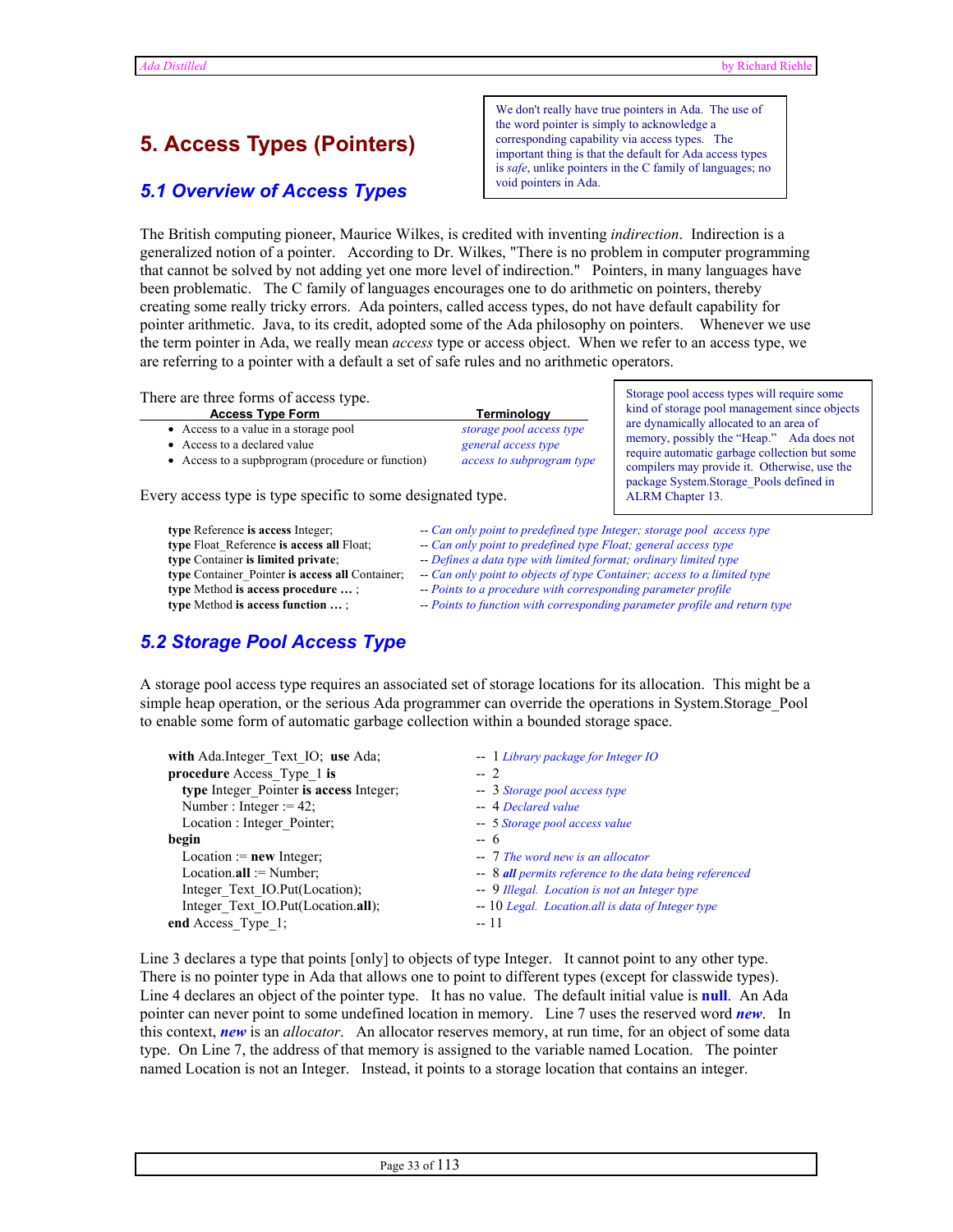# 5. Access Types (Pointers)

> We don't really have true pointers in Ada. The use of the word pointer is simply to acknowledge a corresponding capability via access types. The important thing is that the default for Ada access types is *safe*, unlike pointers in the C family of languages; no void pointers in Ada.

## 5.1 Overview of Access Types

The British computing pioneer, Maurice Wilkes, is credited with inventing *indirection*. Indirection is a generalized notion of a pointer. According to Dr. Wilkes, "There is no problem in computer programming that cannot be solved by not adding yet one more level of indirection." Pointers, in many languages have been problematic. The C family of languages encourages one to do arithmetic on pointers, thereby creating some really tricky errors. Ada pointers, called access types, do not have default capability for pointer arithmetic. Java, to its credit, adopted some of the Ada philosophy on pointers. Whenever we use the term pointer in Ada, we really mean *access* type or access object. When we refer to an access type, we are referring to a pointer with a default a set of safe rules and no arithmetic operators.

> Storage pool access types will require some kind of storage pool management since objects are dynamically allocated to an area of memory, possibly the "Heap." Ada does not require automatic garbage collection but some compilers may provide it. Otherwise, use the package System.Storage_Pools defined in ALRM Chapter 13.

There are three forms of access type.

| Access Type Form | Terminology |
|---|---|
| • Access to a value in a storage pool | *storage pool access type* |
| • Access to a declared value | *general access type* |
| • Access to a supbprogram (procedure or function) | *access to subprogram type* |

Every access type is type specific to some designated type.

```
type Reference is access Integer;              -- Can only point to predefined type Integer; storage pool access type
type Float_Reference is access all Float;      -- Can only point to predefined type Float; general access type
type Container is limited private;             -- Defines a data type with limited format; ordinary limited type
type Container_Pointer is access all Container; -- Can only point to objects of type Container; access to a limited type
type Method is access procedure … ;            -- Points to a procedure with corresponding parameter profile
type Method is access function … ;             -- Points to function with corresponding parameter profile and return type
```

## 5.2 Storage Pool Access Type

A storage pool access type requires an associated set of storage locations for its allocation. This might be a simple heap operation, or the serious Ada programmer can override the operations in System.Storage_Pool to enable some form of automatic garbage collection within a bounded storage space.

```
with Ada.Integer_Text_IO; use Ada;          -- 1 Library package for Integer IO
procedure Access_Type_1 is                  -- 2
   type Integer_Pointer is access Integer;  -- 3 Storage pool access type
   Number : Integer := 42;                  -- 4 Declared value
   Location : Integer_Pointer;              -- 5 Storage pool access value
begin                                       -- 6
   Location := new Integer;                 -- 7 The word new is an allocator
   Location.all := Number;                  -- 8 all permits reference to the data being referenced
   Integer_Text_IO.Put(Location);           -- 9 Illegal. Location is not an Integer type
   Integer_Text_IO.Put(Location.all);       -- 10 Legal. Location.all is data of Integer type
end Access_Type_1;                          -- 11
```

Line 3 declares a type that points [only] to objects of type Integer. It cannot point to any other type. There is no pointer type in Ada that allows one to point to different types (except for classwide types). Line 4 declares an object of the pointer type. It has no value. The default initial value is **null**. An Ada pointer can never point to some undefined location in memory. Line 7 uses the reserved word ***new***. In this context, ***new*** is an *allocator*. An allocator reserves memory, at run time, for an object of some data type. On Line 7, the address of that memory is assigned to the variable named Location. The pointer named Location is not an Integer. Instead, it points to a storage location that contains an integer.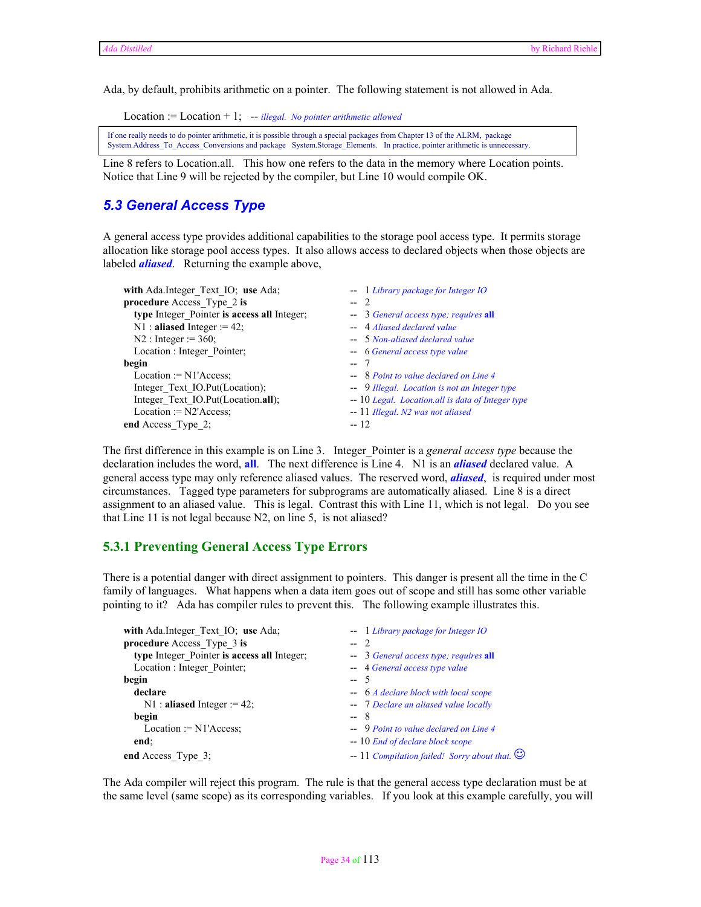Ada, by default, prohibits arithmetic on a pointer. The following statement is not allowed in Ada.

```
Location := Location + 1;   -- illegal. No pointer arithmetic allowed
```

> If one really needs to do pointer arithmetic, it is possible through a special packages from Chapter 13 of the ALRM, package System.Address_To_Access_Conversions and package System.Storage_Elements. In practice, pointer arithmetic is unnecessary.

Line 8 refers to Location.all. This how one refers to the data in the memory where Location points. Notice that Line 9 will be rejected by the compiler, but Line 10 would compile OK.

## 5.3 General Access Type

A general access type provides additional capabilities to the storage pool access type. It permits storage allocation like storage pool access types. It also allows access to declared objects when those objects are labeled ***aliased***. Returning the example above,

```
with Ada.Integer_Text_IO; use Ada;               --  1 Library package for Integer IO
procedure Access_Type_2 is                       --  2
   type Integer_Pointer is access all Integer;   --  3 General access type; requires all
   N1 : aliased Integer := 42;                   --  4 Aliased declared value
   N2 : Integer := 360;                          --  5 Non-aliased declared value
   Location : Integer_Pointer;                   --  6 General access type value
begin                                            --  7
   Location := N1'Access;                        --  8 Point to value declared on Line 4
   Integer_Text_IO.Put(Location);                --  9 Illegal. Location is not an Integer type
   Integer_Text_IO.Put(Location.all);            -- 10 Legal. Location.all is data of Integer type
   Location := N2'Access;                        -- 11 Illegal. N2 was not aliased
end Access_Type_2;                               -- 12
```

The first difference in this example is on Line 3. Integer_Pointer is a *general access type* because the declaration includes the word, **all**. The next difference is Line 4. N1 is an ***aliased*** declared value. A general access type may only reference aliased values. The reserved word, ***aliased***, is required under most circumstances. Tagged type parameters for subprograms are automatically aliased. Line 8 is a direct assignment to an aliased value. This is legal. Contrast this with Line 11, which is not legal. Do you see that Line 11 is not legal because N2, on line 5, is not aliased?

### 5.3.1 Preventing General Access Type Errors

There is a potential danger with direct assignment to pointers. This danger is present all the time in the C family of languages. What happens when a data item goes out of scope and still has some other variable pointing to it? Ada has compiler rules to prevent this. The following example illustrates this.

```
with Ada.Integer_Text_IO; use Ada;               --  1 Library package for Integer IO
procedure Access_Type_3 is                       --  2
   type Integer_Pointer is access all Integer;   --  3 General access type; requires all
   Location : Integer_Pointer;                   --  4 General access type value
begin                                            --  5
   declare                                       --  6 A declare block with local scope
      N1 : aliased Integer := 42;                --  7 Declare an aliased value locally
   begin                                         --  8
      Location := N1'Access;                     --  9 Point to value declared on Line 4
   end;                                          -- 10 End of declare block scope
end Access_Type_3;                               -- 11 Compilation failed! Sorry about that. ☺
```

The Ada compiler will reject this program. The rule is that the general access type declaration must be at the same level (same scope) as its corresponding variables. If you look at this example carefully, you will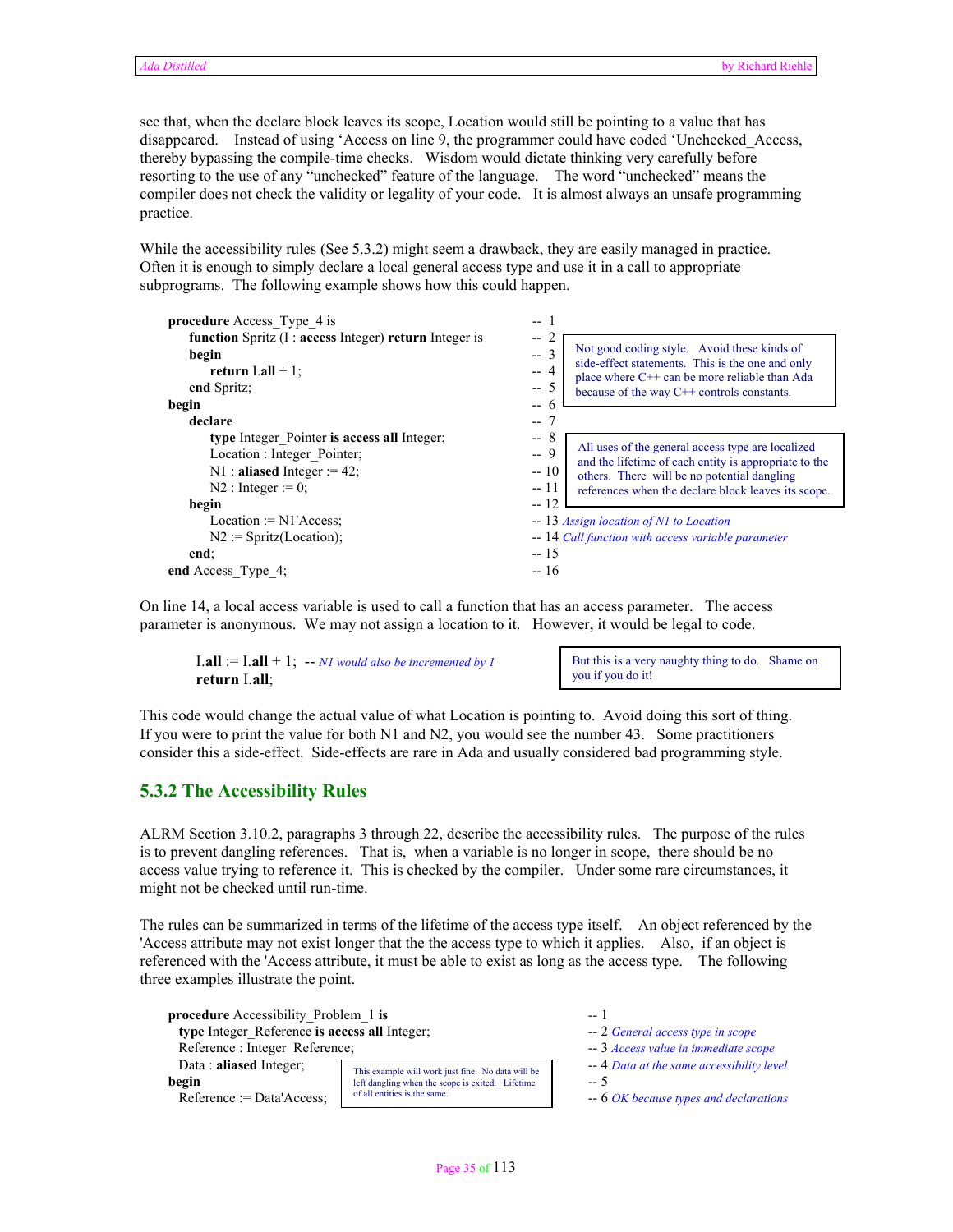see that, when the declare block leaves its scope, Location would still be pointing to a value that has disappeared. Instead of using 'Access on line 9, the programmer could have coded 'Unchecked_Access, thereby bypassing the compile-time checks. Wisdom would dictate thinking very carefully before resorting to the use of any "unchecked" feature of the language. The word "unchecked" means the compiler does not check the validity or legality of your code. It is almost always an unsafe programming practice.

While the accessibility rules (See 5.3.2) might seem a drawback, they are easily managed in practice. Often it is enough to simply declare a local general access type and use it in a call to appropriate subprograms. The following example shows how this could happen.

```
procedure Access_Type_4 is                                  -- 1
   function Spritz (I : access Integer) return Integer is   -- 2
   begin                                                    -- 3
      return I.all + 1;                                     -- 4
   end Spritz;                                              -- 5
begin                                                       -- 6
   declare                                                  -- 7
      type Integer_Pointer is access all Integer;           -- 8
      Location : Integer_Pointer;                           -- 9
      N1 : aliased Integer := 42;                           -- 10
      N2 : Integer := 0;                                    -- 11
   begin                                                    -- 12
      Location := N1'Access;                                -- 13 Assign location of N1 to Location
      N2 := Spritz(Location);                               -- 14 Call function with access variable parameter
   end;                                                     -- 15
end Access_Type_4;                                          -- 16
```

> Not good coding style. Avoid these kinds of side-effect statements. This is the one and only place where C++ can be more reliable than Ada because of the way C++ controls constants.

> All uses of the general access type are localized and the lifetime of each entity is appropriate to the others. There will be no potential dangling references when the declare block leaves its scope.

On line 14, a local access variable is used to call a function that has an access parameter. The access parameter is anonymous. We may not assign a location to it. However, it would be legal to code.

```
I.all := I.all + 1;  -- N1 would also be incremented by 1
return I.all;
```

> But this is a very naughty thing to do. Shame on you if you do it!

This code would change the actual value of what Location is pointing to. Avoid doing this sort of thing. If you were to print the value for both N1 and N2, you would see the number 43. Some practitioners consider this a side-effect. Side-effects are rare in Ada and usually considered bad programming style.

### 5.3.2 The Accessibility Rules

ALRM Section 3.10.2, paragraphs 3 through 22, describe the accessibility rules. The purpose of the rules is to prevent dangling references. That is, when a variable is no longer in scope, there should be no access value trying to reference it. This is checked by the compiler. Under some rare circumstances, it might not be checked until run-time.

The rules can be summarized in terms of the lifetime of the access type itself. An object referenced by the 'Access attribute may not exist longer that the the access type to which it applies. Also, if an object is referenced with the 'Access attribute, it must be able to exist as long as the access type. The following three examples illustrate the point.

```
procedure Accessibility_Problem_1 is              -- 1
  type Integer_Reference is access all Integer;   -- 2 General access type in scope
  Reference : Integer_Reference;                  -- 3 Access value in immediate scope
  Data : aliased Integer;                         -- 4 Data at the same accessibility level
begin                                             -- 5
  Reference := Data'Access;                       -- 6 OK because types and declarations
```

> This example will work just fine. No data will be left dangling when the scope is exited. Lifetime of all entities is the same.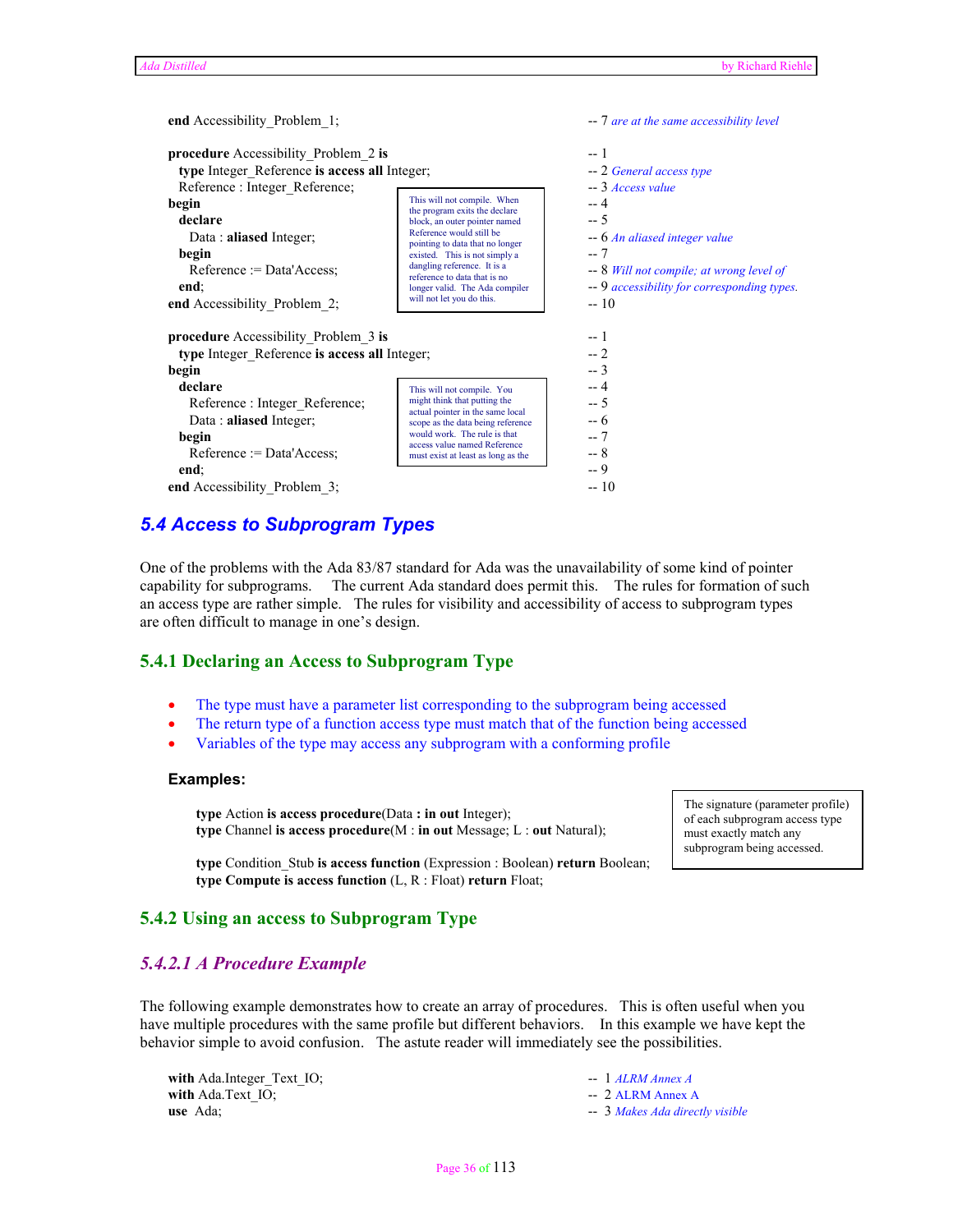```
end Accessibility_Problem_1;                                  -- 7 are at the same accessibility level

procedure Accessibility_Problem_2 is                          -- 1
  type Integer_Reference is access all Integer;               -- 2 General access type
  Reference : Integer_Reference;                              -- 3 Access value
begin                                                         -- 4
  declare                                                     -- 5
    Data : aliased Integer;                                   -- 6 An aliased integer value
  begin                                                       -- 7
    Reference := Data'Access;                                 -- 8 Will not compile; at wrong level of
  end;                                                        -- 9 accessibility for corresponding types.
end Accessibility_Problem_2;                                  -- 10
```

> This will not compile. When the program exits the declare block, an outer pointer named Reference would still be pointing to data that no longer existed. This is not simply a dangling reference. It is a reference to data that is no longer valid. The Ada compiler will not let you do this.

```
procedure Accessibility_Problem_3 is                          -- 1
  type Integer_Reference is access all Integer;               -- 2
begin                                                         -- 3
  declare                                                     -- 4
    Reference : Integer_Reference;                            -- 5
    Data : aliased Integer;                                   -- 6
  begin                                                       -- 7
    Reference := Data'Access;                                 -- 8
  end;                                                        -- 9
end Accessibility_Problem_3;                                  -- 10
```

> This will not compile. You might think that putting the actual pointer in the same local scope as the data being reference would work. The rule is that access value named Reference must exist at least as long as the

## 5.4 Access to Subprogram Types

One of the problems with the Ada 83/87 standard for Ada was the unavailability of some kind of pointer capability for subprograms. The current Ada standard does permit this. The rules for formation of such an access type are rather simple. The rules for visibility and accessibility of access to subprogram types are often difficult to manage in one's design.

### 5.4.1 Declaring an Access to Subprogram Type

- The type must have a parameter list corresponding to the subprogram being accessed
- The return type of a function access type must match that of the function being accessed
- Variables of the type may access any subprogram with a conforming profile

**Examples:**

```
type Action is access procedure(Data : in out Integer);
type Channel is access procedure(M : in out Message; L : out Natural);

type Condition_Stub is access function (Expression : Boolean) return Boolean;
type Compute is access function (L, R : Float) return Float;
```

> The signature (parameter profile) of each subprogram access type must exactly match any subprogram being accessed.

### 5.4.2 Using an access to Subprogram Type

#### *5.4.2.1 A Procedure Example*

The following example demonstrates how to create an array of procedures. This is often useful when you have multiple procedures with the same profile but different behaviors. In this example we have kept the behavior simple to avoid confusion. The astute reader will immediately see the possibilities.

```
with Ada.Integer_Text_IO;                                     --  1 ALRM Annex A
with Ada.Text_IO;                                             --  2 ALRM Annex A
use  Ada;                                                     --  3 Makes Ada directly visible
```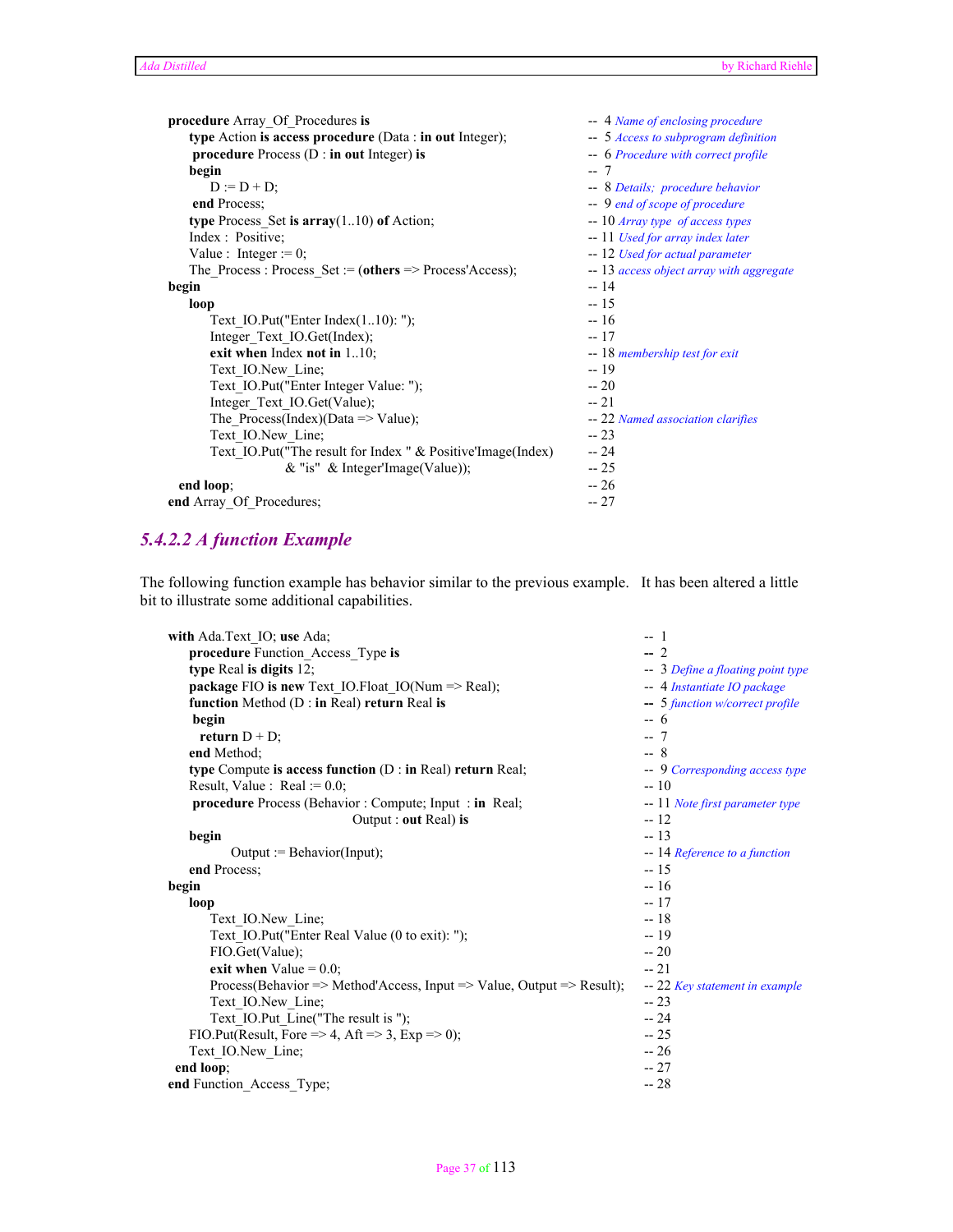```ada
procedure Array_Of_Procedures is                                  --  4 Name of enclosing procedure
     type Action is access procedure (Data : in out Integer);     --  5 Access to subprogram definition
      procedure Process (D : in out Integer) is                   --  6 Procedure with correct profile
     begin                                                        --  7
          D := D + D;                                             --  8 Details;  procedure behavior
      end Process;                                                --  9 end of scope of procedure
     type Process_Set is array(1..10) of Action;                  -- 10 Array type  of access types
     Index :  Positive;                                           -- 11 Used for array index later
     Value :  Integer := 0;                                       -- 12 Used for actual parameter
     The_Process : Process_Set := (others => Process'Access);     -- 13 access object array with aggregate
begin                                                             -- 14
     loop                                                         -- 15
          Text_IO.Put("Enter Index(1..10): ");                    -- 16
          Integer_Text_IO.Get(Index);                             -- 17
          exit when Index not in 1..10;                           -- 18 membership test for exit
          Text_IO.New_Line;                                       -- 19
          Text_IO.Put("Enter Integer Value: ");                   -- 20
          Integer_Text_IO.Get(Value);                             -- 21
          The_Process(Index)(Data => Value);                      -- 22 Named association clarifies
          Text_IO.New_Line;                                       -- 23
          Text_IO.Put("The result for Index " & Positive'Image(Index)   -- 24
                      & "is"  & Integer'Image(Value));            -- 25
   end loop;                                                      -- 26
end Array_Of_Procedures;                                          -- 27
```

### *5.4.2.2 A function Example*

The following function example has behavior similar to the previous example.   It has been altered a little bit to illustrate some additional capabilities.

```ada
with Ada.Text_IO; use Ada;                                                   --  1
     procedure Function_Access_Type is                                       --  2
     type Real is digits 12;                                                 --  3 Define a floating point type
     package FIO is new Text_IO.Float_IO(Num => Real);                       --  4 Instantiate IO package
     function Method (D : in Real) return Real is                            --  5 function w/correct profile
      begin                                                                  --  6
       return D + D;                                                         --  7
     end Method;                                                             --  8
     type Compute is access function (D : in Real) return Real;              --  9 Corresponding access type
     Result, Value :  Real := 0.0;                                           -- 10
      procedure Process (Behavior : Compute; Input  : in  Real;              -- 11 Note first parameter type
                                   Output : out Real) is                     -- 12
     begin                                                                   -- 13
            Output := Behavior(Input);                                       -- 14 Reference to a function
     end Process;                                                            -- 15
begin                                                                        -- 16
     loop                                                                    -- 17
          Text_IO.New_Line;                                                  -- 18
          Text_IO.Put("Enter Real Value (0 to exit): ");                     -- 19
          FIO.Get(Value);                                                    -- 20
          exit when Value = 0.0;                                             -- 21
          Process(Behavior => Method'Access, Input => Value, Output => Result);  -- 22 Key statement in example
          Text_IO.New_Line;                                                  -- 23
          Text_IO.Put_Line("The result is ");                                -- 24
     FIO.Put(Result, Fore => 4, Aft => 3, Exp => 0);                         -- 25
     Text_IO.New_Line;                                                       -- 26
  end loop;                                                                  -- 27
end Function_Access_Type;                                                    -- 28
```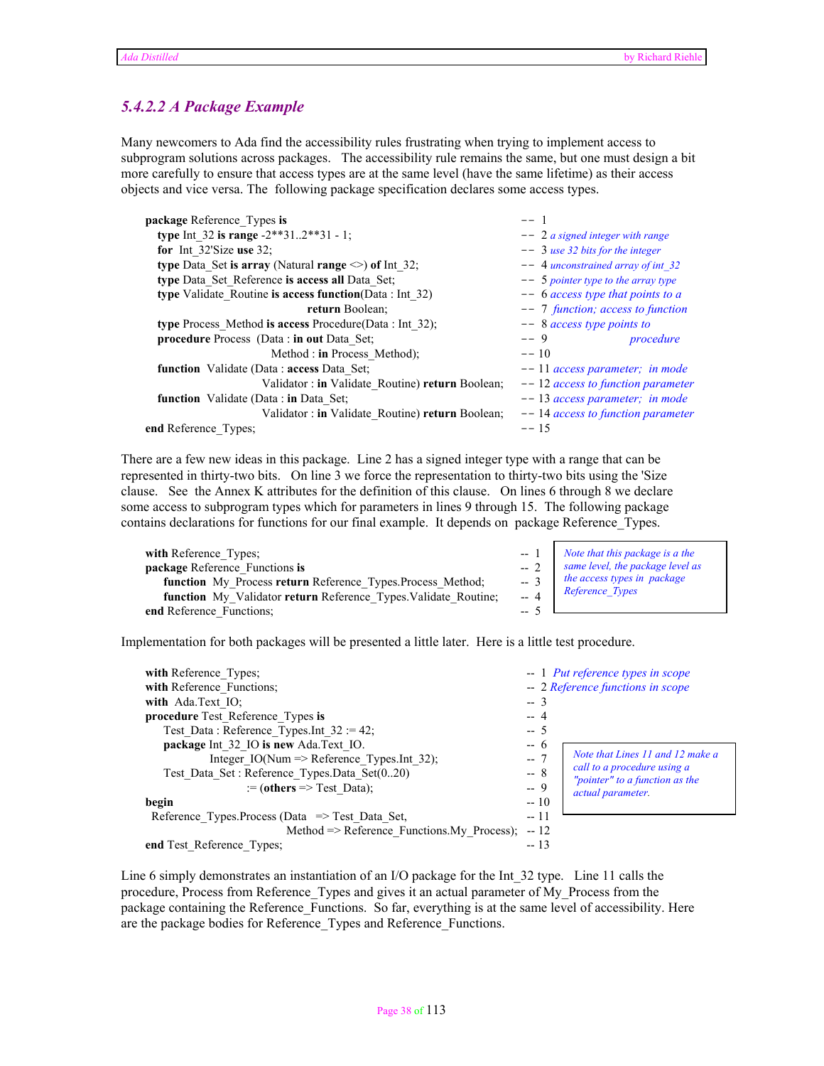### 5.4.2.2 A Package Example

Many newcomers to Ada find the accessibility rules frustrating when trying to implement access to subprogram solutions across packages. The accessibility rule remains the same, but one must design a bit more carefully to ensure that access types are at the same level (have the same lifetime) as their access objects and vice versa. The following package specification declares some access types.

```
package Reference_Types is                                                     -- 1
   type Int_32 is range -2**31..2**31 - 1;                                     -- 2 a signed integer with range
   for Int_32'Size use 32;                                                     -- 3 use 32 bits for the integer
   type Data_Set is array (Natural range <>) of Int_32;                        -- 4 unconstrained array of int_32
   type Data_Set_Reference is access all Data_Set;                             -- 5 pointer type to the array type
   type Validate_Routine is access function(Data : Int_32)                     -- 6 access type that points to a
                                   return Boolean;                             -- 7 function; access to function
   type Process_Method is access Procedure(Data : Int_32);                     -- 8 access type points to
   procedure Process (Data : in out Data_Set;                                  -- 9                procedure
                          Method : in Process_Method);                         -- 10
   function Validate (Data : access Data_Set;                                  -- 11 access parameter; in mode
                          Validator : in Validate_Routine) return Boolean;     -- 12 access to function parameter
   function Validate (Data : in Data_Set;                                      -- 13 access parameter; in mode
                          Validator : in Validate_Routine) return Boolean;     -- 14 access to function parameter
end Reference_Types;                                                           -- 15
```

There are a few new ideas in this package. Line 2 has a signed integer type with a range that can be represented in thirty-two bits. On line 3 we force the representation to thirty-two bits using the 'Size clause. See the Annex K attributes for the definition of this clause. On lines 6 through 8 we declare some access to subprogram types which for parameters in lines 9 through 15. The following package contains declarations for functions for our final example. It depends on package Reference_Types.

```
with Reference_Types;                                                      -- 1
package Reference_Functions is                                             -- 2
    function My_Process return Reference_Types.Process_Method;             -- 3
    function My_Validator return Reference_Types.Validate_Routine;         -- 4
end Reference_Functions;                                                   -- 5
```

*Note that this package is a the same level, the package level as the access types in package Reference_Types*

Implementation for both packages will be presented a little later. Here is a little test procedure.

```
with Reference_Types;                                             -- 1 Put reference types in scope
with Reference_Functions;                                         -- 2 Reference functions in scope
with Ada.Text_IO;                                                 -- 3
procedure Test_Reference_Types is                                 -- 4
    Test_Data : Reference_Types.Int_32 := 42;                     -- 5
    package Int_32_IO is new Ada.Text_IO.                         -- 6
              Integer_IO(Num => Reference_Types.Int_32);          -- 7
    Test_Data_Set : Reference_Types.Data_Set(0..20)               -- 8
                 := (others => Test_Data);                        -- 9
begin                                                             -- 10
  Reference_Types.Process (Data   => Test_Data_Set,               -- 11
                  Method => Reference_Functions.My_Process);      -- 12
end Test_Reference_Types;                                         -- 13
```

*Note that Lines 11 and 12 make a call to a procedure using a "pointer" to a function as the actual parameter.*

Line 6 simply demonstrates an instantiation of an I/O package for the Int_32 type. Line 11 calls the procedure, Process from Reference_Types and gives it an actual parameter of My_Process from the package containing the Reference_Functions. So far, everything is at the same level of accessibility. Here are the package bodies for Reference_Types and Reference_Functions.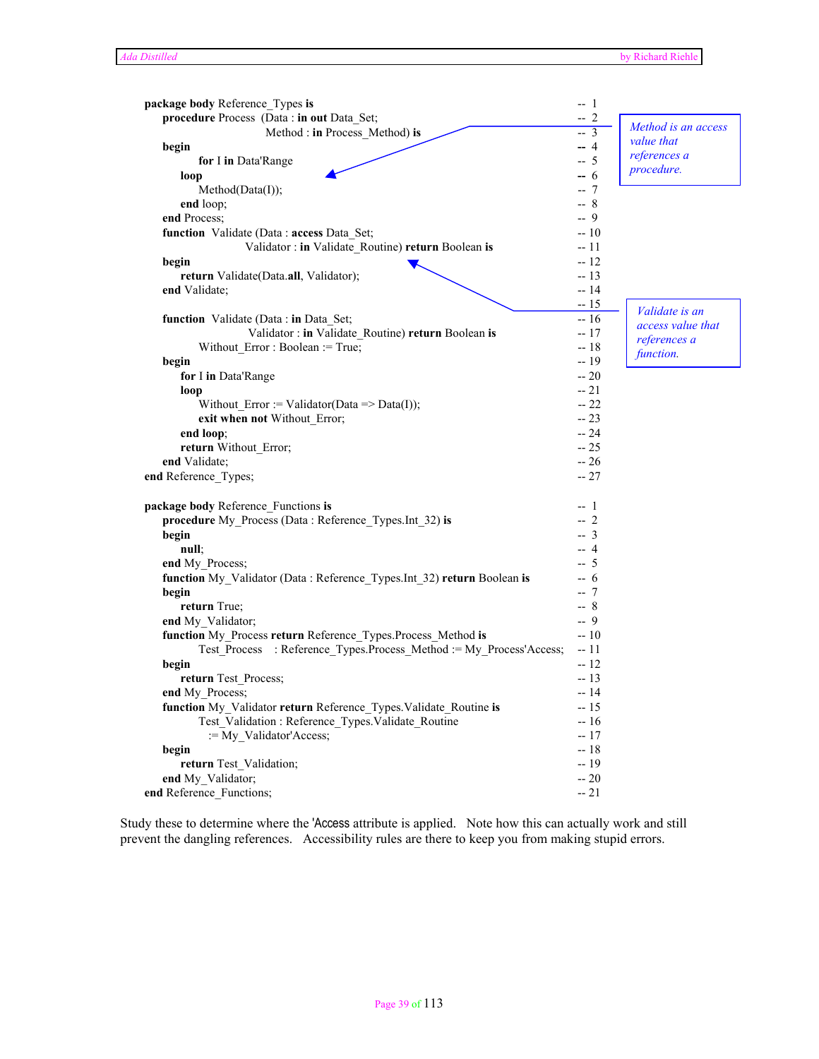```
package body Reference_Types is                                           -- 1
   procedure Process (Data : in out Data_Set;                            -- 2
                      Method : in Process_Method) is                     -- 3
   begin                                                                  -- 4
      for I in Data'Range                                                 -- 5
      loop                                                                -- 6
         Method(Data(I));                                                 -- 7
      end loop;                                                           -- 8
   end Process;                                                           -- 9
   function Validate (Data : access Data_Set;                            -- 10
                      Validator : in Validate_Routine) return Boolean is -- 11
   begin                                                                  -- 12
      return Validate(Data.all, Validator);                               -- 13
   end Validate;                                                          -- 14
                                                                          -- 15
   function Validate (Data : in Data_Set;                                -- 16
                      Validator : in Validate_Routine) return Boolean is -- 17
         Without_Error : Boolean := True;                                 -- 18
   begin                                                                  -- 19
      for I in Data'Range                                                 -- 20
      loop                                                                -- 21
         Without_Error := Validator(Data => Data(I));                     -- 22
         exit when not Without_Error;                                     -- 23
      end loop;                                                           -- 24
      return Without_Error;                                               -- 25
   end Validate;                                                          -- 26
end Reference_Types;                                                      -- 27
```

*Method is an access value that references a procedure.*

*Validate is an access value that references a function.*

```
package body Reference_Functions is                                       -- 1
   procedure My_Process (Data : Reference_Types.Int_32) is               -- 2
   begin                                                                  -- 3
      null;                                                               -- 4
   end My_Process;                                                        -- 5
   function My_Validator (Data : Reference_Types.Int_32) return Boolean is -- 6
   begin                                                                  -- 7
      return True;                                                        -- 8
   end My_Validator;                                                      -- 9
   function My_Process return Reference_Types.Process_Method is           -- 10
         Test_Process   : Reference_Types.Process_Method := My_Process'Access; -- 11
   begin                                                                  -- 12
      return Test_Process;                                                -- 13
   end My_Process;                                                        -- 14
   function My_Validator return Reference_Types.Validate_Routine is       -- 15
         Test_Validation : Reference_Types.Validate_Routine               -- 16
           := My_Validator'Access;                                        -- 17
   begin                                                                  -- 18
      return Test_Validation;                                             -- 19
   end My_Validator;                                                      -- 20
end Reference_Functions;                                                  -- 21
```

Study these to determine where the 'Access attribute is applied. Note how this can actually work and still prevent the dangling references. Accessibility rules are there to keep you from making stupid errors.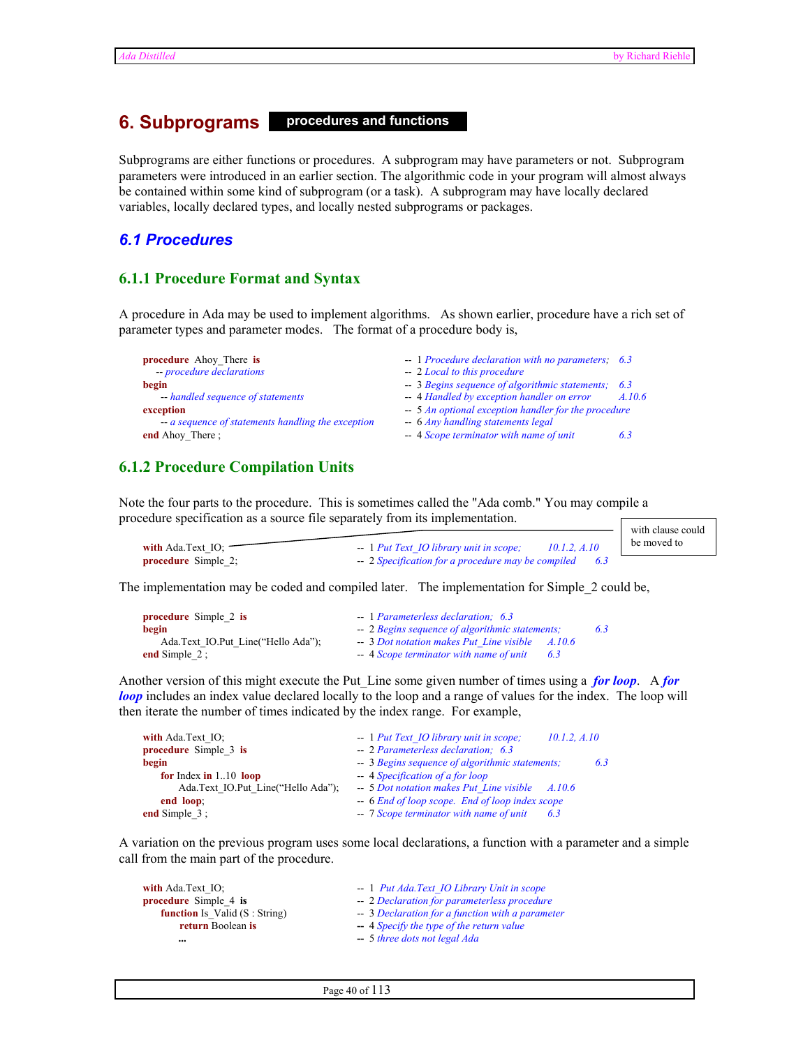# 6. Subprograms **procedures and functions**

Subprograms are either functions or procedures. A subprogram may have parameters or not. Subprogram parameters were introduced in an earlier section. The algorithmic code in your program will almost always be contained within some kind of subprogram (or a task). A subprogram may have locally declared variables, locally declared types, and locally nested subprograms or packages.

## 6.1 Procedures

### 6.1.1 Procedure Format and Syntax

A procedure in Ada may be used to implement algorithms. As shown earlier, procedure have a rich set of parameter types and parameter modes. The format of a procedure body is,

```
procedure Ahoy_There is                                   -- 1 Procedure declaration with no parameters;   6.3
   -- procedure declarations                              -- 2 Local to this procedure
begin                                                     -- 3 Begins sequence of algorithmic statements;   6.3
    -- handled sequence of statements                     -- 4 Handled by exception handler on error        A.10.6
exception                                                 -- 5 An optional exception handler for the procedure
    -- a sequence of statements handling the exception    -- 6 Any handling statements legal
end Ahoy_There ;                                          -- 4 Scope terminator with name of unit           6.3
```

### 6.1.2 Procedure Compilation Units

Note the four parts to the procedure. This is sometimes called the "Ada comb." You may compile a procedure specification as a source file separately from its implementation.

```
with Ada.Text_IO;                 -- 1 Put Text_IO library unit in scope;          10.1.2, A.10
procedure Simple_2;               -- 2 Specification for a procedure may be compiled   6.3
```

with clause could be moved to

The implementation may be coded and compiled later. The implementation for Simple_2 could be,

```
procedure Simple_2 is                     -- 1 Parameterless declaration;  6.3
begin                                     -- 2 Begins sequence of algorithmic statements;   6.3
    Ada.Text_IO.Put_Line("Hello Ada");    -- 3 Dot notation makes Put_Line visible    A.10.6
end Simple_2 ;                            -- 4 Scope terminator with name of unit     6.3
```

Another version of this might execute the Put_Line some given number of times using a ***for loop***. A ***for loop*** includes an index value declared locally to the loop and a range of values for the index. The loop will then iterate the number of times indicated by the index range. For example,

```
with Ada.Text_IO;                            -- 1 Put Text_IO library unit in scope;       10.1.2, A.10
procedure Simple_3 is                        -- 2 Parameterless declaration;  6.3
begin                                        -- 3 Begins sequence of algorithmic statements;    6.3
    for Index in 1..10 loop                  -- 4 Specification of a for loop
        Ada.Text_IO.Put_Line("Hello Ada");   -- 5 Dot notation makes Put_Line visible    A.10.6
    end loop;                                -- 6 End of loop scope. End of loop index scope
end Simple_3 ;                               -- 7 Scope terminator with name of unit    6.3
```

A variation on the previous program uses some local declarations, a function with a parameter and a simple call from the main part of the procedure.

```
with Ada.Text_IO;                      -- 1 Put Ada.Text_IO Library Unit in scope
procedure Simple_4 is                  -- 2 Declaration for parameterless procedure
    function Is_Valid (S : String)     -- 3 Declaration for a function with a parameter
        return Boolean is              -- 4 Specify the type of the return value
        ...                            -- 5 three dots not legal Ada
```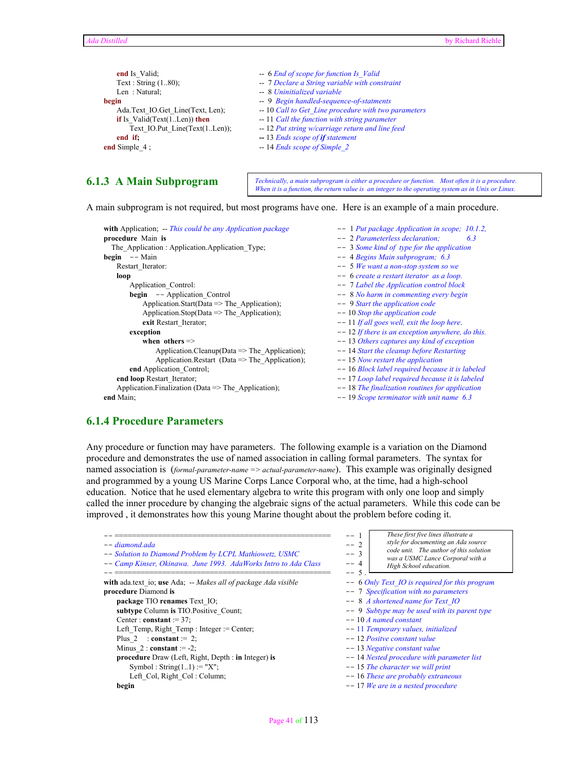```
    end Is_Valid;                                    --  6 End of scope for function Is_Valid
    Text : String (1..80);                           --  7 Declare a String variable with constraint
    Len  : Natural;                                  --  8 Uninitialized variable
begin                                                --  9 Begin handled-sequence-of-statments
    Ada.Text_IO.Get_Line(Text, Len);                 -- 10 Call to Get_Line procedure with two parameters
    if Is_Valid(Text(1..Len)) then                   -- 11 Call the function with string parameter
        Text_IO.Put_Line(Text(1..Len));              -- 12 Put string w/carriage return and line feed
    end if;                                          -- 13 Ends scope of if statement
end Simple_4 ;                                       -- 14 Ends scope of Simple_2
```

### 6.1.3 A Main Subprogram

*Technically, a main subprogram is either a procedure or function. Most often it is a procedure. When it is a function, the return value is an integer to the operating system as in Unix or Linux.*

A main subprogram is not required, but most programs have one. Here is an example of a main procedure.

```
with Application;  -- This could be any Application package       --  1 Put package Application in scope;  10.1.2,
procedure Main is                                                 --  2 Parameterless declaration;        6.3
   The_Application : Application.Application_Type;                --  3 Some kind of type for the application
begin   -- Main                                                   --  4 Begins Main subprogram;  6.3
    Restart_Iterator:                                             --  5 We want a non-stop system so we
    loop                                                          --  6 create a restart iterator as a loop.
        Application_Control:                                      --  7 Label the Application control block
        begin   -- Application_Control                            --  8 No harm in commenting every begin
            Application.Start(Data => The_Application);           --  9 Start the application code
            Application.Stop(Data => The_Application);            -- 10 Stop the application code
            exit Restart_Iterator;                                -- 11 If all goes well, exit the loop here.
        exception                                                 -- 12 If there is an exception anywhere, do this.
            when others =>                                        -- 13 Others captures any kind of exception
                Application.Cleanup(Data => The_Application);     -- 14 Start the cleanup before Restarting
                Application.Restart  (Data => The_Application);   -- 15 Now restart the application
        end Application_Control;                                  -- 16 Block label required because it is labeled
    end loop Restart_Iterator;                                    -- 17 Loop label required because it is labeled
    Application.Finalization (Data => The_Application);           -- 18 The finalization routines for application
end Main;                                                         -- 19 Scope terminator with unit name  6.3
```

### 6.1.4 Procedure Parameters

Any procedure or function may have parameters. The following example is a variation on the Diamond procedure and demonstrates the use of named association in calling formal parameters. The syntax for named association is (*formal-parameter-name* => *actual-parameter-name*). This example was originally designed and programmed by a young US Marine Corps Lance Corporal who, at the time, had a high-school education. Notice that he used elementary algebra to write this program with only one loop and simply called the inner procedure by changing the algebraic signs of the actual parameters. While this code can be improved , it demonstrates how this young Marine thought about the problem before coding it.

*These first five lines illustrate a style for documenting an Ada source code unit. The author of this solution was a USMC Lance Corporal with a High School education.*

```
-- ==================================================             --  1
-- diamond.ada                                                    --  2
-- Solution to Diamond Problem by LCPL Mathiowetz, USMC           --  3
-- Camp Kinser, Okinawa.  June 1993.  AdaWorks Intro to Ada Class --  4
-- ==================================================             --  5 .
with ada.text_io; use Ada;  -- Makes all of package Ada visible   --  6 Only Text_IO is required for this program
procedure Diamond is                                              --  7 Specification with no parameters
    package TIO renames Text_IO;                                  --  8 A shortened name for Text_IO
    subtype Column is TIO.Positive_Count;                         --  9 Subtype may be used with its parent type
    Center : constant := 37;                                      -- 10 A named constant
    Left_Temp, Right_Temp : Integer := Center;                    -- 11 Temporary values, initialized
    Plus_2    : constant :=  2;                                   -- 12 Positve constant value
    Minus_2 : constant := -2;                                     -- 13 Negative constant value
    procedure Draw (Left, Right, Depth : in Integer) is           -- 14 Nested procedure with parameter list
        Symbol : String(1..1) := "X";                             -- 15 The character we will print
        Left_Col, Right_Col : Column;                             -- 16 These are probably extraneous
    begin                                                         -- 17 We are in a nested procedure
```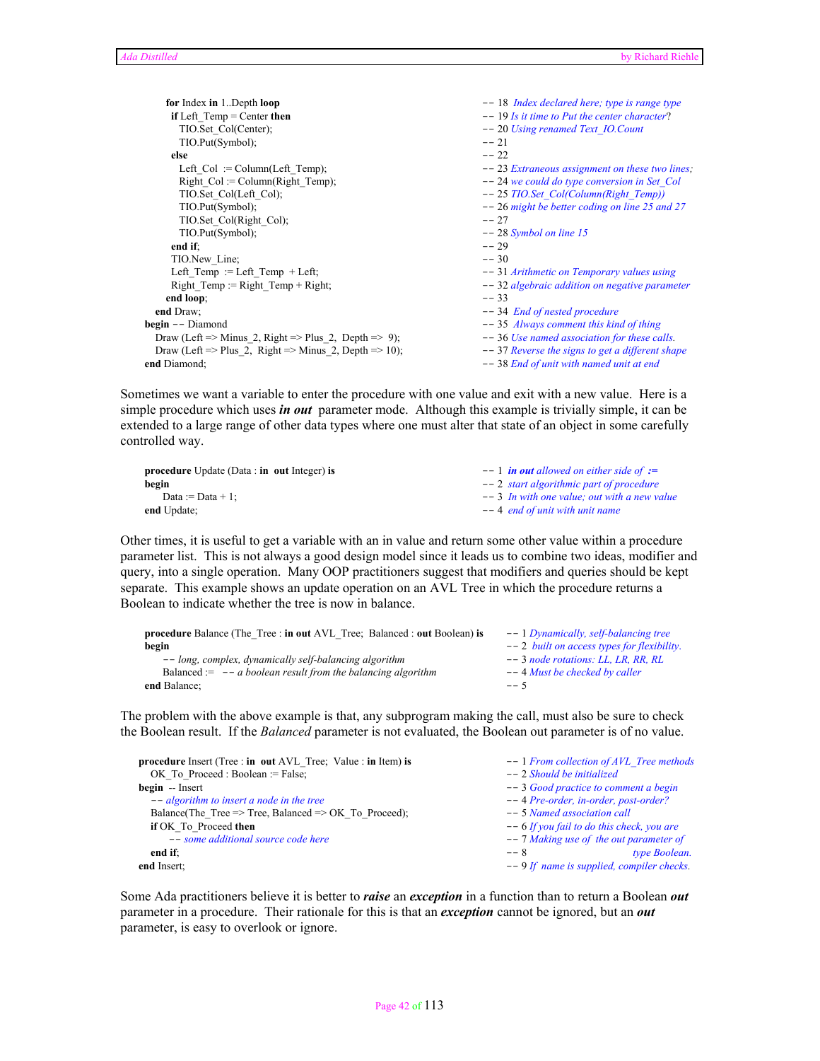```
      for Index in 1..Depth loop                     -- 18  Index declared here; type is range type
       if Left_Temp = Center then                    -- 19 Is it time to Put the center character?
         TIO.Set_Col(Center);                        -- 20 Using renamed Text_IO.Count
         TIO.Put(Symbol);                            -- 21
       else                                          -- 22
         Left_Col  := Column(Left_Temp);             -- 23 Extraneous assignment on these two lines;
         Right_Col := Column(Right_Temp);            -- 24 we could do type conversion in Set_Col
         TIO.Set_Col(Left_Col);                      -- 25 TIO.Set_Col(Column(Right_Temp))
         TIO.Put(Symbol);                            -- 26 might be better coding on line 25 and 27
         TIO.Set_Col(Right_Col);                     -- 27
         TIO.Put(Symbol);                            -- 28 Symbol on line 15
       end if;                                       -- 29
       TIO.New_Line;                                 -- 30
       Left_Temp  := Left_Temp  + Left;              -- 31 Arithmetic on Temporary values using
       Right_Temp := Right_Temp + Right;             -- 32 algebraic addition on negative parameter
      end loop;                                      -- 33
    end Draw;                                        -- 34  End of nested procedure
  begin -- Diamond                                   -- 35  Always comment this kind of thing
    Draw (Left => Minus_2, Right => Plus_2,  Depth =>  9);  -- 36 Use named association for these calls.
    Draw (Left => Plus_2,  Right => Minus_2, Depth => 10);  -- 37 Reverse the signs to get a different shape
  end Diamond;                                       -- 38 End of unit with named unit at end
```

Sometimes we want a variable to enter the procedure with one value and exit with a new value. Here is a simple procedure which uses ***in out*** parameter mode. Although this example is trivially simple, it can be extended to a large range of other data types where one must alter that state of an object in some carefully controlled way.

```
  procedure Update (Data : in  out Integer) is       -- 1  in out allowed on either side of :=
  begin                                              -- 2  start algorithmic part of procedure
      Data := Data + 1;                              -- 3  In with one value; out with a new value
  end Update;                                        -- 4  end of unit with unit name
```

Other times, it is useful to get a variable with an in value and return some other value within a procedure parameter list. This is not always a good design model since it leads us to combine two ideas, modifier and query, into a single operation. Many OOP practitioners suggest that modifiers and queries should be kept separate. This example shows an update operation on an AVL Tree in which the procedure returns a Boolean to indicate whether the tree is now in balance.

```
  procedure Balance (The_Tree : in out AVL_Tree;  Balanced : out Boolean) is   -- 1 Dynamically, self-balancing tree
  begin                                                                      -- 2  built on access types for flexibility.
      -- long, complex, dynamically self-balancing algorithm                 -- 3 node rotations: LL, LR, RR, RL
      Balanced :=  -- a boolean result from the balancing algorithm          -- 4 Must be checked by caller
  end Balance;                                                               -- 5
```

The problem with the above example is that, any subprogram making the call, must also be sure to check the Boolean result. If the *Balanced* parameter is not evaluated, the Boolean out parameter is of no value.

```
procedure Insert (Tree : in  out AVL_Tree;  Value : in Item) is     -- 1 From collection of AVL_Tree methods
   OK_To_Proceed : Boolean := False;                              -- 2 Should be initialized
begin  -- Insert                                                  -- 3 Good practice to comment a begin
   -- algorithm to insert a node in the tree                      -- 4 Pre-order, in-order, post-order?
   Balance(The_Tree => Tree, Balanced => OK_To_Proceed);          -- 5 Named association call
   if OK_To_Proceed then                                          -- 6 If you fail to do this check, you are
       -- some additional source code here                        -- 7 Making use of  the out parameter of
   end if;                                                        -- 8                    type Boolean.
end Insert;                                                       -- 9 If  name is supplied, compiler checks.
```

Some Ada practitioners believe it is better to ***raise*** an ***exception*** in a function than to return a Boolean ***out*** parameter in a procedure. Their rationale for this is that an ***exception*** cannot be ignored, but an ***out*** parameter, is easy to overlook or ignore.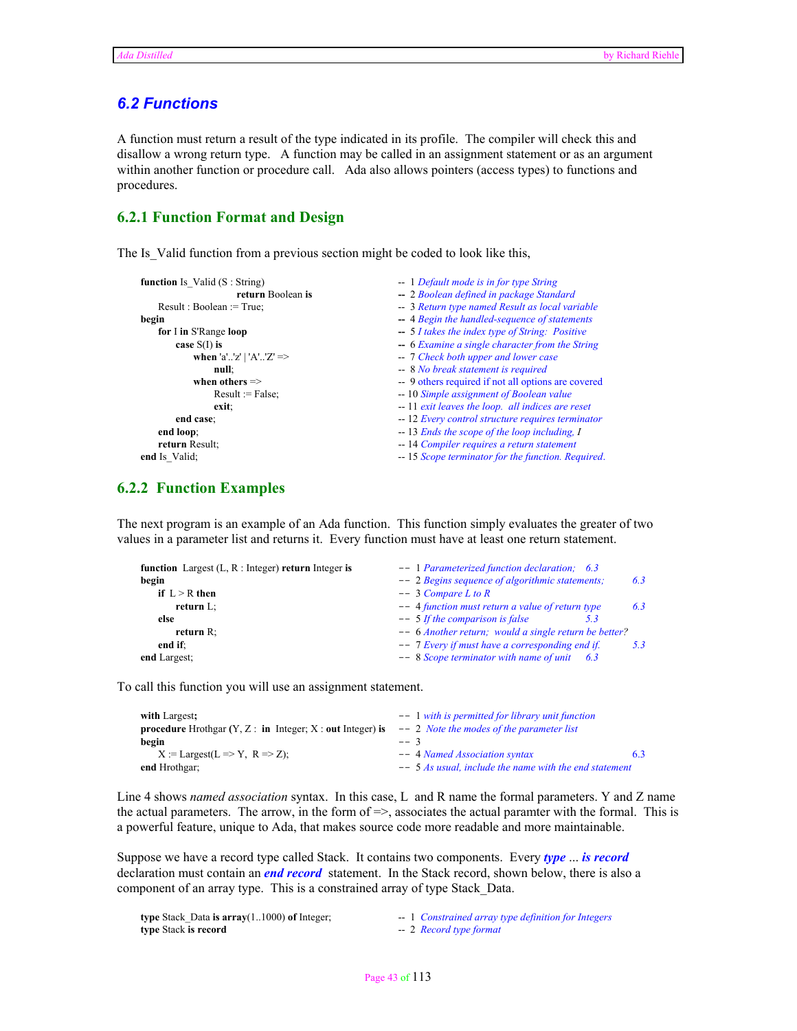## 6.2 Functions

A function must return a result of the type indicated in its profile. The compiler will check this and disallow a wrong return type. A function may be called in an assignment statement or as an argument within another function or procedure call. Ada also allows pointers (access types) to functions and procedures.

### 6.2.1 Function Format and Design

The Is_Valid function from a previous section might be coded to look like this,

```
function Is_Valid (S : String)                      --  1 Default mode is in for type String
                          return Boolean is         --  2 Boolean defined in package Standard
     Result : Boolean := True;                      --  3 Return type named Result as local variable
begin                                               --  4 Begin the handled-sequence of statements
     for I in S'Range loop                          --  5 I takes the index type of String:  Positive
         case S(I) is                               --  6 Examine a single character from the String
             when 'a'..'z' | 'A'..'Z' =>            --  7 Check both upper and lower case
                  null;                             --  8 No break statement is required
             when others =>                         --  9 others required if not all options are covered
                  Result := False;                  -- 10 Simple assignment of Boolean value
                  exit;                             -- 11 exit leaves the loop.  all indices are reset
         end case;                                  -- 12 Every control structure requires terminator
     end loop;                                      -- 13 Ends the scope of the loop including, I
     return Result;                                 -- 14 Compiler requires a return statement
end Is_Valid;                                       -- 15 Scope terminator for the function. Required.
```

### 6.2.2 Function Examples

The next program is an example of an Ada function. This function simply evaluates the greater of two values in a parameter list and returns it. Every function must have at least one return statement.

```
function  Largest (L, R : Integer) return Integer is    -- 1 Parameterized function declaration;   6.3
begin                                                   -- 2 Begins sequence of algorithmic statements;   6.3
     if  L > R then                                     -- 3 Compare L to R
          return L;                                     -- 4 function must return a value of return type   6.3
     else                                               -- 5 If the comparison is false   5.3
          return R;                                     -- 6 Another return;  would a single return be better?
     end if;                                            -- 7 Every if must have a corresponding end if.   5.3
end Largest;                                            -- 8 Scope terminator with name of unit   6.3
```

To call this function you will use an assignment statement.

```
with Largest;                                                  -- 1 with is permitted for library unit function
procedure Hrothgar (Y, Z :  in  Integer; X : out Integer) is   -- 2  Note the modes of the parameter list
begin                                                          -- 3
     X := Largest(L => Y,  R => Z);                            -- 4 Named Association syntax   6.3
end Hrothgar;                                                  -- 5 As usual, include the name with the end statement
```

Line 4 shows *named association* syntax. In this case, L and R name the formal parameters. Y and Z name the actual parameters. The arrow, in the form of =>, associates the actual paramter with the formal. This is a powerful feature, unique to Ada, that makes source code more readable and more maintainable.

Suppose we have a record type called Stack. It contains two components. Every ***type*** ... ***is record*** declaration must contain an ***end record*** statement. In the Stack record, shown below, there is also a component of an array type. This is a constrained array of type Stack_Data.

```
type Stack_Data is array(1..1000) of Integer;     -- 1  Constrained array type definition for Integers
type Stack is record                              -- 2  Record type format
```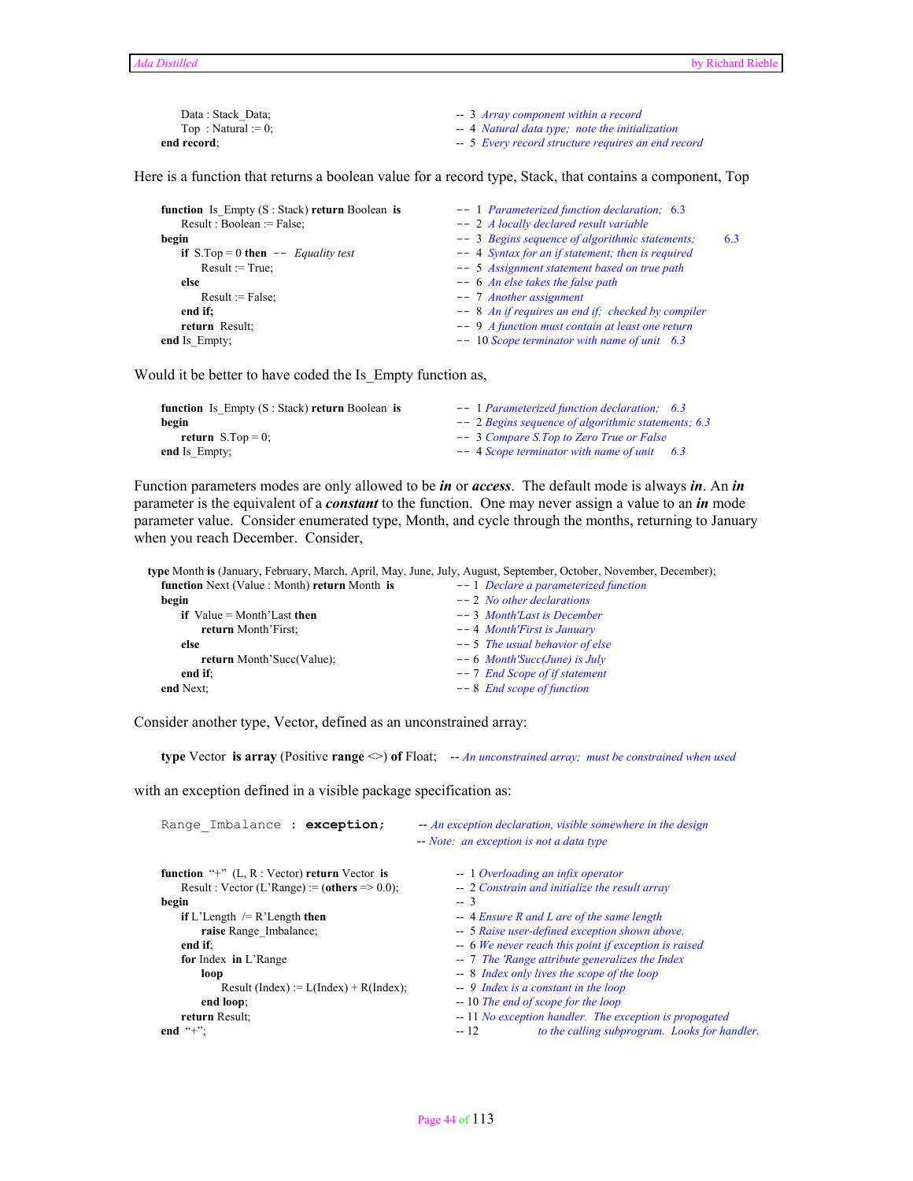```
      Data : Stack_Data;                    -- 3  Array component within a record
      Top  : Natural := 0;                  -- 4  Natural data type;  note the initialization
   end record;                              -- 5  Every record structure requires an end record
```

Here is a function that returns a boolean value for a record type, Stack, that contains a component, Top

```
   function  Is_Empty (S : Stack) return Boolean  is     -- 1  Parameterized function declaration;  6.3
      Result : Boolean := False;                        -- 2  A locally declared result variable
   begin                                                -- 3  Begins sequence of algorithmic statements;     6.3
      if  S.Top = 0 then  --  Equality test             -- 4  Syntax for an if statement; then is required
          Result := True;                               -- 5  Assignment statement based on true path
      else                                              -- 6  An else takes the false path
          Result := False;                              -- 7  Another assignment
      end if;                                           -- 8  An if requires an end if;  checked by compiler
      return  Result;                                   -- 9  A function must contain at least one return
   end Is_Empty;                                        -- 10 Scope terminator with name of unit   6.3
```

Would it be better to have coded the Is_Empty function as,

```
   function  Is_Empty (S : Stack) return Boolean  is     -- 1 Parameterized function declaration;   6.3
   begin                                                -- 2 Begins sequence of algorithmic statements; 6.3
      return  S.Top = 0;                                -- 3 Compare S.Top to Zero True or False
   end Is_Empty;                                        -- 4 Scope terminator with name of unit      6.3
```

Function parameters modes are only allowed to be ***in*** or ***access***. The default mode is always ***in***. An ***in*** parameter is the equivalent of a ***constant*** to the function. One may never assign a value to an ***in*** mode parameter value. Consider enumerated type, Month, and cycle through the months, returning to January when you reach December. Consider,

```
 type Month is (January, February, March, April, May, June, July, August, September, October, November, December);
   function Next (Value : Month) return Month  is       -- 1  Declare a parameterized function
   begin                                               -- 2  No other declarations
      if  Value = Month'Last then                      -- 3  Month'Last is December
          return Month'First;                          -- 4  Month'First is January
      else                                             -- 5  The usual behavior of else
          return Month'Succ(Value);                    -- 6  Month'Succ(June) is July
      end if;                                          -- 7  End Scope of if statement
   end Next;                                           -- 8  End scope of function
```

Consider another type, Vector, defined as an unconstrained array:

```
   type Vector  is array (Positive range <>) of Float;    -- An unconstrained array;  must be constrained when used
```

with an exception defined in a visible package specification as:

```
   Range_Imbalance : exception;      -- An exception declaration, visible somewhere in the design
                                     -- Note:  an exception is not a data type

   function  "+"  (L, R : Vector) return Vector  is         --  1 Overloading an infix operator
      Result : Vector (L'Range) := (others => 0.0);         --  2 Constrain and initialize the result array
   begin                                                    --  3
      if L'Length  /= R'Length then                         --  4 Ensure R and L are of the same length
          raise Range_Imbalance;                            --  5 Raise user-defined exception shown above.
      end if;                                               --  6 We never reach this point if exception is raised
      for Index  in L'Range                                 --  7  The 'Range attribute generalizes the Index
          loop                                              --  8  Index only lives the scope of the loop
             Result (Index) := L(Index) + R(Index);         --  9  Index is a constant in the loop
          end loop;                                         -- 10 The end of scope for the loop
      return Result;                                        -- 11 No exception handler.  The exception is propogated
   end  "+";                                                -- 12              to the calling subprogram.  Looks for handler.
```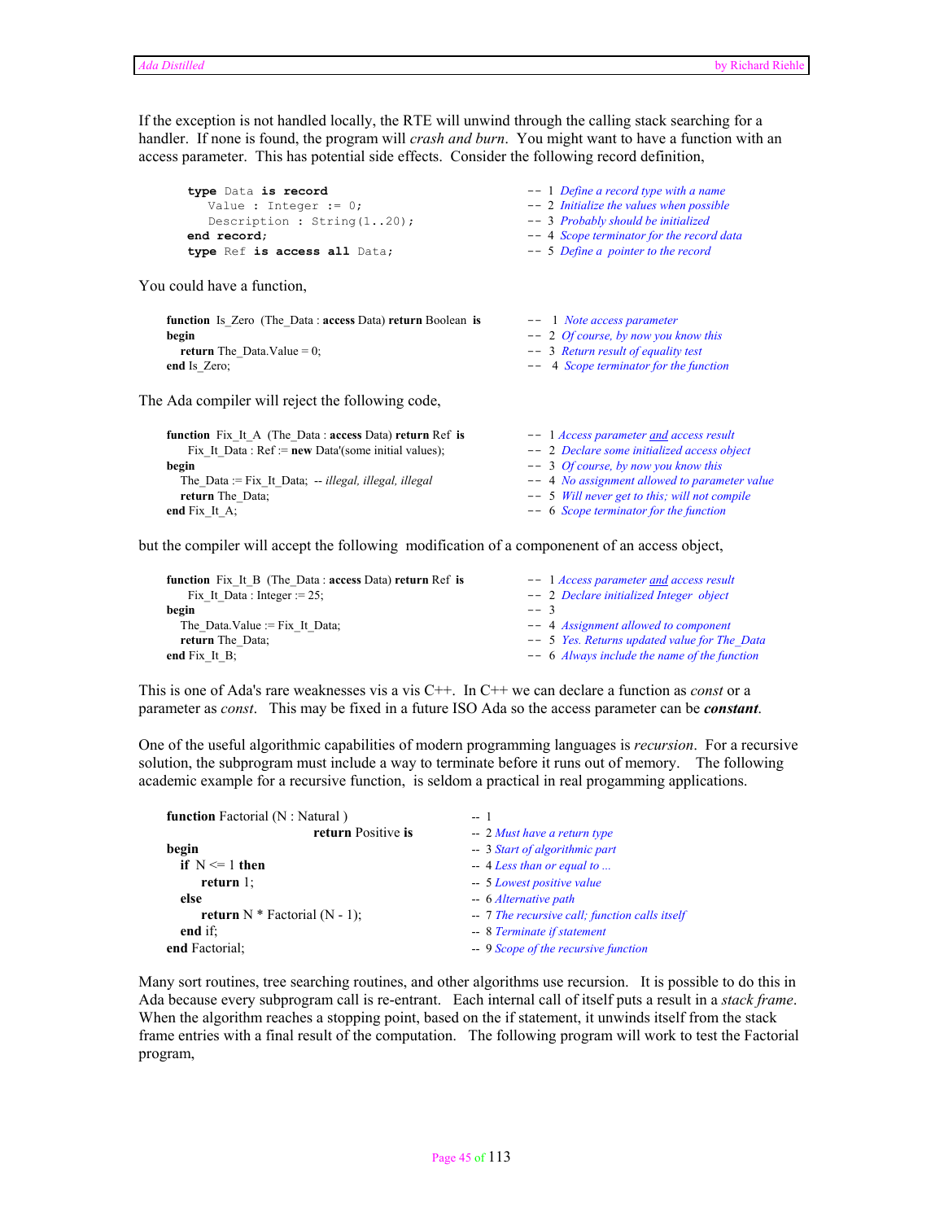If the exception is not handled locally, the RTE will unwind through the calling stack searching for a handler. If none is found, the program will *crash and burn*. You might want to have a function with an access parameter. This has potential side effects. Consider the following record definition,

```
type Data is record                    -- 1 Define a record type with a name
   Value : Integer := 0;               -- 2 Initialize the values when possible
   Description : String(1..20);        -- 3 Probably should be initialized
end record;                            -- 4 Scope terminator for the record data
type Ref is access all Data;           -- 5 Define a  pointer to the record
```

You could have a function,

```
function  Is_Zero  (The_Data : access Data) return Boolean  is   --  1  Note access parameter
begin                                                            --  2  Of course, by now you know this
   return The_Data.Value = 0;                                    --  3  Return result of equality test
end Is_Zero;                                                     --  4  Scope terminator for the function
```

The Ada compiler will reject the following code,

```
function  Fix_It_A  (The_Data : access Data) return Ref  is      -- 1 Access parameter and access result
     Fix_It_Data : Ref := new Data'(some initial values);        -- 2  Declare some initialized access object
begin                                                            -- 3  Of course, by now you know this
   The_Data := Fix_It_Data;  -- illegal, illegal, illegal        -- 4  No assignment allowed to parameter value
   return The_Data;                                              -- 5  Will never get to this; will not compile
end Fix_It_A;                                                    -- 6  Scope terminator for the function
```

but the compiler will accept the following  modification of a componenent of an access object,

```
function  Fix_It_B  (The_Data : access Data) return Ref  is      -- 1 Access parameter and access result
     Fix_It_Data : Integer := 25;                                -- 2  Declare initialized Integer  object
begin                                                            -- 3
   The_Data.Value := Fix_It_Data;                                -- 4  Assignment allowed to component
   return The_Data;                                              -- 5  Yes. Returns updated value for The_Data
end Fix_It_B;                                                    -- 6  Always include the name of the function
```

This is one of Ada's rare weaknesses vis a vis C++. In C++ we can declare a function as *const* or a parameter as *const*. This may be fixed in a future ISO Ada so the access parameter can be ***constant***.

One of the useful algorithmic capabilities of modern programming languages is *recursion*. For a recursive solution, the subprogram must include a way to terminate before it runs out of memory. The following academic example for a recursive function, is seldom a practical in real progamming applications.

```
function Factorial (N : Natural )             -- 1
                     return Positive is       -- 2 Must have a return type
begin                                         -- 3 Start of algorithmic part
   if  N <= 1 then                            -- 4 Less than or equal to ...
       return 1;                              -- 5 Lowest positive value
   else                                       -- 6 Alternative path
       return N * Factorial (N - 1);          -- 7 The recursive call; function calls itself
   end if;                                    -- 8 Terminate if statement
end Factorial;                                -- 9 Scope of the recursive function
```

Many sort routines, tree searching routines, and other algorithms use recursion. It is possible to do this in Ada because every subprogram call is re-entrant. Each internal call of itself puts a result in a *stack frame*. When the algorithm reaches a stopping point, based on the if statement, it unwinds itself from the stack frame entries with a final result of the computation. The following program will work to test the Factorial program,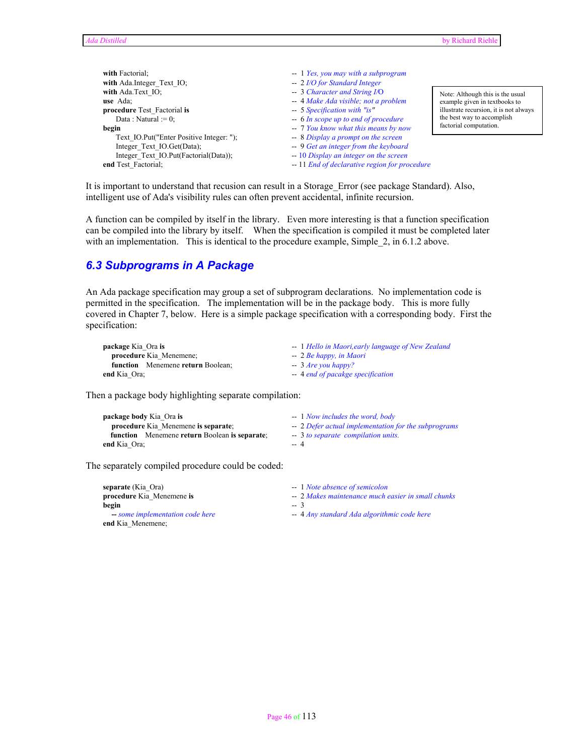```
with Factorial;                                          -- 1 Yes, you may with a subprogram
with Ada.Integer_Text_IO;                                -- 2 I/O for Standard Integer
with Ada.Text_IO;                                        -- 3 Character and String I/O
use  Ada;                                                -- 4 Make Ada visible; not a problem
procedure Test_Factorial is                              -- 5 Specification with "is"
    Data : Natural := 0;                                 -- 6 In scope up to end of procedure
begin                                                    -- 7 You know what this means by now
    Text_IO.Put("Enter Positive Integer: ");             -- 8 Display a prompt on the screen
    Integer_Text_IO.Get(Data);                           -- 9 Get an integer from the keyboard
    Integer_Text_IO.Put(Factorial(Data));                -- 10 Display an integer on the screen
end Test_Factorial;                                      -- 11 End of declarative region for procedure
```

Note: Although this is the usual example given in textbooks to illustrate recursion, it is not always the best way to accomplish factorial computation.

It is important to understand that recusion can result in a Storage_Error (see package Standard). Also, intelligent use of Ada's visibility rules can often prevent accidental, infinite recursion.

A function can be compiled by itself in the library. Even more interesting is that a function specification can be compiled into the library by itself. When the specification is compiled it must be completed later with an implementation. This is identical to the procedure example, Simple_2, in 6.1.2 above.

## 6.3 Subprograms in A Package

An Ada package specification may group a set of subprogram declarations. No implementation code is permitted in the specification. The implementation will be in the package body. This is more fully covered in Chapter 7, below. Here is a simple package specification with a corresponding body. First the specification:

```
package Kia_Ora is                                       -- 1 Hello in Maori,early language of New Zealand
   procedure Kia_Menemene;                               -- 2 Be happy, in Maori
   function   Menemene return Boolean;                   -- 3 Are you happy?
end Kia_Ora;                                             -- 4 end of pacakge specification
```

Then a package body highlighting separate compilation:

```
package body Kia_Ora is                                  -- 1 Now includes the word, body
   procedure Kia_Menemene is separate;                   -- 2 Defer actual implementation for the subprograms
   function   Menemene return Boolean is separate;       -- 3 to separate  compilation units.
end Kia_Ora;                                             -- 4
```

The separately compiled procedure could be coded:

```
separate (Kia_Ora)                                       -- 1 Note absence of semicolon
procedure Kia_Menemene is                                -- 2 Makes maintenance much easier in small chunks
begin                                                    -- 3
   -- some implementation code here                      -- 4 Any standard Ada algorithmic code here
end Kia_Menemene;
```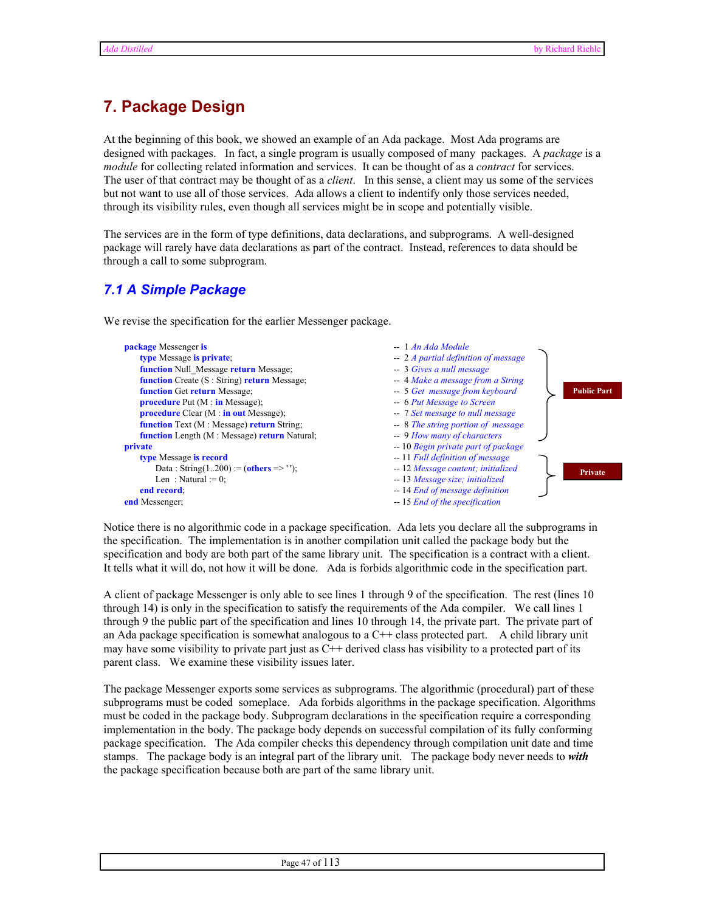# 7. Package Design

At the beginning of this book, we showed an example of an Ada package. Most Ada programs are designed with packages. In fact, a single program is usually composed of many packages. A *package* is a *module* for collecting related information and services. It can be thought of as a *contract* for services. The user of that contract may be thought of as a *client*. In this sense, a client may us some of the services but not want to use all of those services. Ada allows a client to indentify only those services needed, through its visibility rules, even though all services might be in scope and potentially visible.

The services are in the form of type definitions, data declarations, and subprograms. A well-designed package will rarely have data declarations as part of the contract. Instead, references to data should be through a call to some subprogram.

## 7.1 A Simple Package

We revise the specification for the earlier Messenger package.

```
package Messenger is                                     --  1 An Ada Module
   type Message is private;                              --  2 A partial definition of message   ┐
   function Null_Message return Message;                 --  3 Gives a null message              │
   function Create (S : String) return Message;          --  4 Make a message from a String      │
   function Get return Message;                          --  5 Get message from keyboard         │ Public Part
   procedure Put (M : in Message);                       --  6 Put Message to Screen             │
   procedure Clear (M : in out Message);                 --  7 Set message to null message       │
   function Text (M : Message) return String;            --  8 The string portion of message     │
   function Length (M : Message) return Natural;         --  9 How many of characters            ┘
private                                                  -- 10 Begin private part of package
   type Message is record                                -- 11 Full definition of message        ┐
      Data : String(1..200) := (others => ' ');          -- 12 Message content; initialized      │ Private
      Len  : Natural := 0;                               -- 13 Message size; initialized         │
   end record;                                           -- 14 End of message definition         ┘
end Messenger;                                           -- 15 End of the specification
```

Notice there is no algorithmic code in a package specification. Ada lets you declare all the subprograms in the specification. The implementation is in another compilation unit called the package body but the specification and body are both part of the same library unit. The specification is a contract with a client. It tells what it will do, not how it will be done. Ada is forbids algorithmic code in the specification part.

A client of package Messenger is only able to see lines 1 through 9 of the specification. The rest (lines 10 through 14) is only in the specification to satisfy the requirements of the Ada compiler. We call lines 1 through 9 the public part of the specification and lines 10 through 14, the private part. The private part of an Ada package specification is somewhat analogous to a C++ class protected part. A child library unit may have some visibility to private part just as C++ derived class has visibility to a protected part of its parent class. We examine these visibility issues later.

The package Messenger exports some services as subprograms. The algorithmic (procedural) part of these subprograms must be coded someplace. Ada forbids algorithms in the package specification. Algorithms must be coded in the package body. Subprogram declarations in the specification require a corresponding implementation in the body. The package body depends on successful compilation of its fully conforming package specification. The Ada compiler checks this dependency through compilation unit date and time stamps. The package body is an integral part of the library unit. The package body never needs to ***with*** the package specification because both are part of the same library unit.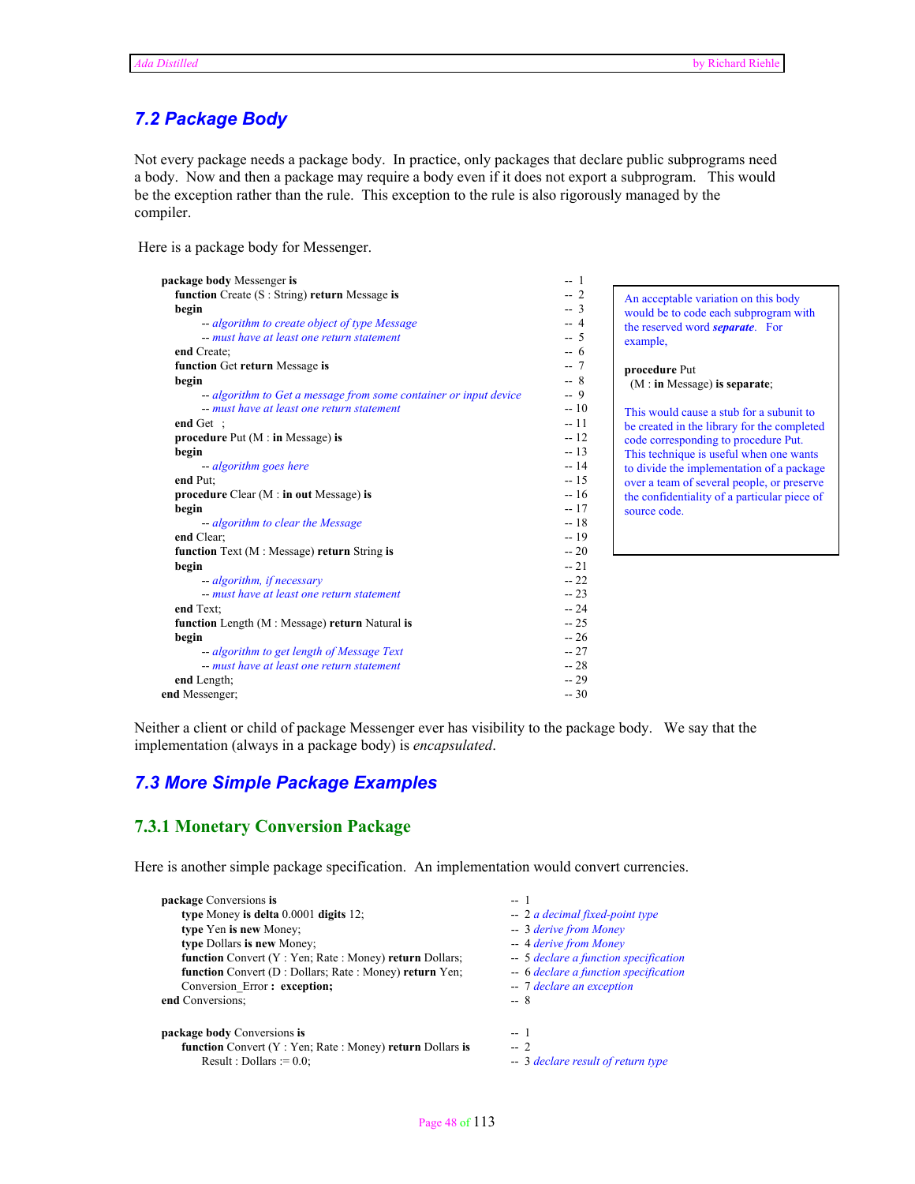## 7.2 Package Body

Not every package needs a package body. In practice, only packages that declare public subprograms need a body. Now and then a package may require a body even if it does not export a subprogram. This would be the exception rather than the rule. This exception to the rule is also rigorously managed by the compiler.

Here is a package body for Messenger.

```
package body Messenger is                                              -- 1
   function Create (S : String) return Message is                      -- 2
   begin                                                               -- 3
        -- algorithm to create object of type Message                  -- 4
        -- must have at least one return statement                     -- 5
   end Create;                                                         -- 6
   function Get return Message is                                      -- 7
   begin                                                               -- 8
        -- algorithm to Get a message from some container or input device -- 9
        -- must have at least one return statement                     -- 10
   end Get  ;                                                          -- 11
   procedure Put (M : in Message) is                                   -- 12
   begin                                                               -- 13
        -- algorithm goes here                                         -- 14
   end Put;                                                            -- 15
   procedure Clear (M : in out Message) is                             -- 16
   begin                                                               -- 17
        -- algorithm to clear the Message                              -- 18
   end Clear;                                                          -- 19
   function Text (M : Message) return String is                        -- 20
   begin                                                               -- 21
        -- algorithm, if necessary                                     -- 22
        -- must have at least one return statement                     -- 23
   end Text;                                                           -- 24
   function Length (M : Message) return Natural is                     -- 25
   begin                                                               -- 26
        -- algorithm to get length of Message Text                     -- 27
        -- must have at least one return statement                     -- 28
   end Length;                                                         -- 29
end Messenger;                                                         -- 30
```

An acceptable variation on this body would be to code each subprogram with the reserved word ***separate***. For example,

```
procedure Put
  (M : in Message) is separate;
```

This would cause a stub for a subunit to be created in the library for the completed code corresponding to procedure Put. This technique is useful when one wants to divide the implementation of a package over a team of several people, or preserve the confidentiality of a particular piece of source code.

Neither a client or child of package Messenger ever has visibility to the package body. We say that the implementation (always in a package body) is *encapsulated*.

## 7.3 More Simple Package Examples

### 7.3.1 Monetary Conversion Package

Here is another simple package specification. An implementation would convert currencies.

```
package Conversions is                                           -- 1
     type Money is delta 0.0001 digits 12;                       -- 2 a decimal fixed-point type
     type Yen is new Money;                                      -- 3 derive from Money
     type Dollars is new Money;                                  -- 4 derive from Money
     function Convert (Y : Yen; Rate : Money) return Dollars;    -- 5 declare a function specification
     function Convert (D : Dollars; Rate : Money) return Yen;    -- 6 declare a function specification
     Conversion_Error :  exception;                              -- 7 declare an exception
end Conversions;                                                 -- 8
```

```
package body Conversions is                                      -- 1
     function Convert (Y : Yen; Rate : Money) return Dollars is  -- 2
          Result : Dollars := 0.0;                               -- 3 declare result of return type
```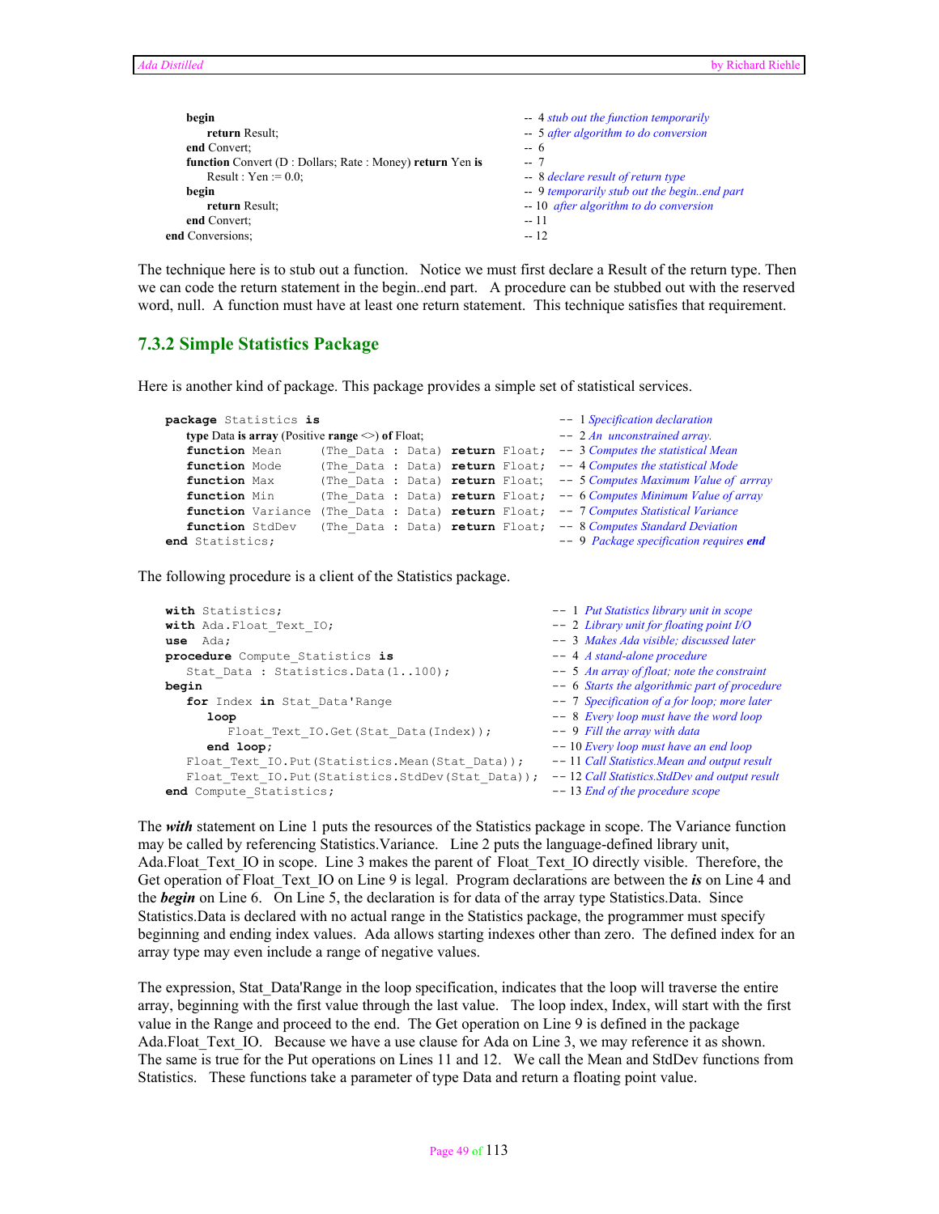```
      begin                                                   -- 4 stub out the function temporarily
         return Result;                                       -- 5 after algorithm to do conversion
      end Convert;                                            -- 6
      function Convert (D : Dollars; Rate : Money) return Yen is  -- 7
         Result : Yen := 0.0;                                 -- 8 declare result of return type
      begin                                                   -- 9 temporarily stub out the begin..end part
         return Result;                                       -- 10  after algorithm to do conversion
      end Convert;                                            -- 11
   end Conversions;                                           -- 12
```

The technique here is to stub out a function. Notice we must first declare a Result of the return type. Then we can code the return statement in the begin..end part. A procedure can be stubbed out with the reserved word, null. A function must have at least one return statement. This technique satisfies that requirement.

### 7.3.2 Simple Statistics Package

Here is another kind of package. This package provides a simple set of statistical services.

```
package Statistics is                                          -- 1 Specification declaration
   type Data is array (Positive range <>) of Float;            -- 2 An  unconstrained array.
   function Mean     (The_Data : Data) return Float;           -- 3 Computes the statistical Mean
   function Mode     (The_Data : Data) return Float;           -- 4 Computes the statistical Mode
   function Max      (The_Data : Data) return Float;           -- 5 Computes Maximum Value of  arrray
   function Min      (The_Data : Data) return Float;           -- 6 Computes Minimum Value of array
   function Variance (The_Data : Data) return Float;           -- 7 Computes Statistical Variance
   function StdDev   (The_Data : Data) return Float;           -- 8 Computes Standard Deviation
end Statistics;                                                -- 9  Package specification requires end
```

The following procedure is a client of the Statistics package.

```
with Statistics;                                               -- 1  Put Statistics library unit in scope
with Ada.Float_Text_IO;                                        -- 2  Library unit for floating point I/O
use  Ada;                                                      -- 3  Makes Ada visible; discussed later
procedure Compute_Statistics is                                -- 4  A stand-alone procedure
   Stat_Data : Statistics.Data(1..100);                        -- 5  An array of float; note the constraint
begin                                                          -- 6  Starts the algorithmic part of procedure
   for Index in Stat_Data'Range                                -- 7  Specification of a for loop; more later
      loop                                                     -- 8  Every loop must have the word loop
         Float_Text_IO.Get(Stat_Data(Index));                  -- 9  Fill the array with data
      end loop;                                                -- 10 Every loop must have an end loop
   Float_Text_IO.Put(Statistics.Mean(Stat_Data));              -- 11 Call Statistics.Mean and output result
   Float_Text_IO.Put(Statistics.StdDev(Stat_Data));            -- 12 Call Statistics.StdDev and output result
end Compute_Statistics;                                        -- 13 End of the procedure scope
```

The ***with*** statement on Line 1 puts the resources of the Statistics package in scope. The Variance function may be called by referencing Statistics.Variance. Line 2 puts the language-defined library unit, Ada.Float_Text_IO in scope. Line 3 makes the parent of Float_Text_IO directly visible. Therefore, the Get operation of Float_Text_IO on Line 9 is legal. Program declarations are between the ***is*** on Line 4 and the ***begin*** on Line 6. On Line 5, the declaration is for data of the array type Statistics.Data. Since Statistics.Data is declared with no actual range in the Statistics package, the programmer must specify beginning and ending index values. Ada allows starting indexes other than zero. The defined index for an array type may even include a range of negative values.

The expression, Stat_Data'Range in the loop specification, indicates that the loop will traverse the entire array, beginning with the first value through the last value. The loop index, Index, will start with the first value in the Range and proceed to the end. The Get operation on Line 9 is defined in the package Ada.Float_Text_IO. Because we have a use clause for Ada on Line 3, we may reference it as shown. The same is true for the Put operations on Lines 11 and 12. We call the Mean and StdDev functions from Statistics. These functions take a parameter of type Data and return a floating point value.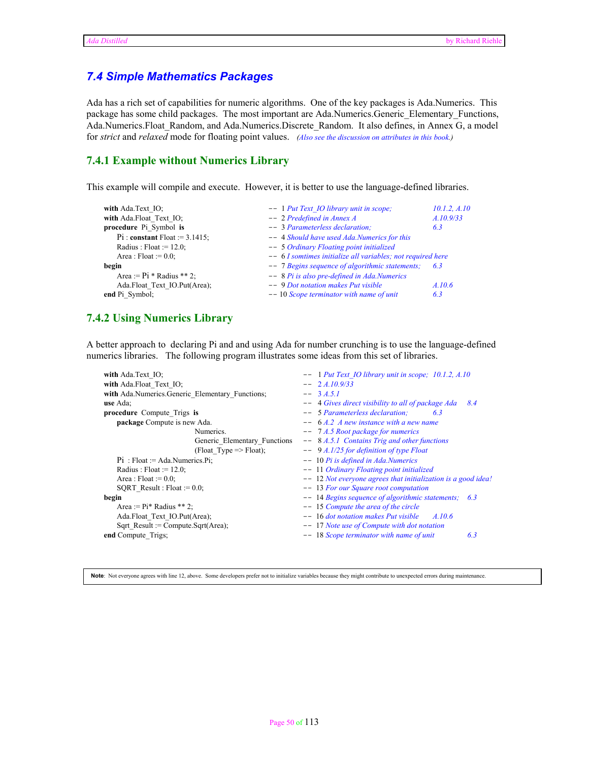## 7.4 Simple Mathematics Packages

Ada has a rich set of capabilities for numeric algorithms. One of the key packages is Ada.Numerics. This package has some child packages. The most important are Ada.Numerics.Generic_Elementary_Functions, Ada.Numerics.Float_Random, and Ada.Numerics.Discrete_Random. It also defines, in Annex G, a model for *strict* and *relaxed* mode for floating point values. *(Also see the discussion on attributes in this book.)*

### 7.4.1 Example without Numerics Library

This example will compile and execute. However, it is better to use the language-defined libraries.

```
with Ada.Text_IO;                       -- 1 Put Text_IO library unit in scope;          10.1.2, A.10
with Ada.Float_Text_IO;                 -- 2 Predefined in Annex A                       A.10.9/33
procedure Pi_Symbol is                  -- 3 Parameterless declaration;                  6.3
    Pi : constant Float := 3.1415;      -- 4 Should have used Ada.Numerics for this
    Radius : Float := 12.0;             -- 5 Ordinary Floating point initialized
    Area : Float := 0.0;                -- 6 I somtimes initialize all variables; not required here
begin                                   -- 7 Begins sequence of algorithmic statements;  6.3
    Area := Pi * Radius ** 2;           -- 8 Pi is also pre-defined in Ada.Numerics
    Ada.Float_Text_IO.Put(Area);        -- 9 Dot notation makes Put visible              A.10.6
end Pi_Symbol;                          -- 10 Scope terminator with name of unit         6.3
```

### 7.4.2 Using Numerics Library

A better approach to declaring Pi and and using Ada for number crunching is to use the language-defined numerics libraries. The following program illustrates some ideas from this set of libraries.

```
with Ada.Text_IO;                                    -- 1 Put Text_IO library unit in scope;  10.1.2, A.10
with Ada.Float_Text_IO;                              -- 2 A.10.9/33
with Ada.Numerics.Generic_Elementary_Functions;      -- 3 A.5.1
use Ada;                                             -- 4 Gives direct visibility to all of package Ada   8.4
procedure Compute_Trigs is                           -- 5 Parameterless declaration;          6.3
    package Compute is new Ada.                      -- 6 A.2 A new instance with a new name
                      Numerics.                      -- 7 A.5 Root package for numerics
                      Generic_Elementary_Functions   -- 8 A.5.1 Contains Trig and other functions
                      (Float_Type => Float);         -- 9 A.1/25 for definition of type Float
    Pi : Float := Ada.Numerics.Pi;                   -- 10 Pi is defined in Ada.Numerics
    Radius : Float := 12.0;                          -- 11 Ordinary Floating point initialized
    Area : Float := 0.0;                             -- 12 Not everyone agrees that initialization is a good idea!
    SQRT_Result : Float := 0.0;                      -- 13 For our Square root computation
begin                                                -- 14 Begins sequence of algorithmic statements;  6.3
    Area := Pi* Radius ** 2;                         -- 15 Compute the area of the circle
    Ada.Float_Text_IO.Put(Area);                     -- 16 dot notation makes Put visible     A.10.6
    Sqrt_Result := Compute.Sqrt(Area);               -- 17 Note use of Compute with dot notation
end Compute_Trigs;                                   -- 18 Scope terminator with name of unit  6.3
```

**Note**: Not everyone agrees with line 12, above. Some developers prefer not to initialize variables because they might contribute to unexpected errors during maintenance.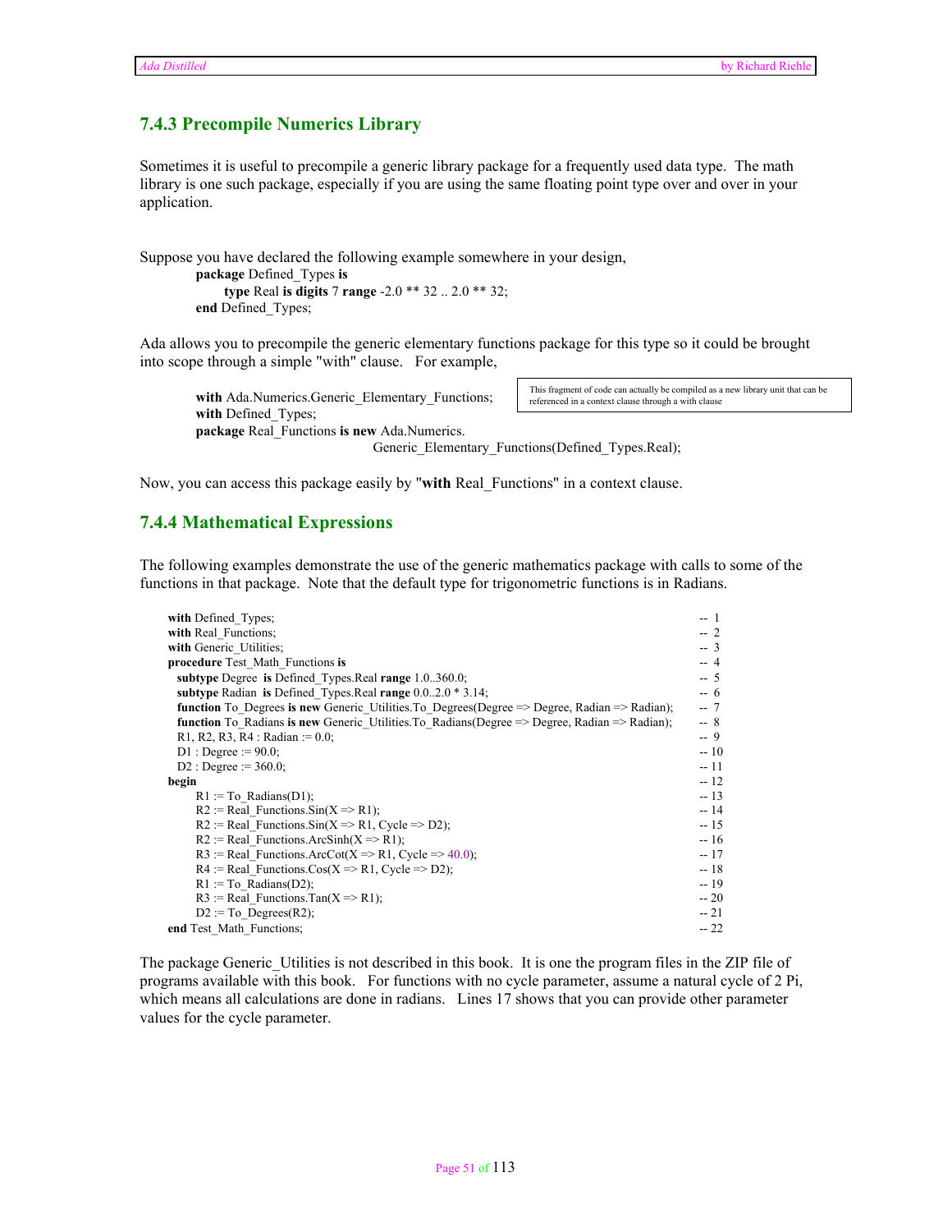### 7.4.3 Precompile Numerics Library

Sometimes it is useful to precompile a generic library package for a frequently used data type. The math library is one such package, especially if you are using the same floating point type over and over in your application.

Suppose you have declared the following example somewhere in your design,

```
package Defined_Types is
    type Real is digits 7 range -2.0 ** 32 .. 2.0 ** 32;
end Defined_Types;
```

Ada allows you to precompile the generic elementary functions package for this type so it could be brought into scope through a simple "with" clause. For example,

```
with Ada.Numerics.Generic_Elementary_Functions;
with Defined_Types;
package Real_Functions is new Ada.Numerics.
                          Generic_Elementary_Functions(Defined_Types.Real);
```

> This fragment of code can actually be compiled as a new library unit that can be referenced in a context clause through a with clause

Now, you can access this package easily by "**with** Real_Functions" in a context clause.

### 7.4.4 Mathematical Expressions

The following examples demonstrate the use of the generic mathematics package with calls to some of the functions in that package. Note that the default type for trigonometric functions is in Radians.

```
with Defined_Types;                                                                       -- 1
with Real_Functions;                                                                      -- 2
with Generic_Utilities;                                                                   -- 3
procedure Test_Math_Functions is                                                          -- 4
  subtype Degree  is Defined_Types.Real range 1.0..360.0;                                 -- 5
  subtype Radian  is Defined_Types.Real range 0.0..2.0 * 3.14;                            -- 6
  function To_Degrees is new Generic_Utilities.To_Degrees(Degree => Degree, Radian => Radian);  -- 7
  function To_Radians is new Generic_Utilities.To_Radians(Degree => Degree, Radian => Radian);  -- 8
  R1, R2, R3, R4 : Radian := 0.0;                                                         -- 9
  D1 : Degree := 90.0;                                                                    -- 10
  D2 : Degree := 360.0;                                                                   -- 11
begin                                                                                     -- 12
     R1 := To_Radians(D1);                                                                -- 13
     R2 := Real_Functions.Sin(X => R1);                                                   -- 14
     R2 := Real_Functions.Sin(X => R1, Cycle => D2);                                      -- 15
     R2 := Real_Functions.ArcSinh(X => R1);                                               -- 16
     R3 := Real_Functions.ArcCot(X => R1, Cycle => 40.0);                                 -- 17
     R4 := Real_Functions.Cos(X => R1, Cycle => D2);                                      -- 18
     R1 := To_Radians(D2);                                                                -- 19
     R3 := Real_Functions.Tan(X => R1);                                                   -- 20
     D2 := To_Degrees(R2);                                                                -- 21
end Test_Math_Functions;                                                                  -- 22
```

The package Generic_Utilities is not described in this book. It is one the program files in the ZIP file of programs available with this book. For functions with no cycle parameter, assume a natural cycle of 2 Pi, which means all calculations are done in radians. Lines 17 shows that you can provide other parameter values for the cycle parameter.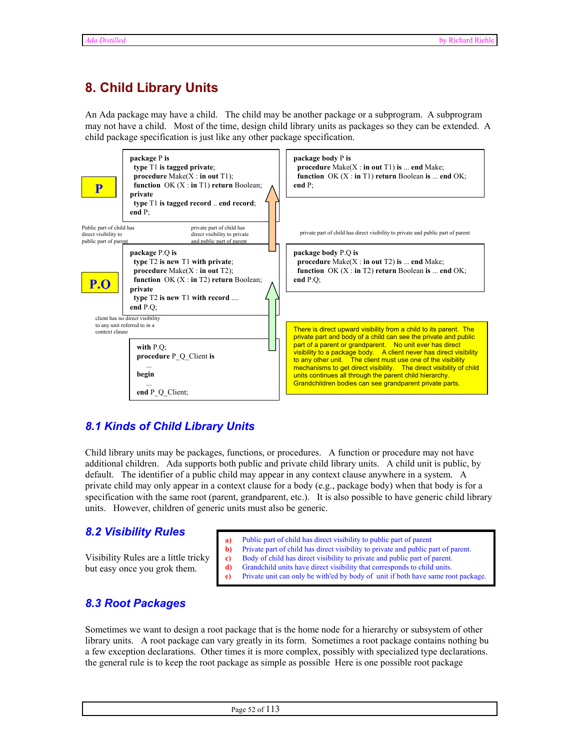# 8. Child Library Units

An Ada package may have a child. The child may be another package or a subprogram. A subprogram may not have a child. Most of the time, design child library units as packages so they can be extended. A child package specification is just like any other package specification.

**P**

```ada
package P is
  type T1 is tagged private;
  procedure Make(X : in out T1);
  function  OK (X : in T1) return Boolean;
private
  type T1 is tagged record .. end record;
end P;
```

```ada
package body P is
  procedure Make(X : in out T1) is ... end Make;
  function  OK (X : in T1) return Boolean is ... end OK;
end P;
```

Public part of child has direct visibility to public part of parent

private part of child has direct visibility to private and public part of parent

private part of child has direct visibility to private and public part of parent

**P.O**

```ada
package P.Q is
  type T2 is new T1 with private;
  procedure Make(X : in out T2);
  function  OK (X : in T2) return Boolean;
private
  type T2 is new T1 with record ....
end P.Q;
```

```ada
package body P.Q is
  procedure Make(X : in out T2) is ... end Make;
  function  OK (X : in T2) return Boolean is ... end OK;
end P.Q;
```

client has no direct visibility to any unit referred to in a context clause

```ada
with P.Q;
procedure P_Q_Client is
    ...
  begin
    ...
end P_Q_Client;
```

There is direct upward visibility from a child to its parent. The private part and body of a child can see the private and public part of a parent or grandparent. No unit ever has direct visibility to a package body. A client never has direct visibility to any other unit. The client must use one of the visibility mechanisms to get direct visibility. The direct visibility of child units continues all through the parent child hierarchy. Grandchildren bodies can see grandparent private parts.

## 8.1 Kinds of Child Library Units

Child library units may be packages, functions, or procedures. A function or procedure may not have additional children. Ada supports both public and private child library units. A child unit is public, by default. The identifier of a public child may appear in any context clause anywhere in a system. A private child may only appear in a context clause for a body (e.g., package body) when that body is for a specification with the same root (parent, grandparent, etc.). It is also possible to have generic child library units. However, children of generic units must also be generic.

## 8.2 Visibility Rules

Visibility Rules are a little tricky but easy once you grok them.

- **a)** Public part of child has direct visibility to public part of parent
- **b)** Private part of child has direct visibility to private and public part of parent.
- **c)** Body of child has direct visibility to private and public part of parent.
- **d)** Grandchild units have direct visibility that corresponds to child units.
- **e)** Private unit can only be with'ed by body of unit if both have same root package.

## 8.3 Root Packages

Sometimes we want to design a root package that is the home node for a hierarchy or subsystem of other library units. A root package can vary greatly in its form. Sometimes a root package contains nothing bu a few exception declarations. Other times it is more complex, possibly with specialized type declarations. the general rule is to keep the root package as simple as possible Here is one possible root package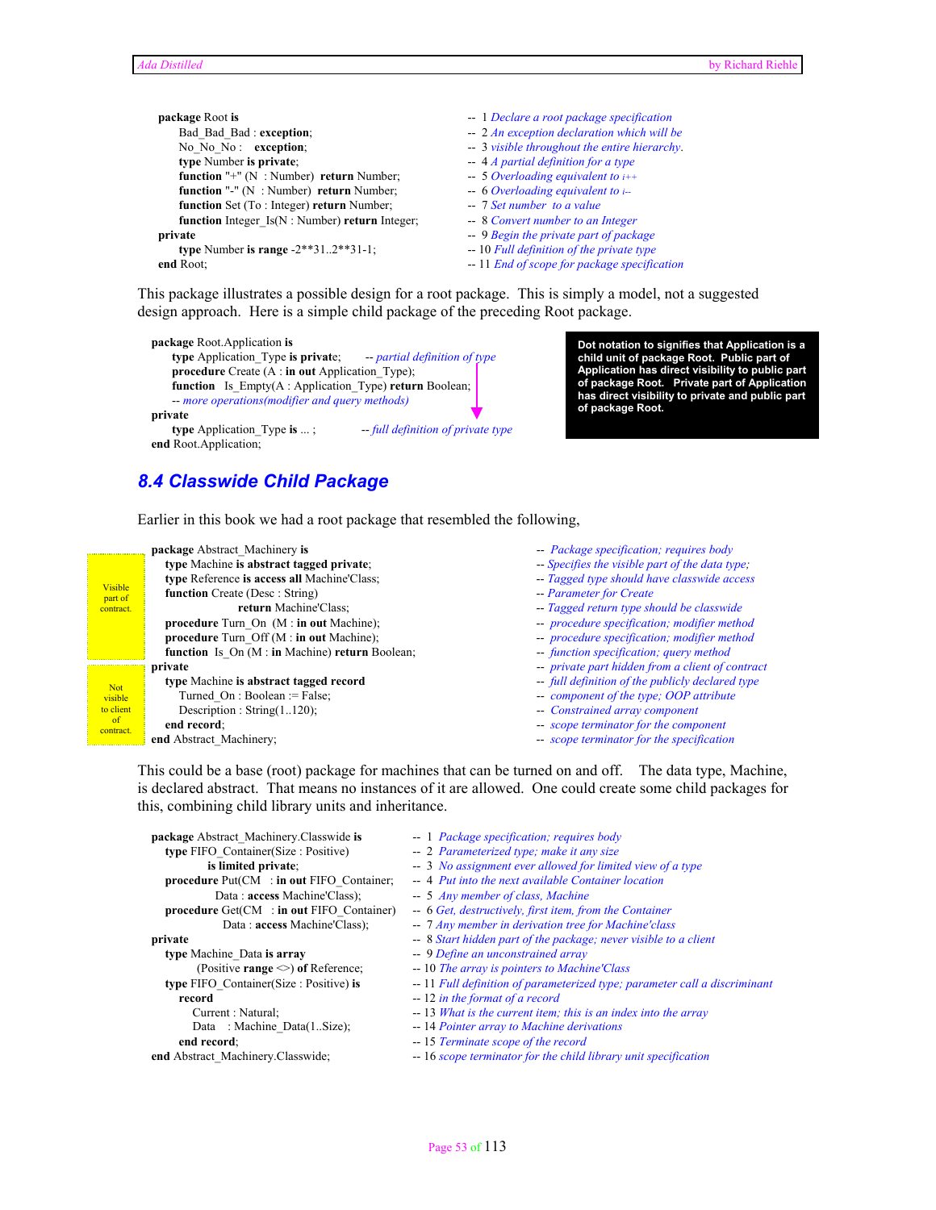```ada
package Root is                                         --  1 Declare a root package specification
     Bad_Bad_Bad : exception;                           --  2 An exception declaration which will be
     No_No_No :    exception;                           --  3 visible throughout the entire hierarchy.
     type Number is private;                            --  4 A partial definition for a type
     function "+" (N  : Number)  return Number;         --  5 Overloading equivalent to i++
     function "-" (N  : Number)  return Number;         --  6 Overloading equivalent to i--
     function Set (To : Integer) return Number;         --  7 Set number  to a value
     function Integer_Is(N : Number) return Integer;    --  8 Convert number to an Integer
private                                                 --  9 Begin the private part of package
     type Number is range -2**31..2**31-1;              -- 10 Full definition of the private type
end Root;                                               -- 11 End of scope for package specification
```

This package illustrates a possible design for a root package. This is simply a model, not a suggested design approach. Here is a simple child package of the preceding Root package.

```ada
package Root.Application is
     type Application_Type is private;         -- partial definition of type
     procedure Create (A : in out Application_Type);
     function   Is_Empty(A : Application_Type) return Boolean;
     -- more operations(modifier and query methods)
private
     type Application_Type is ... ;            -- full definition of private type
end Root.Application;
```

**Dot notation to signifies that Application is a child unit of package Root. Public part of Application has direct visibility to public part of package Root. Private part of Application has direct visibility to private and public part of package Root.**

## 8.4 Classwide Child Package

Earlier in this book we had a root package that resembled the following,

```ada
package Abstract_Machinery is                           --  Package specification; requires body
   type Machine is abstract tagged private;             -- Specifies the visible part of the data type;
   type Reference is access all Machine'Class;          -- Tagged type should have classwide access
   function Create (Desc : String)                      -- Parameter for Create
                    return Machine'Class;               -- Tagged return type should be classwide
   procedure Turn_On  (M : in out Machine);             --  procedure specification; modifier method
   procedure Turn_Off (M : in out Machine);             --  procedure specification; modifier method
   function  Is_On (M : in Machine) return Boolean;     --  function specification; query method
private                                                 --  private part hidden from a client of contract
   type Machine is abstract tagged record               --  full definition of the publicly declared type
      Turned_On : Boolean := False;                     --  component of the type; OOP attribute
      Description : String(1..120);                     --  Constrained array component
   end record;                                          --  scope terminator for the component
end Abstract_Machinery;                                 --  scope terminator for the specification
```

Visible part of contract. (public part)

Not visible to client of contract. (private part)

This could be a base (root) package for machines that can be turned on and off. The data type, Machine, is declared abstract. That means no instances of it are allowed. One could create some child packages for this, combining child library units and inheritance.

```ada
package Abstract_Machinery.Classwide is             --  1  Package specification; requires body
   type FIFO_Container(Size : Positive)             --  2  Parameterized type; make it any size
          is limited private;                       --  3  No assignment ever allowed for limited view of a type
   procedure Put(CM   : in out FIFO_Container;      --  4  Put into the next available Container location
           Data : access Machine'Class);            --  5  Any member of class, Machine
   procedure Get(CM   : in out FIFO_Container)      --  6  Get, destructively, first item, from the Container
            Data : access Machine'Class);           --  7  Any member in derivation tree for Machine'class
private                                             --  8  Start hidden part of the package; never visible to a client
   type Machine_Data is array                       --  9  Define an unconstrained array
        (Positive range <>) of Reference;           -- 10  The array is pointers to Machine'Class
   type FIFO_Container(Size : Positive) is          -- 11  Full definition of parameterized type; parameter call a discriminant
      record                                        -- 12  in the format of a record
        Current : Natural;                          -- 13  What is the current item; this is an index into the array
        Data    : Machine_Data(1..Size);            -- 14  Pointer array to Machine derivations
      end record;                                   -- 15  Terminate scope of the record
end Abstract_Machinery.Classwide;                   -- 16  scope terminator for the child library unit specification
```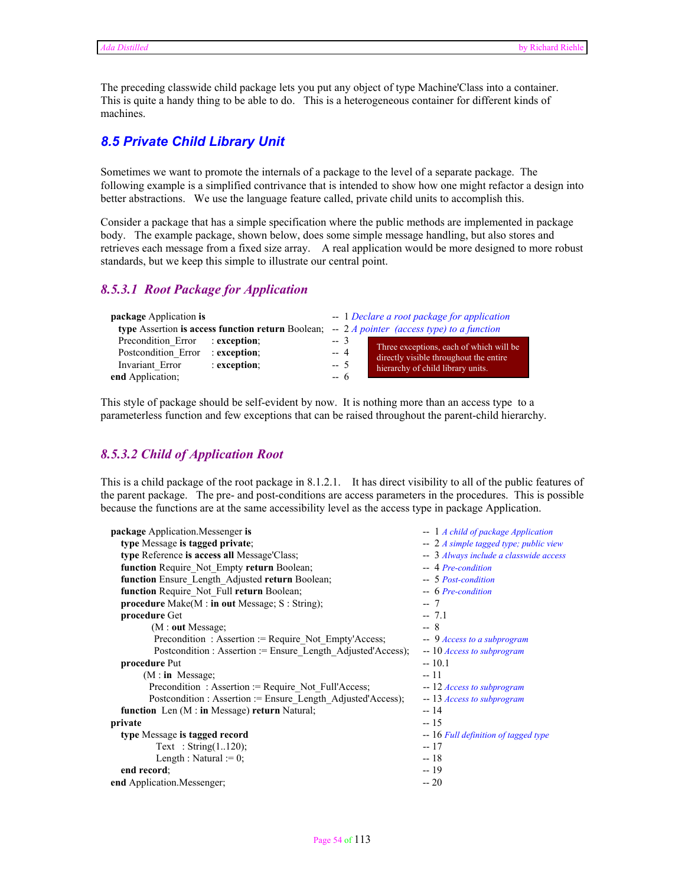The preceding classwide child package lets you put any object of type Machine'Class into a container. This is quite a handy thing to be able to do. This is a heterogeneous container for different kinds of machines.

## 8.5 Private Child Library Unit

Sometimes we want to promote the internals of a package to the level of a separate package. The following example is a simplified contrivance that is intended to show how one might refactor a design into better abstractions. We use the language feature called, private child units to accomplish this.

Consider a package that has a simple specification where the public methods are implemented in package body. The example package, shown below, does some simple message handling, but also stores and retrieves each message from a fixed size array. A real application would be more designed to more robust standards, but we keep this simple to illustrate our central point.

### 8.5.3.1 Root Package for Application

```
package Application is                                  -- 1 Declare a root package for application
  type Assertion is access function return Boolean;     -- 2 A pointer (access type) to a function
   Precondition_Error    : exception;                   -- 3
   Postcondition_Error   : exception;                   -- 4
   Invariant_Error       : exception;                   -- 5
end Application;                                        -- 6
```

Three exceptions, each of which will be directly visible throughout the entire hierarchy of child library units.

This style of package should be self-evident by now. It is nothing more than an access type to a parameterless function and few exceptions that can be raised throughout the parent-child hierarchy.

### 8.5.3.2 Child of Application Root

This is a child package of the root package in 8.1.2.1. It has direct visibility to all of the public features of the parent package. The pre- and post-conditions are access parameters in the procedures. This is possible because the functions are at the same accessibility level as the access type in package Application.

```
package Application.Messenger is                                     -- 1 A child of package Application
   type Message is tagged private;                                   -- 2 A simple tagged type; public view
   type Reference is access all Message'Class;                       -- 3 Always include a classwide access
   function Require_Not_Empty return Boolean;                        -- 4 Pre-condition
   function Ensure_Length_Adjusted return Boolean;                   -- 5 Post-condition
   function Require_Not_Full return Boolean;                         -- 6 Pre-condition
   procedure Make(M : in out Message; S : String);                   -- 7
   procedure Get                                                     -- 7.1
         (M : out Message;                                           -- 8
          Precondition  : Assertion := Require_Not_Empty'Access;     -- 9 Access to a subprogram
          Postcondition : Assertion := Ensure_Length_Adjusted'Access); -- 10 Access to subprogram
   procedure Put                                                     -- 10.1
        (M : in  Message;                                            -- 11
         Precondition  : Assertion := Require_Not_Full'Access;       -- 12 Access to subprogram
         Postcondition : Assertion := Ensure_Length_Adjusted'Access); -- 13 Access to subprogram
   function  Len (M : in Message) return Natural;                    -- 14
private                                                              -- 15
   type Message is tagged record                                     -- 16 Full definition of tagged type
          Text   : String(1..120);                                   -- 17
          Length : Natural := 0;                                     -- 18
   end record;                                                       -- 19
end Application.Messenger;                                           -- 20
```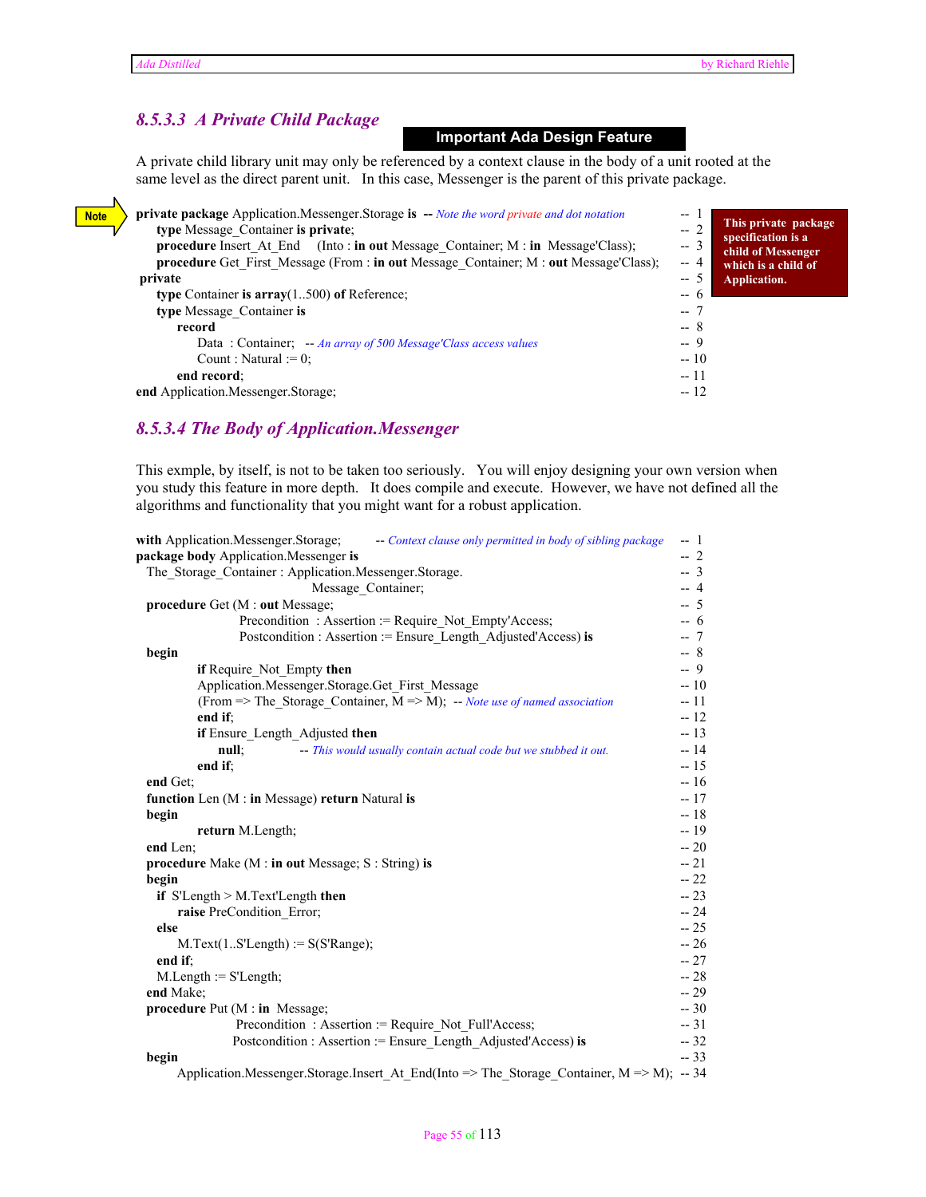### 8.5.3.3 A Private Child Package

**Important Ada Design Feature**

A private child library unit may only be referenced by a context clause in the body of a unit rooted at the same level as the direct parent unit. In this case, Messenger is the parent of this private package.

Note

```
private package Application.Messenger.Storage is  -- Note the word private and dot notation  -- 1
    type Message_Container is private;                                                       -- 2
    procedure Insert_At_End    (Into : in out Message_Container; M : in  Message'Class);     -- 3
    procedure Get_First_Message (From : in out Message_Container; M : out Message'Class);    -- 4
 private                                                                                     -- 5
    type Container is array(1..500) of Reference;                                            -- 6
    type Message_Container is                                                                -- 7
        record                                                                               -- 8
            Data  : Container;   -- An array of 500 Message'Class access values              -- 9
            Count : Natural := 0;                                                            -- 10
        end record;                                                                          -- 11
end Application.Messenger.Storage;                                                           -- 12
```

**This private package specification is a child of Messenger which is a child of Application.**

### 8.5.3.4 The Body of Application.Messenger

This exmple, by itself, is not to be taken too seriously. You will enjoy designing your own version when you study this feature in more depth. It does compile and execute. However, we have not defined all the algorithms and functionality that you might want for a robust application.

```
with Application.Messenger.Storage;       -- Context clause only permitted in body of sibling package  -- 1
package body Application.Messenger is                                                                  -- 2
  The_Storage_Container : Application.Messenger.Storage.                                               -- 3
                                Message_Container;                                                     -- 4
  procedure Get (M : out Message;                                                                      -- 5
                 Precondition  : Assertion := Require_Not_Empty'Access;                                -- 6
                 Postcondition : Assertion := Ensure_Length_Adjusted'Access) is                        -- 7
  begin                                                                                                -- 8
        if Require_Not_Empty then                                                                      -- 9
        Application.Messenger.Storage.Get_First_Message                                                -- 10
        (From => The_Storage_Container, M => M);  -- Note use of named association                     -- 11
        end if;                                                                                        -- 12
        if Ensure_Length_Adjusted then                                                                 -- 13
            null;            -- This would usually contain actual code but we stubbed it out.          -- 14
        end if;                                                                                        -- 15
  end Get;                                                                                             -- 16
  function Len (M : in Message) return Natural is                                                      -- 17
  begin                                                                                                -- 18
        return M.Length;                                                                               -- 19
  end Len;                                                                                             -- 20
  procedure Make (M : in out Message; S : String) is                                                   -- 21
  begin                                                                                                -- 22
    if  S'Length > M.Text'Length then                                                                  -- 23
        raise PreCondition_Error;                                                                      -- 24
    else                                                                                               -- 25
        M.Text(1..S'Length) := S(S'Range);                                                             -- 26
    end if;                                                                                            -- 27
    M.Length := S'Length;                                                                              -- 28
  end Make;                                                                                            -- 29
  procedure Put (M : in  Message;                                                                      -- 30
                 Precondition  : Assertion := Require_Not_Full'Access;                                 -- 31
                 Postcondition : Assertion := Ensure_Length_Adjusted'Access) is                        -- 32
  begin                                                                                                -- 33
      Application.Messenger.Storage.Insert_At_End(Into => The_Storage_Container, M => M);              -- 34
```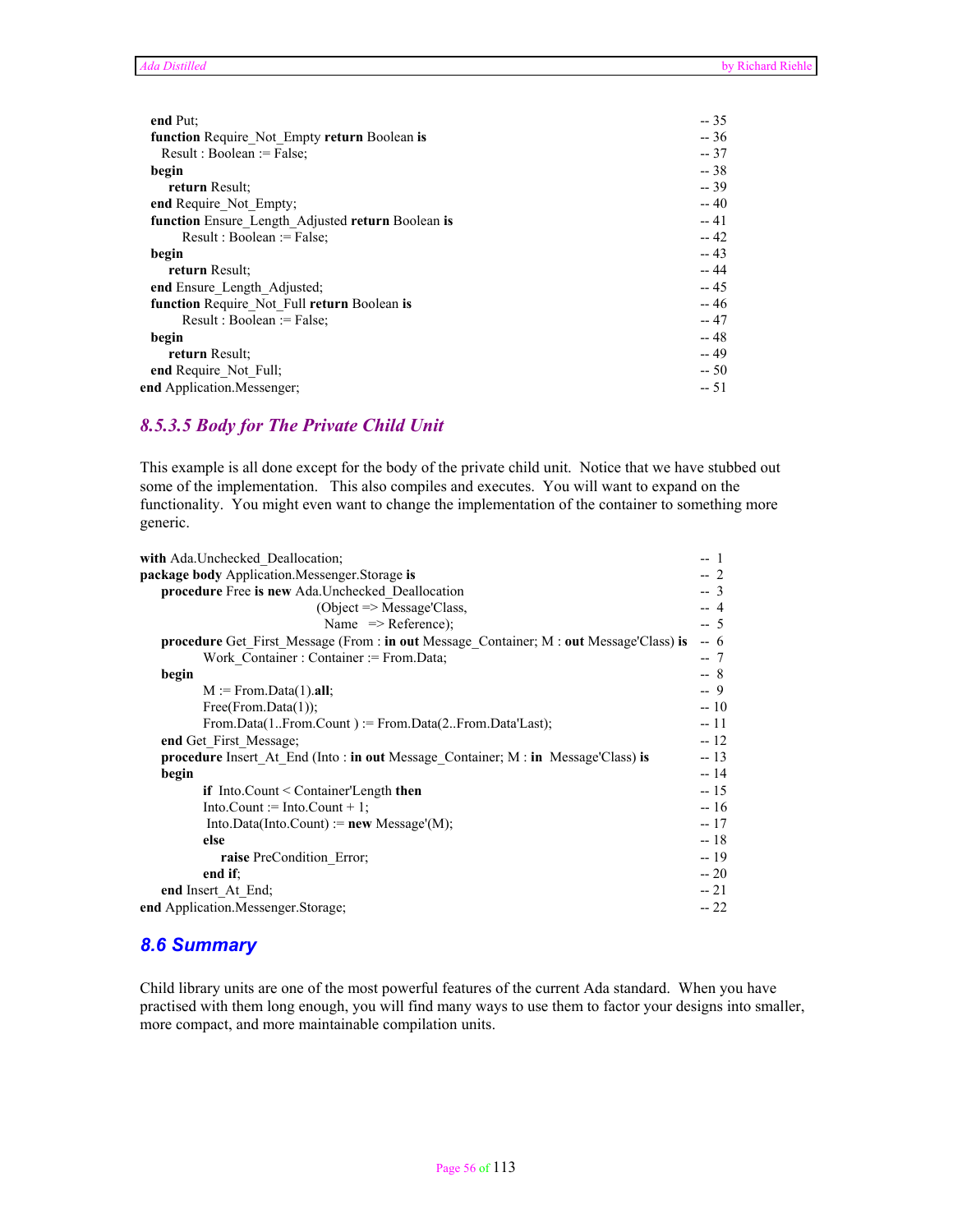```
   end Put;                                                          -- 35
   function Require_Not_Empty return Boolean is                      -- 36
     Result : Boolean := False;                                      -- 37
   begin                                                             -- 38
      return Result;                                                 -- 39
   end Require_Not_Empty;                                            -- 40
   function Ensure_Length_Adjusted return Boolean is                 -- 41
        Result : Boolean := False;                                   -- 42
   begin                                                             -- 43
      return Result;                                                 -- 44
   end Ensure_Length_Adjusted;                                       -- 45
   function Require_Not_Full return Boolean is                       -- 46
        Result : Boolean := False;                                   -- 47
   begin                                                             -- 48
      return Result;                                                 -- 49
   end Require_Not_Full;                                             -- 50
end Application.Messenger;                                           -- 51
```

### *8.5.3.5 Body for The Private Child Unit*

This example is all done except for the body of the private child unit. Notice that we have stubbed out some of the implementation. This also compiles and executes. You will want to expand on the functionality. You might even want to change the implementation of the container to something more generic.

```
with Ada.Unchecked_Deallocation;                                                        --  1
package body Application.Messenger.Storage is                                           --  2
    procedure Free is new Ada.Unchecked_Deallocation                                    --  3
                              (Object => Message'Class,                                 --  4
                               Name   => Reference);                                    --  5
    procedure Get_First_Message (From : in out Message_Container; M : out Message'Class) is  --  6
          Work_Container : Container := From.Data;                                      --  7
    begin                                                                               --  8
          M := From.Data(1).all;                                                        --  9
          Free(From.Data(1));                                                           -- 10
          From.Data(1..From.Count ) := From.Data(2..From.Data'Last);                    -- 11
    end Get_First_Message;                                                              -- 12
    procedure Insert_At_End (Into : in out Message_Container; M : in  Message'Class) is  -- 13
    begin                                                                               -- 14
          if  Into.Count < Container'Length then                                        -- 15
          Into.Count := Into.Count + 1;                                                 -- 16
           Into.Data(Into.Count) := new Message'(M);                                    -- 17
          else                                                                          -- 18
             raise PreCondition_Error;                                                  -- 19
          end if;                                                                       -- 20
    end Insert_At_End;                                                                  -- 21
end Application.Messenger.Storage;                                                      -- 22
```

## *8.6 Summary*

Child library units are one of the most powerful features of the current Ada standard. When you have practised with them long enough, you will find many ways to use them to factor your designs into smaller, more compact, and more maintainable compilation units.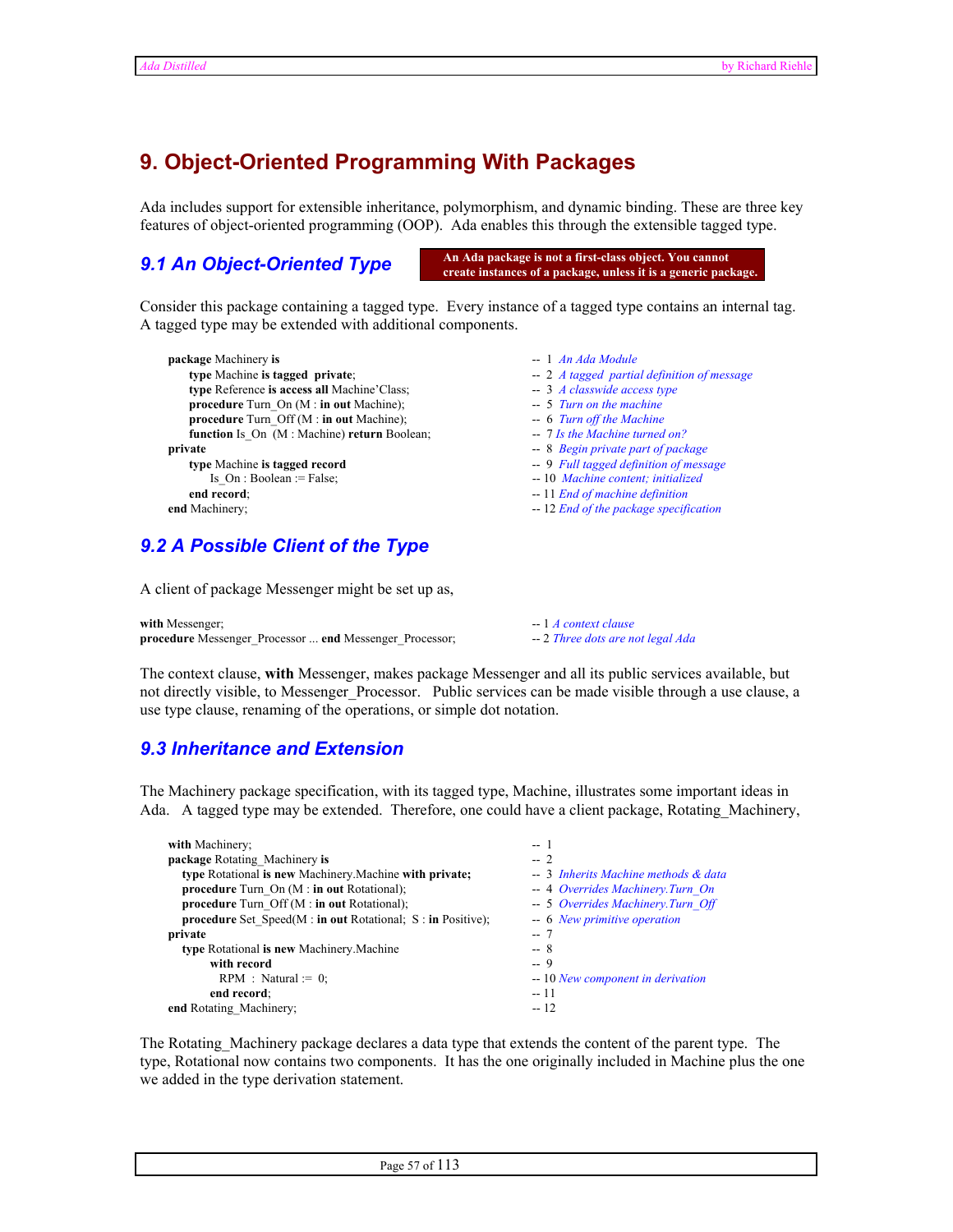# 9. Object-Oriented Programming With Packages

Ada includes support for extensible inheritance, polymorphism, and dynamic binding. These are three key features of object-oriented programming (OOP). Ada enables this through the extensible tagged type.

## 9.1 An Object-Oriented Type

**An Ada package is not a first-class object. You cannot create instances of a package, unless it is a generic package.**

Consider this package containing a tagged type. Every instance of a tagged type contains an internal tag. A tagged type may be extended with additional components.

```
package Machinery is                                          --  1  An Ada Module
    type Machine is tagged  private;                          --  2  A tagged  partial definition of message
    type Reference is access all Machine'Class;               --  3  A classwide access type
    procedure Turn_On (M : in out Machine);                   --  5  Turn on the machine
    procedure Turn_Off (M : in out Machine);                  --  6  Turn off the Machine
    function Is_On  (M : Machine) return Boolean;             --  7 Is the Machine turned on?
private                                                       --  8  Begin private part of package
    type Machine is tagged record                             --  9  Full tagged definition of message
        Is_On : Boolean := False;                             -- 10  Machine content; initialized
    end record;                                               -- 11 End of machine definition
end Machinery;                                                -- 12 End of the package specification
```

## 9.2 A Possible Client of the Type

A client of package Messenger might be set up as,

```
with Messenger;                                               -- 1 A context clause
procedure Messenger_Processor ... end Messenger_Processor;    -- 2 Three dots are not legal Ada
```

The context clause, **with** Messenger, makes package Messenger and all its public services available, but not directly visible, to Messenger_Processor. Public services can be made visible through a use clause, a use type clause, renaming of the operations, or simple dot notation.

## 9.3 Inheritance and Extension

The Machinery package specification, with its tagged type, Machine, illustrates some important ideas in Ada. A tagged type may be extended. Therefore, one could have a client package, Rotating_Machinery,

```
with Machinery;                                                        --  1
package Rotating_Machinery is                                          --  2
   type Rotational is new Machinery.Machine with private;              --  3  Inherits Machine methods & data
   procedure Turn_On (M : in out Rotational);                          --  4  Overrides Machinery.Turn_On
   procedure Turn_Off (M : in out Rotational);                         --  5  Overrides Machinery.Turn_Off
   procedure Set_Speed(M : in out Rotational;  S : in Positive);       --  6  New primitive operation
private                                                                --  7
   type Rotational is new Machinery.Machine                            --  8
        with record                                                    --  9
           RPM  :  Natural := 0;                                       -- 10 New component in derivation
        end record;                                                    -- 11
end Rotating_Machinery;                                                -- 12
```

The Rotating_Machinery package declares a data type that extends the content of the parent type. The type, Rotational now contains two components. It has the one originally included in Machine plus the one we added in the type derivation statement.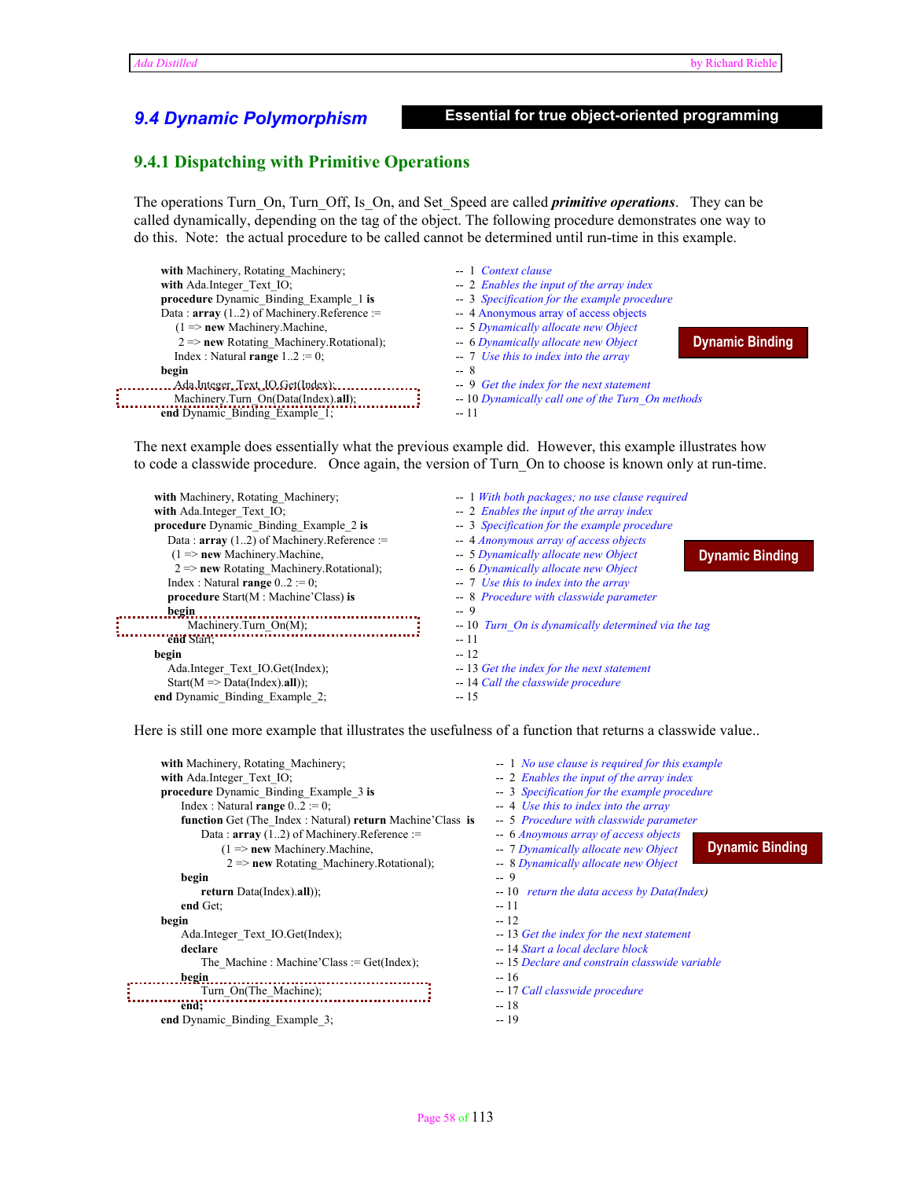## 9.4 Dynamic Polymorphism

**Essential for true object-oriented programming**

### 9.4.1 Dispatching with Primitive Operations

The operations Turn_On, Turn_Off, Is_On, and Set_Speed are called ***primitive operations***. They can be called dynamically, depending on the tag of the object. The following procedure demonstrates one way to do this. Note: the actual procedure to be called cannot be determined until run-time in this example.

**Dynamic Binding**

```
with Machinery, Rotating_Machinery;                    --  1  Context clause
with Ada.Integer_Text_IO;                              --  2  Enables the input of the array index
procedure Dynamic_Binding_Example_1 is                 --  3  Specification for the example procedure
Data : array (1..2) of Machinery.Reference :=          --  4 Anonymous array of access objects
    (1 => new Machinery.Machine,                       --  5 Dynamically allocate new Object
     2 => new Rotating_Machinery.Rotational);          --  6 Dynamically allocate new Object
    Index : Natural range 1..2 := 0;                   --  7  Use this to index into the array
begin                                                  --  8
    Ada.Integer_Text_IO.Get(Index);                    --  9  Get the index for the next statement
    Machinery.Turn_On(Data(Index).all);                -- 10 Dynamically call one of the Turn_On methods
end Dynamic_Binding_Example_1;                         -- 11
```

The next example does essentially what the previous example did. However, this example illustrates how to code a classwide procedure. Once again, the version of Turn_On to choose is known only at run-time.

**Dynamic Binding**

```
with Machinery, Rotating_Machinery;                    --  1 With both packages; no use clause required
with Ada.Integer_Text_IO;                              --  2  Enables the input of the array index
procedure Dynamic_Binding_Example_2 is                 --  3  Specification for the example procedure
   Data : array (1..2) of Machinery.Reference :=       --  4 Anonymous array of access objects
     (1 => new Machinery.Machine,                      --  5 Dynamically allocate new Object
      2 => new Rotating_Machinery.Rotational);         --  6 Dynamically allocate new Object
   Index : Natural range 0..2 := 0;                    --  7  Use this to index into the array
   procedure Start(M : Machine'Class) is               --  8  Procedure with classwide parameter
   begin                                               --  9
      Machinery.Turn_On(M);                            -- 10  Turn_On is dynamically determined via the tag
   end Start;                                          -- 11
begin                                                  -- 12
   Ada.Integer_Text_IO.Get(Index);                     -- 13 Get the index for the next statement
   Start(M => Data(Index).all));                       -- 14 Call the classwide procedure
end Dynamic_Binding_Example_2;                         -- 15
```

Here is still one more example that illustrates the usefulness of a function that returns a classwide value..

**Dynamic Binding**

```
with Machinery, Rotating_Machinery;                    --  1  No use clause is required for this example
with Ada.Integer_Text_IO;                              --  2  Enables the input of the array index
procedure Dynamic_Binding_Example_3 is                 --  3  Specification for the example procedure
    Index : Natural range 0..2 := 0;                   --  4  Use this to index into the array
    function Get (The_Index : Natural) return Machine'Class is   --  5  Procedure with classwide parameter
        Data : array (1..2) of Machinery.Reference :=  --  6 Anoymous array of access objects
            (1 => new Machinery.Machine,               --  7 Dynamically allocate new Object
             2 => new Rotating_Machinery.Rotational);  --  8 Dynamically allocate new Object
    begin                                              --  9
        return Data(Index).all));                      -- 10  return the data access by Data(Index)
    end Get;                                           -- 11
begin                                                  -- 12
    Ada.Integer_Text_IO.Get(Index);                    -- 13 Get the index for the next statement
    declare                                            -- 14 Start a local declare block
        The_Machine : Machine'Class := Get(Index);     -- 15 Declare and constrain classwide variable
    begin                                              -- 16
        Turn_On(The_Machine);                          -- 17 Call classwide procedure
    end;                                               -- 18
end Dynamic_Binding_Example_3;                         -- 19
```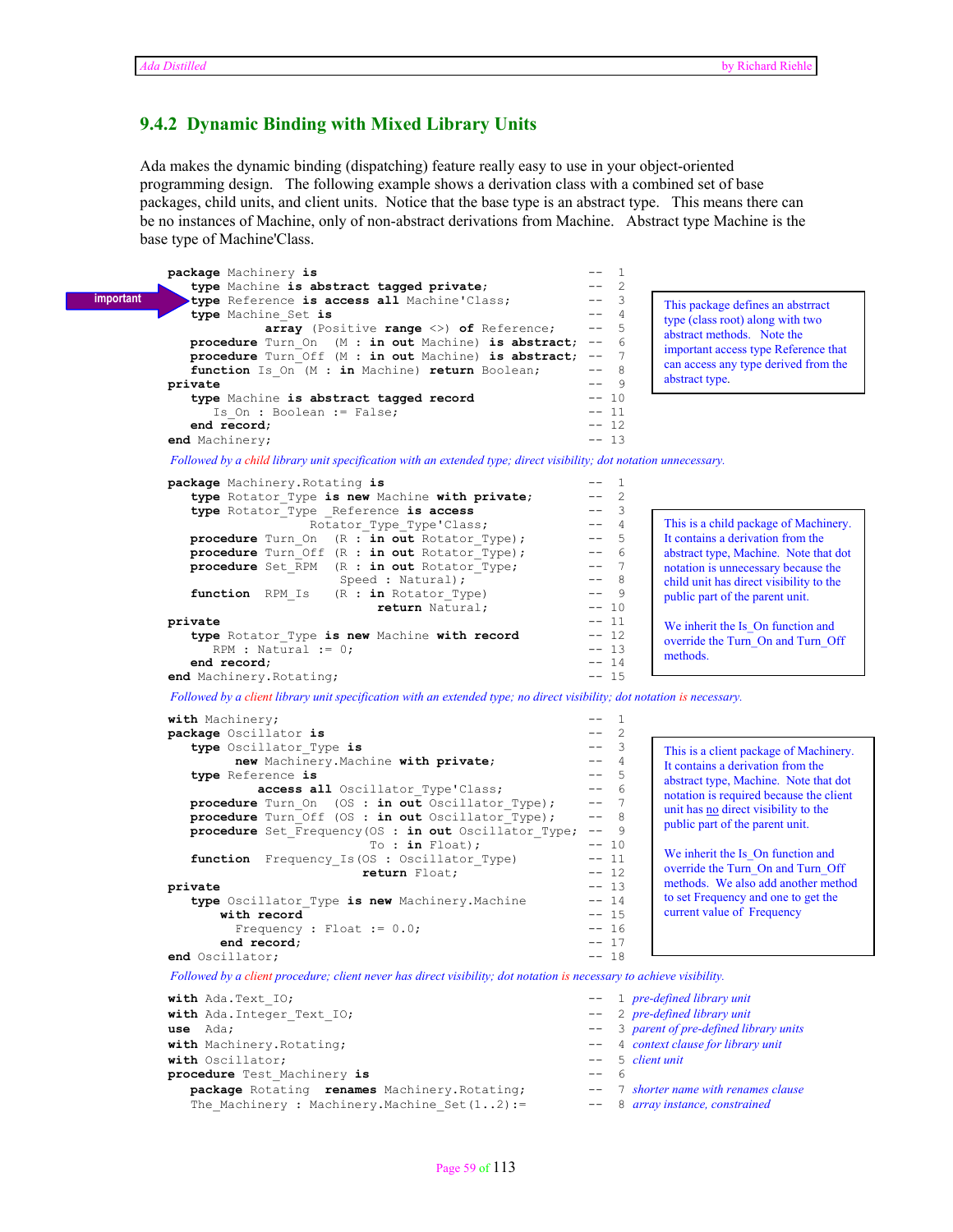## 9.4.2 Dynamic Binding with Mixed Library Units

Ada makes the dynamic binding (dispatching) feature really easy to use in your object-oriented programming design. The following example shows a derivation class with a combined set of base packages, child units, and client units. Notice that the base type is an abstract type. This means there can be no instances of Machine, only of non-abstract derivations from Machine. Abstract type Machine is the base type of Machine'Class.

```
package Machinery is                                          -- 1
   type Machine is abstract tagged private;                   -- 2
   type Reference is access all Machine'Class;                -- 3
   type Machine_Set is                                        -- 4
             array (Positive range <>) of Reference;          -- 5
   procedure Turn_On  (M : in out Machine) is abstract;       -- 6
   procedure Turn_Off (M : in out Machine) is abstract;       -- 7
   function Is_On (M : in Machine) return Boolean;            -- 8
private                                                       -- 9
   type Machine is abstract tagged record                     -- 10
      Is_On : Boolean := False;                               -- 11
   end record;                                                -- 12
end Machinery;                                                -- 13
```

important

This package defines an abstrract type (class root) along with two abstract methods. Note the important access type Reference that can access any type derived from the abstract type.

*Followed by a child library unit specification with an extended type; direct visibility; dot notation unnecessary.*

```
package Machinery.Rotating is                                 -- 1
   type Rotator_Type is new Machine with private;             -- 2
   type Rotator_Type _Reference is access                     -- 3
                 Rotator_Type_Type'Class;                     -- 4
   procedure Turn_On  (R : in out Rotator_Type);              -- 5
   procedure Turn_Off (R : in out Rotator_Type);              -- 6
   procedure Set_RPM  (R : in out Rotator_Type;               -- 7
                       Speed : Natural);                      -- 8
   function  RPM_Is   (R : in Rotator_Type)                   -- 9
                            return Natural;                   -- 10
private                                                       -- 11
   type Rotator_Type is new Machine with record               -- 12
      RPM : Natural := 0;                                     -- 13
   end record;                                                -- 14
end Machinery.Rotating;                                       -- 15
```

This is a child package of Machinery. It contains a derivation from the abstract type, Machine. Note that dot notation is unnecessary because the child unit has direct visibility to the public part of the parent unit.

We inherit the Is_On function and override the Turn_On and Turn_Off methods.

*Followed by a client library unit specification with an extended type; no direct visibility; dot notation is necessary.*

```
with Machinery;                                               -- 1
package Oscillator is                                         -- 2
   type Oscillator_Type is                                    -- 3
         new Machinery.Machine with private;                  -- 4
   type Reference is                                          -- 5
            access all Oscillator_Type'Class;                 -- 6
   procedure Turn_On  (OS : in out Oscillator_Type);          -- 7
   procedure Turn_Off (OS : in out Oscillator_Type);          -- 8
   procedure Set_Frequency(OS : in out Oscillator_Type;       -- 9
                           To : in Float);                    -- 10
   function  Frequency_Is(OS : Oscillator_Type)               -- 11
                         return Float;                        -- 12
private                                                       -- 13
   type Oscillator_Type is new Machinery.Machine              -- 14
       with record                                            -- 15
         Frequency : Float := 0.0;                            -- 16
       end record;                                            -- 17
end Oscillator;                                               -- 18
```

This is a client package of Machinery. It contains a derivation from the abstract type, Machine. Note that dot notation is required because the client unit has no direct visibility to the public part of the parent unit.

We inherit the Is_On function and override the Turn_On and Turn_Off methods. We also add another method to set Frequency and one to get the current value of Frequency

*Followed by a client procedure; client never has direct visibility; dot notation is necessary to achieve visibility.*

```
with Ada.Text_IO;                                     -- 1 pre-defined library unit
with Ada.Integer_Text_IO;                             -- 2 pre-defined library unit
use  Ada;                                             -- 3 parent of pre-defined library units
with Machinery.Rotating;                              -- 4 context clause for library unit
with Oscillator;                                      -- 5 client unit
procedure Test_Machinery is                           -- 6
   package Rotating  renames Machinery.Rotating;      -- 7 shorter name with renames clause
   The_Machinery : Machinery.Machine_Set(1..2):=      -- 8 array instance, constrained
```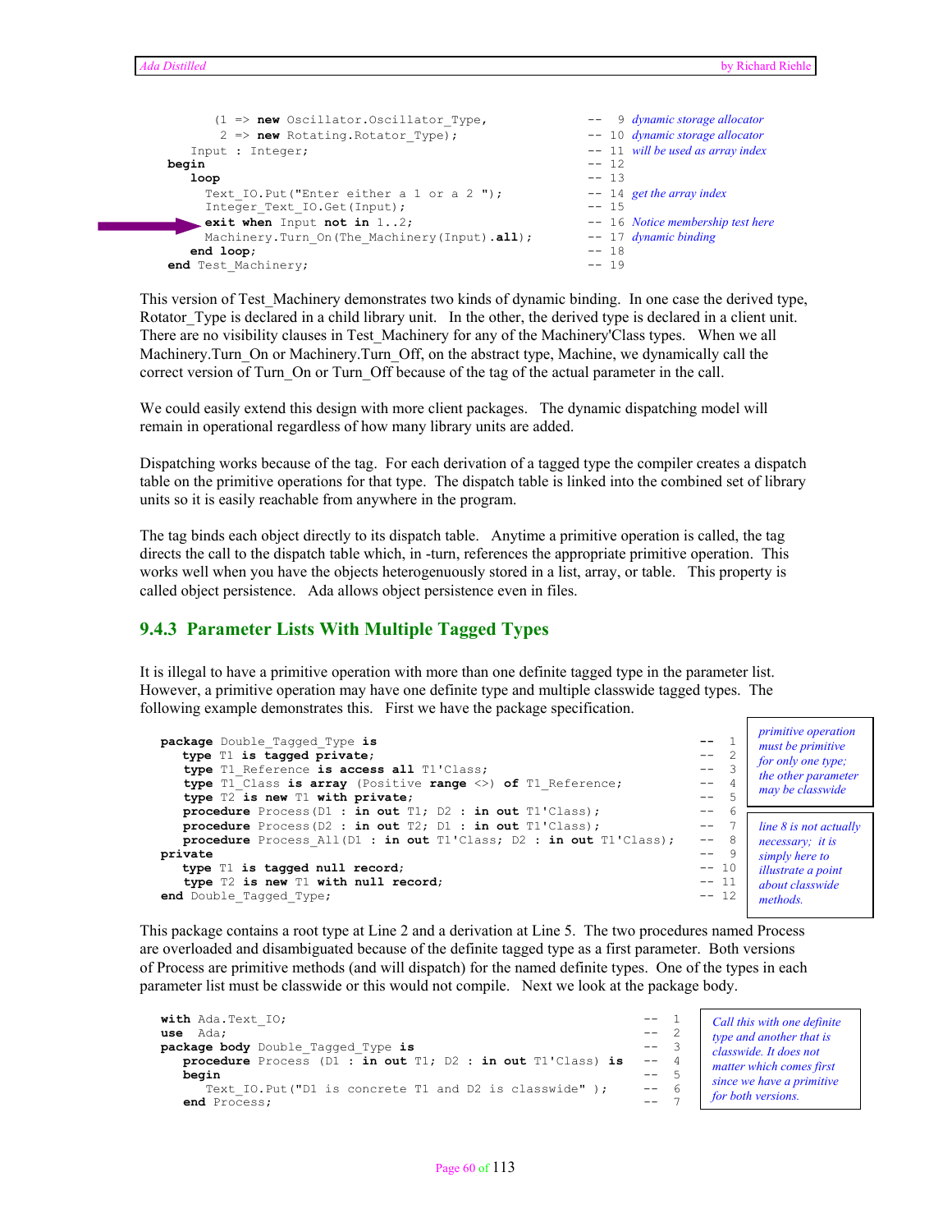```ada
      (1 => new Oscillator.Oscillator_Type,                  --  9 dynamic storage allocator
       2 => new Rotating.Rotator_Type);                      -- 10 dynamic storage allocator
     Input : Integer;                                        -- 11 will be used as array index
begin                                                        -- 12
   loop                                                      -- 13
     Text_IO.Put("Enter either a 1 or a 2 ");                -- 14 get the array index
     Integer_Text_IO.Get(Input);                             -- 15
     exit when Input not in 1..2;                            -- 16 Notice membership test here
     Machinery.Turn_On(The_Machinery(Input).all);            -- 17 dynamic binding
   end loop;                                                 -- 18
end Test_Machinery;                                          -- 19
```

This version of Test_Machinery demonstrates two kinds of dynamic binding. In one case the derived type, Rotator_Type is declared in a child library unit. In the other, the derived type is declared in a client unit. There are no visibility clauses in Test_Machinery for any of the Machinery'Class types. When we all Machinery.Turn_On or Machinery.Turn_Off, on the abstract type, Machine, we dynamically call the correct version of Turn_On or Turn_Off because of the tag of the actual parameter in the call.

We could easily extend this design with more client packages. The dynamic dispatching model will remain in operational regardless of how many library units are added.

Dispatching works because of the tag. For each derivation of a tagged type the compiler creates a dispatch table on the primitive operations for that type. The dispatch table is linked into the combined set of library units so it is easily reachable from anywhere in the program.

The tag binds each object directly to its dispatch table. Anytime a primitive operation is called, the tag directs the call to the dispatch table which, in -turn, references the appropriate primitive operation. This works well when you have the objects heterogenuously stored in a list, array, or table. This property is called object persistence. Ada allows object persistence even in files.

### 9.4.3 Parameter Lists With Multiple Tagged Types

It is illegal to have a primitive operation with more than one definite tagged type in the parameter list. However, a primitive operation may have one definite type and multiple classwide tagged types. The following example demonstrates this. First we have the package specification.

```ada
package Double_Tagged_Type is                                                    --  1
   type T1 is tagged private;                                                    --  2
   type T1_Reference is access all T1'Class;                                     --  3
   type T1_Class is array (Positive range <>) of T1_Reference;                   --  4
   type T2 is new T1 with private;                                               --  5
   procedure Process(D1 : in out T1; D2 : in out T1'Class);                      --  6
   procedure Process(D2 : in out T2; D1 : in out T1'Class);                      --  7
   procedure Process_All(D1 : in out T1'Class; D2 : in out T1'Class);            --  8
private                                                                          --  9
   type T1 is tagged null record;                                                -- 10
   type T2 is new T1 with null record;                                           -- 11
end Double_Tagged_Type;                                                          -- 12
```

*primitive operation must be primitive for only one type; the other parameter may be classwide*

*line 8 is not actually necessary; it is simply here to illustrate a point about classwide methods.*

This package contains a root type at Line 2 and a derivation at Line 5. The two procedures named Process are overloaded and disambiguated because of the definite tagged type as a first parameter. Both versions of Process are primitive methods (and will dispatch) for the named definite types. One of the types in each parameter list must be classwide or this would not compile. Next we look at the package body.

```ada
with Ada.Text_IO;                                                     --  1
use  Ada;                                                             --  2
package body Double_Tagged_Type is                                    --  3
   procedure Process (D1 : in out T1; D2 : in out T1'Class) is        --  4
   begin                                                              --  5
      Text_IO.Put("D1 is concrete T1 and D2 is classwide" );          --  6
   end Process;                                                       --  7
```

*Call this with one definite type and another that is classwide. It does not matter which comes first since we have a primitive for both versions.*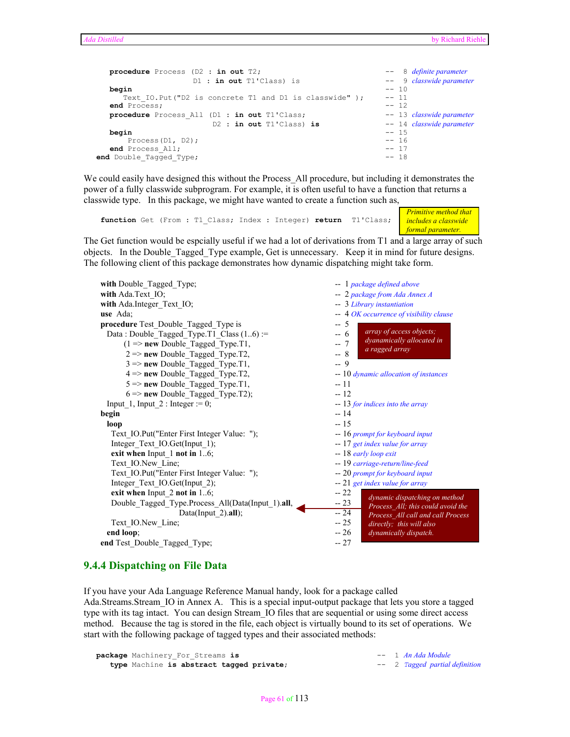```
   procedure Process (D2 : in out T2;                               --  8 definite parameter
                      D1 : in out T1'Class) is                      --  9 classwide parameter
   begin                                                            -- 10
      Text_IO.Put("D2 is concrete T1 and D1 is classwide" );        -- 11
   end Process;                                                     -- 12
   procedure Process_All (D1 : in out T1'Class;                     -- 13 classwide parameter
                          D2 : in out T1'Class) is                  -- 14 classwide parameter
   begin                                                            -- 15
       Process(D1, D2);                                             -- 16
   end Process_All;                                                 -- 17
end Double_Tagged_Type;                                             -- 18
```

We could easily have designed this without the Process_All procedure, but including it demonstrates the power of a fully classwide subprogram. For example, it is often useful to have a function that returns a classwide type. In this package, we might have wanted to create a function such as,

```
   function Get (From : T1_Class; Index : Integer) return  T1'Class;
```

*Primitive method that includes a classwide formal parameter.*

The Get function would be espcially useful if we had a lot of derivations from T1 and a large array of such objects. In the Double_Tagged_Type example, Get is unnecessary. Keep it in mind for future designs. The following client of this package demonstrates how dynamic dispatching might take form.

```
with Double_Tagged_Type;                                     --  1 package defined above
with Ada.Text_IO;                                            --  2 package from Ada Annex A
with Ada.Integer_Text_IO;                                    --  3 Library instantiation
use  Ada;                                                    --  4 OK occurrence of visibility clause
procedure Test_Double_Tagged_Type is                         --  5
  Data : Double_Tagged_Type.T1_Class (1..6) :=               --  6   array of access objects;
       (1 => new Double_Tagged_Type.T1,                      --  7   dyanamically allocated in
        2 => new Double_Tagged_Type.T2,                      --  8   a ragged array
        3 => new Double_Tagged_Type.T1,                      --  9
        4 => new Double_Tagged_Type.T2,                      -- 10 dynamic allocation of instances
        5 => new Double_Tagged_Type.T1,                      -- 11
        6 => new Double_Tagged_Type.T2);                     -- 12
  Input_1, Input_2 : Integer := 0;                           -- 13 for indices into the array
begin                                                        -- 14
  loop                                                       -- 15
    Text_IO.Put("Enter First Integer Value:  ");             -- 16 prompt for keyboard input
    Integer_Text_IO.Get(Input_1);                            -- 17 get index value for array
    exit when Input_1 not in 1..6;                           -- 18 early loop exit
    Text_IO.New_Line;                                        -- 19 carriage-return/line-feed
    Text_IO.Put("Enter First Integer Value:  ");             -- 20 prompt for keyboard input
    Integer_Text_IO.Get(Input_2);                            -- 21 get index value for array
    exit when Input_2 not in 1..6;                           -- 22
    Double_Tagged_Type.Process_All(Data(Input_1).all,        -- 23
                         Data(Input_2).all);                 -- 24
    Text_IO.New_Line;                                        -- 25
  end loop;                                                  -- 26
end Test_Double_Tagged_Type;                                 -- 27
```

*dynamic dispatching on method Process_All; this could avoid the Process_All call and call Process directly; this will also dynamically dispatch.*

### 9.4.4 Dispatching on File Data

If you have your Ada Language Reference Manual handy, look for a package called Ada.Streams.Stream_IO in Annex A. This is a special input-output package that lets you store a tagged type with its tag intact. You can design Stream_IO files that are sequential or using some direct access method. Because the tag is stored in the file, each object is virtually bound to its set of operations. We start with the following package of tagged types and their associated methods:

```
package Machinery_For_Streams is                             --  1 An Ada Module
   type Machine is abstract tagged private;                  --  2 Tagged partial definition
```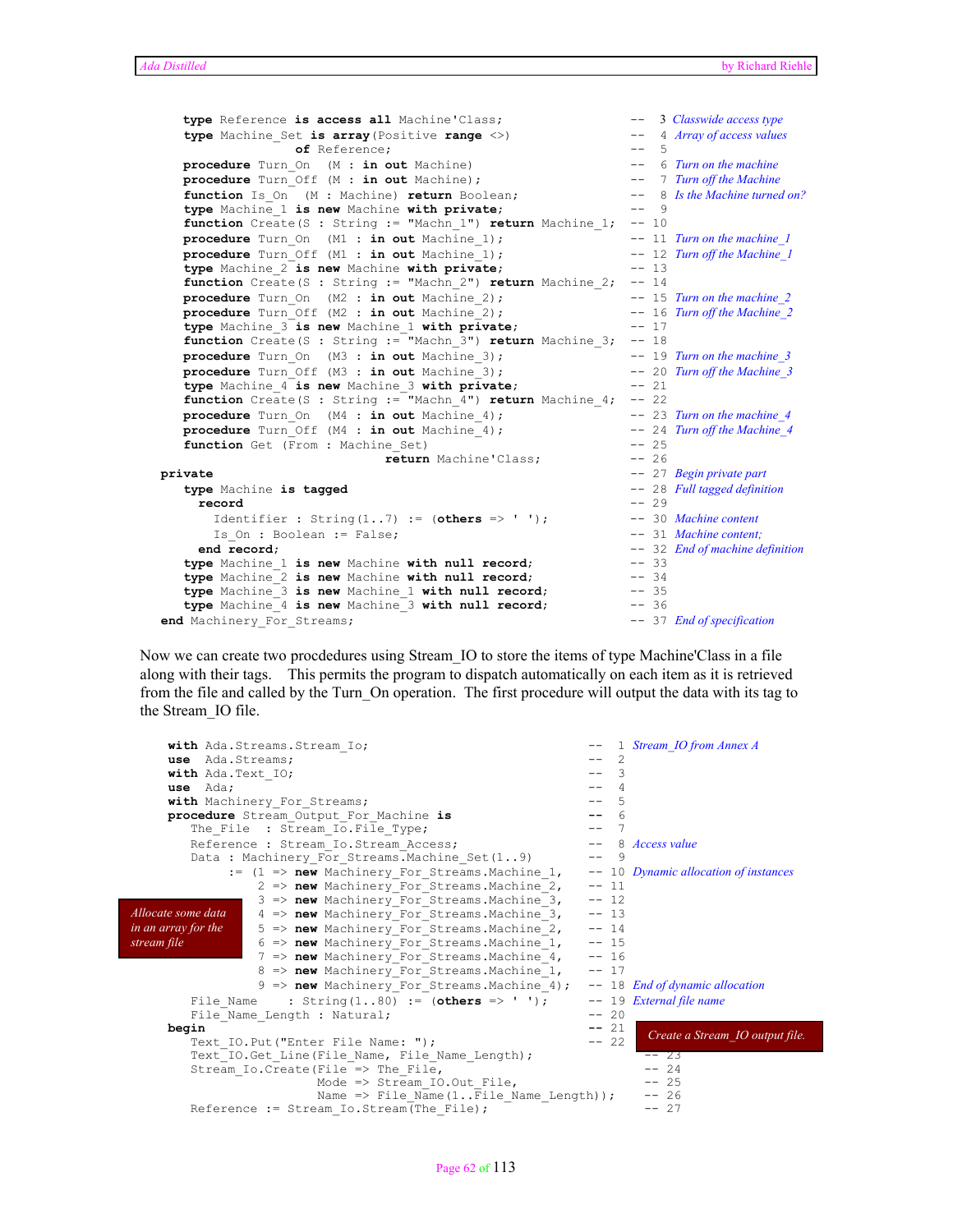```ada
   type Reference is access all Machine'Class;                  --  3 Classwide access type
   type Machine_Set is array(Positive range <>)                 --  4 Array of access values
                 of Reference;                                  --  5
   procedure Turn_On  (M : in out Machine)                      --  6 Turn on the machine
   procedure Turn_Off (M : in out Machine);                     --  7 Turn off the Machine
   function Is_On  (M : Machine) return Boolean;                --  8 Is the Machine turned on?
   type Machine_1 is new Machine with private;                  --  9
   function Create(S : String := "Machn_1") return Machine_1;   -- 10
   procedure Turn_On  (M1 : in out Machine_1);                  -- 11 Turn on the machine_1
   procedure Turn_Off (M1 : in out Machine_1);                  -- 12 Turn off the Machine_1
   type Machine_2 is new Machine with private;                  -- 13
   function Create(S : String := "Machn_2") return Machine_2;   -- 14
   procedure Turn_On  (M2 : in out Machine_2);                  -- 15 Turn on the machine_2
   procedure Turn_Off (M2 : in out Machine_2);                  -- 16 Turn off the Machine_2
   type Machine_3 is new Machine_1 with private;                -- 17
   function Create(S : String := "Machn_3") return Machine_3;   -- 18
   procedure Turn_On  (M3 : in out Machine_3);                  -- 19 Turn on the machine_3
   procedure Turn_Off (M3 : in out Machine_3);                  -- 20 Turn off the Machine_3
   type Machine_4 is new Machine_3 with private;                -- 21
   function Create(S : String := "Machn_4") return Machine_4;   -- 22
   procedure Turn_On  (M4 : in out Machine_4);                  -- 23 Turn on the machine_4
   procedure Turn_Off (M4 : in out Machine_4);                  -- 24 Turn off the Machine_4
   function Get (From : Machine_Set)                            -- 25
                                 return Machine'Class;          -- 26
private                                                         -- 27 Begin private part
   type Machine is tagged                                       -- 28 Full tagged definition
     record                                                     -- 29
       Identifier : String(1..7) := (others => ' ');            -- 30 Machine content
       Is_On : Boolean := False;                                -- 31 Machine content;
     end record;                                                -- 32 End of machine definition
   type Machine_1 is new Machine with null record;              -- 33
   type Machine_2 is new Machine with null record;              -- 34
   type Machine_3 is new Machine_1 with null record;            -- 35
   type Machine_4 is new Machine_3 with null record;            -- 36
end Machinery_For_Streams;                                      -- 37 End of specification
```

Now we can create two procdedures using Stream_IO to store the items of type Machine'Class in a file along with their tags. This permits the program to dispatch automatically on each item as it is retrieved from the file and called by the Turn_On operation. The first procedure will output the data with its tag to the Stream_IO file.

```ada
with Ada.Streams.Stream_Io;                                  --  1 Stream_IO from Annex A
use  Ada.Streams;                                            --  2
with Ada.Text_IO;                                            --  3
use  Ada;                                                    --  4
with Machinery_For_Streams;                                  --  5
procedure Stream_Output_For_Machine is                       --  6
   The_File  : Stream_Io.File_Type;                          --  7
   Reference : Stream_Io.Stream_Access;                      --  8 Access value
   Data : Machinery_For_Streams.Machine_Set(1..9)            --  9
        := (1 => new Machinery_For_Streams.Machine_1,        -- 10 Dynamic allocation of instances
            2 => new Machinery_For_Streams.Machine_2,        -- 11
            3 => new Machinery_For_Streams.Machine_3,        -- 12
            4 => new Machinery_For_Streams.Machine_3,        -- 13
            5 => new Machinery_For_Streams.Machine_2,        -- 14
            6 => new Machinery_For_Streams.Machine_1,        -- 15
            7 => new Machinery_For_Streams.Machine_4,        -- 16
            8 => new Machinery_For_Streams.Machine_1,        -- 17
            9 => new Machinery_For_Streams.Machine_4);       -- 18 End of dynamic allocation
   File_Name     : String(1..80) := (others => ' ');         -- 19 External file name
   File_Name_Length : Natural;                               -- 20
begin                                                        -- 21
   Text_IO.Put("Enter File Name: ");                         -- 22
   Text_IO.Get_Line(File_Name, File_Name_Length);               -- 23
   Stream_Io.Create(File => The_File,                           -- 24
                    Mode => Stream_IO.Out_File,                 -- 25
                    Name => File_Name(1..File_Name_Length));    -- 26
   Reference := Stream_Io.Stream(The_File);                     -- 27
```

*Allocate some data in an array for the stream file*

*Create a Stream_IO output file.*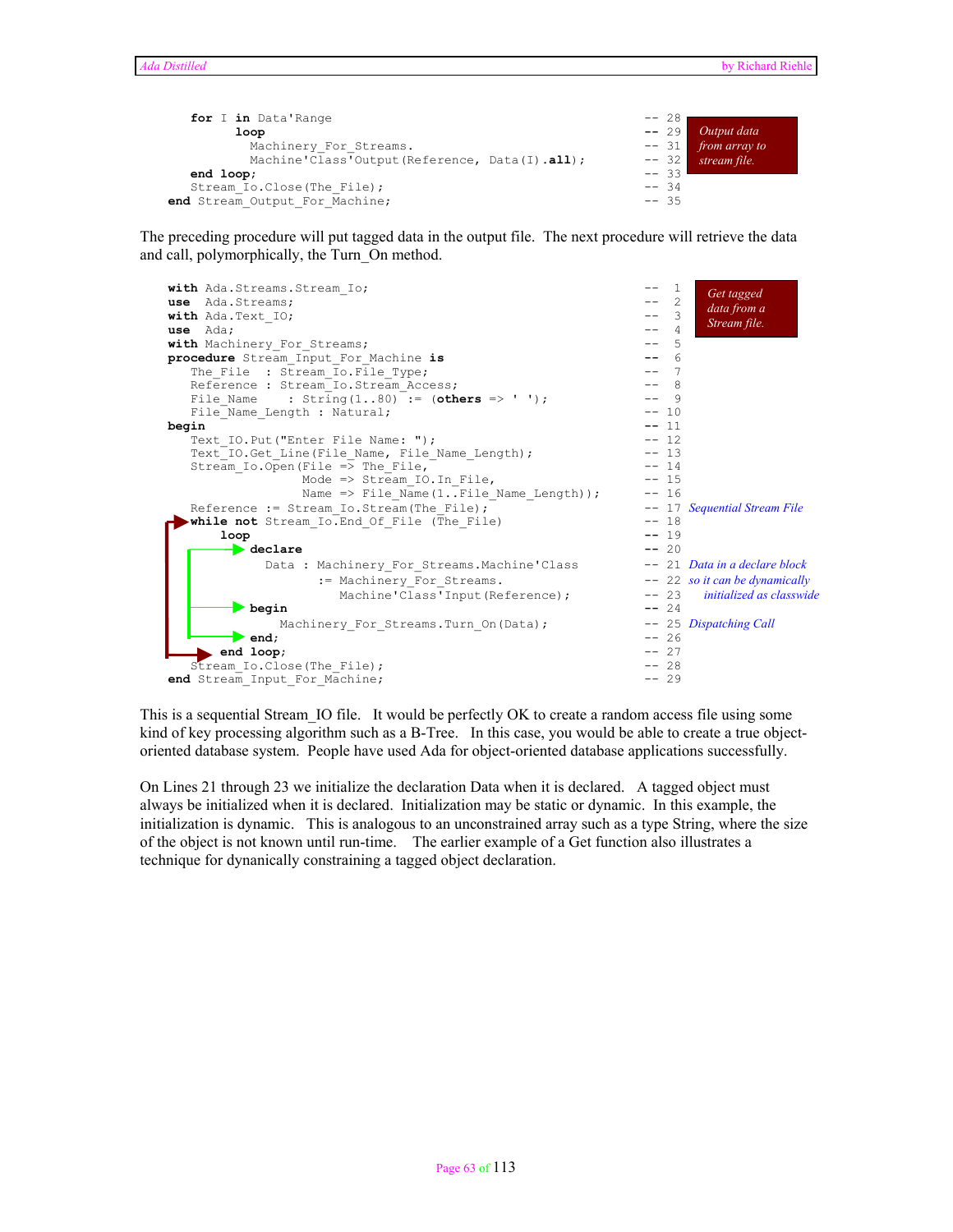```
      for I in Data'Range                                     -- 28
            loop                                              -- 29
               Machinery_For_Streams.                         -- 31
               Machine'Class'Output(Reference, Data(I).all);  -- 32
      end loop;                                               -- 33
      Stream_Io.Close(The_File);                              -- 34
   end Stream_Output_For_Machine;                             -- 35
```

*Output data from array to stream file.*

The preceding procedure will put tagged data in the output file. The next procedure will retrieve the data and call, polymorphically, the Turn_On method.

*Get tagged data from a Stream file.*

```
with Ada.Streams.Stream_Io;                                   --  1
use  Ada.Streams;                                             --  2
with Ada.Text_IO;                                             --  3
use  Ada;                                                     --  4
with Machinery_For_Streams;                                   --  5
procedure Stream_Input_For_Machine is                         --  6
   The_File  : Stream_Io.File_Type;                           --  7
   Reference : Stream_Io.Stream_Access;                       --  8
   File_Name    : String(1..80) := (others => ' ');           --  9
   File_Name_Length : Natural;                                -- 10
begin                                                         -- 11
   Text_IO.Put("Enter File Name: ");                          -- 12
   Text_IO.Get_Line(File_Name, File_Name_Length);             -- 13
   Stream_Io.Open(File => The_File,                           -- 14
                  Mode => Stream_IO.In_File,                  -- 15
                  Name => File_Name(1..File_Name_Length));    -- 16
   Reference := Stream_Io.Stream(The_File);                   -- 17 Sequential Stream File
   while not Stream_Io.End_Of_File (The_File)                 -- 18
       loop                                                   -- 19
          declare                                             -- 20
            Data : Machinery_For_Streams.Machine'Class        -- 21 Data in a declare block
                 := Machinery_For_Streams.                    -- 22 so it can be dynamically
                    Machine'Class'Input(Reference);           -- 23    initialized as classwide
          begin                                               -- 24
             Machinery_For_Streams.Turn_On(Data);             -- 25 Dispatching Call
          end;                                                -- 26
       end loop;                                              -- 27
   Stream_Io.Close(The_File);                                 -- 28
end Stream_Input_For_Machine;                                 -- 29
```

This is a sequential Stream_IO file. It would be perfectly OK to create a random access file using some kind of key processing algorithm such as a B-Tree. In this case, you would be able to create a true object-oriented database system. People have used Ada for object-oriented database applications successfully.

On Lines 21 through 23 we initialize the declaration Data when it is declared. A tagged object must always be initialized when it is declared. Initialization may be static or dynamic. In this example, the initialization is dynamic. This is analogous to an unconstrained array such as a type String, where the size of the object is not known until run-time. The earlier example of a Get function also illustrates a technique for dynanically constraining a tagged object declaration.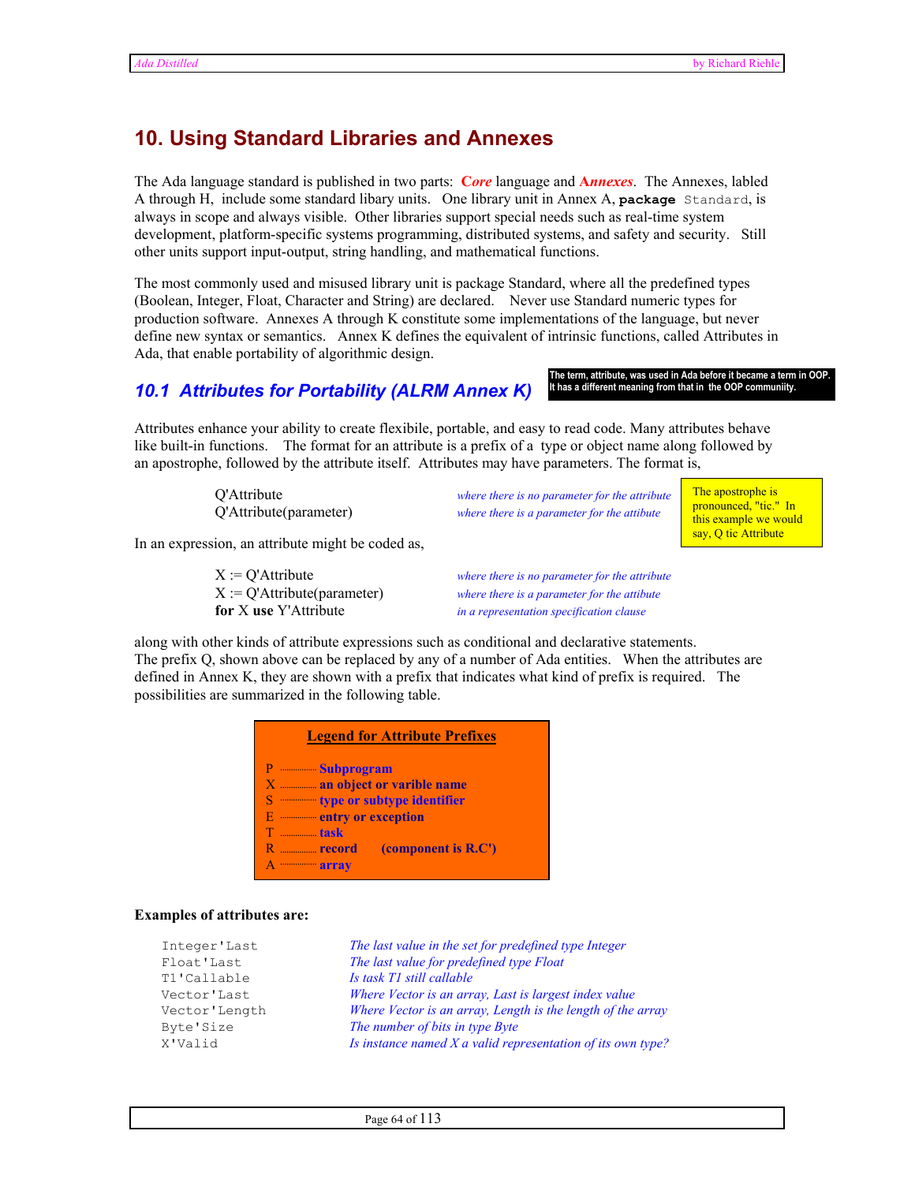# 10. Using Standard Libraries and Annexes

The Ada language standard is published in two parts: ***Core*** language and ***Annexes***. The Annexes, labled A through H, include some standard libary units. One library unit in Annex A, **package** Standard, is always in scope and always visible. Other libraries support special needs such as real-time system development, platform-specific systems programming, distributed systems, and safety and security. Still other units support input-output, string handling, and mathematical functions.

The most commonly used and misused library unit is package Standard, where all the predefined types (Boolean, Integer, Float, Character and String) are declared. Never use Standard numeric types for production software. Annexes A through K constitute some implementations of the language, but never define new syntax or semantics. Annex K defines the equivalent of intrinsic functions, called Attributes in Ada, that enable portability of algorithmic design.

## 10.1 Attributes for Portability (ALRM Annex K)

**The term, attribute, was used in Ada before it became a term in OOP. It has a different meaning from that in the OOP communiity.**

Attributes enhance your ability to create flexibile, portable, and easy to read code. Many attributes behave like built-in functions. The format for an attribute is a prefix of a type or object name along followed by an apostrophe, followed by the attribute itself. Attributes may have parameters. The format is,

| | |
|---|---|
| Q'Attribute | *where there is no parameter for the attribute* |
| Q'Attribute(parameter) | *where there is a parameter for the attibute* |

The apostrophe is pronounced, "tic." In this example we would say, Q tic Attribute

In an expression, an attribute might be coded as,

| | |
|---|---|
| X := Q'Attribute | *where there is no parameter for the attribute* |
| X := Q'Attribute(parameter) | *where there is a parameter for the attibute* |
| **for** X **use** Y'Attribute | *in a representation specification clause* |

along with other kinds of attribute expressions such as conditional and declarative statements. The prefix Q, shown above can be replaced by any of a number of Ada entities. When the attributes are defined in Annex K, they are shown with a prefix that indicates what kind of prefix is required. The possibilities are summarized in the following table.

**Legend for Attribute Prefixes**

| | |
|---|---|
| P | **Subprogram** |
| X | **an object or varible name** |
| S | **type or subtype identifier** |
| E | **entry or exception** |
| T | **task** |
| R | **record (component is R.C')** |
| A | **array** |

**Examples of attributes are:**

| | |
|---|---|
| `Integer'Last` | *The last value in the set for predefined type Integer* |
| `Float'Last` | *The last value for predefined type Float* |
| `T1'Callable` | *Is task T1 still callable* |
| `Vector'Last` | *Where Vector is an array, Last is largest index value* |
| `Vector'Length` | *Where Vector is an array, Length is the length of the array* |
| `Byte'Size` | *The number of bits in type Byte* |
| `X'Valid` | *Is instance named X a valid representation of its own type?* |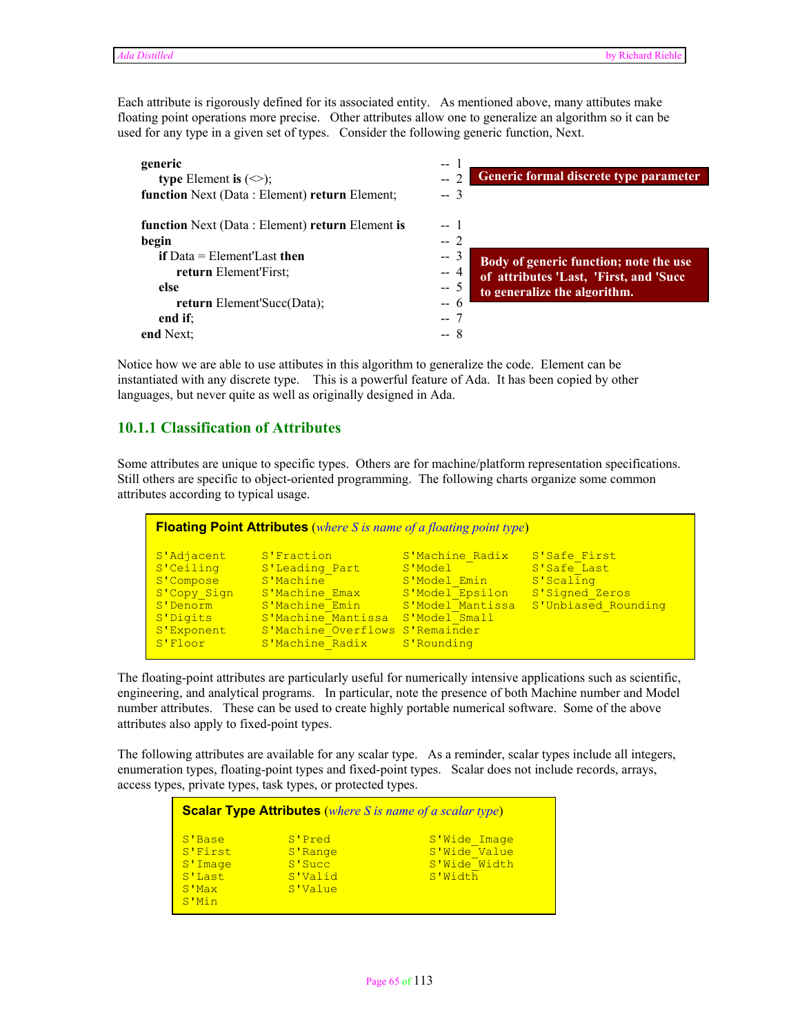Each attribute is rigorously defined for its associated entity. As mentioned above, many attibutes make floating point operations more precise. Other attributes allow one to generalize an algorithm so it can be used for any type in a given set of types. Consider the following generic function, Next.

```
generic                                                   -- 1
   type Element is (<>);                                  -- 2
function Next (Data : Element) return Element;            -- 3
```

**Generic formal discrete type parameter**

```
function Next (Data : Element) return Element is          -- 1
begin                                                     -- 2
   if Data = Element'Last then                            -- 3
      return Element'First;                               -- 4
   else                                                   -- 5
      return Element'Succ(Data);                          -- 6
   end if;                                                -- 7
end Next;                                                 -- 8
```

**Body of generic function; note the use of attributes 'Last, 'First, and 'Succ to generalize the algorithm.**

Notice how we are able to use attibutes in this algorithm to generalize the code. Element can be instantiated with any discrete type. This is a powerful feature of Ada. It has been copied by other languages, but never quite as well as originally designed in Ada.

### 10.1.1 Classification of Attributes

Some attributes are unique to specific types. Others are for machine/platform representation specifications. Still others are specific to object-oriented programming. The following charts organize some common attributes according to typical usage.

**Floating Point Attributes** (*where S is name of a floating point type*)

```
S'Adjacent     S'Fraction           S'Machine_Radix    S'Safe_First
S'Ceiling      S'Leading_Part       S'Model            S'Safe_Last
S'Compose      S'Machine            S'Model_Emin       S'Scaling
S'Copy_Sign    S'Machine_Emax       S'Model_Epsilon    S'Signed_Zeros
S'Denorm       S'Machine_Emin       S'Model_Mantissa   S'Unbiased_Rounding
S'Digits       S'Machine_Mantissa   S'Model_Small
S'Exponent     S'Machine_Overflows  S'Remainder
S'Floor        S'Machine_Radix      S'Rounding
```

The floating-point attributes are particularly useful for numerically intensive applications such as scientific, engineering, and analytical programs. In particular, note the presence of both Machine number and Model number attributes. These can be used to create highly portable numerical software. Some of the above attributes also apply to fixed-point types.

The following attributes are available for any scalar type. As a reminder, scalar types include all integers, enumeration types, floating-point types and fixed-point types. Scalar does not include records, arrays, access types, private types, task types, or protected types.

**Scalar Type Attributes** (*where S is name of a scalar type*)

```
S'Base         S'Pred          S'Wide_Image
S'First        S'Range         S'Wide_Value
S'Image        S'Succ          S'Wide_Width
S'Last         S'Valid         S'Width
S'Max          S'Value
S'Min
```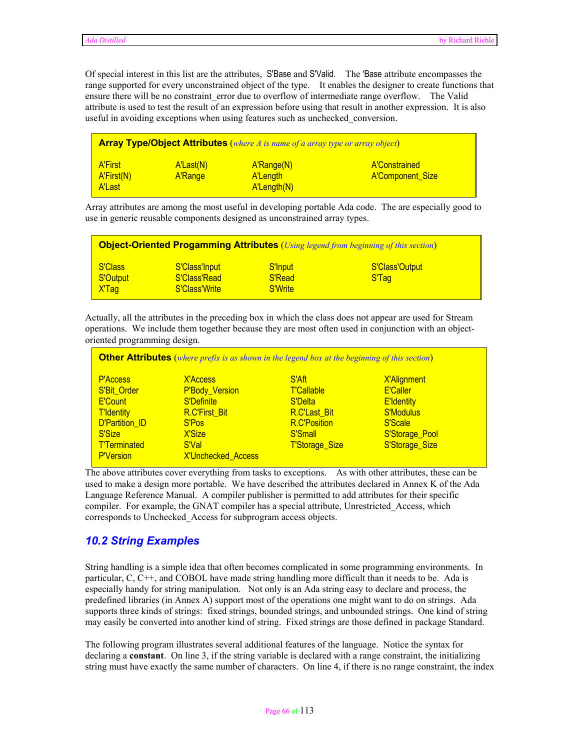Of special interest in this list are the attributes, S'Base and S'Valid. The 'Base attribute encompasses the range supported for every unconstrained object of the type. It enables the designer to create functions that ensure there will be no constraint_error due to overflow of intermediate range overflow. The Valid attribute is used to test the result of an expression before using that result in another expression. It is also useful in avoiding exceptions when using features such as unchecked_conversion.

**Array Type/Object Attributes** (*where A is name of a array type or array object*)

| | | | |
|---|---|---|---|
| A'First | A'Last(N) | A'Range(N) | A'Constrained |
| A'First(N) | A'Range | A'Length | A'Component_Size |
| A'Last | | A'Length(N) | |

Array attributes are among the most useful in developing portable Ada code. The are especially good to use in generic reusable components designed as unconstrained array types.

**Object-Oriented Progamming Attributes** (*Using legend from beginning of this section*)

| | | | |
|---|---|---|---|
| S'Class | S'Class'Input | S'Input | S'Class'Output |
| S'Output | S'Class'Read | S'Read | S'Tag |
| X'Tag | S'Class'Write | S'Write | |

Actually, all the attributes in the preceding box in which the class does not appear are used for Stream operations. We include them together because they are most often used in conjunction with an object-oriented programming design.

**Other Attributes** (*where prefix is as shown in the legend box at the beginning of this section*)

| | | | |
|---|---|---|---|
| P'Access | X'Access | S'Aft | X'Alignment |
| S'Bit_Order | P'Body_Version | T'Callable | E'Caller |
| E'Count | S'Definite | S'Delta | E'Identity |
| T'Identity | R.C'First_Bit | R.C'Last_Bit | S'Modulus |
| D'Partition_ID | S'Pos | R.C'Position | S'Scale |
| S'Size | X'Size | S'Small | S'Storage_Pool |
| T'Terminated | S'Val | T'Storage_Size | S'Storage_Size |
| P'Version | X'Unchecked_Access | | |

The above attributes cover everything from tasks to exceptions. As with other attributes, these can be used to make a design more portable. We have described the attributes declared in Annex K of the Ada Language Reference Manual. A compiler publisher is permitted to add attributes for their specific compiler. For example, the GNAT compiler has a special attribute, Unrestricted_Access, which corresponds to Unchecked_Access for subprogram access objects.

## 10.2 String Examples

String handling is a simple idea that often becomes complicated in some programming environments. In particular, C, C++, and COBOL have made string handling more difficult than it needs to be. Ada is especially handy for string manipulation. Not only is an Ada string easy to declare and process, the predefined libraries (in Annex A) support most of the operations one might want to do on strings. Ada supports three kinds of strings: fixed strings, bounded strings, and unbounded strings. One kind of string may easily be converted into another kind of string. Fixed strings are those defined in package Standard.

The following program illustrates several additional features of the language. Notice the syntax for declaring a **constant**. On line 3, if the string variable is declared with a range constraint, the initializing string must have exactly the same number of characters. On line 4, if there is no range constraint, the index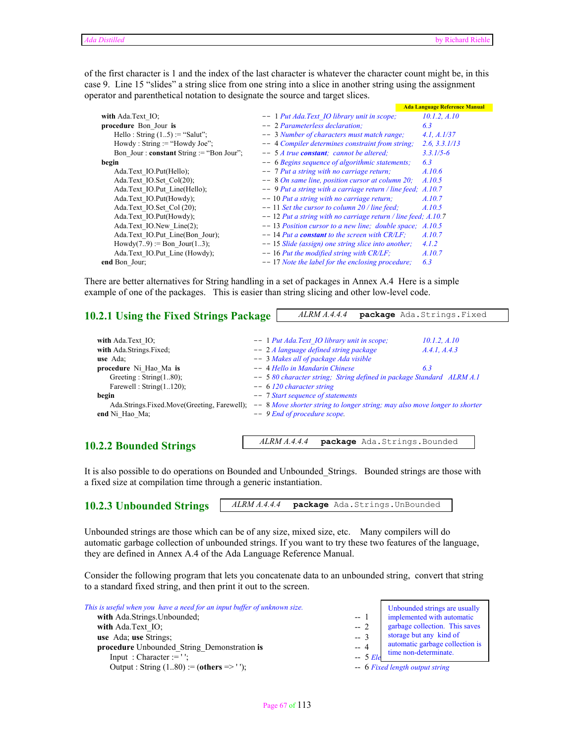of the first character is 1 and the index of the last character is whatever the character count might be, in this case 9. Line 15 "slides" a string slice from one string into a slice in another string using the assignment operator and parenthetical notation to designate the source and target slices.

```
                                               Ada Language Reference Manual
with Ada.Text_IO;                              -- 1 Put Ada.Text_IO library unit in scope;          10.1.2, A.10
procedure Bon_Jour is                          -- 2 Parameterless declaration;                      6.3
   Hello : String (1..5) := "Salut";           -- 3 Number of characters must match range;         4.1, A.1/37
   Howdy : String := "Howdy Joe";              -- 4 Compiler determines constraint from string;    2.6, 3.3.1/13
   Bon_Jour : constant String := "Bon Jour";   -- 5 A true constant; cannot be altered;            3.3.1/5-6
begin                                          -- 6 Begins sequence of algorithmic statements;     6.3
   Ada.Text_IO.Put(Hello);                     -- 7 Put a string with no carriage return;          A.10.6
   Ada.Text_IO.Set_Col(20);                    -- 8 On same line, position cursor at column 20;    A.10.5
   Ada.Text_IO.Put_Line(Hello);                -- 9 Put a string with a carriage return / line feed; A.10.7
   Ada.Text_IO.Put(Howdy);                     -- 10 Put a string with no carriage return;         A.10.7
   Ada.Text_IO.Set_Col (20);                   -- 11 Set the cursor to column 20 / line feed;      A.10.5
   Ada.Text_IO.Put(Howdy);                     -- 12 Put a string with no carriage return / line feed; A.10.7
   Ada.Text_IO.New_Line(2);                    -- 13 Position cursor to a new line; double space;  A.10.5
   Ada.Text_IO.Put_Line(Bon_Jour);             -- 14 Put a constant to the screen with CR/LF;      A.10.7
   Howdy(7..9) := Bon_Jour(1..3);              -- 15 Slide (assign) one string slice into another; 4.1.2
   Ada.Text_IO.Put_Line (Howdy);               -- 16 Put the modified string with CR/LF;           A.10.7
end Bon_Jour;                                  -- 17 Note the label for the enclosing procedure;   6.3
```

There are better alternatives for String handling in a set of packages in Annex A.4 Here is a simple example of one of the packages. This is easier than string slicing and other low-level code.

### 10.2.1 Using the Fixed Strings Package

*ALRM A.4.4.4* **package** Ada.Strings.Fixed

```
with Ada.Text_IO;                              -- 1 Put Ada.Text_IO library unit in scope;          10.1.2, A.10
with Ada.Strings.Fixed;                        -- 2 A language defined string package               A.4.1, A.4.3
use Ada;                                       -- 3 Makes all of package Ada visible
procedure Ni_Hao_Ma is                         -- 4 Hello in Mandarin Chinese                       6.3
   Greeting : String(1..80);                   -- 5 80 character string; String defined in package Standard   ALRM A.1
   Farewell : String(1..120);                  -- 6 120 character string
begin                                          -- 7 Start sequence of statements
   Ada.Strings.Fixed.Move(Greeting, Farewell); -- 8 Move shorter string to longer string; may also move longer to shorter
end Ni_Hao_Ma;                                 -- 9 End of procedure scope.
```

### 10.2.2 Bounded Strings

*ALRM A.4.4.4* **package** Ada.Strings.Bounded

It is also possible to do operations on Bounded and Unbounded_Strings. Bounded strings are those with a fixed size at compilation time through a generic instantiation.

### 10.2.3 Unbounded Strings

*ALRM A.4.4.4* **package** Ada.Strings.UnBounded

Unbounded strings are those which can be of any size, mixed size, etc. Many compilers will do automatic garbage collection of unbounded strings. If you want to try these two features of the language, they are defined in Annex A.4 of the Ada Language Reference Manual.

Consider the following program that lets you concatenate data to an unbounded string, convert that string to a standard fixed string, and then print it out to the screen.

*This is useful when you have a need for an input buffer of unknown size.*

```
with Ada.Strings.Unbounded;                    -- 1
with Ada.Text_IO;                              -- 2
use Ada; use Strings;                          -- 3
procedure Unbounded_String_Demonstration is    -- 4
   Input  : Character := ' ';                  -- 5 Ele
   Output : String (1..80) := (others => ' '); -- 6 Fixed length output string
```

Unbounded strings are usually implemented with automatic garbage collection. This saves storage but any kind of automatic garbage collection is time non-determinate.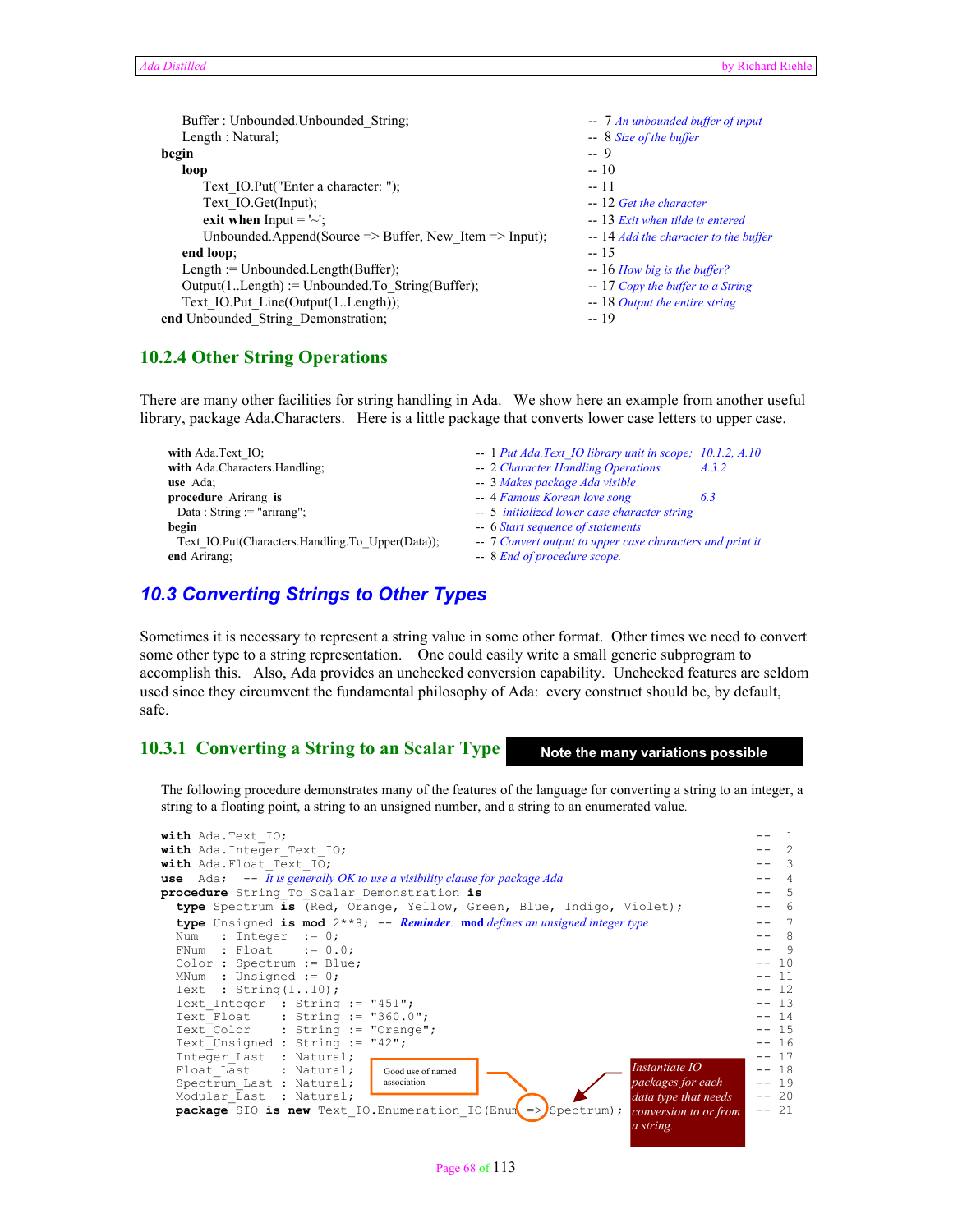```ada
      Buffer : Unbounded.Unbounded_String;                      --  7 An unbounded buffer of input
      Length : Natural;                                         --  8 Size of the buffer
   begin                                                        --  9
      loop                                                      -- 10
         Text_IO.Put("Enter a character: ");                    -- 11
         Text_IO.Get(Input);                                    -- 12 Get the character
         exit when Input = '~';                                 -- 13 Exit when tilde is entered
         Unbounded.Append(Source => Buffer, New_Item => Input); -- 14 Add the character to the buffer
      end loop;                                                 -- 15
      Length := Unbounded.Length(Buffer);                       -- 16 How big is the buffer?
      Output(1..Length) := Unbounded.To_String(Buffer);         -- 17 Copy the buffer to a String
      Text_IO.Put_Line(Output(1..Length));                      -- 18 Output the entire string
   end Unbounded_String_Demonstration;                          -- 19
```

### 10.2.4 Other String Operations

There are many other facilities for string handling in Ada. We show here an example from another useful library, package Ada.Characters. Here is a little package that converts lower case letters to upper case.

```ada
with Ada.Text_IO;                                       -- 1 Put Ada.Text_IO library unit in scope;  10.1.2, A.10
with Ada.Characters.Handling;                           -- 2 Character Handling Operations           A.3.2
use  Ada;                                               -- 3 Makes package Ada visible
procedure Arirang is                                    -- 4 Famous Korean love song                 6.3
  Data : String := "arirang";                           -- 5 initialized lower case character string
begin                                                   -- 6 Start sequence of statements
  Text_IO.Put(Characters.Handling.To_Upper(Data));      -- 7 Convert output to upper case characters and print it
end Arirang;                                            -- 8 End of procedure scope.
```

## 10.3 Converting Strings to Other Types

Sometimes it is necessary to represent a string value in some other format. Other times we need to convert some other type to a string representation. One could easily write a small generic subprogram to accomplish this. Also, Ada provides an unchecked conversion capability. Unchecked features are seldom used since they circumvent the fundamental philosophy of Ada: every construct should be, by default, safe.

### 10.3.1 Converting a String to an Scalar Type

**Note the many variations possible**

The following procedure demonstrates many of the features of the language for converting a string to an integer, a string to a floating point, a string to an unsigned number, and a string to an enumerated value.

```ada
with Ada.Text_IO;                                                            --  1
with Ada.Integer_Text_IO;                                                    --  2
with Ada.Float_Text_IO;                                                      --  3
use  Ada;  -- It is generally OK to use a visibility clause for package Ada  --  4
procedure String_To_Scalar_Demonstration is                                  --  5
  type Spectrum is (Red, Orange, Yellow, Green, Blue, Indigo, Violet);       --  6
  type Unsigned is mod 2**8; -- Reminder: mod defines an unsigned integer type --  7
  Num   : Integer  := 0;                                                     --  8
  FNum  : Float    := 0.0;                                                   --  9
  Color : Spectrum := Blue;                                                  -- 10
  MNum  : Unsigned := 0;                                                     -- 11
  Text  : String(1..10);                                                     -- 12
  Text_Integer  : String := "451";                                           -- 13
  Text_Float    : String := "360.0";                                         -- 14
  Text_Color    : String := "Orange";                                        -- 15
  Text_Unsigned : String := "42";                                            -- 16
  Integer_Last  : Natural;                                                   -- 17
  Float_Last    : Natural;                                                   -- 18
  Spectrum_Last : Natural;                                                   -- 19
  Modular_Last  : Natural;                                                   -- 20
  package SIO is new Text_IO.Enumeration_IO(Enum => Spectrum);               -- 21
```

Good use of named association

Instantiate IO packages for each data type that needs conversion to or from a string.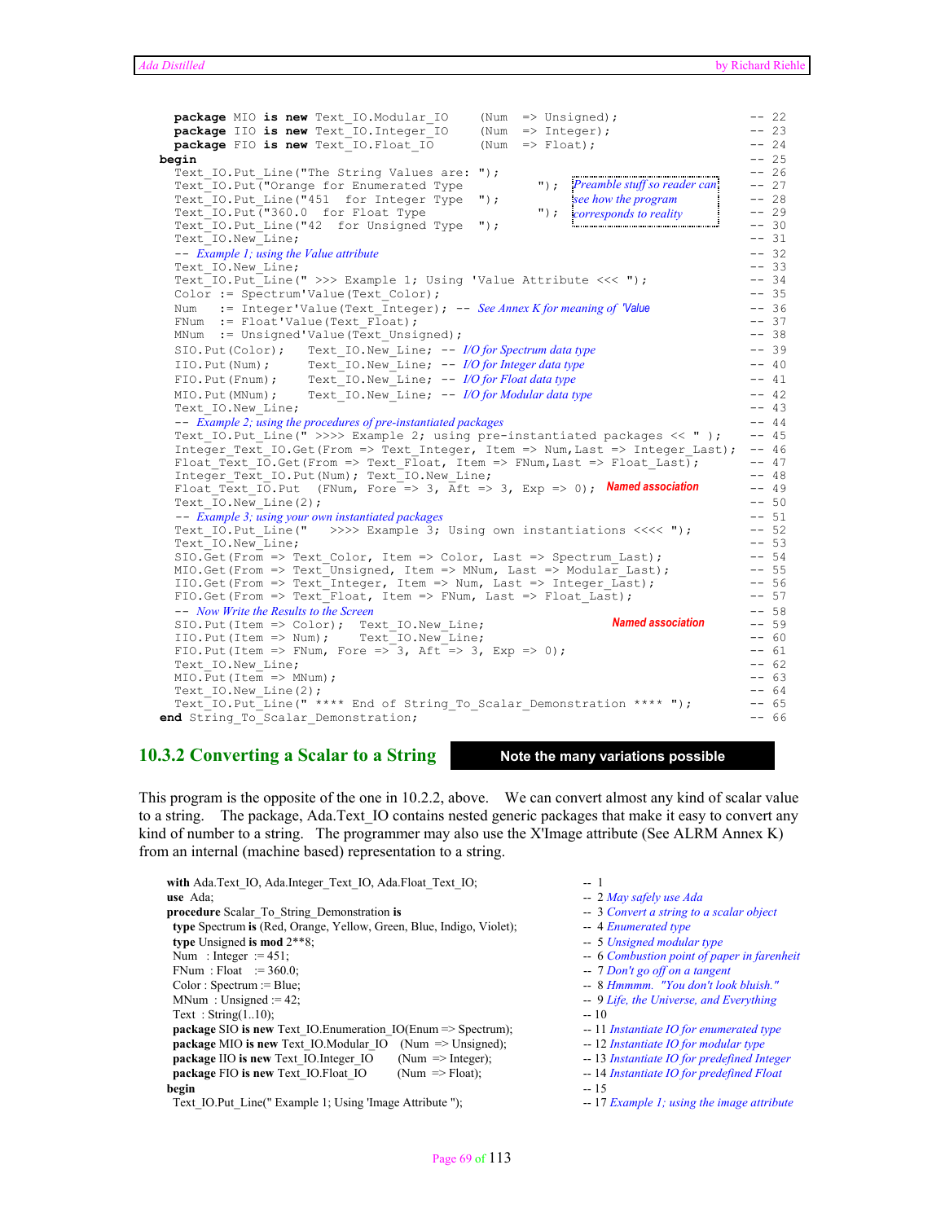```
   package MIO is new Text_IO.Modular_IO    (Num  => Unsigned);                   -- 22
   package IIO is new Text_IO.Integer_IO    (Num  => Integer);                    -- 23
   package FIO is new Text_IO.Float_IO      (Num  => Float);                      -- 24
 begin                                                                            -- 25
   Text_IO.Put_Line("The String Values are: ");                                   -- 26
   Text_IO.Put("Orange for Enumerated Type          "); Preamble stuff so reader can -- 27
   Text_IO.Put_Line("451  for Integer Type   ");        see how the program       -- 28
   Text_IO.Put("360.0  for Float Type               "); corresponds to reality    -- 29
   Text_IO.Put_Line("42  for Unsigned Type  ");                                   -- 30
   Text_IO.New_Line;                                                              -- 31
   -- Example 1; using the Value attribute                                        -- 32
   Text_IO.New_Line;                                                              -- 33
   Text_IO.Put_Line(" >>> Example 1; Using 'Value Attribute <<< ");               -- 34
   Color := Spectrum'Value(Text_Color);                                           -- 35
   Num   := Integer'Value(Text_Integer); -- See Annex K for meaning of 'Value     -- 36
   FNum  := Float'Value(Text_Float);                                              -- 37
   MNum  := Unsigned'Value(Text_Unsigned);                                        -- 38
   SIO.Put(Color);    Text_IO.New_Line; -- I/O for Spectrum data type             -- 39
   IIO.Put(Num);      Text_IO.New_Line; -- I/O for Integer data type              -- 40
   FIO.Put(Fnum);     Text_IO.New_Line; -- I/O for Float data type                -- 41
   MIO.Put(MNum);     Text_IO.New_Line; -- I/O for Modular data type              -- 42
   Text_IO.New_Line;                                                              -- 43
   -- Example 2; using the procedures of pre-instantiated packages                -- 44
   Text_IO.Put_Line(" >>>> Example 2; using pre-instantiated packages << " );     -- 45
   Integer_Text_IO.Get(From => Text_Integer, Item => Num,Last => Integer_Last);   -- 46
   Float_Text_IO.Get(From => Text_Float, Item => FNum,Last => Float_Last);        -- 47
   Integer_Text_IO.Put(Num); Text_IO.New_Line;                                    -- 48
   Float_Text_IO.Put  (FNum, Fore => 3, Aft => 3, Exp => 0);  Named association   -- 49
   Text_IO.New_Line(2);                                                           -- 50
   -- Example 3; using your own instantiated packages                             -- 51
   Text_IO.Put_Line("   >>>> Example 3; Using own instantiations <<<< ");         -- 52
   Text_IO.New_Line;                                                              -- 53
   SIO.Get(From => Text_Color, Item => Color, Last => Spectrum_Last);             -- 54
   MIO.Get(From => Text_Unsigned, Item => MNum, Last => Modular_Last);            -- 55
   IIO.Get(From => Text_Integer, Item => Num, Last => Integer_Last);              -- 56
   FIO.Get(From => Text_Float, Item => FNum, Last => Float_Last);                 -- 57
   -- Now Write the Results to the Screen                                         -- 58
   SIO.Put(Item => Color);  Text_IO.New_Line;                 Named association   -- 59
   IIO.Put(Item => Num);    Text_IO.New_Line;                                     -- 60
   FIO.Put(Item => FNum, Fore => 3, Aft => 3, Exp => 0);                          -- 61
   Text_IO.New_Line;                                                              -- 62
   MIO.Put(Item => MNum);                                                         -- 63
   Text_IO.New_Line(2);                                                           -- 64
   Text_IO.Put_Line(" **** End of String_To_Scalar_Demonstration **** ");         -- 65
 end String_To_Scalar_Demonstration;                                              -- 66
```

## 10.3.2 Converting a Scalar to a String

**Note the many variations possible**

This program is the opposite of the one in 10.2.2, above. We can convert almost any kind of scalar value to a string. The package, Ada.Text_IO contains nested generic packages that make it easy to convert any kind of number to a string. The programmer may also use the X'Image attribute (See ALRM Annex K) from an internal (machine based) representation to a string.

```
with Ada.Text_IO, Ada.Integer_Text_IO, Ada.Float_Text_IO;           -- 1
use Ada;                                                            -- 2 May safely use Ada
procedure Scalar_To_String_Demonstration is                         -- 3 Convert a string to a scalar object
  type Spectrum is (Red, Orange, Yellow, Green, Blue, Indigo, Violet); -- 4 Enumerated type
  type Unsigned is mod 2**8;                                        -- 5 Unsigned modular type
  Num   : Integer := 451;                                           -- 6 Combustion point of paper in farenheit
  FNum  : Float   := 360.0;                                         -- 7 Don't go off on a tangent
  Color : Spectrum := Blue;                                         -- 8 Hmmmm.  "You don't look bluish."
  MNum  : Unsigned := 42;                                           -- 9 Life, the Universe, and Everything
  Text  : String(1..10);                                            -- 10
  package SIO is new Text_IO.Enumeration_IO(Enum => Spectrum);      -- 11 Instantiate IO for enumerated type
  package MIO is new Text_IO.Modular_IO   (Num  => Unsigned);       -- 12 Instantiate IO for modular type
  package IIO is new Text_IO.Integer_IO    (Num  => Integer);       -- 13 Instantiate IO for predefined Integer
  package FIO is new Text_IO.Float_IO      (Num  => Float);         -- 14 Instantiate IO for predefined Float
begin                                                               -- 15
  Text_IO.Put_Line(" Example 1; Using 'Image Attribute ");          -- 17 Example 1; using the image attribute
```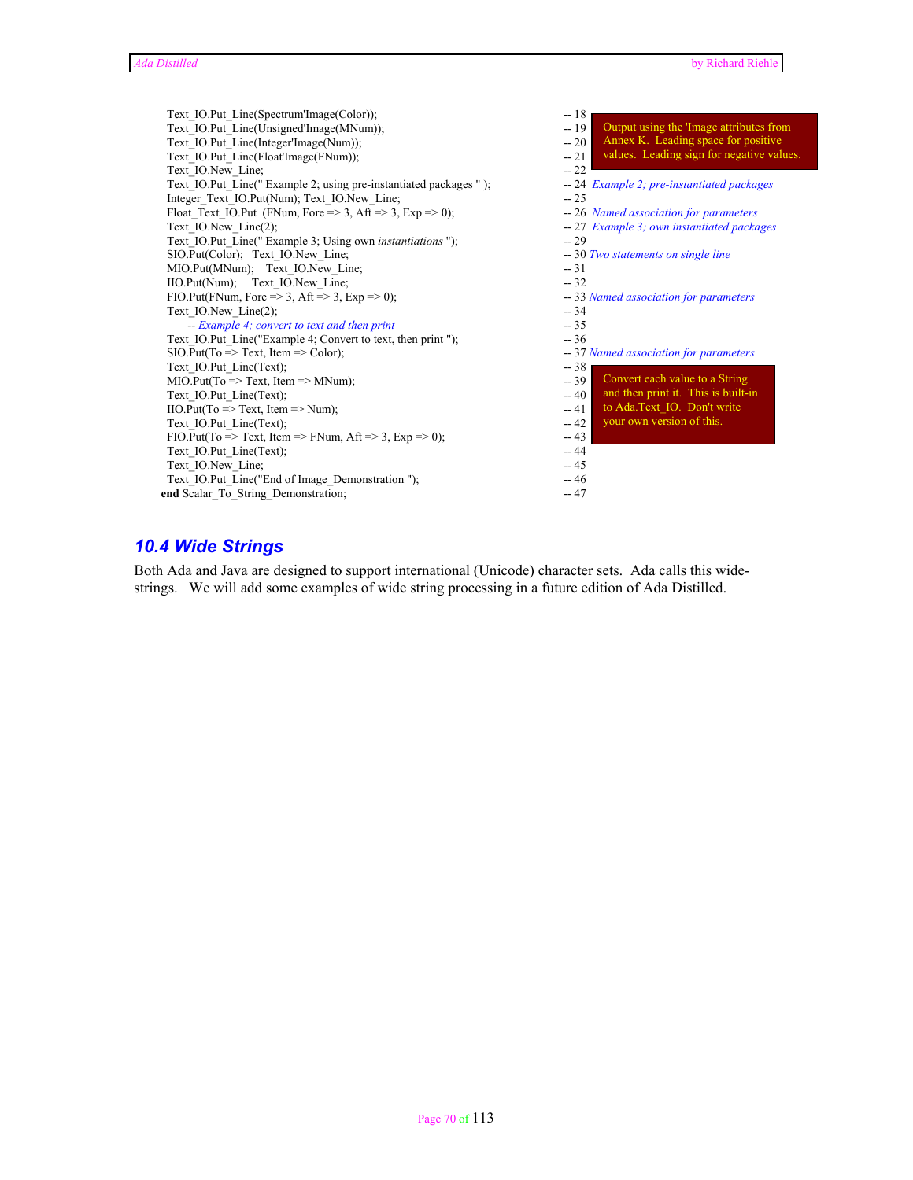```
   Text_IO.Put_Line(Spectrum'Image(Color));                                    -- 18
   Text_IO.Put_Line(Unsigned'Image(MNum));                                     -- 19
   Text_IO.Put_Line(Integer'Image(Num));                                       -- 20
   Text_IO.Put_Line(Float'Image(FNum));                                        -- 21
   Text_IO.New_Line;                                                           -- 22
   Text_IO.Put_Line(" Example 2; using pre-instantiated packages " );          -- 24  Example 2; pre-instantiated packages
   Integer_Text_IO.Put(Num); Text_IO.New_Line;                                 -- 25
   Float_Text_IO.Put  (FNum, Fore => 3, Aft => 3, Exp => 0);                   -- 26  Named association for parameters
   Text_IO.New_Line(2);                                                        -- 27  Example 3; own instantiated packages
   Text_IO.Put_Line(" Example 3; Using own instantiations ");                  -- 29
   SIO.Put(Color);   Text_IO.New_Line;                                         -- 30 Two statements on single line
   MIO.Put(MNum);    Text_IO.New_Line;                                         -- 31
   IIO.Put(Num);     Text_IO.New_Line;                                         -- 32
   FIO.Put(FNum, Fore => 3, Aft => 3, Exp => 0);                               -- 33 Named association for parameters
   Text_IO.New_Line(2);                                                        -- 34
     -- Example 4; convert to text and then print                              -- 35
   Text_IO.Put_Line("Example 4; Convert to text, then print ");                -- 36
   SIO.Put(To => Text, Item => Color);                                         -- 37 Named association for parameters
   Text_IO.Put_Line(Text);                                                     -- 38
   MIO.Put(To => Text, Item => MNum);                                          -- 39
   Text_IO.Put_Line(Text);                                                     -- 40
   IIO.Put(To => Text, Item => Num);                                           -- 41
   Text_IO.Put_Line(Text);                                                     -- 42
   FIO.Put(To => Text, Item => FNum, Aft => 3, Exp => 0);                      -- 43
   Text_IO.Put_Line(Text);                                                     -- 44
   Text_IO.New_Line;                                                           -- 45
   Text_IO.Put_Line("End of Image_Demonstration ");                            -- 46
end Scalar_To_String_Demonstration;                                            -- 47
```

> Output using the 'Image attributes from Annex K. Leading space for positive values. Leading sign for negative values.

> Convert each value to a String and then print it. This is built-in to Ada.Text_IO. Don't write your own version of this.

## 10.4 Wide Strings

Both Ada and Java are designed to support international (Unicode) character sets. Ada calls this wide-strings. We will add some examples of wide string processing in a future edition of Ada Distilled.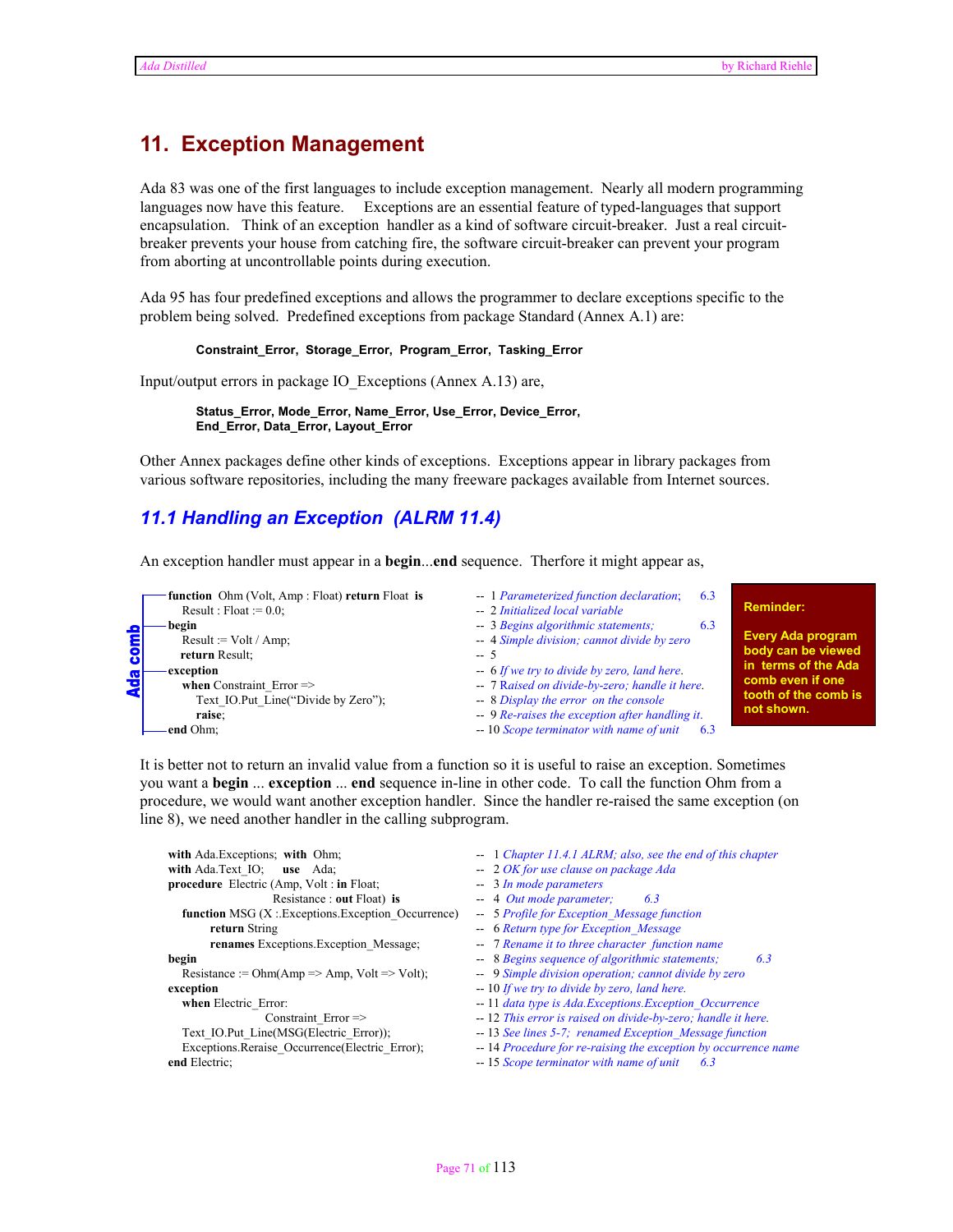# 11. Exception Management

Ada 83 was one of the first languages to include exception management. Nearly all modern programming languages now have this feature. Exceptions are an essential feature of typed-languages that support encapsulation. Think of an exception handler as a kind of software circuit-breaker. Just a real circuit-breaker prevents your house from catching fire, the software circuit-breaker can prevent your program from aborting at uncontrollable points during execution.

Ada 95 has four predefined exceptions and allows the programmer to declare exceptions specific to the problem being solved. Predefined exceptions from package Standard (Annex A.1) are:

> **Constraint_Error, Storage_Error, Program_Error, Tasking_Error**

Input/output errors in package IO_Exceptions (Annex A.13) are,

> **Status_Error, Mode_Error, Name_Error, Use_Error, Device_Error, End_Error, Data_Error, Layout_Error**

Other Annex packages define other kinds of exceptions. Exceptions appear in library packages from various software repositories, including the many freeware packages available from Internet sources.

## 11.1 Handling an Exception (ALRM 11.4)

An exception handler must appear in a **begin**...**end** sequence. Therfore it might appear as,

```
function Ohm (Volt, Amp : Float) return Float is      -- 1 Parameterized function declaration;    6.3
   Result : Float := 0.0;                             -- 2 Initialized local variable
begin                                                 -- 3 Begins algorithmic statements;         6.3
   Result := Volt / Amp;                              -- 4 Simple division; cannot divide by zero
   return Result;                                     -- 5
exception                                             -- 6 If we try to divide by zero, land here.
   when Constraint_Error =>                           -- 7 Raised on divide-by-zero; handle it here.
      Text_IO.Put_Line("Divide by Zero");             -- 8 Display the error on the console
      raise;                                          -- 9 Re-raises the exception after handling it.
end Ohm;                                              -- 10 Scope terminator with name of unit    6.3
```

Ada comb

**Reminder:**

**Every Ada program body can be viewed in terms of the Ada comb even if one tooth of the comb is not shown.**

It is better not to return an invalid value from a function so it is useful to raise an exception. Sometimes you want a **begin** ... **exception** ... **end** sequence in-line in other code. To call the function Ohm from a procedure, we would want another exception handler. Since the handler re-raised the same exception (on line 8), we need another handler in the calling subprogram.

```
with Ada.Exceptions; with Ohm;                         -- 1 Chapter 11.4.1 ALRM; also, see the end of this chapter
with Ada.Text_IO;    use  Ada;                         -- 2 OK for use clause on package Ada
procedure Electric (Amp, Volt : in Float;              -- 3 In mode parameters
                    Resistance : out Float) is         -- 4 Out mode parameter;        6.3
   function MSG (X :.Exceptions.Exception_Occurrence)  -- 5 Profile for Exception_Message function
       return String                                   -- 6 Return type for Exception_Message
       renames Exceptions.Exception_Message;           -- 7 Rename it to three character function name
begin                                                  -- 8 Begins sequence of algorithmic statements;   6.3
   Resistance := Ohm(Amp => Amp, Volt => Volt);        -- 9 Simple division operation; cannot divide by zero
exception                                              -- 10 If we try to divide by zero, land here.
   when Electric_Error:                                -- 11 data type is Ada.Exceptions.Exception_Occurrence
               Constraint_Error =>                     -- 12 This error is raised on divide-by-zero; handle it here.
   Text_IO.Put_Line(MSG(Electric_Error));              -- 13 See lines 5-7; renamed Exception_Message function
   Exceptions.Reraise_Occurrence(Electric_Error);      -- 14 Procedure for re-raising the exception by occurrence name
end Electric;                                          -- 15 Scope terminator with name of unit     6.3
```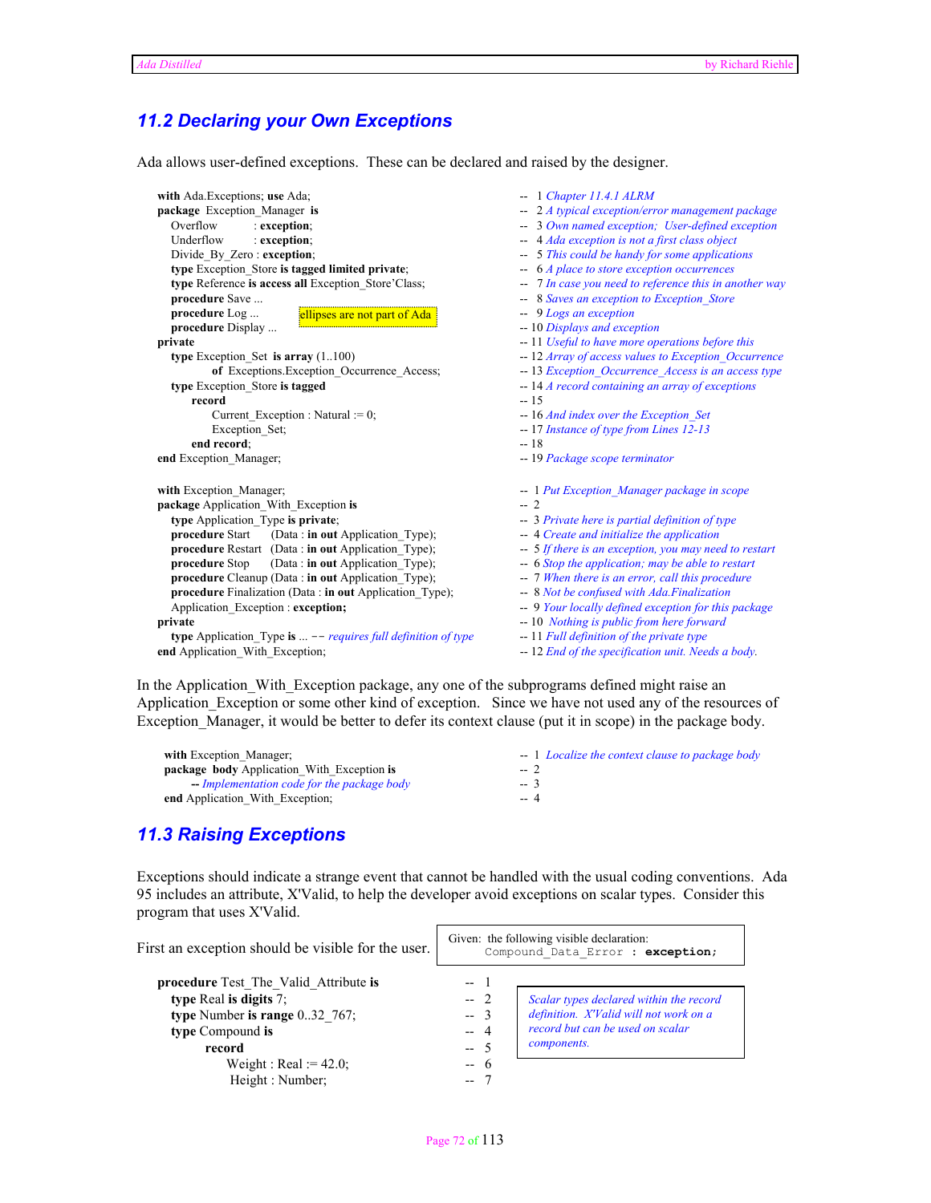## 11.2 Declaring your Own Exceptions

Ada allows user-defined exceptions. These can be declared and raised by the designer.

```
with Ada.Exceptions; use Ada;                                  --  1 Chapter 11.4.1 ALRM
package Exception_Manager is                                   --  2 A typical exception/error management package
   Overflow       : exception;                                 --  3 Own named exception; User-defined exception
   Underflow      : exception;                                 --  4 Ada exception is not a first class object
   Divide_By_Zero : exception;                                 --  5 This could be handy for some applications
   type Exception_Store is tagged limited private;             --  6 A place to store exception occurrences
   type Reference is access all Exception_Store'Class;         --  7 In case you need to reference this in another way
   procedure Save ...                                          --  8 Saves an exception to Exception_Store
   procedure Log ...          [ellipses are not part of Ada]   --  9 Logs an exception
   procedure Display ...                                       -- 10 Displays and exception
private                                                        -- 11 Useful to have more operations before this
   type Exception_Set  is array (1..100)                       -- 12 Array of access values to Exception_Occurrence
         of  Exceptions.Exception_Occurrence_Access;           -- 13 Exception_Occurrence_Access is an access type
   type Exception_Store is tagged                              -- 14 A record containing an array of exceptions
      record                                                   -- 15
         Current_Exception : Natural := 0;                     -- 16 And index over the Exception_Set
         Exception_Set;                                        -- 17 Instance of type from Lines 12-13
      end record;                                              -- 18
end Exception_Manager;                                         -- 19 Package scope terminator
```

```
with Exception_Manager;                                        --  1 Put Exception_Manager package in scope
package Application_With_Exception is                          --  2
   type Application_Type is private;                           --  3 Private here is partial definition of type
   procedure Start    (Data : in out Application_Type);        --  4 Create and initialize the application
   procedure Restart  (Data : in out Application_Type);        --  5 If there is an exception, you may need to restart
   procedure Stop     (Data : in out Application_Type);        --  6 Stop the application; may be able to restart
   procedure Cleanup  (Data : in out Application_Type);        --  7 When there is an error, call this procedure
   procedure Finalization (Data : in out Application_Type);    --  8 Not be confused with Ada.Finalization
   Application_Exception : exception;                          --  9 Your locally defined exception for this package
private                                                        -- 10 Nothing is public from here forward
   type Application_Type is ... -- requires full definition of type -- 11 Full definition of the private type
end Application_With_Exception;                                -- 12 End of the specification unit. Needs a body.
```

In the Application_With_Exception package, any one of the subprograms defined might raise an Application_Exception or some other kind of exception. Since we have not used any of the resources of Exception_Manager, it would be better to defer its context clause (put it in scope) in the package body.

```
with Exception_Manager;                                        --  1 Localize the context clause to package body
package  body Application_With_Exception is                    --  2
     -- Implementation code for the package body               --  3
end Application_With_Exception;                                --  4
```

## 11.3 Raising Exceptions

Exceptions should indicate a strange event that cannot be handled with the usual coding conventions. Ada 95 includes an attribute, X'Valid, to help the developer avoid exceptions on scalar types. Consider this program that uses X'Valid.

First an exception should be visible for the user.

> Given: the following visible declaration:
> `Compound_Data_Error : exception;`

```
procedure Test_The_Valid_Attribute is                          --  1
   type Real is digits 7;                                      --  2
   type Number is range 0..32_767;                             --  3
   type Compound is                                            --  4
         record                                                --  5
            Weight : Real := 42.0;                             --  6
            Height : Number;                                   --  7
```

> *Scalar types declared within the record definition. X'Valid will not work on a record but can be used on scalar components.*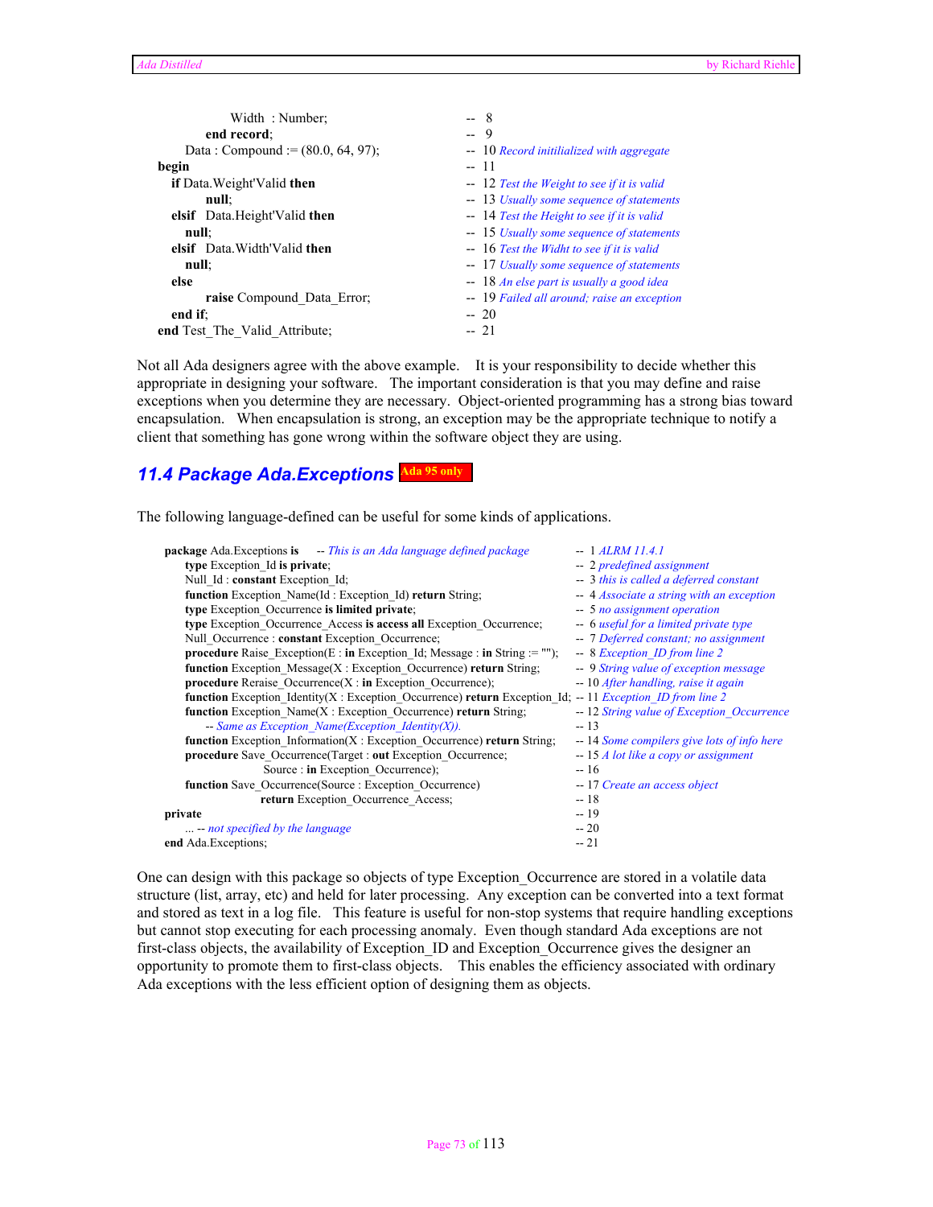```
            Width  : Number;                       --  8
        end record;                                --  9
      Data : Compound := (80.0, 64, 97);           -- 10 Record initiilized with aggregate
begin                                              -- 11
   if Data.Weight'Valid then                       -- 12 Test the Weight to see if it is valid
        null;                                      -- 13 Usually some sequence of statements
   elsif  Data.Height'Valid then                   -- 14 Test the Height to see if it is valid
      null;                                        -- 15 Usually some sequence of statements
   elsif  Data.Width'Valid then                    -- 16 Test the Widht to see if it is valid
      null;                                        -- 17 Usually some sequence of statements
   else                                            -- 18 An else part is usually a good idea
        raise Compound_Data_Error;                 -- 19 Failed all around; raise an exception
   end if;                                         -- 20
end Test_The_Valid_Attribute;                      -- 21
```

Not all Ada designers agree with the above example. It is your responsibility to decide whether this appropriate in designing your software. The important consideration is that you may define and raise exceptions when you determine they are necessary. Object-oriented programming has a strong bias toward encapsulation. When encapsulation is strong, an exception may be the appropriate technique to notify a client that something has gone wrong within the software object they are using.

## 11.4 Package Ada.Exceptions Ada 95 only

The following language-defined can be useful for some kinds of applications.

```
package Ada.Exceptions is    -- This is an Ada language defined package            --  1 ALRM 11.4.1
   type Exception_Id is private;                                                    --  2 predefined assignment
   Null_Id : constant Exception_Id;                                                 --  3 this is called a deferred constant
   function Exception_Name(Id : Exception_Id) return String;                        --  4 Associate a string with an exception
   type Exception_Occurrence is limited private;                                    --  5 no assignment operation
   type Exception_Occurrence_Access is access all Exception_Occurrence;             --  6 useful for a limited private type
   Null_Occurrence : constant Exception_Occurrence;                                 --  7 Deferred constant; no assignment
   procedure Raise_Exception(E : in Exception_Id; Message : in String := "");       --  8 Exception_ID from line 2
   function Exception_Message(X : Exception_Occurrence) return String;              --  9 String value of exception message
   procedure Reraise_Occurrence(X : in Exception_Occurrence);                       -- 10 After handling, raise it again
   function Exception_Identity(X : Exception_Occurrence) return Exception_Id;       -- 11 Exception_ID from line 2
   function Exception_Name(X : Exception_Occurrence) return String;                 -- 12 String value of Exception_Occurrence
      -- Same as Exception_Name(Exception_Identity(X)).                             -- 13
   function Exception_Information(X : Exception_Occurrence) return String;          -- 14 Some compilers give lots of info here
   procedure Save_Occurrence(Target : out Exception_Occurrence;                     -- 15 A lot like a copy or assignment
                             Source : in Exception_Occurrence);                     -- 16
   function Save_Occurrence(Source : Exception_Occurrence)                          -- 17 Create an access object
                            return Exception_Occurrence_Access;                     -- 18
private                                                                             -- 19
   ... -- not specified by the language                                             -- 20
end Ada.Exceptions;                                                                 -- 21
```

One can design with this package so objects of type Exception_Occurrence are stored in a volatile data structure (list, array, etc) and held for later processing. Any exception can be converted into a text format and stored as text in a log file. This feature is useful for non-stop systems that require handling exceptions but cannot stop executing for each processing anomaly. Even though standard Ada exceptions are not first-class objects, the availability of Exception_ID and Exception_Occurrence gives the designer an opportunity to promote them to first-class objects. This enables the efficiency associated with ordinary Ada exceptions with the less efficient option of designing them as objects.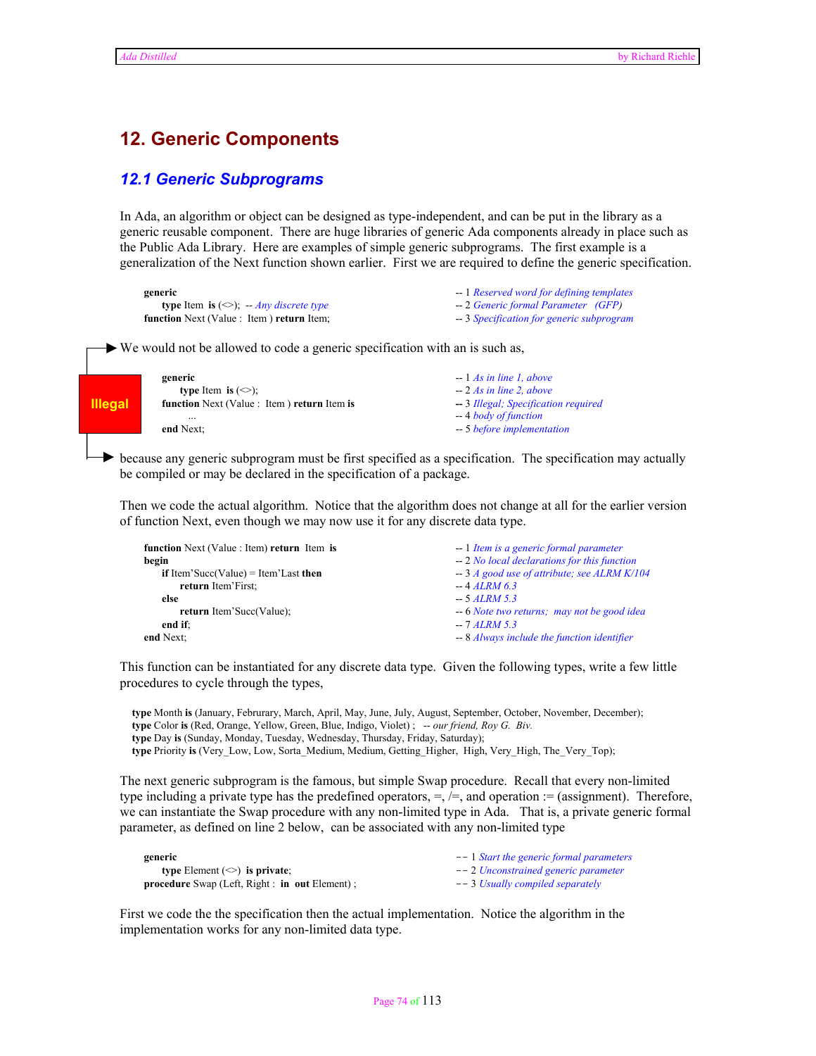# 12. Generic Components

## 12.1 Generic Subprograms

In Ada, an algorithm or object can be designed as type-independent, and can be put in the library as a generic reusable component. There are huge libraries of generic Ada components already in place such as the Public Ada Library. Here are examples of simple generic subprograms. The first example is a generalization of the Next function shown earlier. First we are required to define the generic specification.

```
generic                                                  -- 1 Reserved word for defining templates
   type Item is (<>);  -- Any discrete type              -- 2 Generic formal Parameter  (GFP)
function Next (Value : Item ) return Item;               -- 3 Specification for generic subprogram
```

We would not be allowed to code a generic specification with an is such as,

**Illegal**

```
generic                                                  -- 1 As in line 1, above
   type Item is (<>);                                    -- 2 As in line 2, above
function Next (Value : Item ) return Item is             -- 3 Illegal; Specification required
   ...                                                   -- 4 body of function
end Next;                                                -- 5 before implementation
```

because any generic subprogram must be first specified as a specification. The specification may actually be compiled or may be declared in the specification of a package.

Then we code the actual algorithm. Notice that the algorithm does not change at all for the earlier version of function Next, even though we may now use it for any discrete data type.

```
function Next (Value : Item) return Item is              -- 1 Item is a generic formal parameter
begin                                                    -- 2 No local declarations for this function
   if Item'Succ(Value) = Item'Last then                  -- 3 A good use of attribute; see ALRM K/104
      return Item'First;                                 -- 4 ALRM 6.3
   else                                                  -- 5 ALRM 5.3
      return Item'Succ(Value);                           -- 6 Note two returns;  may not be good idea
   end if;                                               -- 7 ALRM 5.3
end Next;                                                -- 8 Always include the function identifier
```

This function can be instantiated for any discrete data type. Given the following types, write a few little procedures to cycle through the types,

```
type Month is (January, Februrary, March, April, May, June, July, August, September, October, November, December);
type Color is (Red, Orange, Yellow, Green, Blue, Indigo, Violet) ;  -- our friend, Roy G.  Biv.
type Day is (Sunday, Monday, Tuesday, Wednesday, Thursday, Friday, Saturday);
type Priority is (Very_Low, Low, Sorta_Medium, Medium, Getting_Higher,  High, Very_High, The_Very_Top);
```

The next generic subprogram is the famous, but simple Swap procedure. Recall that every non-limited type including a private type has the predefined operators, =, /=, and operation := (assignment). Therefore, we can instantiate the Swap procedure with any non-limited type in Ada. That is, a private generic formal parameter, as defined on line 2 below, can be associated with any non-limited type

```
generic                                                  -- 1 Start the generic formal parameters
   type Element (<>) is private;                         -- 2 Unconstrained generic parameter
procedure Swap (Left, Right : in out Element) ;          -- 3 Usually compiled separately
```

First we code the the specification then the actual implementation. Notice the algorithm in the implementation works for any non-limited data type.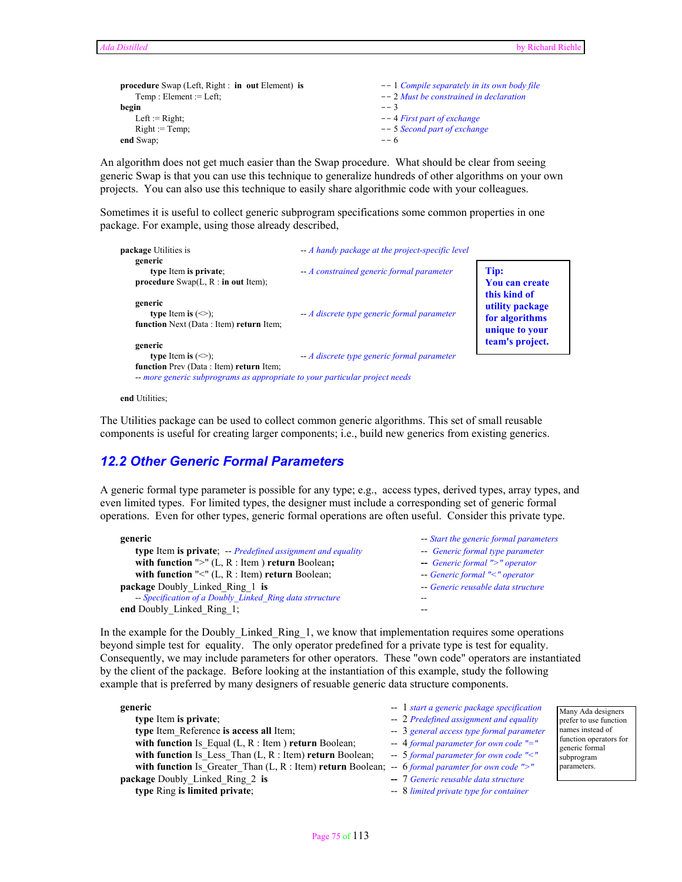```
procedure Swap (Left, Right :  in  out Element)  is          -- 1 Compile separately in its own body file
     Temp : Element := Left;                                  -- 2 Must be constrained in declaration
begin                                                         -- 3
     Left := Right;                                           -- 4 First part of exchange
     Right := Temp;                                           -- 5 Second part of exchange
end Swap;                                                     -- 6
```

An algorithm does not get much easier than the Swap procedure. What should be clear from seeing generic Swap is that you can use this technique to generalize hundreds of other algorithms on your own projects. You can also use this technique to easily share algorithmic code with your colleagues.

Sometimes it is useful to collect generic subprogram specifications some common properties in one package. For example, using those already described,

```
package Utilities is                        -- A handy package at the project-specific level
   generic
        type Item is private;                -- A constrained generic formal parameter
   procedure Swap(L, R : in out Item);

   generic
        type Item is (<>);                   -- A discrete type generic formal parameter
   function Next (Data : Item) return Item;

   generic
        type Item is (<>);                   -- A discrete type generic formal parameter
   function Prev (Data : Item) return Item;
   -- more generic subprograms as appropriate to your particular project needs

end Utilities;
```

**Tip: You can create this kind of utility package for algorithms unique to your team's project.**

The Utilities package can be used to collect common generic algorithms. This set of small reusable components is useful for creating larger components; i.e., build new generics from existing generics.

## 12.2 Other Generic Formal Parameters

A generic formal type parameter is possible for any type; e.g., access types, derived types, array types, and even limited types. For limited types, the designer must include a corresponding set of generic formal operations. Even for other types, generic formal operations are often useful. Consider this private type.

```
generic                                                   -- Start the generic formal parameters
   type Item is private;  -- Predefined assignment and equality  --  Generic formal type parameter
   with function ">" (L, R : Item ) return Boolean;      --  Generic formal ">" operator
   with function "<" (L, R : Item) return Boolean;       -- Generic formal "<" operator
package Doubly_Linked_Ring_1  is                          -- Generic reusable data structure
   -- Specification of a Doubly_Linked_Ring data strructure  --
end Doubly_Linked_Ring_1;                                 --
```

In the example for the Doubly_Linked_Ring_1, we know that implementation requires some operations beyond simple test for equality. The only operator predefined for a private type is test for equality. Consequently, we may include parameters for other operators. These "own code" operators are instantiated by the client of the package. Before looking at the instantiation of this example, study the following example that is preferred by many designers of resuable generic data structure components.

```
generic                                                        --  1 start a generic package specification
   type Item is private;                                       --  2 Predefined assignment and equality
   type Item_Reference is access all Item;                     --  3 general access type formal parameter
   with function Is_Equal (L, R : Item ) return Boolean;       --  4 formal parameter for own code "="
   with function Is_Less_Than (L, R : Item) return Boolean;    --  5 formal parameter for own code "<"
   with function Is_Greater_Than (L, R : Item) return Boolean; --  6 formal paramter for own code ">"
package Doubly_Linked_Ring_2  is                               --  7 Generic reusable data structure
   type Ring is limited private;                               --  8 limited private type for container
```

Many Ada designers prefer to use function names instead of function operators for generic formal subprogram parameters.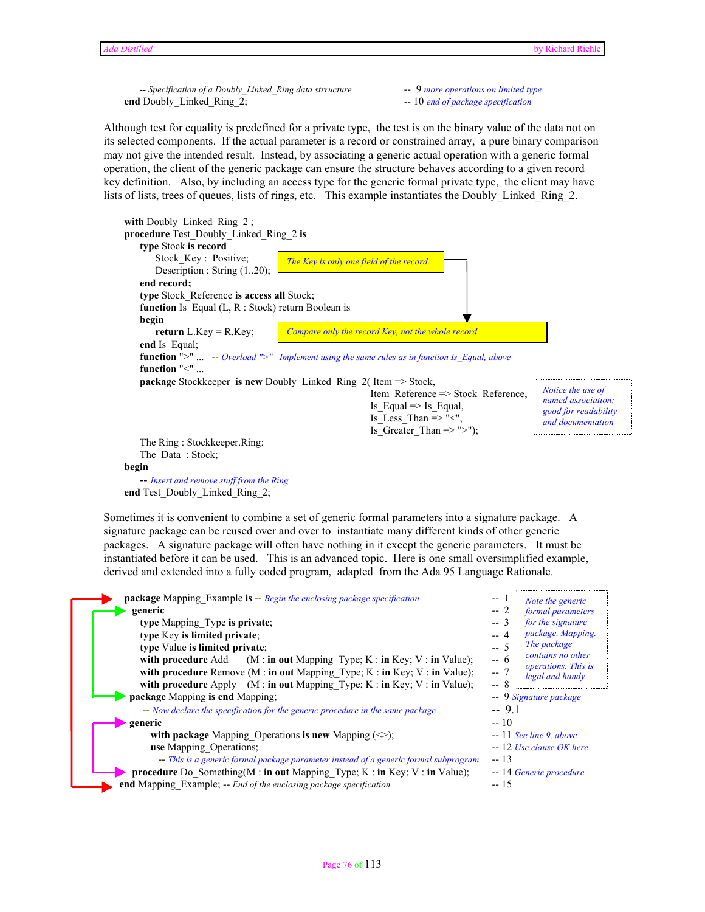```
      -- Specification of a Doubly_Linked_Ring data strructure      --  9 more operations on limited type
   end Doubly_Linked_Ring_2;                                         -- 10 end of package specification
```

Although test for equality is predefined for a private type, the test is on the binary value of the data not on its selected components. If the actual parameter is a record or constrained array, a pure binary comparison may not give the intended result. Instead, by associating a generic actual operation with a generic formal operation, the client of the generic package can ensure the structure behaves according to a given record key definition. Also, by including an access type for the generic formal private type, the client may have lists of lists, trees of queues, lists of rings, etc. This example instantiates the Doubly_Linked_Ring_2.

```
with Doubly_Linked_Ring_2 ;
procedure Test_Doubly_Linked_Ring_2 is
   type Stock is record
      Stock_Key :  Positive;                 -- The Key is only one field of the record.
      Description : String (1..20);
   end record;
   type Stock_Reference is access all Stock;
   function Is_Equal (L, R : Stock) return Boolean is
   begin
      return L.Key = R.Key;                  -- Compare only the record Key, not the whole record.
   end Is_Equal;
   function ">" ...   -- Overload ">"  Implement using the same rules as in function Is_Equal, above
   function "<" ...
   package Stockkeeper  is new Doubly_Linked_Ring_2( Item => Stock,
                                      Item_Reference => Stock_Reference,
                                      Is_Equal => Is_Equal,
                                      Is_Less_Than => "<",
                                      Is_Greater_Than => ">");
   -- Notice the use of named association; good for readability and documentation
   The Ring : Stockkeeper.Ring;
   The_Data  : Stock;
begin
   -- Insert and remove stuff from the Ring
end Test_Doubly_Linked_Ring_2;
```

Sometimes it is convenient to combine a set of generic formal parameters into a signature package. A signature package can be reused over and over to instantiate many different kinds of other generic packages. A signature package will often have nothing in it except the generic parameters. It must be instantiated before it can be used. This is an advanced topic. Here is one small oversimplified example, derived and extended into a fully coded program, adapted from the Ada 95 Language Rationale.

```
package Mapping_Example is -- Begin the enclosing package specification         --  1
 generic                                                                          --  2
   type Mapping_Type is private;                                                  --  3
   type Key is limited private;                                                   --  4
   type Value is limited private;                                                 --  5
   with procedure Add     (M : in out Mapping_Type; K : in Key; V : in Value);    --  6
   with procedure Remove (M : in out Mapping_Type; K : in Key; V : in Value);     --  7
   with procedure Apply   (M : in out Mapping_Type; K : in Key; V : in Value);    --  8
 package Mapping is end Mapping;                                                  --  9 Signature package
   -- Now declare the specification for the generic procedure in the same package --  9.1
 generic                                                                          -- 10
     with package Mapping_Operations is new Mapping (<>);                         -- 11 See line 9, above
     use Mapping_Operations;                                                      -- 12 Use clause OK here
       -- This is a generic formal package parameter instead of a generic formal subprogram -- 13
 procedure Do_Something(M : in out Mapping_Type; K : in Key; V : in Value);       -- 14 Generic procedure
end Mapping_Example; -- End of the enclosing package specification                -- 15
```

*Note the generic formal parameters for the signature package, Mapping. The package contains no other operations. This is legal and handy*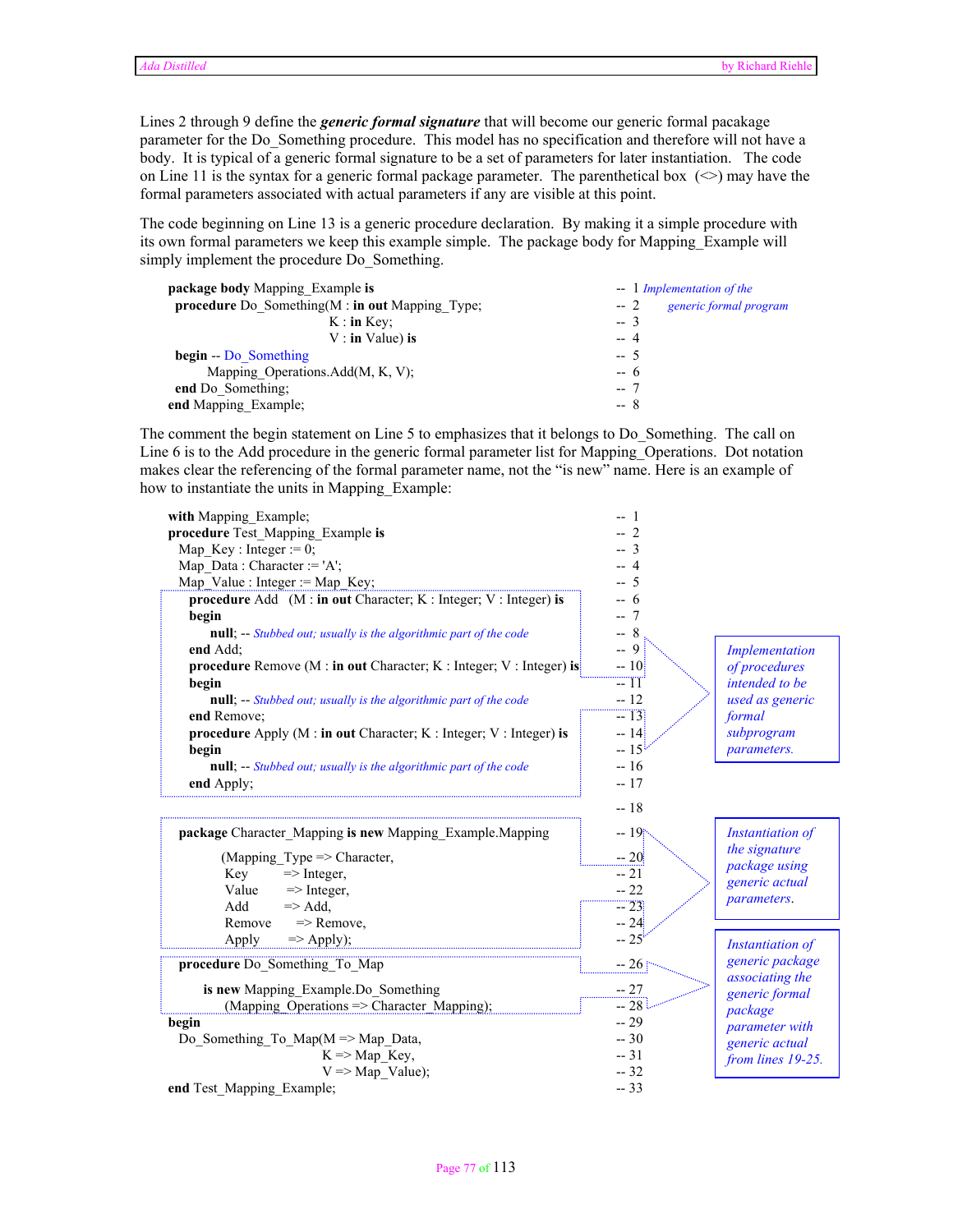Lines 2 through 9 define the ***generic formal signature*** that will become our generic formal pacakage parameter for the Do_Something procedure. This model has no specification and therefore will not have a body. It is typical of a generic formal signature to be a set of parameters for later instantiation. The code on Line 11 is the syntax for a generic formal package parameter. The parenthetical box (<>) may have the formal parameters associated with actual parameters if any are visible at this point.

The code beginning on Line 13 is a generic procedure declaration. By making it a simple procedure with its own formal parameters we keep this example simple. The package body for Mapping_Example will simply implement the procedure Do_Something.

```
package body Mapping_Example is                                  -- 1 Implementation of the
  procedure Do_Something(M : in out Mapping_Type;                -- 2   generic formal program
                         K : in Key;                             -- 3
                         V : in Value) is                        -- 4
  begin -- Do_Something                                          -- 5
      Mapping_Operations.Add(M, K, V);                           -- 6
  end Do_Something;                                              -- 7
end Mapping_Example;                                             -- 8
```

The comment the begin statement on Line 5 to emphasizes that it belongs to Do_Something. The call on Line 6 is to the Add procedure in the generic formal parameter list for Mapping_Operations. Dot notation makes clear the referencing of the formal parameter name, not the "is new" name. Here is an example of how to instantiate the units in Mapping_Example:

```
with Mapping_Example;                                            -- 1
procedure Test_Mapping_Example is                                -- 2
  Map_Key : Integer := 0;                                        -- 3
  Map_Data : Character := 'A';                                   -- 4
  Map_Value : Integer := Map_Key;                                -- 5
    procedure Add   (M : in out Character; K : Integer; V : Integer) is  -- 6
    begin                                                        -- 7
       null; -- Stubbed out; usually is the algorithmic part of the code   -- 8
    end Add;                                                     -- 9
    procedure Remove (M : in out Character; K : Integer; V : Integer) is -- 10
    begin                                                        -- 11
       null; -- Stubbed out; usually is the algorithmic part of the code   -- 12
    end Remove;                                                  -- 13
    procedure Apply (M : in out Character; K : Integer; V : Integer) is  -- 14
    begin                                                        -- 15
       null; -- Stubbed out; usually is the algorithmic part of the code   -- 16
    end Apply;                                                   -- 17
                                                                 -- 18
   package Character_Mapping is new Mapping_Example.Mapping      -- 19
           (Mapping_Type => Character,                           -- 20
            Key          => Integer,                             -- 21
            Value        => Integer,                             -- 22
            Add          => Add,                                 -- 23
            Remove       => Remove,                              -- 24
            Apply        => Apply);                              -- 25
   procedure Do_Something_To_Map                                 -- 26
        is new Mapping_Example.Do_Something                      -- 27
           (Mapping_Operations => Character_Mapping);            -- 28
begin                                                            -- 29
  Do_Something_To_Map(M => Map_Data,                             -- 30
                      K => Map_Key,                              -- 31
                      V => Map_Value);                           -- 32
end Test_Mapping_Example;                                        -- 33
```

*Implementation of procedures intended to be used as generic formal subprogram parameters.* (Lines 6–17)

*Instantiation of the signature package using generic actual parameters.* (Lines 19–25)

*Instantiation of generic package associating the generic formal package parameter with generic actual from lines 19-25.* (Lines 26–28)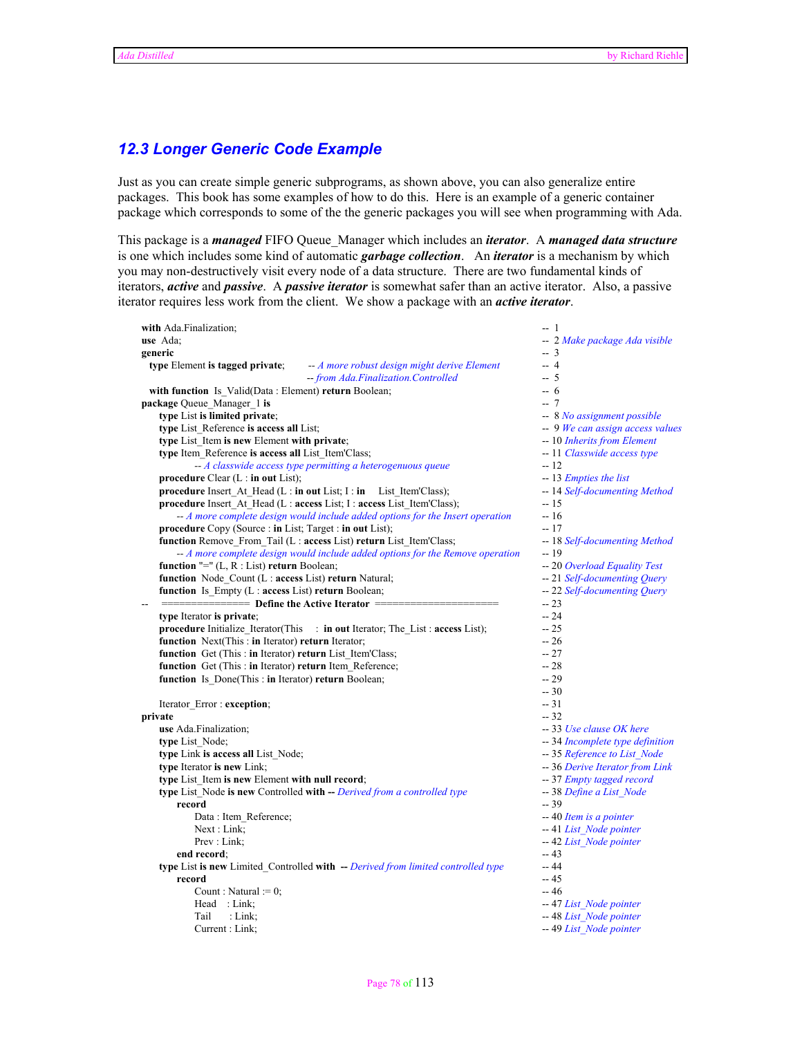## 12.3 Longer Generic Code Example

Just as you can create simple generic subprograms, as shown above, you can also generalize entire packages. This book has some examples of how to do this. Here is an example of a generic container package which corresponds to some of the the generic packages you will see when programming with Ada.

This package is a ***managed*** FIFO Queue_Manager which includes an ***iterator***. A ***managed data structure*** is one which includes some kind of automatic ***garbage collection***. An ***iterator*** is a mechanism by which you may non-destructively visit every node of a data structure. There are two fundamental kinds of iterators, ***active*** and ***passive***. A ***passive iterator*** is somewhat safer than an active iterator. Also, a passive iterator requires less work from the client. We show a package with an ***active iterator***.

```
with Ada.Finalization;                                                              --  1
use  Ada;                                                                           --  2 Make package Ada visible
generic                                                                             --  3
  type Element is tagged private;        -- A more robust design might derive Element  --  4
                                         -- from Ada.Finalization.Controlled           --  5
  with function  Is_Valid(Data : Element) return Boolean;                           --  6
package Queue_Manager_1 is                                                          --  7
   type List is limited private;                                                    --  8 No assignment possible
   type List_Reference is access all List;                                          --  9 We can assign access values
   type List_Item is new Element with private;                                      -- 10 Inherits from Element
   type Item_Reference is access all List_Item'Class;                               -- 11 Classwide access type
          -- A classwide access type permitting a heterogenous queue                -- 12
   procedure Clear (L : in out List);                                               -- 13 Empties the list
   procedure Insert_At_Head (L : in out List; I : in    List_Item'Class);           -- 14 Self-documenting Method
   procedure Insert_At_Head (L : access List; I : access List_Item'Class);          -- 15
      -- A more complete design would include added options for the Insert operation  -- 16
   procedure Copy (Source : in List; Target : in out List);                         -- 17
   function Remove_From_Tail (L : access List) return List_Item'Class;              -- 18 Self-documenting Method
      -- A more complete design would include added options for the Remove operation  -- 19
   function "=" (L, R : List) return Boolean;                                       -- 20 Overload Equality Test
   function  Node_Count (L : access List) return Natural;                           -- 21 Self-documenting Query
   function  Is_Empty (L : access List) return Boolean;                             -- 22 Self-documenting Query
--    ===============  Define the Active Iterator  =====================             -- 23
   type Iterator is private;                                                        -- 24
   procedure Initialize_Iterator(This    : in out Iterator; The_List : access List); -- 25
   function  Next(This : in Iterator) return Iterator;                              -- 26
   function  Get (This : in Iterator) return List_Item'Class;                       -- 27
   function  Get (This : in Iterator) return Item_Reference;                        -- 28
   function  Is_Done(This : in Iterator) return Boolean;                            -- 29
                                                                                    -- 30
   Iterator_Error : exception;                                                      -- 31
private                                                                             -- 32
   use Ada.Finalization;                                                            -- 33 Use clause OK here
   type List_Node;                                                                  -- 34 Incomplete type definition
   type Link is access all List_Node;                                               -- 35 Reference to List_Node
   type Iterator is new Link;                                                       -- 36 Derive Iterator from Link
   type List_Item is new Element with null record;                                  -- 37 Empty tagged record
   type List_Node is new Controlled with -- Derived from a controlled type          -- 38 Define a List_Node
      record                                                                        -- 39
         Data : Item_Reference;                                                     -- 40 Item is a pointer
         Next : Link;                                                               -- 41 List_Node pointer
         Prev : Link;                                                               -- 42 List_Node pointer
      end record;                                                                   -- 43
   type List is new Limited_Controlled with  -- Derived from limited controlled type  -- 44
      record                                                                        -- 45
         Count : Natural := 0;                                                      -- 46
         Head    : Link;                                                            -- 47 List_Node pointer
         Tail      : Link;                                                          -- 48 List_Node pointer
         Current : Link;                                                            -- 49 List_Node pointer
```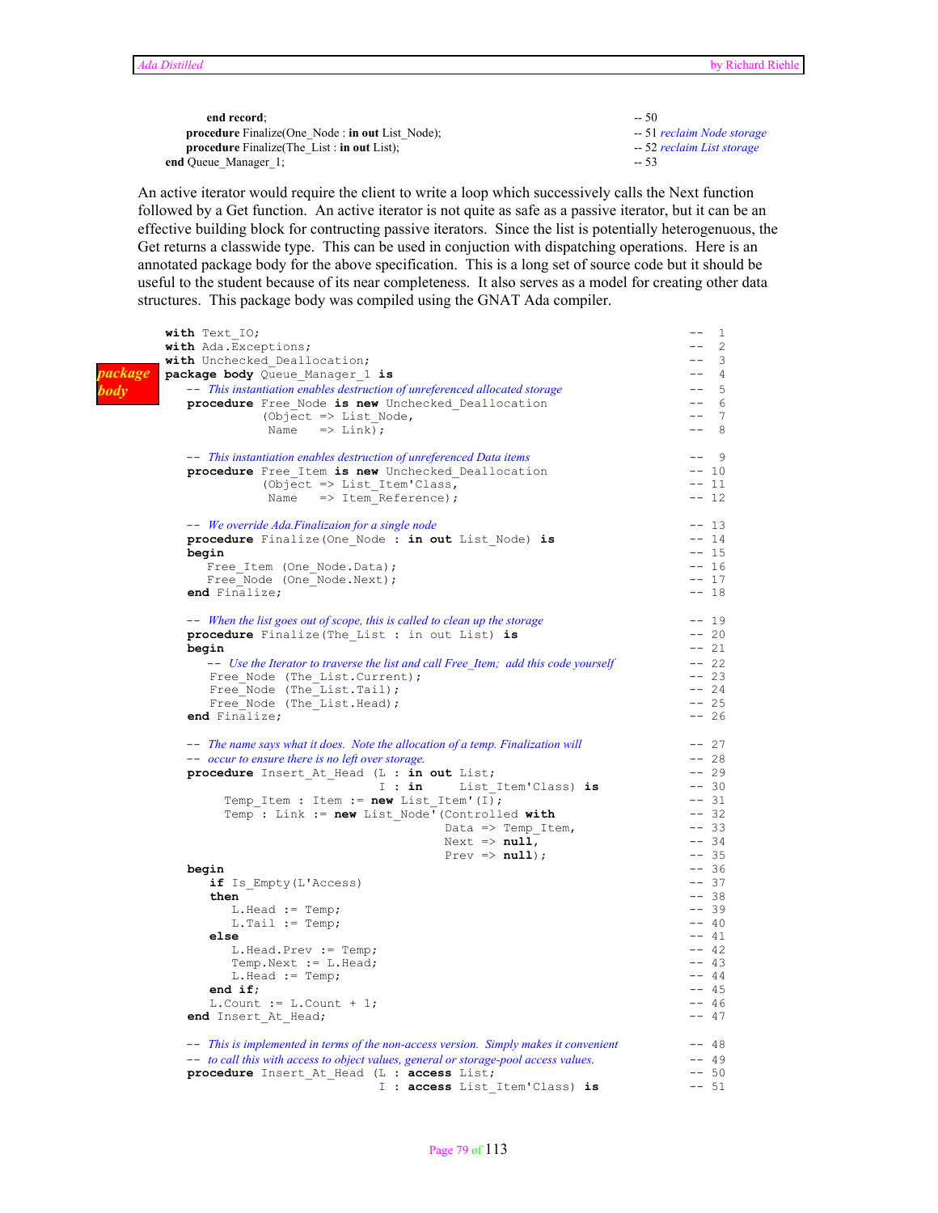```
      end record;                                                    -- 50
   procedure Finalize(One_Node : in out List_Node);                  -- 51 reclaim Node storage
   procedure Finalize(The_List : in out List);                       -- 52 reclaim List storage
end Queue_Manager_1;                                                 -- 53
```

An active iterator would require the client to write a loop which successively calls the Next function followed by a Get function. An active iterator is not quite as safe as a passive iterator, but it can be an effective building block for contructing passive iterators. Since the list is potentially heterogenous, the Get returns a classwide type. This can be used in conjuction with dispatching operations. Here is an annotated package body for the above specification. This is a long set of source code but it should be useful to the student because of its near completeness. It also serves as a model for creating other data structures. This package body was compiled using the GNAT Ada compiler.

**package body**

```
with Text_IO;                                                            --  1
with Ada.Exceptions;                                                     --  2
with Unchecked_Deallocation;                                             --  3
package body Queue_Manager_1 is                                          --  4
   -- This instantiation enables destruction of unreferenced allocated storage  --  5
   procedure Free_Node is new Unchecked_Deallocation                     --  6
            (Object => List_Node,                                        --  7
             Name   => Link);                                            --  8

   -- This instantiation enables destruction of unreferenced Data items  --  9
   procedure Free_Item is new Unchecked_Deallocation                     -- 10
            (Object => List_Item'Class,                                  -- 11
             Name   => Item_Reference);                                  -- 12

   -- We override Ada.Finalizaion for a single node                      -- 13
   procedure Finalize(One_Node : in out List_Node) is                    -- 14
   begin                                                                 -- 15
     Free_Item (One_Node.Data);                                          -- 16
     Free_Node (One_Node.Next);                                          -- 17
   end Finalize;                                                         -- 18

   -- When the list goes out of scope, this is called to clean up the storage  -- 19
   procedure Finalize(The_List : in out List) is                         -- 20
   begin                                                                 -- 21
     -- Use the Iterator to traverse the list and call Free_Item;  add this code yourself  -- 22
      Free_Node (The_List.Current);                                      -- 23
      Free_Node (The_List.Tail);                                         -- 24
      Free_Node (The_List.Head);                                         -- 25
   end Finalize;                                                         -- 26

   -- The name says what it does.  Note the allocation of a temp. Finalization will  -- 27
   -- occur to ensure there is no left over storage.                     -- 28
   procedure Insert_At_Head (L : in out List;                            -- 29
                             I : in     List_Item'Class) is              -- 30
      Temp_Item : Item := new List_Item'(I);                             -- 31
      Temp : Link := new List_Node'(Controlled with                      -- 32
                                    Data => Temp_Item,                   -- 33
                                    Next => null,                        -- 34
                                    Prev => null);                       -- 35
   begin                                                                 -- 36
      if Is_Empty(L'Access)                                              -- 37
      then                                                               -- 38
         L.Head := Temp;                                                 -- 39
         L.Tail := Temp;                                                 -- 40
      else                                                               -- 41
         L.Head.Prev := Temp;                                            -- 42
         Temp.Next := L.Head;                                            -- 43
         L.Head := Temp;                                                 -- 44
      end if;                                                            -- 45
      L.Count := L.Count + 1;                                            -- 46
   end Insert_At_Head;                                                   -- 47

   -- This is implemented in terms of the non-access version.  Simply makes it convenient  -- 48
   -- to call this with access to object values, general or storage-pool access values.  -- 49
   procedure Insert_At_Head (L : access List;                            -- 50
                             I : access List_Item'Class) is              -- 51
```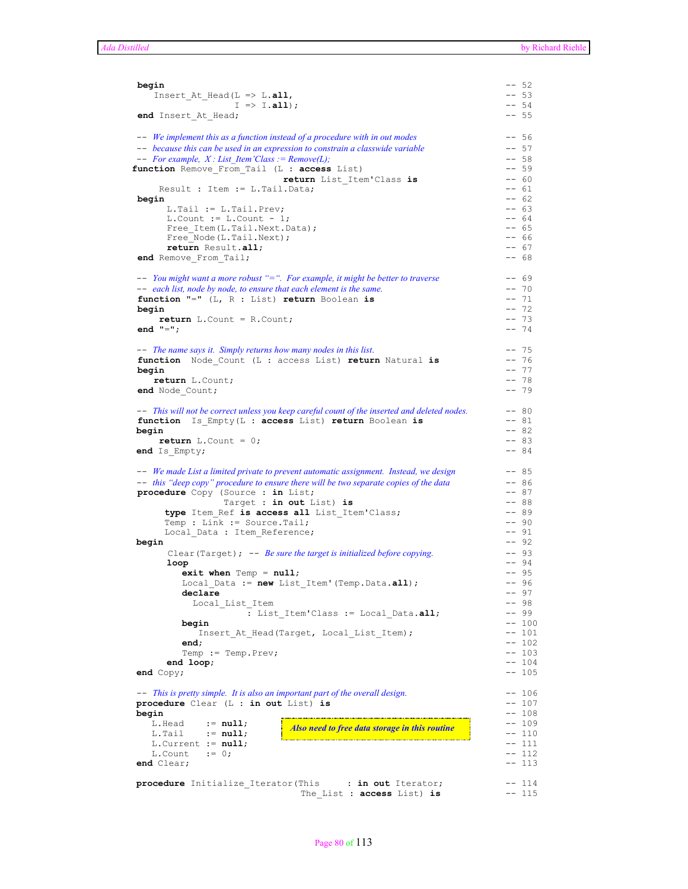```
 begin                                                              -- 52
    Insert_At_Head(L => L.all,                                      -- 53
                   I => I.all);                                     -- 54
 end Insert_At_Head;                                                -- 55

 -- We implement this as a function instead of a procedure with in out modes   -- 56
 -- because this can be used in an expression to constrain a classwide variable -- 57
 -- For example,  X : List_Item'Class := Remove(L);                 -- 58
function Remove_From_Tail (L : access List)                         -- 59
                             return List_Item'Class is              -- 60
     Result : Item := L.Tail.Data;                                  -- 61
 begin                                                              -- 62
      L.Tail  := L.Tail.Prev;                                       -- 63
      L.Count := L.Count - 1;                                       -- 64
      Free_Item(L.Tail.Next.Data);                                  -- 65
      Free_Node(L.Tail.Next);                                       -- 66
      return Result.all;                                            -- 67
 end Remove_From_Tail;                                              -- 68

 -- You might want a more robust "=". For example, it might be better to traverse -- 69
 -- each list, node by node, to ensure that each element is the same.           -- 70
 function "=" (L, R : List) return Boolean is                       -- 71
 begin                                                              -- 72
     return L.Count = R.Count;                                      -- 73
 end "=";                                                           -- 74

 -- The name says it.  Simply returns how many nodes in this list.  -- 75
 function  Node_Count (L : access List) return Natural is           -- 76
 begin                                                              -- 77
    return L.Count;                                                 -- 78
 end Node_Count;                                                    -- 79

 -- This will not be correct unless you keep careful count of the inserted and deleted nodes. -- 80
 function  Is_Empty(L : access List) return Boolean is              -- 81
 begin                                                              -- 82
     return L.Count = 0;                                            -- 83
 end Is_Empty;                                                      -- 84

 -- We made List a limited private to prevent automatic assignment.  Instead, we design -- 85
 -- this "deep copy" procedure to ensure there will be two separate copies of the data  -- 86
 procedure Copy (Source : in List;                                  -- 87
                 Target : in out List) is                           -- 88
      type Item_Ref is access all List_Item'Class;                  -- 89
      Temp : Link := Source.Tail;                                   -- 90
      Local_Data : Item_Reference;                                  -- 91
 begin                                                              -- 92
      Clear(Target); -- Be sure the target is initialized before copying. -- 93
      loop                                                          -- 94
         exit when Temp = null;                                     -- 95
         Local_Data := new List_Item'(Temp.Data.all);               -- 96
         declare                                                    -- 97
           Local_List_Item                                          -- 98
                   : List_Item'Class := Local_Data.all;             -- 99
         begin                                                      -- 100
            Insert_At_Head(Target, Local_List_Item);                -- 101
         end;                                                       -- 102
         Temp := Temp.Prev;                                         -- 103
      end loop;                                                     -- 104
 end Copy;                                                          -- 105

 -- This is pretty simple.  It is also an important part of the overall design. -- 106
 procedure Clear (L : in out List) is                               -- 107
 begin                                                              -- 108
    L.Head    := null;      -- Also need to free data storage in this routine  -- 109
    L.Tail    := null;                                              -- 110
    L.Current := null;                                              -- 111
    L.Count   := 0;                                                 -- 112
 end Clear;                                                         -- 113

 procedure Initialize_Iterator(This     : in out Iterator;          -- 114
                               The_List : access List) is           -- 115
```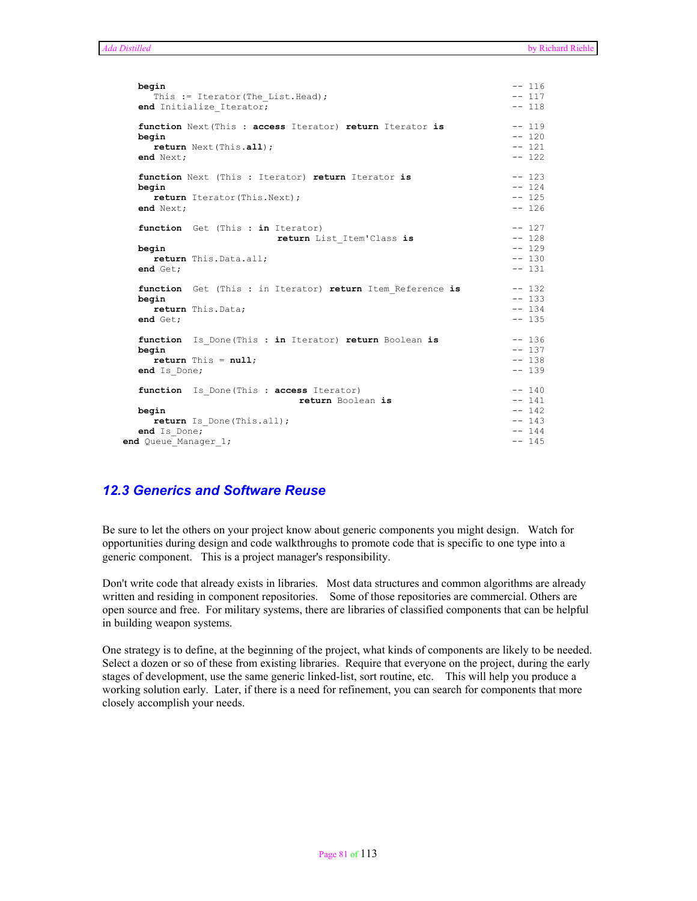```
   begin                                                      -- 116
      This := Iterator(The_List.Head);                        -- 117
   end Initialize_Iterator;                                   -- 118

   function Next(This : access Iterator) return Iterator is   -- 119
   begin                                                      -- 120
      return Next(This.all);                                  -- 121
   end Next;                                                  -- 122

   function Next (This : Iterator) return Iterator is         -- 123
   begin                                                      -- 124
      return Iterator(This.Next);                             -- 125
   end Next;                                                  -- 126

   function  Get (This : in Iterator)                         -- 127
                         return List_Item'Class is            -- 128
   begin                                                      -- 129
      return This.Data.all;                                   -- 130
   end Get;                                                   -- 131

   function  Get (This : in Iterator) return Item_Reference is  -- 132
   begin                                                      -- 133
      return This.Data;                                       -- 134
   end Get;                                                   -- 135

   function  Is_Done(This : in Iterator) return Boolean is    -- 136
   begin                                                      -- 137
      return This = null;                                     -- 138
   end Is_Done;                                               -- 139

   function  Is_Done(This : access Iterator)                  -- 140
                            return Boolean is                 -- 141
   begin                                                      -- 142
      return Is_Done(This.all);                               -- 143
   end Is_Done;                                               -- 144
end Queue_Manager_1;                                          -- 145
```

## 12.3 Generics and Software Reuse

Be sure to let the others on your project know about generic components you might design. Watch for opportunities during design and code walkthroughs to promote code that is specific to one type into a generic component. This is a project manager's responsibility.

Don't write code that already exists in libraries. Most data structures and common algorithms are already written and residing in component repositories. Some of those repositories are commercial. Others are open source and free. For military systems, there are libraries of classified components that can be helpful in building weapon systems.

One strategy is to define, at the beginning of the project, what kinds of components are likely to be needed. Select a dozen or so of these from existing libraries. Require that everyone on the project, during the early stages of development, use the same generic linked-list, sort routine, etc. This will help you produce a working solution early. Later, if there is a need for refinement, you can search for components that more closely accomplish your needs.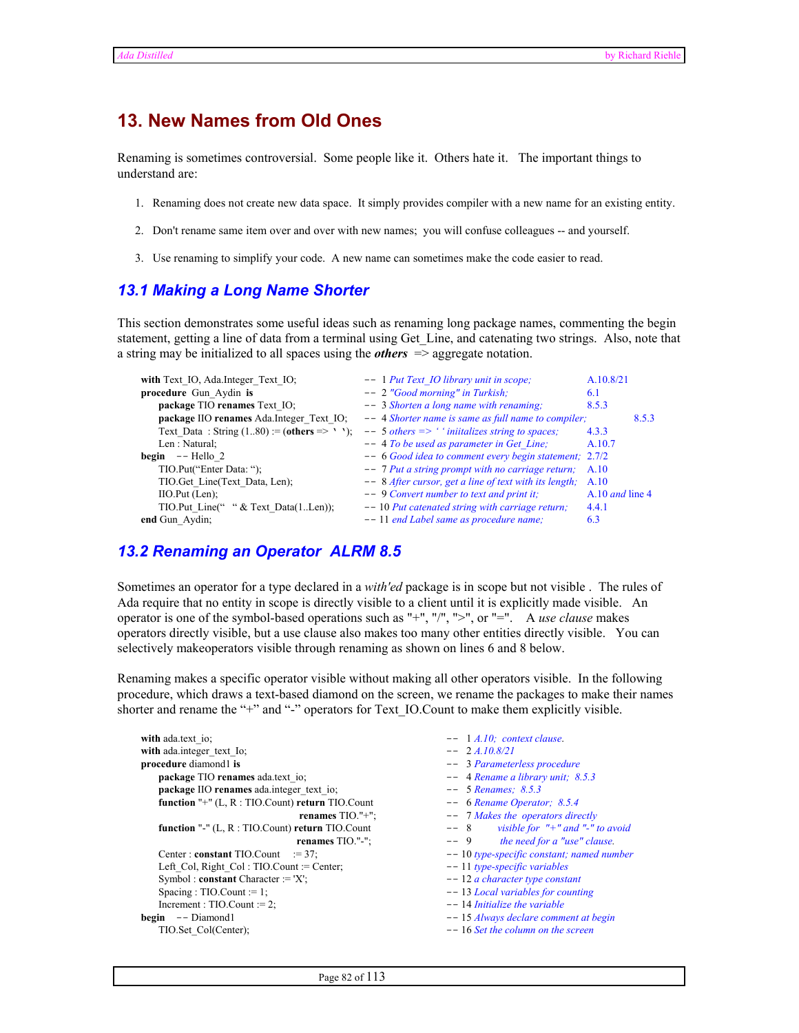## 13. New Names from Old Ones

Renaming is sometimes controversial. Some people like it. Others hate it. The important things to understand are:

1. Renaming does not create new data space. It simply provides compiler with a new name for an existing entity.
2. Don't rename same item over and over with new names; you will confuse colleagues -- and yourself.
3. Use renaming to simplify your code. A new name can sometimes make the code easier to read.

### 13.1 Making a Long Name Shorter

This section demonstrates some useful ideas such as renaming long package names, commenting the begin statement, getting a line of data from a terminal using Get_Line, and catenating two strings. Also, note that a string may be initialized to all spaces using the ***others*** => aggregate notation.

```
with Text_IO, Ada.Integer_Text_IO;                 --  1 Put Text_IO library unit in scope;            A.10.8/21
procedure Gun_Aydin is                             --  2 "Good morning" in Turkish;                    6.1
   package TIO renames Text_IO;                    --  3 Shorten a long name with renaming;            8.5.3
   package IIO renames Ada.Integer_Text_IO;        --  4 Shorter name is same as full name to compiler;  8.5.3
   Text_Data : String (1..80) := (others => ' ');  --  5 others => ' ' iniitalizes string to spaces;    4.3.3
   Len : Natural;                                  --  4 To be used as parameter in Get_Line;          A.10.7
begin   -- Hello_2                                 --  6 Good idea to comment every begin statement;   2.7/2
   TIO.Put("Enter Data: ");                        --  7 Put a string prompt with no carriage return;  A.10
   TIO.Get_Line(Text_Data, Len);                   --  8 After cursor, get a line of text with its length;  A.10
   IIO.Put (Len);                                  --  9 Convert number to text and print it;          A.10 and line 4
   TIO.Put_Line(" " & Text_Data(1..Len));          -- 10 Put catenated string with carriage return;    4.4.1
end Gun_Aydin;                                     -- 11 end Label same as procedure name;             6.3
```

### 13.2 Renaming an Operator ALRM 8.5

Sometimes an operator for a type declared in a *with'ed* package is in scope but not visible . The rules of Ada require that no entity in scope is directly visible to a client until it is explicitly made visible. An operator is one of the symbol-based operations such as "+", "/", ">", or "=". A *use clause* makes operators directly visible, but a use clause also makes too many other entities directly visible. You can selectively makeoperators visible through renaming as shown on lines 6 and 8 below.

Renaming makes a specific operator visible without making all other operators visible. In the following procedure, which draws a text-based diamond on the screen, we rename the packages to make their names shorter and rename the "+" and "-" operators for Text_IO.Count to make them explicitly visible.

```
with ada.text_io;                                          --  1 A.10; context clause.
with ada.integer_text_Io;                                  --  2 A.10.8/21
procedure diamond1 is                                      --  3 Parameterless procedure
   package TIO renames ada.text_io;                        --  4 Rename a library unit; 8.5.3
   package IIO renames ada.integer_text_io;                --  5 Renames; 8.5.3
   function "+" (L, R : TIO.Count) return TIO.Count        --  6 Rename Operator; 8.5.4
                            renames TIO."+";               --  7 Makes the operators directly
   function "-" (L, R : TIO.Count) return TIO.Count        --  8    visible for "+" and "-" to avoid
                            renames TIO."-";               --  9    the need for a "use" clause.
   Center : constant TIO.Count    := 37;                   -- 10 type-specific constant; named number
   Left_Col, Right_Col : TIO.Count := Center;              -- 11 type-specific variables
   Symbol : constant Character := 'X';                     -- 12 a character type constant
   Spacing : TIO.Count := 1;                               -- 13 Local variables for counting
   Increment : TIO.Count := 2;                             -- 14 Initialize the variable
begin   -- Diamond1                                        -- 15 Always declare comment at begin
   TIO.Set_Col(Center);                                    -- 16 Set the column on the screen
```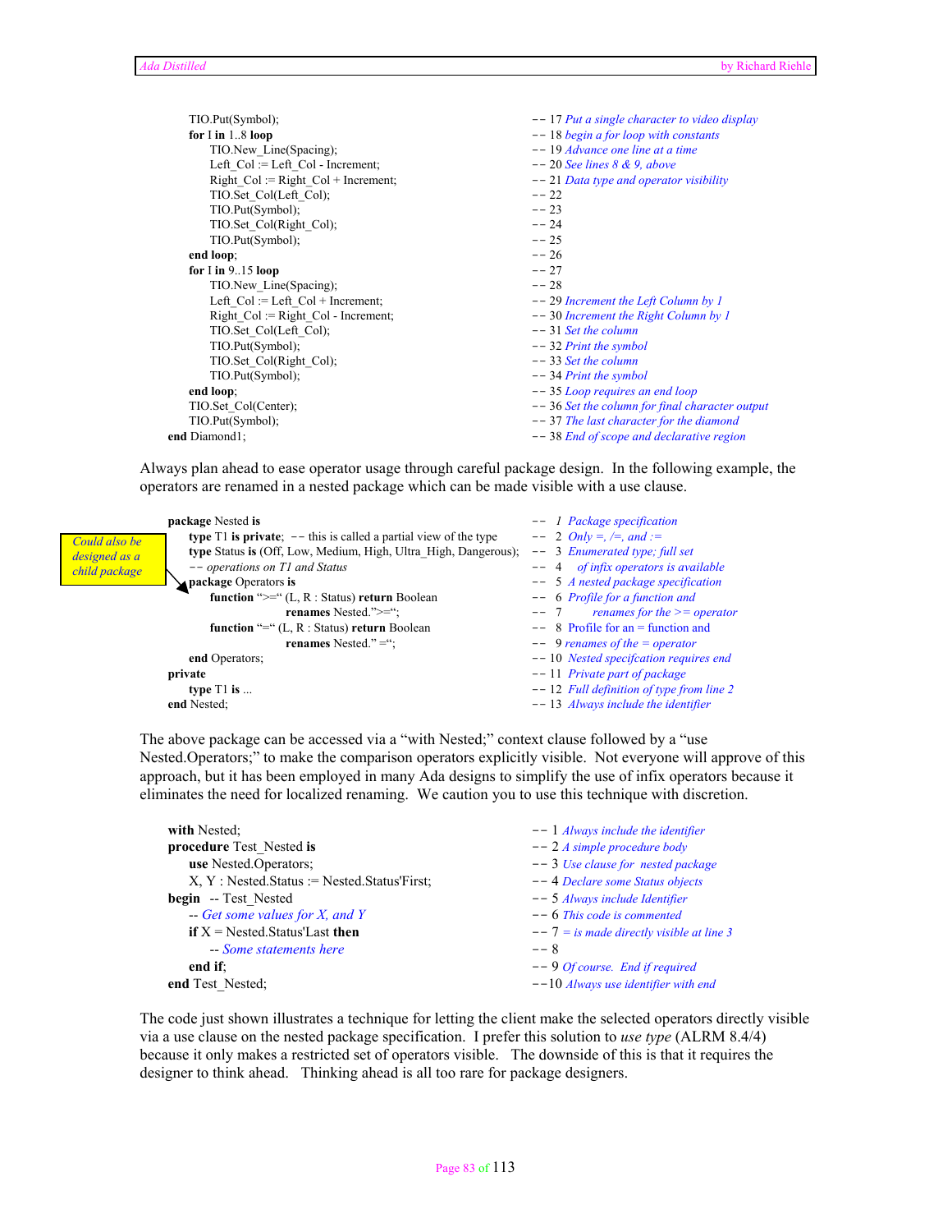```
      TIO.Put(Symbol);                                   -- 17 Put a single character to video display
      for I in 1..8 loop                                 -- 18 begin a for loop with constants
          TIO.New_Line(Spacing);                         -- 19 Advance one line at a time
          Left_Col := Left_Col - Increment;              -- 20 See lines 8 & 9, above
          Right_Col := Right_Col + Increment;            -- 21 Data type and operator visibility
          TIO.Set_Col(Left_Col);                         -- 22
          TIO.Put(Symbol);                               -- 23
          TIO.Set_Col(Right_Col);                        -- 24
          TIO.Put(Symbol);                               -- 25
      end loop;                                          -- 26
      for I in 9..15 loop                                -- 27
          TIO.New_Line(Spacing);                         -- 28
          Left_Col := Left_Col + Increment;              -- 29 Increment the Left Column by 1
          Right_Col := Right_Col - Increment;            -- 30 Increment the Right Column by 1
          TIO.Set_Col(Left_Col);                         -- 31 Set the column
          TIO.Put(Symbol);                               -- 32 Print the symbol
          TIO.Set_Col(Right_Col);                        -- 33 Set the column
          TIO.Put(Symbol);                               -- 34 Print the symbol
      end loop;                                          -- 35 Loop requires an end loop
      TIO.Set_Col(Center);                               -- 36 Set the column for final character output
      TIO.Put(Symbol);                                   -- 37 The last character for the diamond
end Diamond1;                                            -- 38 End of scope and declarative region
```

Always plan ahead to ease operator usage through careful package design. In the following example, the operators are renamed in a nested package which can be made visible with a use clause.

*Could also be designed as a child package*

```
package Nested is                                                   --  1 Package specification
    type T1 is private; -- this is called a partial view of the type --  2 Only =, /=, and :=
    type Status is (Off, Low, Medium, High, Ultra_High, Dangerous); --  3 Enumerated type; full set
    -- operations on T1 and Status                                  --  4   of infix operators is available
    package Operators is                                            --  5 A nested package specification
        function ">=" (L, R : Status) return Boolean                --  6 Profile for a function and
                    renames Nested.">=";                            --  7     renames for the >= operator
        function "=" (L, R : Status) return Boolean                 --  8 Profile for an = function and
                    renames Nested." =";                            --  9 renames of the = operator
    end Operators;                                                  -- 10 Nested specfcation requires end
private                                                             -- 11 Private part of package
    type T1 is ...                                                  -- 12 Full definition of type from line 2
end Nested;                                                         -- 13 Always include the identifier
```

The above package can be accessed via a "with Nested;" context clause followed by a "use Nested.Operators;" to make the comparison operators explicitly visible. Not everyone will approve of this approach, but it has been employed in many Ada designs to simplify the use of infix operators because it eliminates the need for localized renaming. We caution you to use this technique with discretion.

```
with Nested;                                       -- 1 Always include the identifier
procedure Test_Nested is                           -- 2 A simple procedure body
    use Nested.Operators;                          -- 3 Use clause for nested package
    X, Y : Nested.Status := Nested.Status'First;   -- 4 Declare some Status objects
begin  -- Test_Nested                              -- 5 Always include Identifier
    -- Get some values for X, and Y                -- 6 This code is commented
    if X = Nested.Status'Last then                 -- 7 = is made directly visible at line 3
        -- Some statements here                    -- 8
    end if;                                        -- 9 Of course. End if required
end Test_Nested;                                   --10 Always use identifier with end
```

The code just shown illustrates a technique for letting the client make the selected operators directly visible via a use clause on the nested package specification. I prefer this solution to *use type* (ALRM 8.4/4) because it only makes a restricted set of operators visible. The downside of this is that it requires the designer to think ahead. Thinking ahead is all too rare for package designers.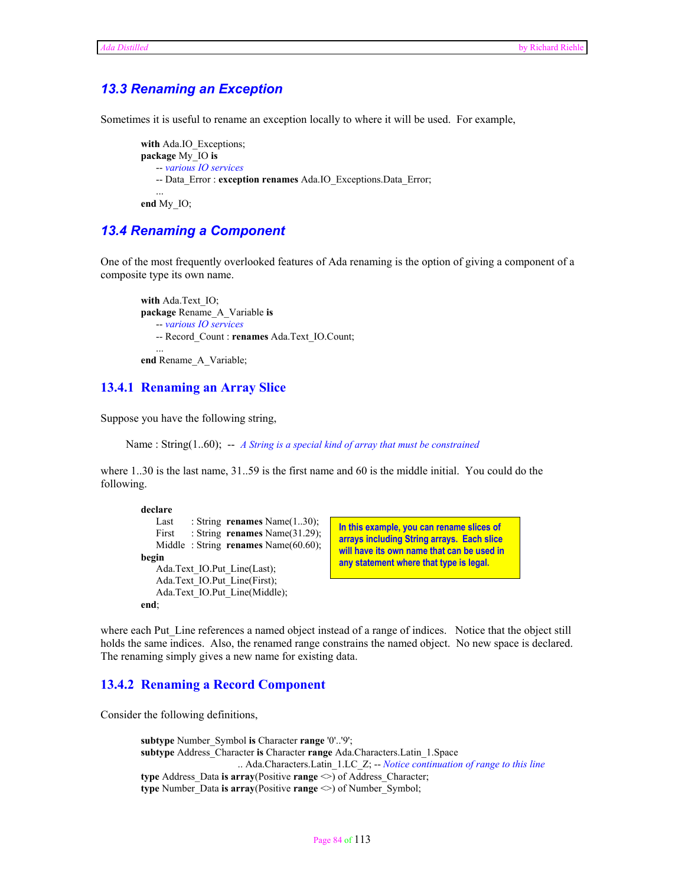## 13.3 Renaming an Exception

Sometimes it is useful to rename an exception locally to where it will be used. For example,

```
with Ada.IO_Exceptions;
package My_IO is
    -- various IO services
    -- Data_Error : exception renames Ada.IO_Exceptions.Data_Error;
    ...
end My_IO;
```

## 13.4 Renaming a Component

One of the most frequently overlooked features of Ada renaming is the option of giving a component of a composite type its own name.

```
with Ada.Text_IO;
package Rename_A_Variable is
    -- various IO services
    -- Record_Count : renames Ada.Text_IO.Count;
    ...
end Rename_A_Variable;
```

### 13.4.1 Renaming an Array Slice

Suppose you have the following string,

```
Name : String(1..60); -- A String is a special kind of array that must be constrained
```

where 1..30 is the last name, 31..59 is the first name and 60 is the middle initial. You could do the following.

```
declare
    Last    : String  renames Name(1..30);
    First   : String  renames Name(31.29);
    Middle  : String  renames Name(60.60);
begin
    Ada.Text_IO.Put_Line(Last);
    Ada.Text_IO.Put_Line(First);
    Ada.Text_IO.Put_Line(Middle);
end;
```

**In this example, you can rename slices of arrays including String arrays. Each slice will have its own name that can be used in any statement where that type is legal.**

where each Put_Line references a named object instead of a range of indices. Notice that the object still holds the same indices. Also, the renamed range constrains the named object. No new space is declared. The renaming simply gives a new name for existing data.

### 13.4.2 Renaming a Record Component

Consider the following definitions,

```
subtype Number_Symbol is Character range '0'..'9';
subtype Address_Character is Character range Ada.Characters.Latin_1.Space
                        .. Ada.Characters.Latin_1.LC_Z; -- Notice continuation of range to this line
type Address_Data is array(Positive range <>) of Address_Character;
type Number_Data is array(Positive range <>) of Number_Symbol;
```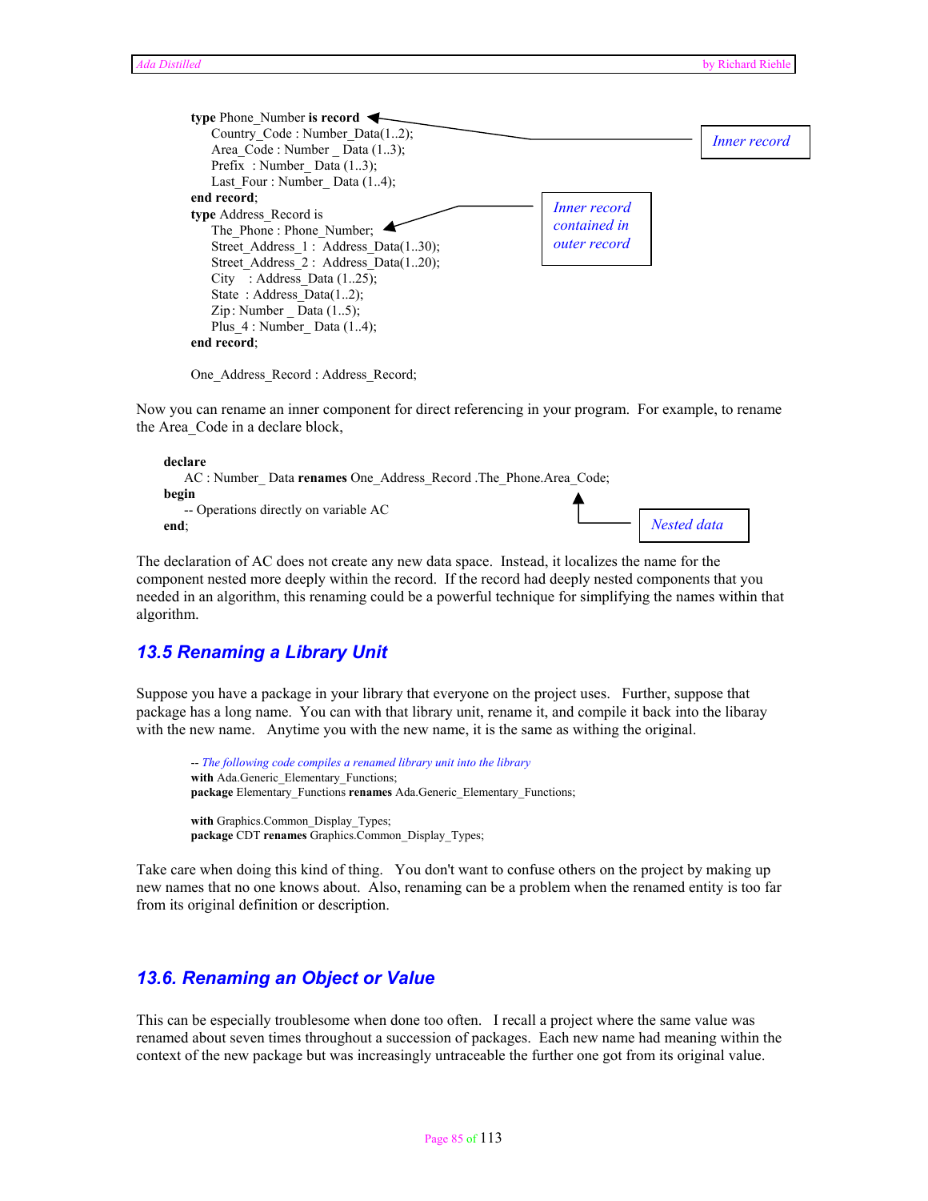```
type Phone_Number is record
    Country_Code : Number_Data(1..2);
    Area_Code : Number _ Data (1..3);
    Prefix  : Number_ Data (1..3);
    Last_Four : Number_ Data (1..4);
end record;
type Address_Record is
    The_Phone : Phone_Number;
    Street_Address_1 :  Address_Data(1..30);
    Street_Address_2 :  Address_Data(1..20);
    City    : Address_Data (1..25);
    State  : Address_Data(1..2);
    Zip : Number _ Data (1..5);
    Plus_4 : Number_ Data (1..4);
end record;

One_Address_Record : Address_Record;
```

*Inner record* (points to `type Phone_Number is record`)

*Inner record contained in outer record* (points to `The_Phone : Phone_Number;`)

Now you can rename an inner component for direct referencing in your program. For example, to rename the Area_Code in a declare block,

```
declare
    AC : Number_ Data renames One_Address_Record .The_Phone.Area_Code;
begin
    -- Operations directly on variable AC
end;
```

*Nested data* (points to `The_Phone.Area_Code`)

The declaration of AC does not create any new data space. Instead, it localizes the name for the component nested more deeply within the record. If the record had deeply nested components that you needed in an algorithm, this renaming could be a powerful technique for simplifying the names within that algorithm.

## 13.5 Renaming a Library Unit

Suppose you have a package in your library that everyone on the project uses. Further, suppose that package has a long name. You can with that library unit, rename it, and compile it back into the libaray with the new name. Anytime you with the new name, it is the same as withing the original.

```
-- The following code compiles a renamed library unit into the library
with Ada.Generic_Elementary_Functions;
package Elementary_Functions renames Ada.Generic_Elementary_Functions;

with Graphics.Common_Display_Types;
package CDT renames Graphics.Common_Display_Types;
```

Take care when doing this kind of thing. You don't want to confuse others on the project by making up new names that no one knows about. Also, renaming can be a problem when the renamed entity is too far from its original definition or description.

## 13.6. Renaming an Object or Value

This can be especially troublesome when done too often. I recall a project where the same value was renamed about seven times throughout a succession of packages. Each new name had meaning within the context of the new package but was increasingly untraceable the further one got from its original value.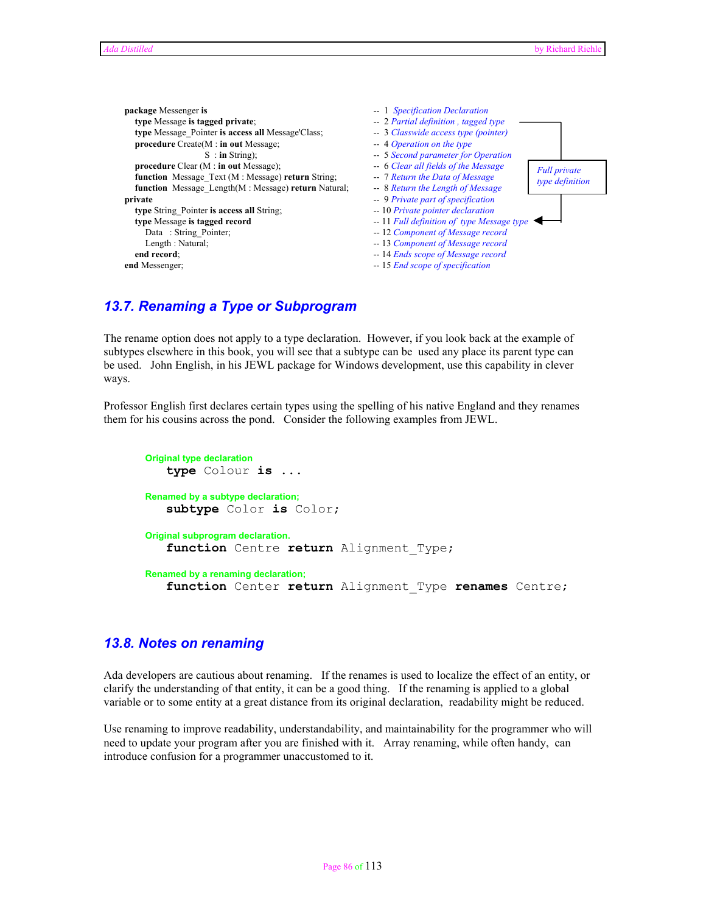```ada
package Messenger is                                    --  1  Specification Declaration
   type Message is tagged private;                      --  2 Partial definition , tagged type
   type Message_Pointer is access all Message'Class;    --  3 Classwide access type (pointer)
   procedure Create(M : in out Message;                 --  4 Operation on the type
                    S : in String);                     --  5 Second parameter for Operation
   procedure Clear (M : in out Message);                --  6 Clear all fields of the Message
   function  Message_Text (M : Message) return String;  --  7 Return the Data of Message
   function  Message_Length(M : Message) return Natural; --  8 Return the Length of Message
private                                                 --  9 Private part of specification
   type String_Pointer is access all String;            -- 10 Private pointer declaration
   type Message is tagged record                        -- 11 Full definition of  type Message type
      Data   : String_Pointer;                          -- 12 Component of Message record
      Length : Natural;                                 -- 13 Component of Message record
   end record;                                          -- 14 Ends scope of Message record
end Messenger;                                          -- 15 End scope of specification
```

Full private type definition

## 13.7. Renaming a Type or Subprogram

The rename option does not apply to a type declaration. However, if you look back at the example of subtypes elsewhere in this book, you will see that a subtype can be used any place its parent type can be used. John English, in his JEWL package for Windows development, use this capability in clever ways.

Professor English first declares certain types using the spelling of his native England and they renames them for his cousins across the pond. Consider the following examples from JEWL.

Original type declaration

```ada
type Colour is ...
```

Renamed by a subtype declaration;

```ada
subtype Color is Color;
```

Original subprogram declaration.

```ada
function Centre return Alignment_Type;
```

Renamed by a renaming declaration;

```ada
function Center return Alignment_Type renames Centre;
```

## 13.8. Notes on renaming

Ada developers are cautious about renaming. If the renames is used to localize the effect of an entity, or clarify the understanding of that entity, it can be a good thing. If the renaming is applied to a global variable or to some entity at a great distance from its original declaration, readability might be reduced.

Use renaming to improve readability, understandability, and maintainability for the programmer who will need to update your program after you are finished with it. Array renaming, while often handy, can introduce confusion for a programmer unaccustomed to it.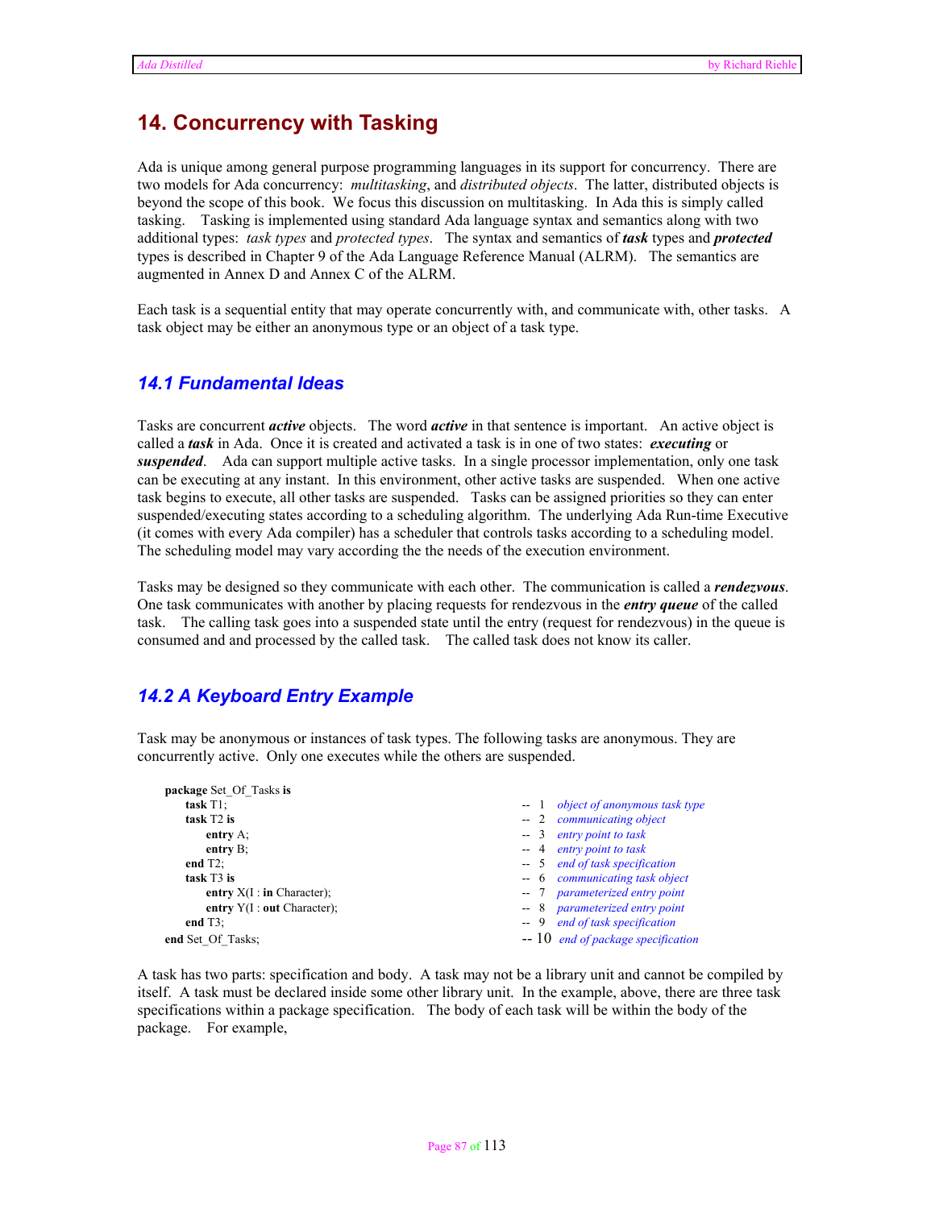# 14. Concurrency with Tasking

Ada is unique among general purpose programming languages in its support for concurrency. There are two models for Ada concurrency: *multitasking*, and *distributed objects*. The latter, distributed objects is beyond the scope of this book. We focus this discussion on multitasking. In Ada this is simply called tasking. Tasking is implemented using standard Ada language syntax and semantics along with two additional types: *task types* and *protected types*. The syntax and semantics of ***task*** types and ***protected*** types is described in Chapter 9 of the Ada Language Reference Manual (ALRM). The semantics are augmented in Annex D and Annex C of the ALRM.

Each task is a sequential entity that may operate concurrently with, and communicate with, other tasks. A task object may be either an anonymous type or an object of a task type.

## 14.1 Fundamental Ideas

Tasks are concurrent ***active*** objects. The word ***active*** in that sentence is important. An active object is called a ***task*** in Ada. Once it is created and activated a task is in one of two states: ***executing*** or ***suspended***. Ada can support multiple active tasks. In a single processor implementation, only one task can be executing at any instant. In this environment, other active tasks are suspended. When one active task begins to execute, all other tasks are suspended. Tasks can be assigned priorities so they can enter suspended/executing states according to a scheduling algorithm. The underlying Ada Run-time Executive (it comes with every Ada compiler) has a scheduler that controls tasks according to a scheduling model. The scheduling model may vary according the the needs of the execution environment.

Tasks may be designed so they communicate with each other. The communication is called a ***rendezvous***. One task communicates with another by placing requests for rendezvous in the ***entry queue*** of the called task. The calling task goes into a suspended state until the entry (request for rendezvous) in the queue is consumed and and processed by the called task. The called task does not know its caller.

## 14.2 A Keyboard Entry Example

Task may be anonymous or instances of task types. The following tasks are anonymous. They are concurrently active. Only one executes while the others are suspended.

```
package Set_Of_Tasks is
    task T1;                                  -- 1  object of anonymous task type
    task T2 is                                -- 2  communicating object
       entry A;                               -- 3  entry point to task
       entry B;                               -- 4  entry point to task
    end T2;                                   -- 5  end of task specification
    task T3 is                                -- 6  communicating task object
       entry X(I : in Character);             -- 7  parameterized entry point
       entry Y(I : out Character);            -- 8  parameterized entry point
    end T3;                                   -- 9  end of task specification
end Set_Of_Tasks;                             -- 10  end of package specification
```

A task has two parts: specification and body. A task may not be a library unit and cannot be compiled by itself. A task must be declared inside some other library unit. In the example, above, there are three task specifications within a package specification. The body of each task will be within the body of the package. For example,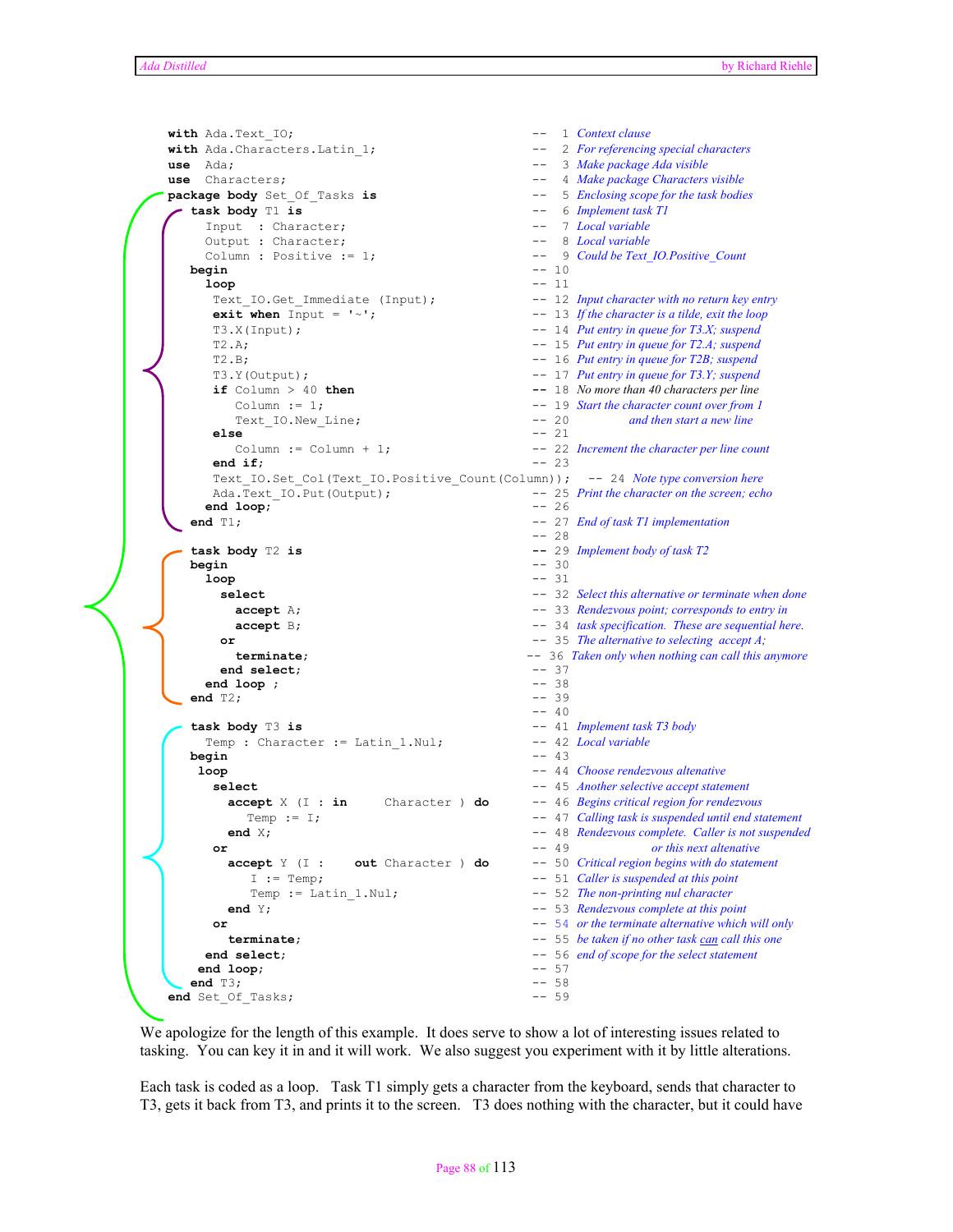```ada
with Ada.Text_IO;                                   --  1 Context clause
with Ada.Characters.Latin_1;                        --  2 For referencing special characters
use  Ada;                                           --  3 Make package Ada visible
use  Characters;                                    --  4 Make package Characters visible
package body Set_Of_Tasks is                        --  5 Enclosing scope for the task bodies
   task body T1 is                                  --  6 Implement task T1
     Input  : Character;                            --  7 Local variable
     Output : Character;                            --  8 Local variable
     Column : Positive := 1;                        --  9 Could be Text_IO.Positive_Count
   begin                                            -- 10
     loop                                           -- 11
      Text_IO.Get_Immediate (Input);                -- 12 Input character with no return key entry
      exit when Input = '~';                        -- 13 If the character is a tilde, exit the loop
      T3.X(Input);                                  -- 14 Put entry in queue for T3.X; suspend
      T2.A;                                         -- 15 Put entry in queue for T2.A; suspend
      T2.B;                                         -- 16 Put entry in queue for T2B; suspend
      T3.Y(Output);                                 -- 17 Put entry in queue for T3.Y; suspend
      if Column > 40 then                           -- 18 No more than 40 characters per line
         Column := 1;                               -- 19 Start the character count over from 1
         Text_IO.New_Line;                          -- 20          and then start a new line
      else                                          -- 21
         Column := Column + 1;                      -- 22 Increment the character per line count
      end if;                                       -- 23
      Text_IO.Set_Col(Text_IO.Positive_Count(Column));   -- 24 Note type conversion here
      Ada.Text_IO.Put(Output);                      -- 25 Print the character on the screen; echo
     end loop;                                      -- 26
   end T1;                                          -- 27 End of task T1 implementation
                                                    -- 28
   task body T2 is                                  -- 29 Implement body of task T2
   begin                                            -- 30
     loop                                           -- 31
       select                                       -- 32 Select this alternative or terminate when done
         accept A;                                  -- 33 Rendezvous point; corresponds to entry in
         accept B;                                  -- 34 task specification. These are sequential here.
       or                                           -- 35 The alternative to selecting accept A;
         terminate;                                -- 36 Taken only when nothing can call this anymore
       end select;                                  -- 37
     end loop ;                                     -- 38
   end T2;                                          -- 39
                                                    -- 40
   task body T3 is                                  -- 41 Implement task T3 body
     Temp : Character := Latin_1.Nul;               -- 42 Local variable
   begin                                            -- 43
    loop                                            -- 44 Choose rendezvous altenative
      select                                        -- 45 Another selective accept statement
        accept X (I : in     Character ) do         -- 46 Begins critical region for rendezvous
           Temp := I;                               -- 47 Calling task is suspended until end statement
        end X;                                      -- 48 Rendezvous complete. Caller is not suspended
      or                                            -- 49                   or this next altenative
        accept Y (I :    out Character ) do         -- 50 Critical region begins with do statement
            I := Temp;                              -- 51 Caller is suspended at this point
            Temp := Latin_1.Nul;                    -- 52 The non-printing nul character
        end Y;                                      -- 53 Rendezvous complete at this point
      or                                            -- 54 or the terminate alternative which will only
        terminate;                                  -- 55 be taken if no other task can call this one
     end select;                                    -- 56 end of scope for the select statement
    end loop;                                       -- 57
   end T3;                                          -- 58
end Set_Of_Tasks;                                   -- 59
```

We apologize for the length of this example. It does serve to show a lot of interesting issues related to tasking. You can key it in and it will work. We also suggest you experiment with it by little alterations.

Each task is coded as a loop. Task T1 simply gets a character from the keyboard, sends that character to T3, gets it back from T3, and prints it to the screen. T3 does nothing with the character, but it could have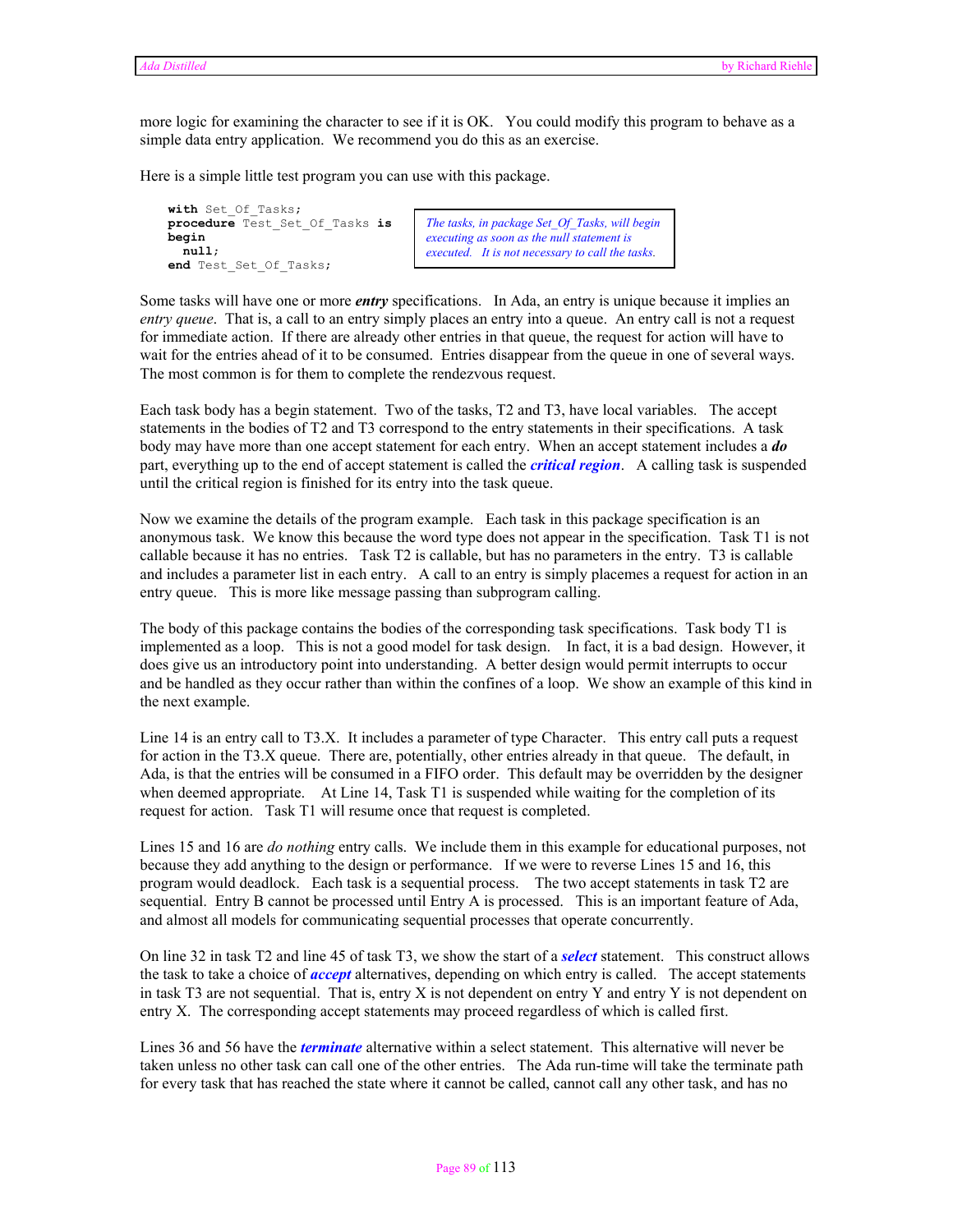more logic for examining the character to see if it is OK. You could modify this program to behave as a simple data entry application. We recommend you do this as an exercise.

Here is a simple little test program you can use with this package.

```
with Set_Of_Tasks;
procedure Test_Set_Of_Tasks is
begin
  null;
end Test_Set_Of_Tasks;
```

*The tasks, in package Set_Of_Tasks, will begin executing as soon as the null statement is executed. It is not necessary to call the tasks.*

Some tasks will have one or more ***entry*** specifications. In Ada, an entry is unique because it implies an *entry queue*. That is, a call to an entry simply places an entry into a queue. An entry call is not a request for immediate action. If there are already other entries in that queue, the request for action will have to wait for the entries ahead of it to be consumed. Entries disappear from the queue in one of several ways. The most common is for them to complete the rendezvous request.

Each task body has a begin statement. Two of the tasks, T2 and T3, have local variables. The accept statements in the bodies of T2 and T3 correspond to the entry statements in their specifications. A task body may have more than one accept statement for each entry. When an accept statement includes a ***do*** part, everything up to the end of accept statement is called the ***critical region***. A calling task is suspended until the critical region is finished for its entry into the task queue.

Now we examine the details of the program example. Each task in this package specification is an anonymous task. We know this because the word type does not appear in the specification. Task T1 is not callable because it has no entries. Task T2 is callable, but has no parameters in the entry. T3 is callable and includes a parameter list in each entry. A call to an entry is simply placemes a request for action in an entry queue. This is more like message passing than subprogram calling.

The body of this package contains the bodies of the corresponding task specifications. Task body T1 is implemented as a loop. This is not a good model for task design. In fact, it is a bad design. However, it does give us an introductory point into understanding. A better design would permit interrupts to occur and be handled as they occur rather than within the confines of a loop. We show an example of this kind in the next example.

Line 14 is an entry call to T3.X. It includes a parameter of type Character. This entry call puts a request for action in the T3.X queue. There are, potentially, other entries already in that queue. The default, in Ada, is that the entries will be consumed in a FIFO order. This default may be overridden by the designer when deemed appropriate. At Line 14, Task T1 is suspended while waiting for the completion of its request for action. Task T1 will resume once that request is completed.

Lines 15 and 16 are *do nothing* entry calls. We include them in this example for educational purposes, not because they add anything to the design or performance. If we were to reverse Lines 15 and 16, this program would deadlock. Each task is a sequential process. The two accept statements in task T2 are sequential. Entry B cannot be processed until Entry A is processed. This is an important feature of Ada, and almost all models for communicating sequential processes that operate concurrently.

On line 32 in task T2 and line 45 of task T3, we show the start of a ***select*** statement. This construct allows the task to take a choice of ***accept*** alternatives, depending on which entry is called. The accept statements in task T3 are not sequential. That is, entry X is not dependent on entry Y and entry Y is not dependent on entry X. The corresponding accept statements may proceed regardless of which is called first.

Lines 36 and 56 have the ***terminate*** alternative within a select statement. This alternative will never be taken unless no other task can call one of the other entries. The Ada run-time will take the terminate path for every task that has reached the state where it cannot be called, cannot call any other task, and has no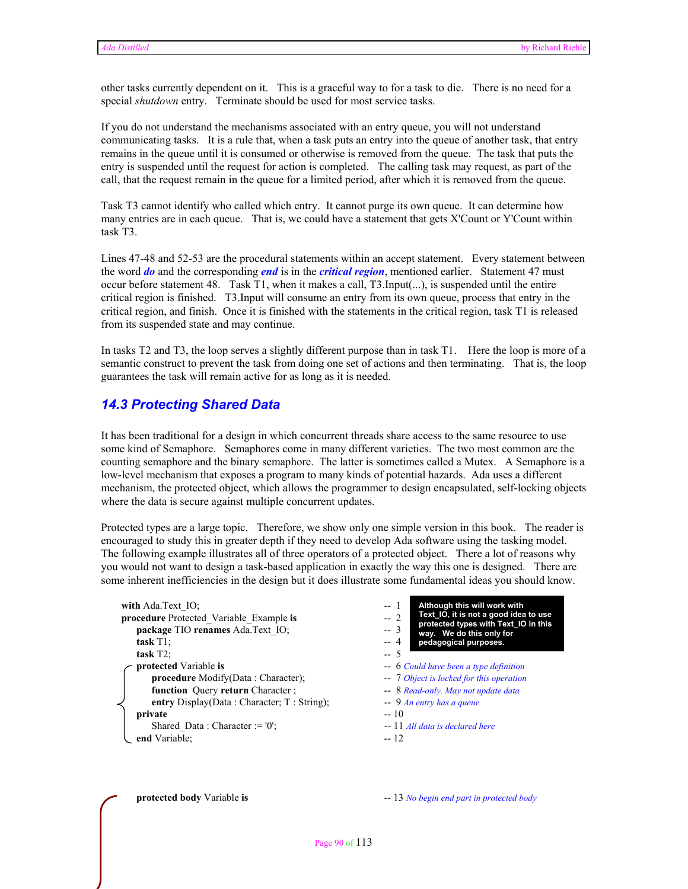other tasks currently dependent on it. This is a graceful way to for a task to die. There is no need for a special *shutdown* entry. Terminate should be used for most service tasks.

If you do not understand the mechanisms associated with an entry queue, you will not understand communicating tasks. It is a rule that, when a task puts an entry into the queue of another task, that entry remains in the queue until it is consumed or otherwise is removed from the queue. The task that puts the entry is suspended until the request for action is completed. The calling task may request, as part of the call, that the request remain in the queue for a limited period, after which it is removed from the queue.

Task T3 cannot identify who called which entry. It cannot purge its own queue. It can determine how many entries are in each queue. That is, we could have a statement that gets X'Count or Y'Count within task T3.

Lines 47-48 and 52-53 are the procedural statements within an accept statement. Every statement between the word ***do*** and the corresponding ***end*** is in the ***critical region***, mentioned earlier. Statement 47 must occur before statement 48. Task T1, when it makes a call, T3.Input(...), is suspended until the entire critical region is finished. T3.Input will consume an entry from its own queue, process that entry in the critical region, and finish. Once it is finished with the statements in the critical region, task T1 is released from its suspended state and may continue.

In tasks T2 and T3, the loop serves a slightly different purpose than in task T1. Here the loop is more of a semantic construct to prevent the task from doing one set of actions and then terminating. That is, the loop guarantees the task will remain active for as long as it is needed.

## 14.3 Protecting Shared Data

It has been traditional for a design in which concurrent threads share access to the same resource to use some kind of Semaphore. Semaphores come in many different varieties. The two most common are the counting semaphore and the binary semaphore. The latter is sometimes called a Mutex. A Semaphore is a low-level mechanism that exposes a program to many kinds of potential hazards. Ada uses a different mechanism, the protected object, which allows the programmer to design encapsulated, self-locking objects where the data is secure against multiple concurrent updates.

Protected types are a large topic. Therefore, we show only one simple version in this book. The reader is encouraged to study this in greater depth if they need to develop Ada software using the tasking model. The following example illustrates all of three operators of a protected object. There a lot of reasons why you would not want to design a task-based application in exactly the way this one is designed. There are some inherent inefficiencies in the design but it does illustrate some fundamental ideas you should know.

> **Although this will work with Text_IO, it is not a good idea to use protected types with Text_IO in this way. We do this only for pedagogical purposes.**

```
with Ada.Text_IO;                                          -- 1
procedure Protected_Variable_Example is                    -- 2
   package TIO renames Ada.Text_IO;                        -- 3
   task T1;                                                -- 4
   task T2;                                                -- 5
   protected Variable is                                   -- 6 Could have been a type definition
      procedure Modify(Data : Character);                  -- 7 Object is locked for this operation
      function  Query return Character ;                   -- 8 Read-only. May not update data
      entry Display(Data : Character; T : String);         -- 9 An entry has a queue
   private                                                 -- 10
      Shared_Data : Character := '0';                      -- 11 All data is declared here
   end Variable;                                           -- 12


   protected body Variable is                              -- 13 No begin end part in protected body
```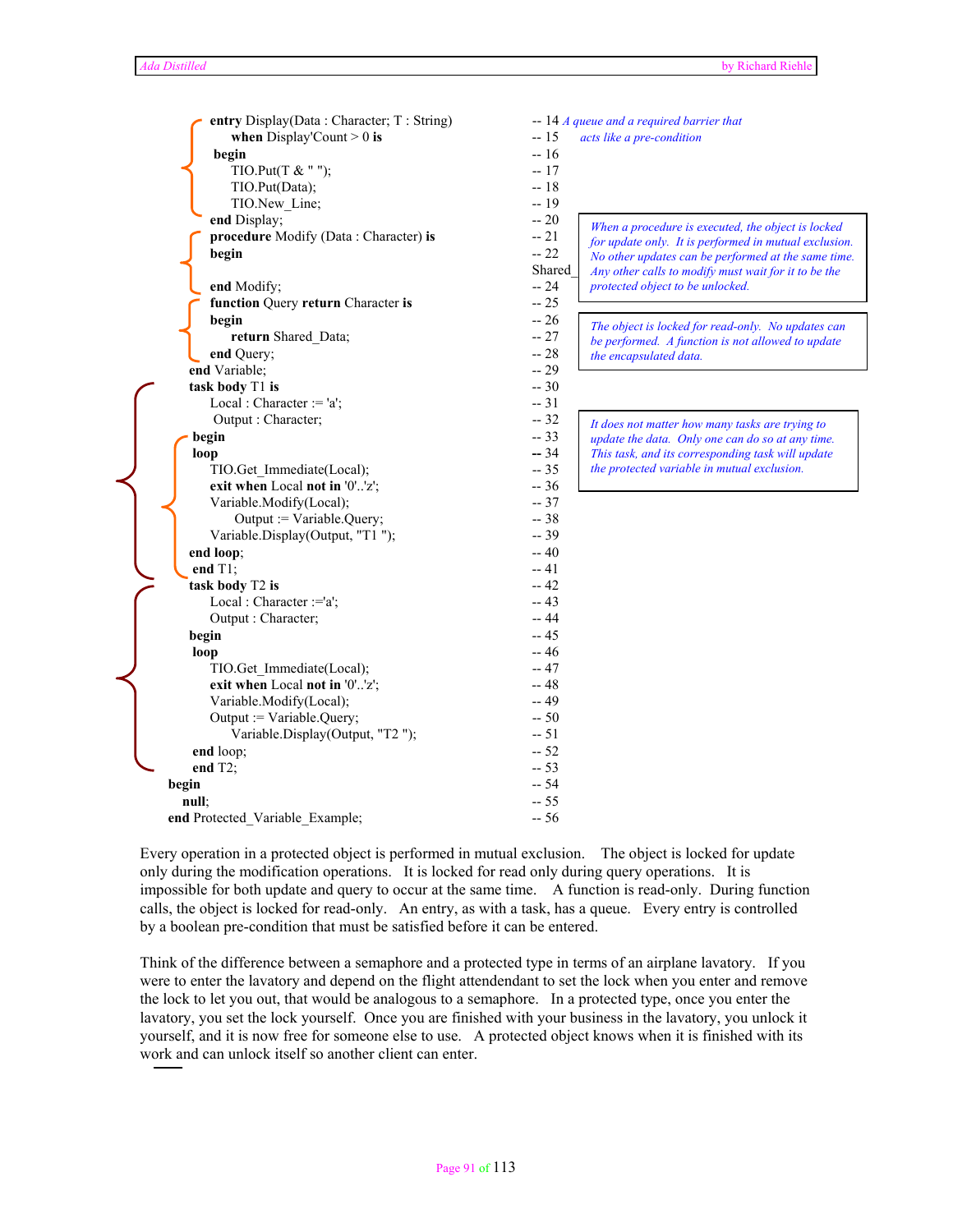```
      entry Display(Data : Character; T : String)       -- 14 A queue and a required barrier that
          when Display'Count > 0 is                     -- 15    acts like a pre-condition
       begin                                            -- 16
          TIO.Put(T & " ");                             -- 17
          TIO.Put(Data);                                -- 18
          TIO.New_Line;                                 -- 19
      end Display;                                      -- 20
      procedure Modify (Data : Character) is            -- 21
      begin                                             -- 22
                                                        Shared_
      end Modify;                                       -- 24
      function Query return Character is                -- 25
      begin                                             -- 26
          return Shared_Data;                           -- 27
      end Query;                                        -- 28
   end Variable;                                        -- 29
   task body T1 is                                      -- 30
      Local : Character := 'a';                         -- 31
       Output : Character;                              -- 32
    begin                                               -- 33
    loop                                                -- 34
      TIO.Get_Immediate(Local);                         -- 35
      exit when Local not in '0'..'z';                  -- 36
      Variable.Modify(Local);                           -- 37
          Output := Variable.Query;                     -- 38
      Variable.Display(Output, "T1 ");                  -- 39
   end loop;                                            -- 40
    end T1;                                             -- 41
   task body T2 is                                      -- 42
      Local : Character :='a';                          -- 43
      Output : Character;                               -- 44
   begin                                                -- 45
    loop                                                -- 46
      TIO.Get_Immediate(Local);                         -- 47
      exit when Local not in '0'..'z';                  -- 48
      Variable.Modify(Local);                           -- 49
      Output := Variable.Query;                         -- 50
          Variable.Display(Output, "T2 ");              -- 51
    end loop;                                           -- 52
    end T2;                                             -- 53
begin                                                   -- 54
   null;                                                -- 55
end Protected_Variable_Example;                         -- 56
```

*When a procedure is executed, the object is locked for update only. It is performed in mutual exclusion. No other updates can be performed at the same time. Any other calls to modify must wait for it to be the protected object to be unlocked.*

*The object is locked for read-only. No updates can be performed. A function is not allowed to update the encapsulated data.*

*It does not matter how many tasks are trying to update the data. Only one can do so at any time. This task, and its corresponding task will update the protected variable in mutual exclusion.*

Every operation in a protected object is performed in mutual exclusion. The object is locked for update only during the modification operations. It is locked for read only during query operations. It is impossible for both update and query to occur at the same time. A function is read-only. During function calls, the object is locked for read-only. An entry, as with a task, has a queue. Every entry is controlled by a boolean pre-condition that must be satisfied before it can be entered.

Think of the difference between a semaphore and a protected type in terms of an airplane lavatory. If you were to enter the lavatory and depend on the flight attendant to set the lock when you enter and remove the lock to let you out, that would be analogous to a semaphore. In a protected type, once you enter the lavatory, you set the lock yourself. Once you are finished with your business in the lavatory, you unlock it yourself, and it is now free for someone else to use. A protected object knows when it is finished with its work and can unlock itself so another client can enter.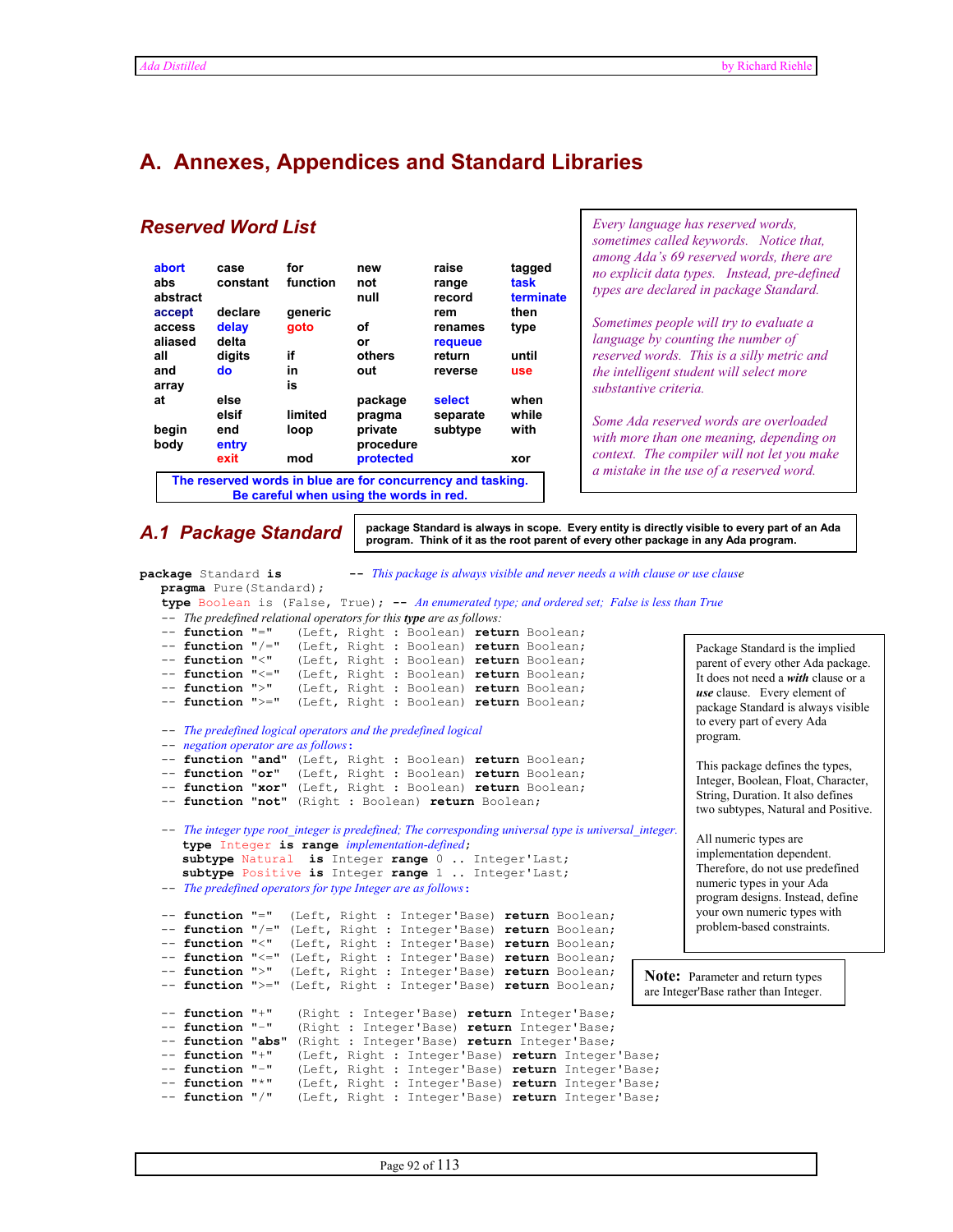# A. Annexes, Appendices and Standard Libraries

## Reserved Word List

| | | | | | |
|---|---|---|---|---|---|
| abort | case | for | new | raise | tagged |
| abs | constant | function | not | range | task |
| abstract | | | null | record | terminate |
| accept | declare | generic | | rem | then |
| access | delay | goto | of | renames | type |
| aliased | delta | | or | requeue | |
| all | digits | if | others | return | until |
| and | do | in | out | reverse | use |
| array | | is | | | |
| at | else | | package | select | when |
| | elsif | limited | pragma | separate | while |
| begin | end | loop | private | subtype | with |
| body | entry | | procedure | | |
| | exit | mod | protected | | xor |

**The reserved words in blue are for concurrency and tasking. Be careful when using the words in red.**

*Every language has reserved words, sometimes called keywords. Notice that, among Ada's 69 reserved words, there are no explicit data types. Instead, pre-defined types are declared in package Standard.*

*Sometimes people will try to evaluate a language by counting the number of reserved words. This is a silly metric and the intelligent student will select more substantive criteria.*

*Some Ada reserved words are overloaded with more than one meaning, depending on context. The compiler will not let you make a mistake in the use of a reserved word.*

## A.1 Package Standard

**package Standard is always in scope. Every entity is directly visible to every part of an Ada program. Think of it as the root parent of every other package in any Ada program.**

```ada
package Standard is          -- This package is always visible and never needs a with clause or use clause
   pragma Pure(Standard);
   type Boolean is (False, True); -- An enumerated type; and ordered set; False is less than True
   -- The predefined relational operators for this type are as follows:
   -- function "="   (Left, Right : Boolean) return Boolean;
   -- function "/="  (Left, Right : Boolean) return Boolean;
   -- function "<"   (Left, Right : Boolean) return Boolean;
   -- function "<="  (Left, Right : Boolean) return Boolean;
   -- function ">"   (Left, Right : Boolean) return Boolean;
   -- function ">="  (Left, Right : Boolean) return Boolean;

   -- The predefined logical operators and the predefined logical
   -- negation operator are as follows:
   -- function "and" (Left, Right : Boolean) return Boolean;
   -- function "or"  (Left, Right : Boolean) return Boolean;
   -- function "xor" (Left, Right : Boolean) return Boolean;
   -- function "not" (Right : Boolean) return Boolean;

   -- The integer type root_integer is predefined; The corresponding universal type is universal_integer.
      type Integer is range implementation-defined;
      subtype Natural  is Integer range 0 .. Integer'Last;
      subtype Positive is Integer range 1 .. Integer'Last;
   -- The predefined operators for type Integer are as follows:

   -- function "="  (Left, Right : Integer'Base) return Boolean;
   -- function "/=" (Left, Right : Integer'Base) return Boolean;
   -- function "<"  (Left, Right : Integer'Base) return Boolean;
   -- function "<=" (Left, Right : Integer'Base) return Boolean;
   -- function ">"  (Left, Right : Integer'Base) return Boolean;
   -- function ">=" (Left, Right : Integer'Base) return Boolean;

   -- function "+"   (Right : Integer'Base) return Integer'Base;
   -- function "-"   (Right : Integer'Base) return Integer'Base;
   -- function "abs" (Right : Integer'Base) return Integer'Base;
   -- function "+"   (Left, Right : Integer'Base) return Integer'Base;
   -- function "-"   (Left, Right : Integer'Base) return Integer'Base;
   -- function "*"   (Left, Right : Integer'Base) return Integer'Base;
   -- function "/"   (Left, Right : Integer'Base) return Integer'Base;
```

Package Standard is the implied parent of every other Ada package. It does not need a *with* clause or a *use* clause. Every element of package Standard is always visible to every part of every Ada program.

This package defines the types, Integer, Boolean, Float, Character, String, Duration. It also defines two subtypes, Natural and Positive.

All numeric types are implementation dependent. Therefore, do not use predefined numeric types in your Ada program designs. Instead, define your own numeric types with problem-based constraints.

**Note:** Parameter and return types are Integer'Base rather than Integer.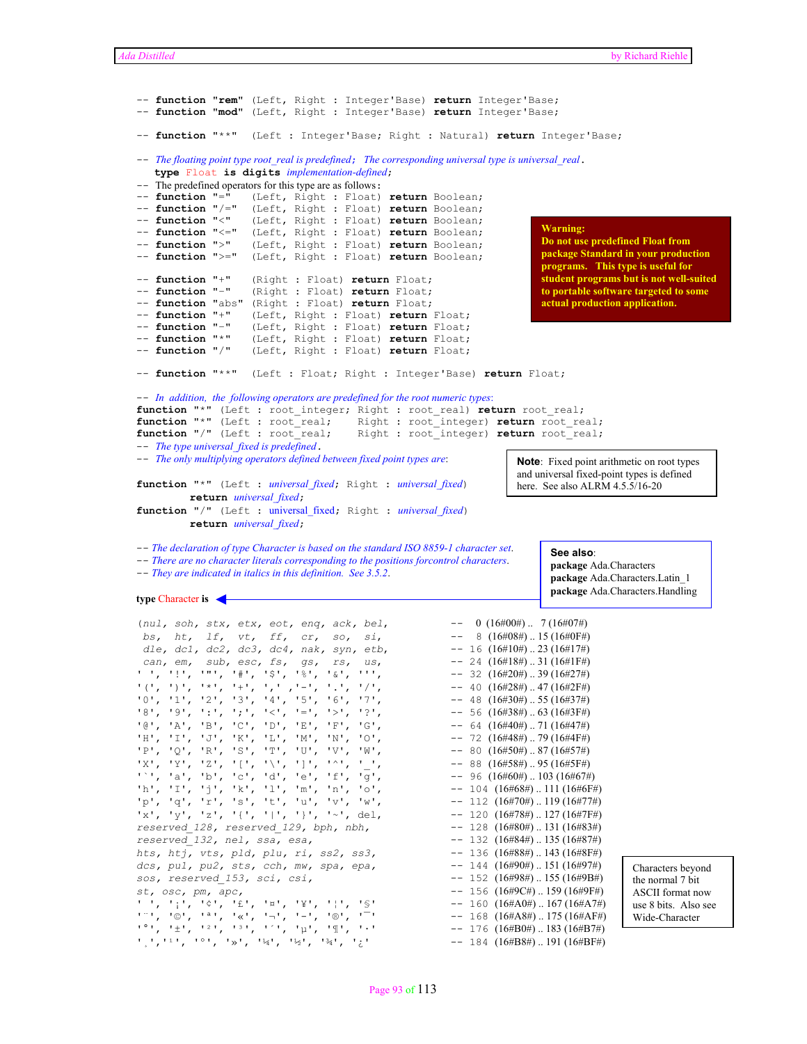```
-- function "rem" (Left, Right : Integer'Base) return Integer'Base;
-- function "mod" (Left, Right : Integer'Base) return Integer'Base;

-- function "**"  (Left : Integer'Base; Right : Natural) return Integer'Base;

-- The floating point type root_real is predefined; The corresponding universal type is universal_real.
   type Float is digits implementation-defined;
-- The predefined operators for this type are as follows:
-- function "="   (Left, Right : Float) return Boolean;
-- function "/="  (Left, Right : Float) return Boolean;
-- function "<"   (Left, Right : Float) return Boolean;
-- function "<="  (Left, Right : Float) return Boolean;
-- function ">"   (Left, Right : Float) return Boolean;
-- function ">="  (Left, Right : Float) return Boolean;

-- function "+"   (Right : Float) return Float;
-- function "-"   (Right : Float) return Float;
-- function "abs" (Right : Float) return Float;
-- function "+"   (Left, Right : Float) return Float;
-- function "-"   (Left, Right : Float) return Float;
-- function "*"   (Left, Right : Float) return Float;
-- function "/"   (Left, Right : Float) return Float;

-- function "**"  (Left : Float; Right : Integer'Base) return Float;
```

**Warning:** **Do not use predefined Float from package Standard in your production programs. This type is useful for student programs but is not well-suited to portable software targeted to some actual production application.**

```
-- In addition, the following operators are predefined for the root numeric types:
function "*" (Left : root_integer; Right : root_real) return root_real;
function "*" (Left : root_real;    Right : root_integer) return root_real;
function "/" (Left : root_real;    Right : root_integer) return root_real;
-- The type universal_fixed is predefined.
-- The only multiplying operators defined between fixed point types are:

function "*" (Left : universal_fixed; Right : universal_fixed)
        return universal_fixed;
function "/" (Left : universal_fixed; Right : universal_fixed)
        return universal_fixed;
```

**Note**: Fixed point arithmetic on root types and universal fixed-point types is defined here. See also ALRM 4.5.5/16-20

```
-- The declaration of type Character is based on the standard ISO 8859-1 character set.
-- There are no character literals corresponding to the positions forcontrol characters.
-- They are indicated in italics in this definition. See 3.5.2.

type Character is

(nul, soh, stx, etx, eot, enq, ack, bel,          --   0 (16#00#) ..   7 (16#07#)
 bs,  ht,  lf,  vt,  ff,  cr,  so,  si,           --   8 (16#08#) ..  15 (16#0F#)
 dle, dc1, dc2, dc3, dc4, nak, syn, etb,          --  16 (16#10#) ..  23 (16#17#)
 can, em,  sub, esc, fs,  gs,  rs,  us,           --  24 (16#18#) ..  31 (16#1F#)
' ', '!', '"', '#', '$', '%', '&', ''',          --  32 (16#20#) ..  39 (16#27#)
'(', ')', '*', '+', ',' ,'-', '.', '/',          --  40 (16#28#) ..  47 (16#2F#)
'0', '1', '2', '3', '4', '5', '6', '7',          --  48 (16#30#) ..  55 (16#37#)
'8', '9', ':', ';', '<', '=', '>', '?',          --  56 (16#38#) ..  63 (16#3F#)
'@', 'A', 'B', 'C', 'D', 'E', 'F', 'G',          --  64 (16#40#) ..  71 (16#47#)
'H', 'I', 'J', 'K', 'L', 'M', 'N', 'O',          --  72 (16#48#) ..  79 (16#4F#)
'P', 'Q', 'R', 'S', 'T', 'U', 'V', 'W',          --  80 (16#50#) ..  87 (16#57#)
'X', 'Y', 'Z', '[', '\', ']', '^', '_',          --  88 (16#58#) ..  95 (16#5F#)
'`', 'a', 'b', 'c', 'd', 'e', 'f', 'g',          --  96 (16#60#) .. 103 (16#67#)
'h', 'I', 'j', 'k', 'l', 'm', 'n', 'o',          -- 104 (16#68#) .. 111 (16#6F#)
'p', 'q', 'r', 's', 't', 'u', 'v', 'w',          -- 112 (16#70#) .. 119 (16#77#)
'x', 'y', 'z', '{', '|', '}', '~', del,          -- 120 (16#78#) .. 127 (16#7F#)
reserved_128, reserved_129, bph, nbh,            -- 128 (16#80#) .. 131 (16#83#)
reserved_132, nel, ssa, esa,                     -- 132 (16#84#) .. 135 (16#87#)
hts, htj, vts, pld, plu, ri, ss2, ss3,           -- 136 (16#88#) .. 143 (16#8F#)
dcs, pu1, pu2, sts, cch, mw, spa, epa,           -- 144 (16#90#) .. 151 (16#97#)
sos, reserved_153, sci, csi,                     -- 152 (16#98#) .. 155 (16#9B#)
st, osc, pm, apc,                                -- 156 (16#9C#) .. 159 (16#9F#)
' ', '¡', '¢', '£', '¤', '¥', '¦', '§',          -- 160 (16#A0#) .. 167 (16#A7#)
'¨', '©', 'ª', '«', '¬', '-', '®', '¯',          -- 168 (16#A8#) .. 175 (16#AF#)
'°', '±', '²', '³', '´', 'µ', '¶', '·'           -- 176 (16#B0#) .. 183 (16#B7#)
'¸','¹', 'º', '»', '¼', '½', '¾', '¿'            -- 184 (16#B8#) .. 191 (16#BF#)
```

**See also**:
**package** Ada.Characters
**package** Ada.Characters.Latin_1
**package** Ada.Characters.Handling

Characters beyond the normal 7 bit ASCII format now use 8 bits. Also see Wide-Character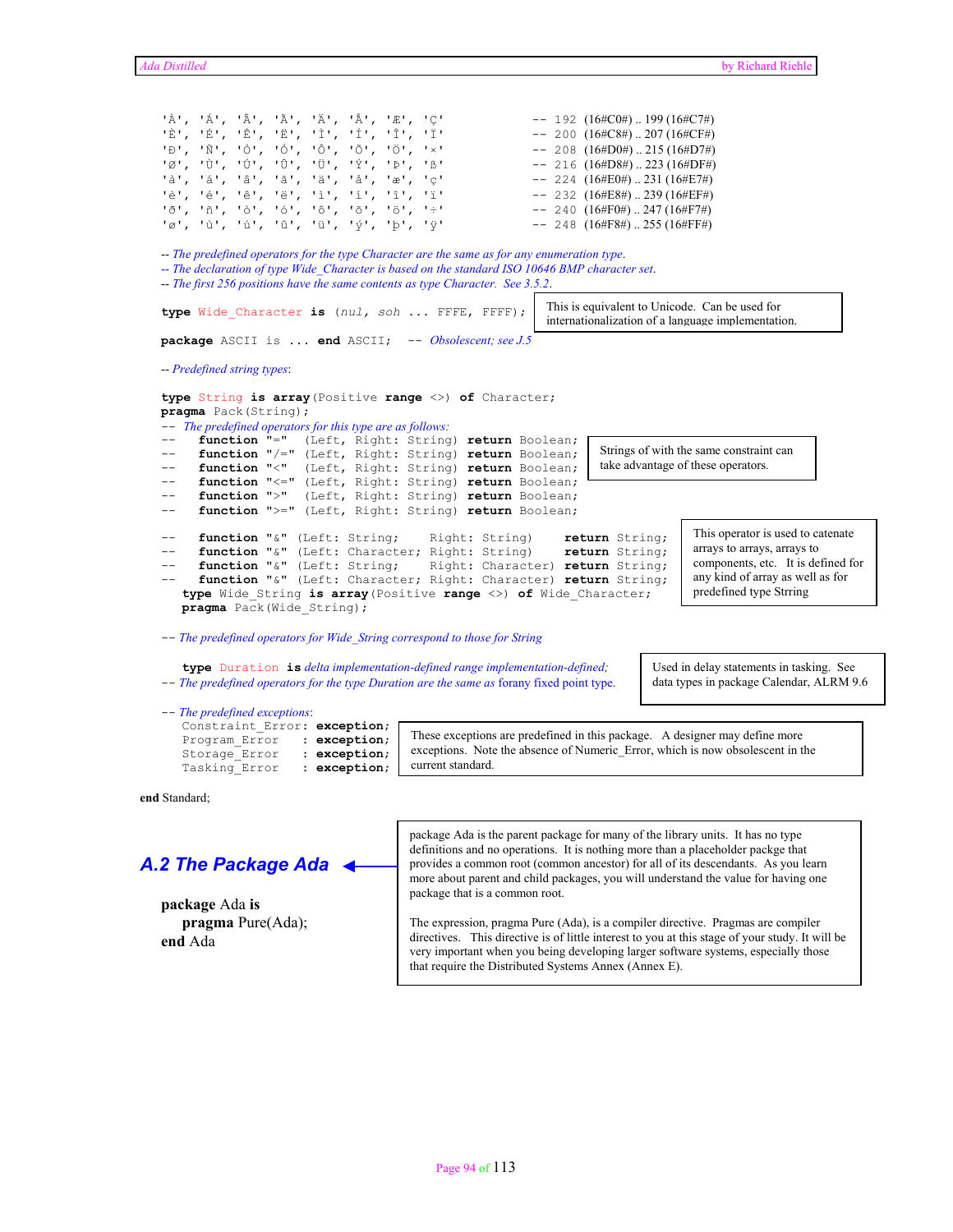```
'À', 'Á', 'Â', 'Ã', 'Ä', 'Å', 'Æ', 'Ç'          -- 192 (16#C0#) .. 199 (16#C7#)
'È', 'É', 'Ê', 'Ë', 'Ì', 'Í', 'Î', 'Ï'          -- 200 (16#C8#) .. 207 (16#CF#)
'Ð', 'Ñ', 'Ò', 'Ó', 'Ô', 'Õ', 'Ö', '×'          -- 208 (16#D0#) .. 215 (16#D7#)
'Ø', 'Ù', 'Ú', 'Û', 'Ü', 'Ý', 'Þ', 'ß'          -- 216 (16#D8#) .. 223 (16#DF#)
'à', 'á', 'â', 'ã', 'ä', 'å', 'æ', 'ç'          -- 224 (16#E0#) .. 231 (16#E7#)
'è', 'é', 'ê', 'ë', 'ì', 'í', 'î', 'ï'          -- 232 (16#E8#) .. 239 (16#EF#)
'ð', 'ñ', 'ò', 'ó', 'ô', 'õ', 'ö', '÷'          -- 240 (16#F0#) .. 247 (16#F7#)
'ø', 'ù', 'ú', 'û', 'ü', 'ý', 'þ', 'ÿ'          -- 248 (16#F8#) .. 255 (16#FF#)

-- The predefined operators for the type Character are the same as for any enumeration type.
-- The declaration of type Wide_Character is based on the standard ISO 10646 BMP character set.
-- The first 256 positions have the same contents as type Character.  See 3.5.2.

type Wide_Character is (nul, soh ... FFFE, FFFF);

package ASCII is ... end ASCII;  -- Obsolescent; see J.5

-- Predefined string types:

type String is array(Positive range <>) of Character;
pragma Pack(String);
-- The predefined operators for this type are as follows:
--    function "="  (Left, Right: String) return Boolean;
--    function "/=" (Left, Right: String) return Boolean;
--    function "<"  (Left, Right: String) return Boolean;
--    function "<=" (Left, Right: String) return Boolean;
--    function ">"  (Left, Right: String) return Boolean;
--    function ">=" (Left, Right: String) return Boolean;

--    function "&" (Left: String;    Right: String)    return String;
--    function "&" (Left: Character; Right: String)    return String;
--    function "&" (Left: String;    Right: Character) return String;
--    function "&" (Left: Character; Right: Character) return String;
   type Wide_String is array(Positive range <>) of Wide_Character;
   pragma Pack(Wide_String);

-- The predefined operators for Wide_String correspond to those for String

   type Duration is delta implementation-defined range implementation-defined;
-- The predefined operators for the type Duration are the same as forany fixed point type.

-- The predefined exceptions:
   Constraint_Error: exception;
   Program_Error   : exception;
   Storage_Error   : exception;
   Tasking_Error   : exception;

end Standard;
```

This is equivalent to Unicode. Can be used for internationalization of a language implementation.

Strings of with the same constraint can take advantage of these operators.

This operator is used to catenate arrays to arrays, arrays to components, etc. It is defined for any kind of array as well as for predefined type Strring

Used in delay statements in tasking. See data types in package Calendar, ALRM 9.6

These exceptions are predefined in this package. A designer may define more exceptions. Note the absence of Numeric_Error, which is now obsolescent in the current standard.

## A.2 The Package Ada

```
package Ada is
   pragma Pure(Ada);
end Ada
```

package Ada is the parent package for many of the library units. It has no type definitions and no operations. It is nothing more than a placeholder packge that provides a common root (common ancestor) for all of its descendants. As you learn more about parent and child packages, you will understand the value for having one package that is a common root.

The expression, pragma Pure (Ada), is a compiler directive. Pragmas are compiler directives. This directive is of little interest to you at this stage of your study. It will be very important when you being developing larger software systems, especially those that require the Distributed Systems Annex (Annex E).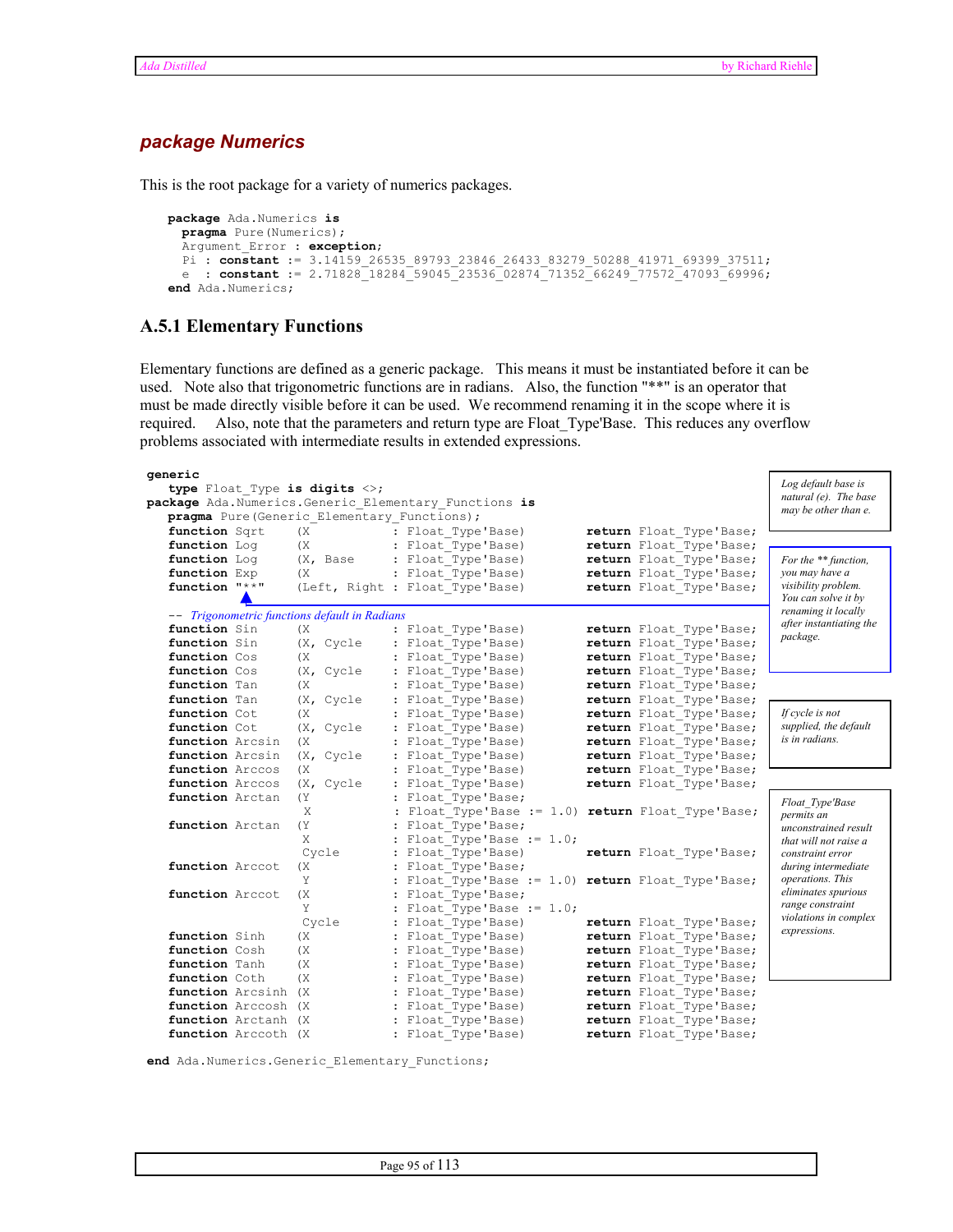## *package Numerics*

This is the root package for a variety of numerics packages.

```
package Ada.Numerics is
  pragma Pure(Numerics);
  Argument_Error : exception;
  Pi : constant := 3.14159_26535_89793_23846_26433_83279_50288_41971_69399_37511;
  e  : constant := 2.71828_18284_59045_23536_02874_71352_66249_77572_47093_69996;
end Ada.Numerics;
```

### A.5.1 Elementary Functions

Elementary functions are defined as a generic package. This means it must be instantiated before it can be used. Note also that trigonometric functions are in radians. Also, the function "**" is an operator that must be made directly visible before it can be used. We recommend renaming it in the scope where it is required. Also, note that the parameters and return type are Float_Type'Base. This reduces any overflow problems associated with intermediate results in extended expressions.

```
generic
   type Float_Type is digits <>;
package Ada.Numerics.Generic_Elementary_Functions is
   pragma Pure(Generic_Elementary_Functions);
   function Sqrt    (X           : Float_Type'Base)        return Float_Type'Base;
   function Log     (X           : Float_Type'Base)        return Float_Type'Base;
   function Log     (X, Base     : Float_Type'Base)        return Float_Type'Base;
   function Exp     (X           : Float_Type'Base)        return Float_Type'Base;
   function "**"    (Left, Right : Float_Type'Base)        return Float_Type'Base;

   -- Trigonometric functions default in Radians
   function Sin     (X           : Float_Type'Base)        return Float_Type'Base;
   function Sin     (X, Cycle    : Float_Type'Base)        return Float_Type'Base;
   function Cos     (X           : Float_Type'Base)        return Float_Type'Base;
   function Cos     (X, Cycle    : Float_Type'Base)        return Float_Type'Base;
   function Tan     (X           : Float_Type'Base)        return Float_Type'Base;
   function Tan     (X, Cycle    : Float_Type'Base)        return Float_Type'Base;
   function Cot     (X           : Float_Type'Base)        return Float_Type'Base;
   function Cot     (X, Cycle    : Float_Type'Base)        return Float_Type'Base;
   function Arcsin  (X           : Float_Type'Base)        return Float_Type'Base;
   function Arcsin  (X, Cycle    : Float_Type'Base)        return Float_Type'Base;
   function Arccos  (X           : Float_Type'Base)        return Float_Type'Base;
   function Arccos  (X, Cycle    : Float_Type'Base)        return Float_Type'Base;
   function Arctan  (Y           : Float_Type'Base;
                     X           : Float_Type'Base := 1.0) return Float_Type'Base;
   function Arctan  (Y           : Float_Type'Base;
                     X           : Float_Type'Base := 1.0;
                     Cycle       : Float_Type'Base)        return Float_Type'Base;
   function Arccot  (X           : Float_Type'Base;
                     Y           : Float_Type'Base := 1.0) return Float_Type'Base;
   function Arccot  (X           : Float_Type'Base;
                     Y           : Float_Type'Base := 1.0;
                     Cycle       : Float_Type'Base)        return Float_Type'Base;
   function Sinh    (X           : Float_Type'Base)        return Float_Type'Base;
   function Cosh    (X           : Float_Type'Base)        return Float_Type'Base;
   function Tanh    (X           : Float_Type'Base)        return Float_Type'Base;
   function Coth    (X           : Float_Type'Base)        return Float_Type'Base;
   function Arcsinh (X           : Float_Type'Base)        return Float_Type'Base;
   function Arccosh (X           : Float_Type'Base)        return Float_Type'Base;
   function Arctanh (X           : Float_Type'Base)        return Float_Type'Base;
   function Arccoth (X           : Float_Type'Base)        return Float_Type'Base;

end Ada.Numerics.Generic_Elementary_Functions;
```

*Log default base is natural (e). The base may be other than e.*

*For the ** function, you may have a visibility problem. You can solve it by renaming it locally after instantiating the package.*

*If cycle is not supplied, the default is in radians.*

*Float_Type'Base permits an unconstrained result that will not raise a constraint error during intermediate operations. This eliminates spurious range constraint violations in complex expressions.*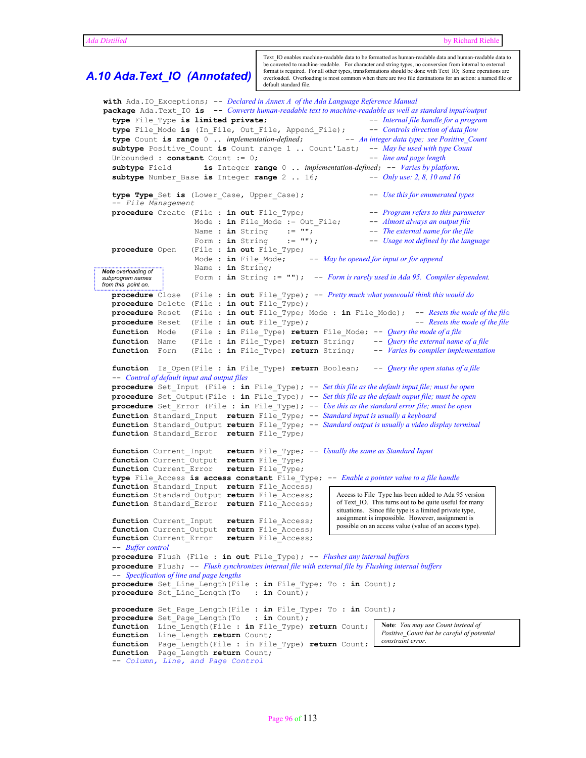## A.10 Ada.Text_IO (Annotated)

Text_IO enables machine-readable data to be formatted as human-readable data and human-readable data to be conveted to machine-readable. For character and string types, no conversion from internal to external format is required. For all other types, transformations should be done with Text_IO; Some operations are overloaded. Overloading is most common when there are two file destinations for an action: a named file or default standard file.

```
with Ada.IO_Exceptions; -- Declared in Annex A of the Ada Language Reference Manual
package Ada.Text_IO is  -- Converts human-readable text to machine-readable as well as standard input/output
  type File_Type is limited private;                      -- Internal file handle for a program
  type File_Mode is (In_File, Out_File, Append_File);     -- Controls direction of data flow
  type Count is range 0 .. implementation-defined;        -- An integer data type; see Positive_Count
  subtype Positive_Count is Count range 1 .. Count'Last;  -- May be used with type Count
  Unbounded : constant Count := 0;                        -- line and page length
  subtype Field       is Integer range 0 .. implementation-defined; -- Varies by platform.
  subtype Number_Base is Integer range 2 .. 16;           -- Only use: 2, 8, 10 and 16

  type Type_Set is (Lower_Case, Upper_Case);              -- Use this for enumerated types
  -- File Management
  procedure Create (File : in out File_Type;              -- Program refers to this parameter
                    Mode : in File_Mode := Out_File;      -- Almost always an output file
                    Name : in String    := "";            -- The external name for the file
                    Form : in String    := "");           -- Usage not defined by the language
  procedure Open    (File : in out File_Type;
                    Mode : in File_Mode;     -- May be opened for input or for append
                    Name : in String;
                    Form : in String := "");  -- Form is rarely used in Ada 95. Compiler dependent.
  procedure Close  (File : in out File_Type); -- Pretty much what youwould think this would do
  procedure Delete (File : in out File_Type);
  procedure Reset  (File : in out File_Type; Mode : in File_Mode);  -- Resets the mode of the file
  procedure Reset  (File : in out File_Type);                       -- Resets the mode of the file
  function  Mode   (File : in File_Type) return File_Mode; -- Query the mode of a file
  function  Name   (File : in File_Type) return String;    -- Query the external name of a file
  function  Form   (File : in File_Type) return String;    -- Varies by compiler implementation

  function  Is_Open(File : in File_Type) return Boolean;   -- Query the open status of a file
  -- Control of default input and output files
  procedure Set_Input (File : in File_Type); -- Set this file as the default input file; must be open
  procedure Set_Output(File : in File_Type); -- Set this file as the default ouput file; must be open
  procedure Set_Error (File : in File_Type); -- Use this as the standard error file; must be open
  function Standard_Input  return File_Type; -- Standard input is usually a keyboard
  function Standard_Output return File_Type; -- Standard output is usually a video display terminal
  function Standard_Error  return File_Type;

  function Current_Input   return File_Type; -- Usually the same as Standard Input
  function Current_Output  return File_Type;
  function Current_Error   return File_Type;
  type File_Access is access constant File_Type; -- Enable a pointer value to a file handle
  function Standard_Input  return File_Access;
  function Standard_Output return File_Access;
  function Standard_Error  return File_Access;

  function Current_Input   return File_Access;
  function Current_Output  return File_Access;
  function Current_Error   return File_Access;
  -- Buffer control
  procedure Flush (File : in out File_Type); -- Flushes any internal buffers
  procedure Flush; -- Flush synchronizes internal file with external file by Flushing internal buffers
  -- Specification of line and page lengths
  procedure Set_Line_Length(File : in File_Type; To : in Count);
  procedure Set_Line_Length(To   : in Count);

  procedure Set_Page_Length(File : in File_Type; To : in Count);
  procedure Set_Page_Length(To   : in Count);
  function  Line_Length(File : in File_Type) return Count;
  function  Line_Length return Count;
  function  Page_Length(File : in File_Type) return Count;
  function  Page_Length return Count;
  -- Column, Line, and Page Control
```

**Note** overloading of subprogram names from this point on.

Access to File_Type has been added to Ada 95 version of Text_IO. This turns out to be quite useful for many situations. Since file type is a limited private type, assignment is impossible. However, assignment is possible on an access value (value of an access type).

**Note**: *You may use Count instead of Positive_Count but be careful of potential constraint error.*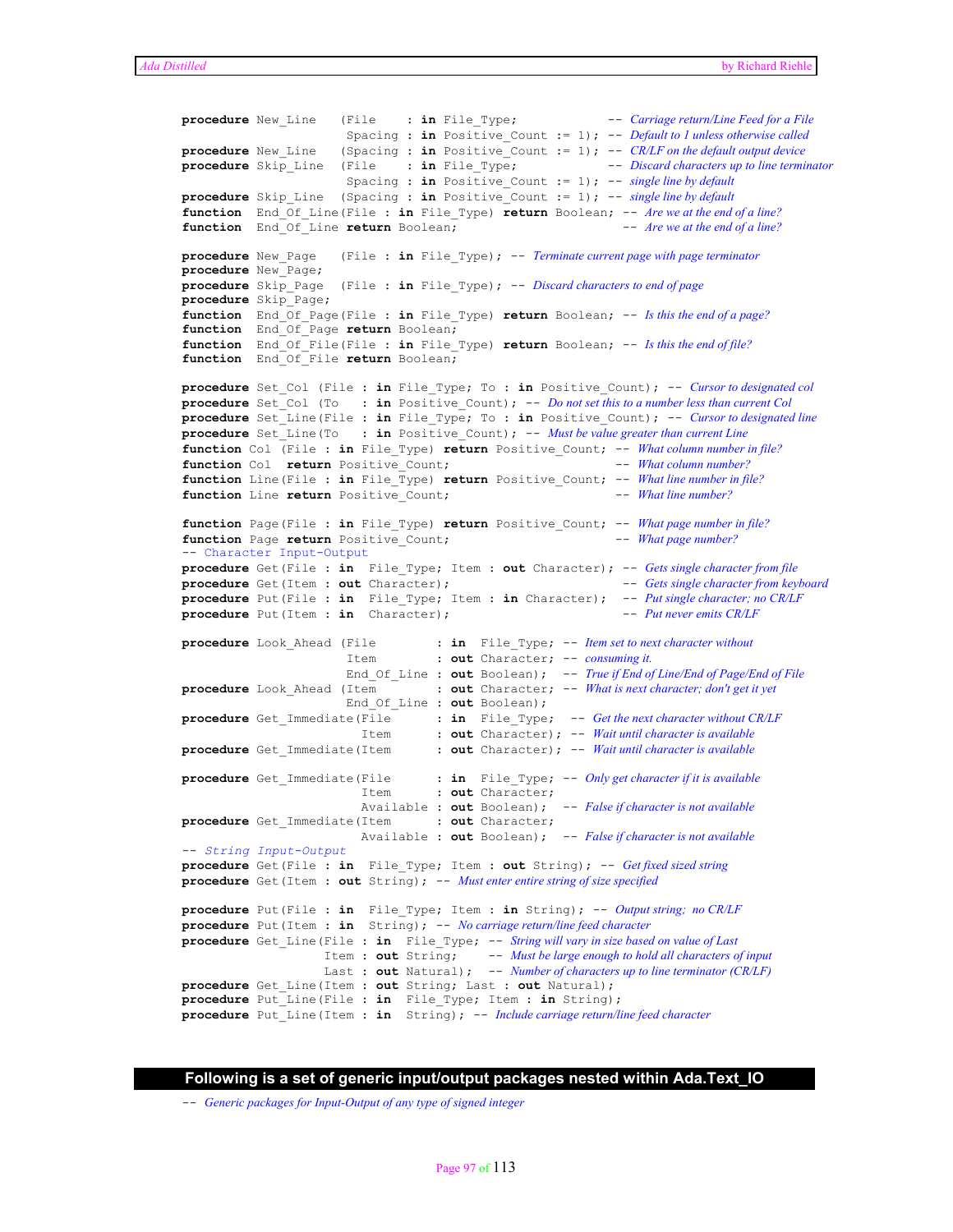```ada
procedure New_Line   (File    : in File_Type;              -- Carriage return/Line Feed for a File
                      Spacing : in Positive_Count := 1); -- Default to 1 unless otherwise called
procedure New_Line   (Spacing : in Positive_Count := 1); -- CR/LF on the default output device
procedure Skip_Line  (File    : in File_Type;              -- Discard characters up to line terminator
                      Spacing : in Positive_Count := 1); -- single line by default
procedure Skip_Line  (Spacing : in Positive_Count := 1); -- single line by default
function  End_Of_Line(File : in File_Type) return Boolean; -- Are we at the end of a line?
function  End_Of_Line return Boolean;                       -- Are we at the end of a line?

procedure New_Page   (File : in File_Type); -- Terminate current page with page terminator
procedure New_Page;
procedure Skip_Page  (File : in File_Type); -- Discard characters to end of page
procedure Skip_Page;
function  End_Of_Page(File : in File_Type) return Boolean; -- Is this the end of a page?
function  End_Of_Page return Boolean;
function  End_Of_File(File : in File_Type) return Boolean; -- Is this the end of file?
function  End_Of_File return Boolean;

procedure Set_Col (File : in File_Type; To : in Positive_Count); -- Cursor to designated col
procedure Set_Col (To   : in Positive_Count); -- Do not set this to a number less than current Col
procedure Set_Line(File : in File_Type; To : in Positive_Count); -- Cursor to designated line
procedure Set_Line(To   : in Positive_Count); -- Must be value greater than current Line
function Col  (File : in File_Type) return Positive_Count; -- What column number in file?
function Col   return Positive_Count;                      -- What column number?
function Line(File : in File_Type) return Positive_Count; -- What line number in file?
function Line return Positive_Count;                       -- What line number?

function Page(File : in File_Type) return Positive_Count; -- What page number in file?
function Page return Positive_Count;                       -- What page number?
-- Character Input-Output
procedure Get(File : in  File_Type; Item : out Character); -- Gets single character from file
procedure Get(Item : out Character);                        -- Gets single character from keyboard
procedure Put(File : in  File_Type; Item : in Character);  -- Put single character; no CR/LF
procedure Put(Item : in  Character);                        -- Put never emits CR/LF

procedure Look_Ahead (File        : in  File_Type; -- Item set to next character without
                      Item        : out Character; -- consuming it.
                      End_Of_Line : out Boolean);  -- True if End of Line/End of Page/End of File
procedure Look_Ahead (Item        : out Character; -- What is next character; don't get it yet
                      End_Of_Line : out Boolean);
procedure Get_Immediate(File      : in  File_Type;  -- Get the next character without CR/LF
                        Item      : out Character); -- Wait until character is available
procedure Get_Immediate(Item      : out Character); -- Wait until character is available

procedure Get_Immediate(File      : in  File_Type; -- Only get character if it is available
                        Item      : out Character;
                        Available : out Boolean);  -- False if character is not available
procedure Get_Immediate(Item      : out Character;
                        Available : out Boolean);  -- False if character is not available
-- String Input-Output
procedure Get(File : in  File_Type; Item : out String); -- Get fixed sized string
procedure Get(Item : out String); -- Must enter entire string of size specified

procedure Put(File : in  File_Type; Item : in String); -- Output string;  no CR/LF
procedure Put(Item : in  String); -- No carriage return/line feed character
procedure Get_Line(File : in  File_Type; -- String will vary in size based on value of Last
                   Item : out String;     -- Must be large enough to hold all characters of input
                   Last : out Natural);   -- Number of characters up to line terminator (CR/LF)
procedure Get_Line(Item : out String; Last : out Natural);
procedure Put_Line(File : in  File_Type; Item : in String);
procedure Put_Line(Item : in  String); -- Include carriage return/line feed character
```

## Following is a set of generic input/output packages nested within Ada.Text_IO

```ada
-- Generic packages for Input-Output of any type of signed integer
```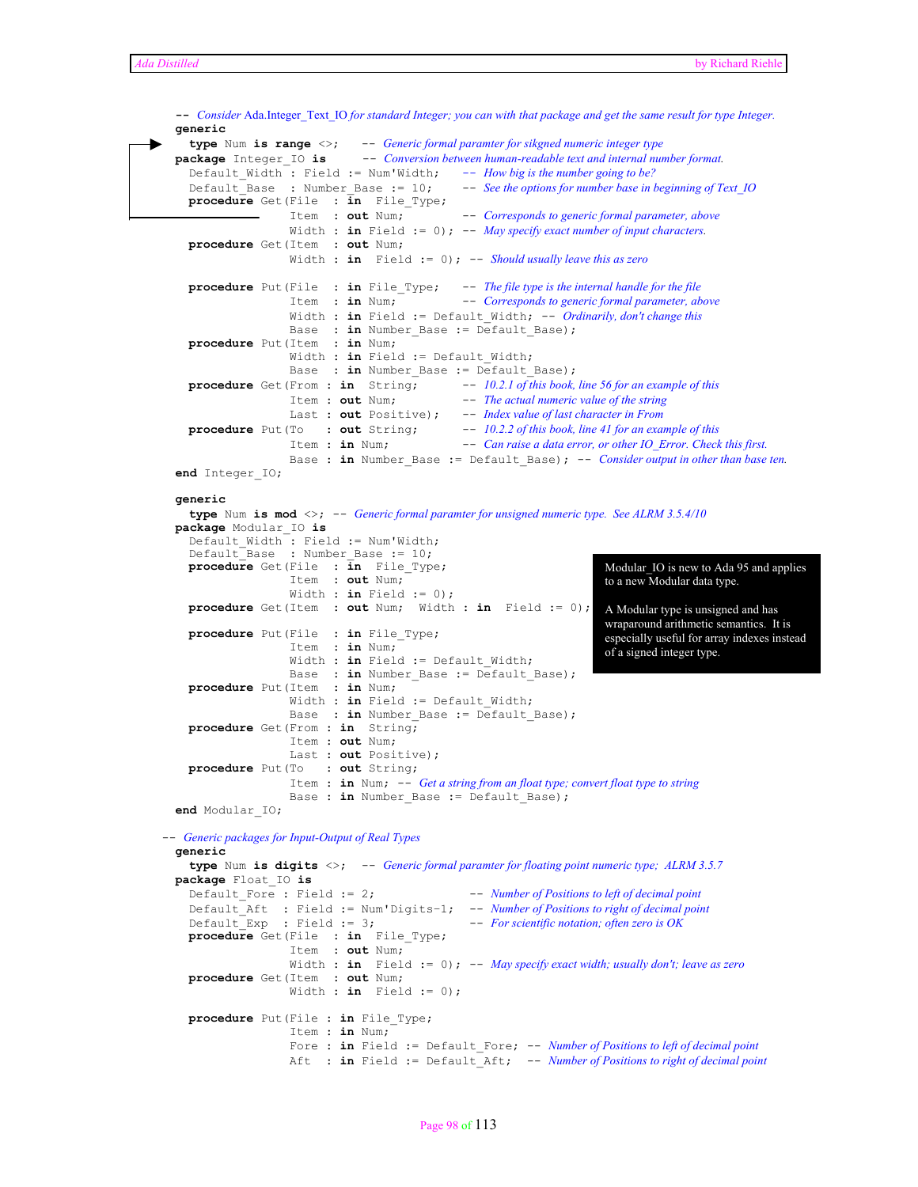```
-- Consider Ada.Integer_Text_IO for standard Integer; you can with that package and get the same result for type Integer.
generic
   type Num is range <>;      -- Generic formal paramter for sikgned numeric integer type
package Integer_IO is         -- Conversion between human-readable text and internal number format.
   Default_Width : Field := Num'Width;      -- How big is the number going to be?
   Default_Base  : Number_Base := 10;       -- See the options for number base in beginning of Text_IO
   procedure Get(File  : in  File_Type;
                 Item  : out Num;           -- Corresponds to generic formal parameter, above
                 Width : in Field := 0);    -- May specify exact number of input characters.
   procedure Get(Item  : out Num;
                 Width : in  Field := 0);   -- Should usually leave this as zero

   procedure Put(File  : in File_Type;      -- The file type is the internal handle for the file
                 Item  : in Num;            -- Corresponds to generic formal parameter, above
                 Width : in Field := Default_Width;  -- Ordinarily, don't change this
                 Base  : in Number_Base := Default_Base);
   procedure Put(Item  : in Num;
                 Width : in Field := Default_Width;
                 Base  : in Number_Base := Default_Base);
   procedure Get(From : in  String;         -- 10.2.1 of this book, line 56 for an example of this
                 Item : out Num;            -- The actual numeric value of the string
                 Last : out Positive);      -- Index value of last character in From
   procedure Put(To   : out String;         -- 10.2.2 of this book, line 41 for an example of this
                 Item : in Num;             -- Can raise a data error, or other IO_Error. Check this first.
                 Base : in Number_Base := Default_Base); -- Consider output in other than base ten.
end Integer_IO;

generic
   type Num is mod <>; -- Generic formal paramter for unsigned numeric type.  See ALRM 3.5.4/10
package Modular_IO is
   Default_Width : Field := Num'Width;
   Default_Base  : Number_Base := 10;
   procedure Get(File  : in  File_Type;
                 Item  : out Num;
                 Width : in Field := 0);
   procedure Get(Item  : out Num;  Width : in  Field := 0);

   procedure Put(File  : in File_Type;
                 Item  : in Num;
                 Width : in Field := Default_Width;
                 Base  : in Number_Base := Default_Base);
   procedure Put(Item  : in Num;
                 Width : in Field := Default_Width;
                 Base  : in Number_Base := Default_Base);
   procedure Get(From : in  String;
                 Item : out Num;
                 Last : out Positive);
   procedure Put(To   : out String;
                 Item : in Num; -- Get a string from an float type; convert float type to string
                 Base : in Number_Base := Default_Base);
end Modular_IO;
```

Modular_IO is new to Ada 95 and applies to a new Modular data type.

A Modular type is unsigned and has wraparound arithmetic semantics. It is especially useful for array indexes instead of a signed integer type.

```
-- Generic packages for Input-Output of Real Types
generic
   type Num is digits <>;  -- Generic formal paramter for floating point numeric type; ALRM 3.5.7
package Float_IO is
   Default_Fore : Field := 2;              -- Number of Positions to left of decimal point
   Default_Aft  : Field := Num'Digits-1;   -- Number of Positions to right of decimal point
   Default_Exp  : Field := 3;              -- For scientific notation; often zero is OK
   procedure Get(File  : in  File_Type;
                 Item  : out Num;
                 Width : in  Field := 0); -- May specify exact width; usually don't; leave as zero
   procedure Get(Item  : out Num;
                 Width : in  Field := 0);

   procedure Put(File : in File_Type;
                 Item : in Num;
                 Fore : in Field := Default_Fore; -- Number of Positions to left of decimal point
                 Aft  : in Field := Default_Aft;  -- Number of Positions to right of decimal point
```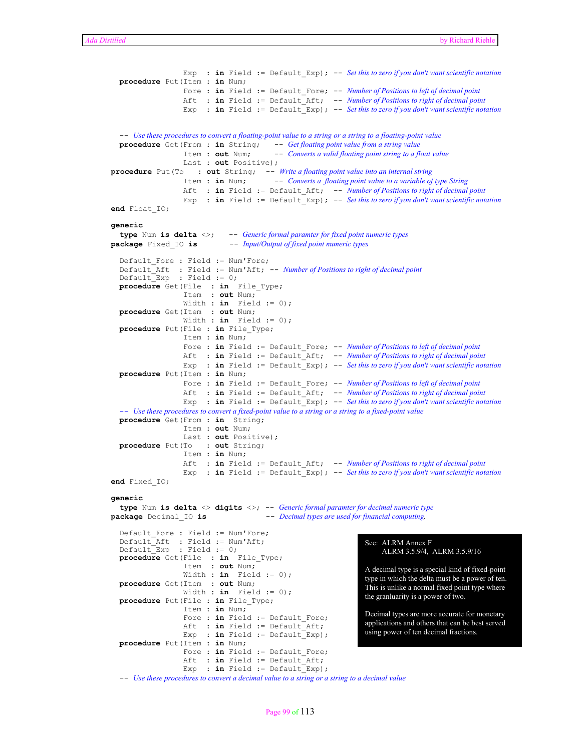```
                 Exp   : in Field := Default_Exp); -- Set this to zero if you don't want scientific notation
   procedure Put(Item : in Num;
                 Fore : in Field := Default_Fore; -- Number of Positions to left of decimal point
                 Aft  : in Field := Default_Aft;  -- Number of Positions to right of decimal point
                 Exp  : in Field := Default_Exp); -- Set this to zero if you don't want scientific notation


   -- Use these procedures to convert a floating-point value to a string or a string to a floating-point value
   procedure Get(From : in String;    -- Get floating point value from a string value
                 Item : out Num;      -- Converts a valid floating point string to a float value
                 Last : out Positive);
 procedure Put(To   : out String;   -- Write a floating point value into an internal string
                 Item : in Num;       -- Converts a  floating point value to a variable of type String
                 Aft  : in Field := Default_Aft;  -- Number of Positions to right of decimal point
                 Exp  : in Field := Default_Exp); -- Set this to zero if you don't want scientific notation
 end Float_IO;

 generic
   type Num is delta <>;     -- Generic formal paramter for fixed point numeric types
 package Fixed_IO is         -- Input/Output of fixed point numeric types

   Default_Fore : Field := Num'Fore;
   Default_Aft  : Field := Num'Aft; -- Number of Positions to right of decimal point
   Default_Exp  : Field := 0;
   procedure Get(File  : in  File_Type;
                 Item  : out Num;
                 Width : in  Field := 0);
   procedure Get(Item  : out Num;
                 Width : in  Field := 0);
   procedure Put(File : in File_Type;
                 Item : in Num;
                 Fore : in Field := Default_Fore; -- Number of Positions to left of decimal point
                 Aft  : in Field := Default_Aft;  -- Number of Positions to right of decimal point
                 Exp  : in Field := Default_Exp); -- Set this to zero if you don't want scientific notation
   procedure Put(Item : in Num;
                 Fore : in Field := Default_Fore; -- Number of Positions to left of decimal point
                 Aft  : in Field := Default_Aft;  -- Number of Positions to right of decimal point
                 Exp  : in Field := Default_Exp); -- Set this to zero if you don't want scientific notation
   -- Use these procedures to convert a fixed-point value to a string or a string to a fixed-point value
   procedure Get(From : in  String;
                 Item : out Num;
                 Last : out Positive);
   procedure Put(To   : out String;
                 Item : in Num;
                 Aft  : in Field := Default_Aft;  -- Number of Positions to right of decimal point
                 Exp  : in Field := Default_Exp); -- Set this to zero if you don't want scientific notation
 end Fixed_IO;

 generic
   type Num is delta <> digits <>; -- Generic formal paramter for decimal numeric type
 package Decimal_IO is             -- Decimal types are used for financial computing.

   Default_Fore : Field := Num'Fore;
   Default_Aft  : Field := Num'Aft;
   Default_Exp  : Field := 0;
   procedure Get(File  : in  File_Type;
                 Item  : out Num;
                 Width : in  Field := 0);
   procedure Get(Item  : out Num;
                 Width : in  Field := 0);
   procedure Put(File : in File_Type;
                 Item : in Num;
                 Fore : in Field := Default_Fore;
                 Aft  : in Field := Default_Aft;
                 Exp  : in Field := Default_Exp);
   procedure Put(Item : in Num;
                 Fore : in Field := Default_Fore;
                 Aft  : in Field := Default_Aft;
                 Exp  : in Field := Default_Exp);
   -- Use these procedures to convert a decimal value to a string or a string to a decimal value
```

See: ALRM Annex F
ALRM 3.5.9/4, ALRM 3.5.9/16

A decimal type is a special kind of fixed-point type in which the delta must be a power of ten. This is unlike a normal fixed point type where the granluarity is a power of two.

Decimal types are more accurate for monetary applications and others that can be best served using power of ten decimal fractions.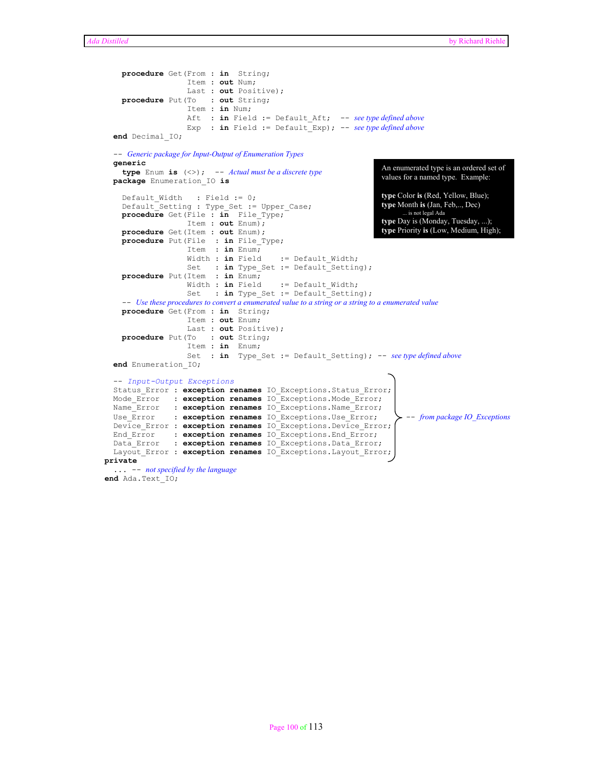```ada
   procedure Get(From : in  String;
                 Item : out Num;
                 Last : out Positive);
   procedure Put(To   : out String;
                 Item : in Num;
                 Aft  : in Field := Default_Aft;   -- see type defined above
                 Exp  : in Field := Default_Exp);  -- see type defined above
 end Decimal_IO;

 -- Generic package for Input-Output of Enumeration Types
 generic
   type Enum is (<>);  -- Actual must be a discrete type
 package Enumeration_IO is

   Default_Width   : Field := 0;
   Default_Setting : Type_Set := Upper_Case;
   procedure Get(File : in  File_Type;
                 Item : out Enum);
   procedure Get(Item : out Enum);
   procedure Put(File  : in File_Type;
                 Item  : in Enum;
                 Width : in Field    := Default_Width;
                 Set   : in Type_Set := Default_Setting);
   procedure Put(Item  : in Enum;
                 Width : in Field    := Default_Width;
                 Set   : in Type_Set := Default_Setting);
   -- Use these procedures to convert a enumerated value to a string or a string to a enumerated value
   procedure Get(From : in  String;
                 Item : out Enum;
                 Last : out Positive);
   procedure Put(To   : out String;
                 Item : in  Enum;
                 Set  : in  Type_Set := Default_Setting); -- see type defined above
 end Enumeration_IO;

 -- Input-Output Exceptions
 Status_Error : exception renames IO_Exceptions.Status_Error;
 Mode_Error   : exception renames IO_Exceptions.Mode_Error;
 Name_Error   : exception renames IO_Exceptions.Name_Error;
 Use_Error    : exception renames IO_Exceptions.Use_Error;     -- from package IO_Exceptions
 Device_Error : exception renames IO_Exceptions.Device_Error;
 End_Error    : exception renames IO_Exceptions.End_Error;
 Data_Error   : exception renames IO_Exceptions.Data_Error;
 Layout_Error : exception renames IO_Exceptions.Layout_Error;
private
  ... -- not specified by the language
end Ada.Text_IO;
```

An enumerated type is an ordered set of values for a named type. Example:

**type** Color **is** (Red, Yellow, Blue);
**type** Month **is** (Jan, Feb,.., Dec)
... is not legal Ada
**type** Day is (Monday, Tuesday, ...);
**type** Priority **is** (Low, Medium, High);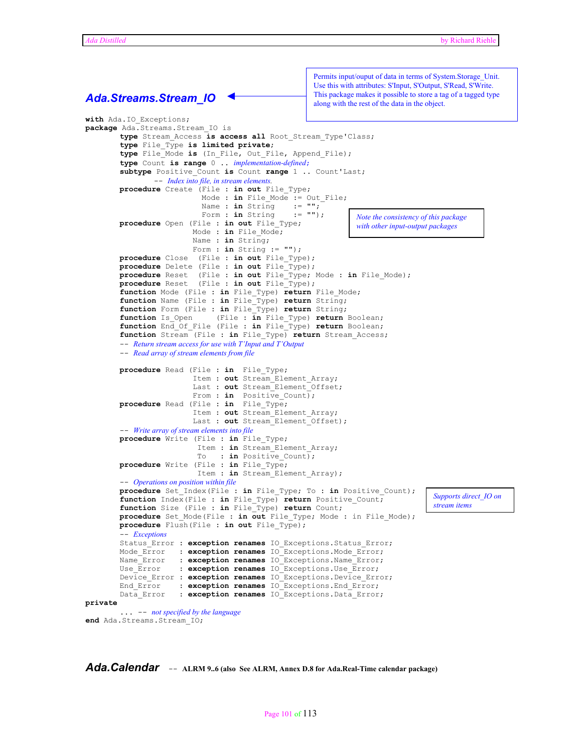## *Ada.Streams.Stream_IO*

Permits input/ouput of data in terms of System.Storage_Unit. Use this with attributes: S'Input, S'Output, S'Read, S'Write. This package makes it possible to store a tag of a tagged type along with the rest of the data in the object.

```
with Ada.IO_Exceptions;
package Ada.Streams.Stream_IO is
        type Stream_Access is access all Root_Stream_Type'Class;
        type File_Type is limited private;
        type File_Mode is (In_File, Out_File, Append_File);
        type Count is range 0 .. implementation-defined;
        subtype Positive_Count is Count range 1 .. Count'Last;
            -- Index into file, in stream elements.
        procedure Create (File : in out File_Type;
                          Mode : in File_Mode := Out_File;
                          Name : in String    := "";
                          Form : in String    := "");
        procedure Open  (File : in out File_Type;
                         Mode : in File_Mode;
                         Name : in String;
                         Form : in String := "");
        procedure Close  (File : in out File_Type);
        procedure Delete (File : in out File_Type);
        procedure Reset  (File : in out File_Type; Mode : in File_Mode);
        procedure Reset  (File : in out File_Type);
        function Mode (File : in File_Type) return File_Mode;
        function Name (File : in File_Type) return String;
        function Form (File : in File_Type) return String;
        function Is_Open     (File : in File_Type) return Boolean;
        function End_Of_File (File : in File_Type) return Boolean;
        function Stream  (File : in File_Type) return Stream_Access;
        -- Return stream access for use with T'Input and T'Output
        -- Read array of stream elements from file

        procedure Read (File : in  File_Type;
                        Item : out Stream_Element_Array;
                        Last : out Stream_Element_Offset;
                        From : in  Positive_Count);
        procedure Read (File : in  File_Type;
                        Item : out Stream_Element_Array;
                        Last : out Stream_Element_Offset);
        -- Write array of stream elements into file
        procedure Write (File : in File_Type;
                         Item : in Stream_Element_Array;
                         To   : in Positive_Count);
        procedure Write (File : in File_Type;
                         Item : in Stream_Element_Array);
        -- Operations on position within file
        procedure Set_Index(File : in File_Type; To : in Positive_Count);
        function Index(File : in File_Type) return Positive_Count;
        function Size (File : in File_Type) return Count;
        procedure Set_Mode(File : in out File_Type; Mode : in File_Mode);
        procedure Flush(File : in out File_Type);
        -- Exceptions
        Status_Error : exception renames IO_Exceptions.Status_Error;
        Mode_Error   : exception renames IO_Exceptions.Mode_Error;
        Name_Error   : exception renames IO_Exceptions.Name_Error;
        Use_Error    : exception renames IO_Exceptions.Use_Error;
        Device_Error : exception renames IO_Exceptions.Device_Error;
        End_Error    : exception renames IO_Exceptions.End_Error;
        Data_Error   : exception renames IO_Exceptions.Data_Error;
private
        ... -- not specified by the language
end Ada.Streams.Stream_IO;
```

*Note the consistency of this package with other input-output packages*

*Supports direct_IO on stream items*

## *Ada.Calendar* -- **ALRM 9..6 (also See ALRM, Annex D.8 for Ada.Real-Time calendar package)**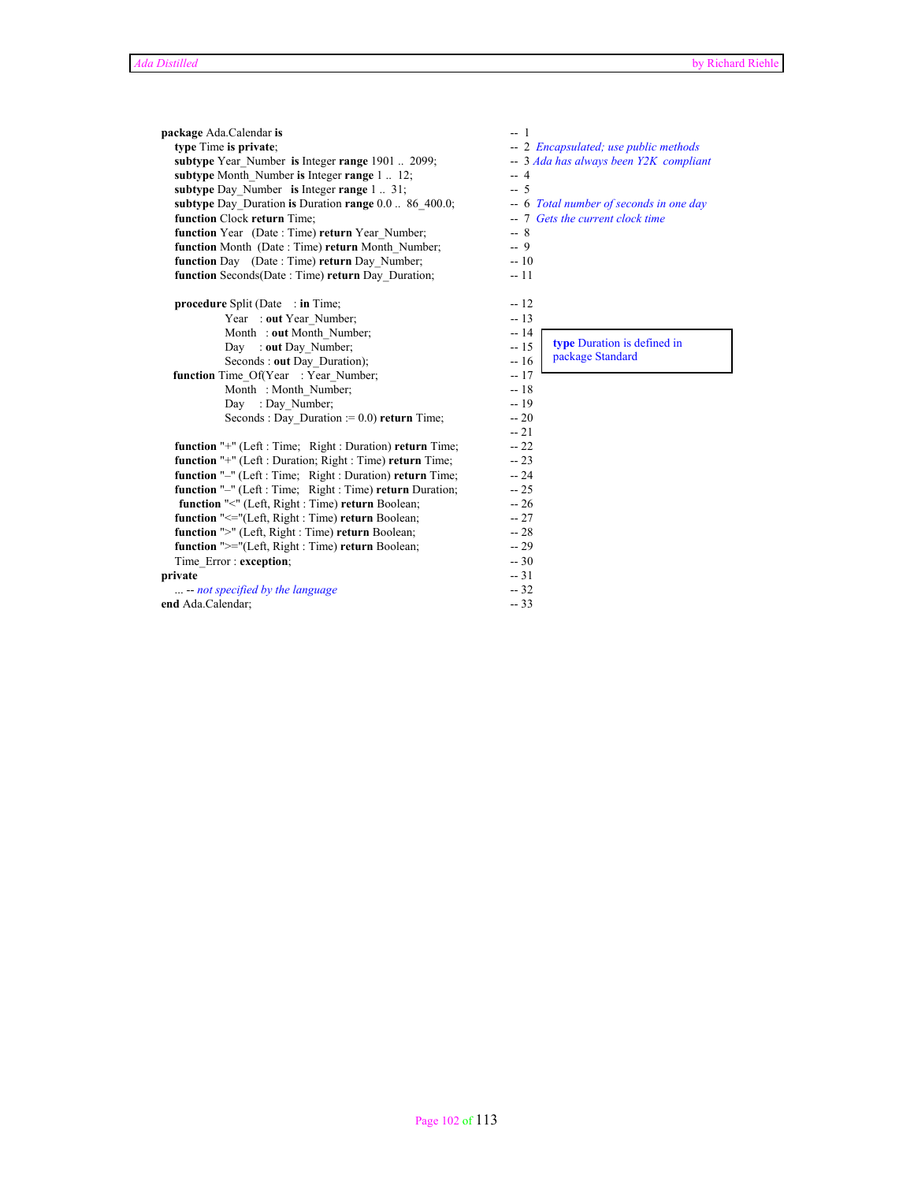```
package Ada.Calendar is                                              --  1
   type Time is private;                                             --  2  Encapsulated; use public methods
   subtype Year_Number  is Integer range 1901 ..  2099;              --  3 Ada has always been Y2K  compliant
   subtype Month_Number is Integer range 1 ..  12;                   --  4
   subtype Day_Number   is Integer range 1 ..  31;                   --  5
   subtype Day_Duration is Duration range 0.0 ..  86_400.0;          --  6  Total number of seconds in one day
   function Clock return Time;                                       --  7  Gets the current clock time
   function Year   (Date : Time) return Year_Number;                 --  8
   function Month  (Date : Time) return Month_Number;                --  9
   function Day    (Date : Time) return Day_Number;                  -- 10
   function Seconds(Date : Time) return Day_Duration;                -- 11

   procedure Split (Date    : in Time;                               -- 12
                    Year    : out Year_Number;                       -- 13
                    Month   : out Month_Number;                      -- 14
                    Day     : out Day_Number;                        -- 15
                    Seconds : out Day_Duration);                     -- 16
   function Time_Of(Year    : Year_Number;                           -- 17
                    Month   : Month_Number;                          -- 18
                    Day     : Day_Number;                            -- 19
                    Seconds : Day_Duration := 0.0) return Time;      -- 20
                                                                     -- 21
   function "+" (Left : Time;   Right : Duration) return Time;       -- 22
   function "+" (Left : Duration; Right : Time) return Time;         -- 23
   function "–" (Left : Time;   Right : Duration) return Time;       -- 24
   function "–" (Left : Time;   Right : Time) return Duration;       -- 25
   function "<" (Left, Right : Time) return Boolean;                 -- 26
   function "<="(Left, Right : Time) return Boolean;                 -- 27
   function ">" (Left, Right : Time) return Boolean;                 -- 28
   function ">="(Left, Right : Time) return Boolean;                 -- 29
   Time_Error : exception;                                           -- 30
private                                                              -- 31
   ... -- not specified by the language                              -- 32
end Ada.Calendar;                                                    -- 33
```

**type** Duration is defined in package Standard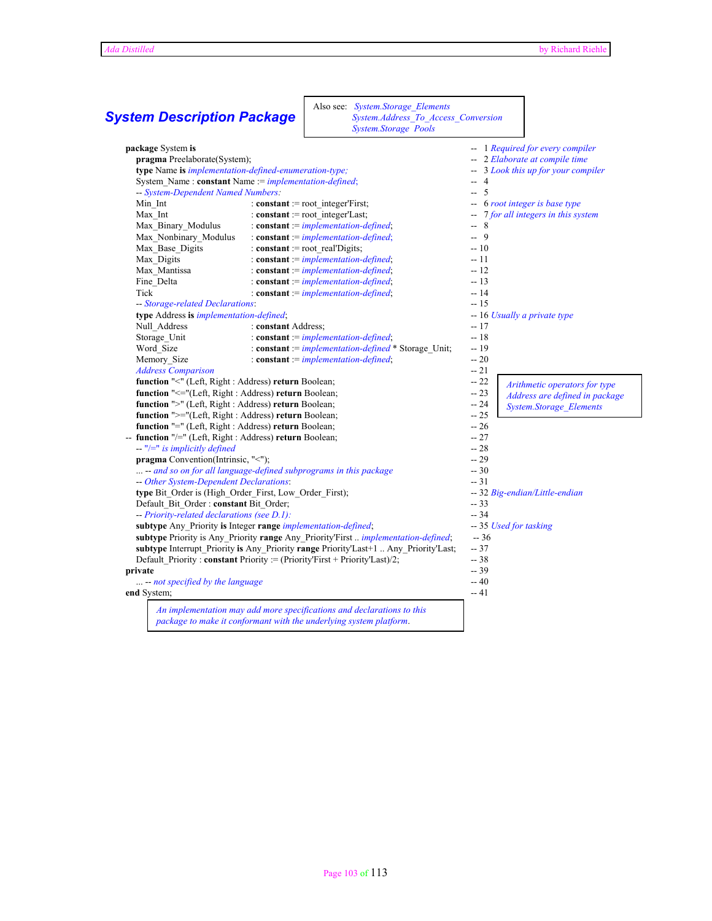## System Description Package

> Also see: *System.Storage_Elements*
> *System.Address_To_Access_Conversion*
> *System.Storage_Pools*

```
package System is                                                              --  1 Required for every compiler
   pragma Preelaborate(System);                                                --  2 Elaborate at compile time
   type Name is implementation-defined-enumeration-type;                       --  3 Look this up for your compiler
   System_Name : constant Name := implementation-defined;                      --  4
   -- System-Dependent Named Numbers:                                          --  5
   Min_Int               : constant := root_integer'First;                     --  6 root integer is base type
   Max_Int               : constant := root_integer'Last;                      --  7 for all integers in this system
   Max_Binary_Modulus    : constant := implementation-defined;                 --  8
   Max_Nonbinary_Modulus : constant := implementation-defined;                 --  9
   Max_Base_Digits       : constant := root_real'Digits;                       -- 10
   Max_Digits            : constant := implementation-defined;                 -- 11
   Max_Mantissa          : constant := implementation-defined;                 -- 12
   Fine_Delta            : constant := implementation-defined;                 -- 13
   Tick                  : constant := implementation-defined;                 -- 14
   -- Storage-related Declarations:                                            -- 15
   type Address is implementation-defined;                                     -- 16 Usually a private type
   Null_Address          : constant Address;                                   -- 17
   Storage_Unit          : constant := implementation-defined;                 -- 18
   Word_Size             : constant := implementation-defined * Storage_Unit;  -- 19
   Memory_Size           : constant := implementation-defined;                 -- 20
   Address Comparison                                                          -- 21
   function "<" (Left, Right : Address) return Boolean;                        -- 22
   function "<="(Left, Right : Address) return Boolean;                        -- 23
   function ">" (Left, Right : Address) return Boolean;                        -- 24
   function ">="(Left, Right : Address) return Boolean;                        -- 25
   function "=" (Left, Right : Address) return Boolean;                        -- 26
-- function "/=" (Left, Right : Address) return Boolean;                       -- 27
   -- "/=" is implicitly defined                                               -- 28
   pragma Convention(Intrinsic, "<");                                          -- 29
   ... -- and so on for all language-defined subprograms in this package       -- 30
   -- Other System-Dependent Declarations:                                     -- 31
   type Bit_Order is (High_Order_First, Low_Order_First);                      -- 32 Big-endian/Little-endian
   Default_Bit_Order : constant Bit_Order;                                     -- 33
   -- Priority-related declarations (see D.1):                                 -- 34
   subtype Any_Priority is Integer range implementation-defined;               -- 35 Used for tasking
   subtype Priority is Any_Priority range Any_Priority'First .. implementation-defined;  -- 36
   subtype Interrupt_Priority is Any_Priority range Priority'Last+1 .. Any_Priority'Last;  -- 37
   Default_Priority : constant Priority := (Priority'First + Priority'Last)/2; -- 38
private                                                                        -- 39
   ... -- not specified by the language                                        -- 40
end System;                                                                    -- 41
```

> *Arithmetic operators for type Address are defined in package System.Storage_Elements*

> *An implementation may add more specifications and declarations to this package to make it conformant with the underlying system platform.*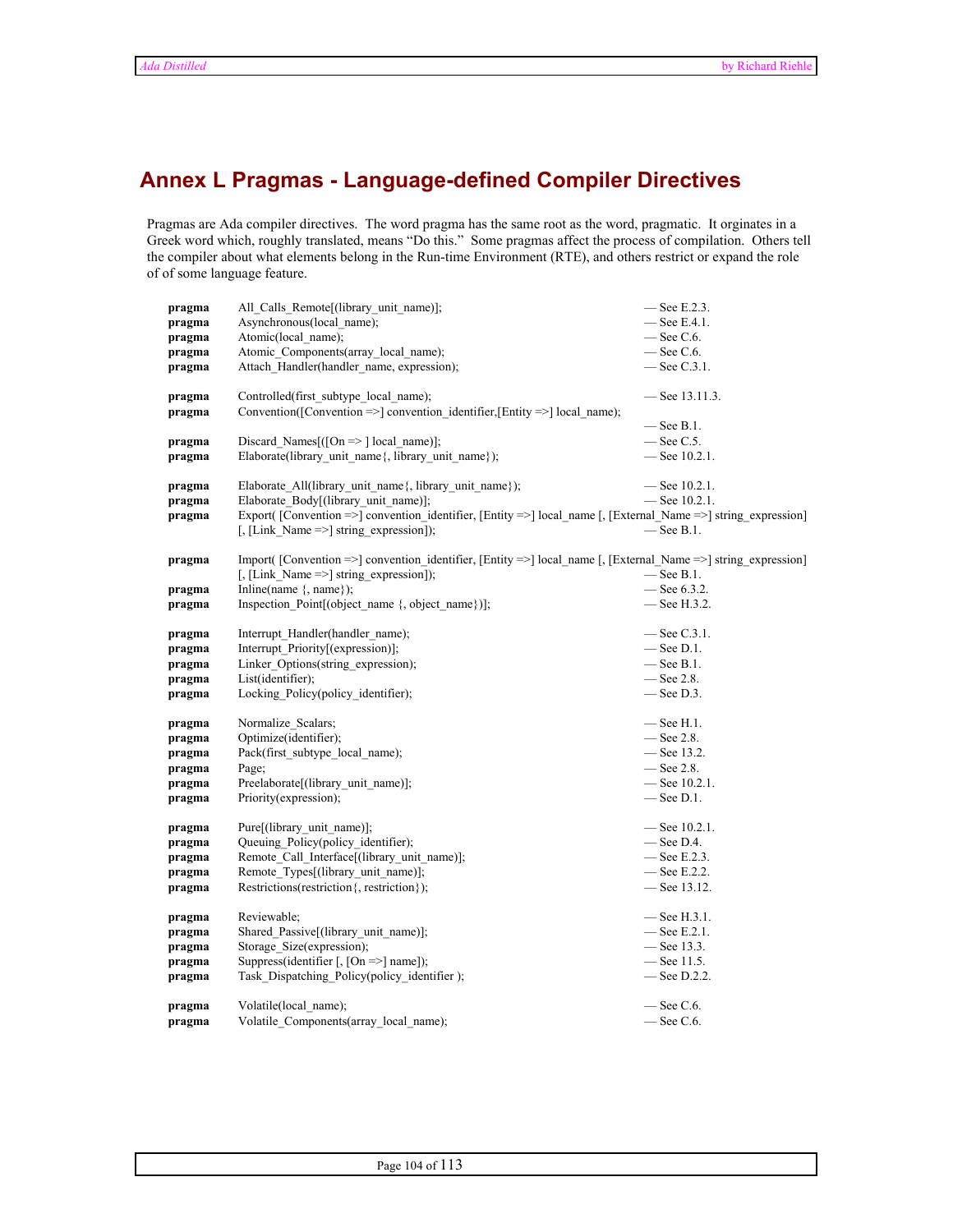# Annex L Pragmas - Language-defined Compiler Directives

Pragmas are Ada compiler directives. The word pragma has the same root as the word, pragmatic. It orginates in a Greek word which, roughly translated, means "Do this." Some pragmas affect the process of compilation. Others tell the compiler about what elements belong in the Run-time Environment (RTE), and others restrict or expand the role of of some language feature.

```
pragma  All_Calls_Remote[(library_unit_name)];                              — See E.2.3.
pragma  Asynchronous(local_name);                                           — See E.4.1.
pragma  Atomic(local_name);                                                 — See C.6.
pragma  Atomic_Components(array_local_name);                                — See C.6.
pragma  Attach_Handler(handler_name, expression);                           — See C.3.1.

pragma  Controlled(first_subtype_local_name);                               — See 13.11.3.
pragma  Convention([Convention =>] convention_identifier,[Entity =>] local_name);
                                                                            — See B.1.
pragma  Discard_Names[([On => ] local_name)];                               — See C.5.
pragma  Elaborate(library_unit_name{, library_unit_name});                  — See 10.2.1.

pragma  Elaborate_All(library_unit_name{, library_unit_name});              — See 10.2.1.
pragma  Elaborate_Body[(library_unit_name)];                                — See 10.2.1.
pragma  Export( [Convention =>] convention_identifier, [Entity =>] local_name [, [External_Name =>] string_expression]
        [, [Link_Name =>] string_expression]);                              — See B.1.

pragma  Import( [Convention =>] convention_identifier, [Entity =>] local_name [, [External_Name =>] string_expression]
        [, [Link_Name =>] string_expression]);                              — See B.1.
pragma  Inline(name {, name});                                              — See 6.3.2.
pragma  Inspection_Point[(object_name {, object_name})];                    — See H.3.2.

pragma  Interrupt_Handler(handler_name);                                    — See C.3.1.
pragma  Interrupt_Priority[(expression)];                                   — See D.1.
pragma  Linker_Options(string_expression);                                  — See B.1.
pragma  List(identifier);                                                   — See 2.8.
pragma  Locking_Policy(policy_identifier);                                  — See D.3.

pragma  Normalize_Scalars;                                                  — See H.1.
pragma  Optimize(identifier);                                               — See 2.8.
pragma  Pack(first_subtype_local_name);                                     — See 13.2.
pragma  Page;                                                               — See 2.8.
pragma  Preelaborate[(library_unit_name)];                                  — See 10.2.1.
pragma  Priority(expression);                                               — See D.1.

pragma  Pure[(library_unit_name)];                                          — See 10.2.1.
pragma  Queuing_Policy(policy_identifier);                                  — See D.4.
pragma  Remote_Call_Interface[(library_unit_name)];                         — See E.2.3.
pragma  Remote_Types[(library_unit_name)];                                  — See E.2.2.
pragma  Restrictions(restriction{, restriction});                           — See 13.12.

pragma  Reviewable;                                                         — See H.3.1.
pragma  Shared_Passive[(library_unit_name)];                                — See E.2.1.
pragma  Storage_Size(expression);                                           — See 13.3.
pragma  Suppress(identifier [, [On =>] name]);                              — See 11.5.
pragma  Task_Dispatching_Policy(policy_identifier );                        — See D.2.2.

pragma  Volatile(local_name);                                               — See C.6.
pragma  Volatile_Components(array_local_name);                              — See C.6.
```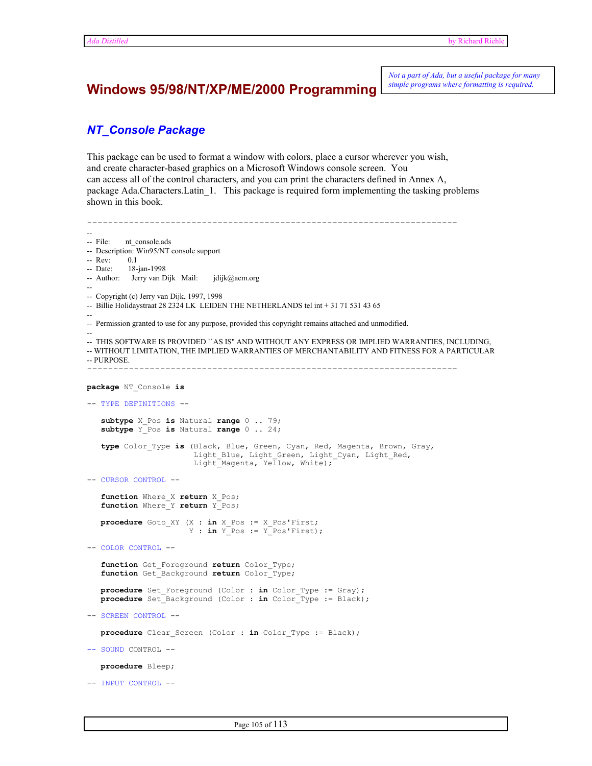# Windows 95/98/NT/XP/ME/2000 Programming

*Not a part of Ada, but a useful package for many simple programs where formatting is required.*

## *NT_Console Package*

This package can be used to format a window with colors, place a cursor wherever you wish, and create character-based graphics on a Microsoft Windows console screen. You can access all of the control characters, and you can print the characters defined in Annex A, package Ada.Characters.Latin_1. This package is required form implementing the tasking problems shown in this book.

```
-----------------------------------------------------------------------
--
--  File:        nt_console.ads
--  Description: Win95/NT console support
--  Rev:         0.1
--  Date:        18-jan-1998
--  Author:      Jerry van Dijk   Mail:      jdijk@acm.org
--
--  Copyright (c) Jerry van Dijk, 1997, 1998
--  Billie Holidaystraat 28 2324 LK  LEIDEN THE NETHERLANDS tel int + 31 71 531 43 65
--
--  Permission granted to use for any purpose, provided this copyright remains attached and unmodified.
--
--  THIS SOFTWARE IS PROVIDED ``AS IS'' AND WITHOUT ANY EXPRESS OR IMPLIED WARRANTIES, INCLUDING,
-- WITHOUT LIMITATION, THE IMPLIED WARRANTIES OF MERCHANTABILITY AND FITNESS FOR A PARTICULAR
-- PURPOSE.
-----------------------------------------------------------------------

package NT_Console is

-- TYPE DEFINITIONS --

   subtype X_Pos is Natural range 0 .. 79;
   subtype Y_Pos is Natural range 0 .. 24;

   type Color_Type is (Black, Blue, Green, Cyan, Red, Magenta, Brown, Gray,
                       Light_Blue, Light_Green, Light_Cyan, Light_Red,
                       Light_Magenta, Yellow, White);

-- CURSOR CONTROL --

   function Where_X return X_Pos;
   function Where_Y return Y_Pos;

   procedure Goto_XY (X : in X_Pos := X_Pos'First;
                      Y : in Y_Pos := Y_Pos'First);

-- COLOR CONTROL --

   function Get_Foreground return Color_Type;
   function Get_Background return Color_Type;

   procedure Set_Foreground (Color : in Color_Type := Gray);
   procedure Set_Background (Color : in Color_Type := Black);

-- SCREEN CONTROL --

   procedure Clear_Screen (Color : in Color_Type := Black);

-- SOUND CONTROL --

   procedure Bleep;

-- INPUT CONTROL --
```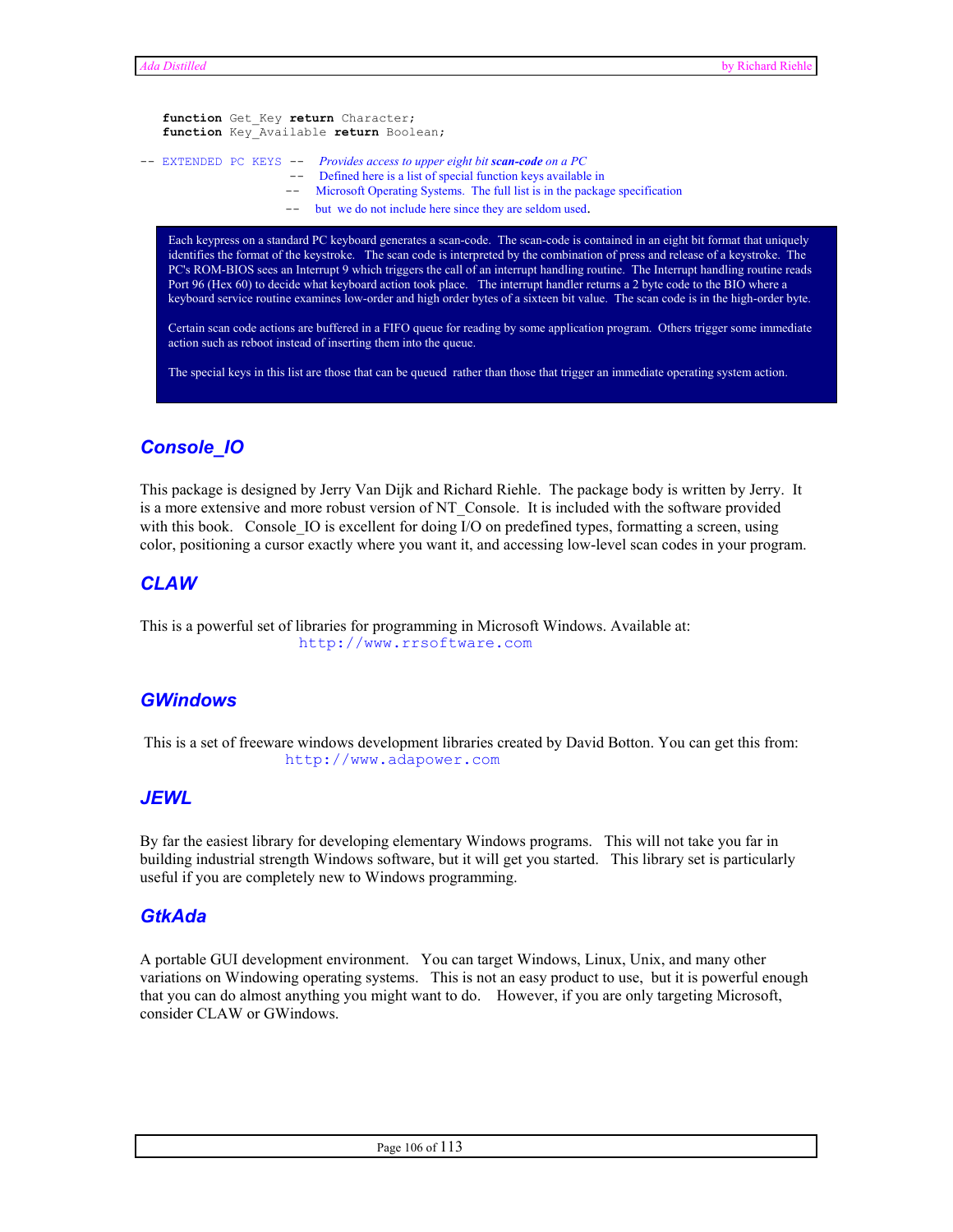```
function Get_Key return Character;
function Key_Available return Boolean;

-- EXTENDED PC KEYS --  Provides access to upper eight bit scan-code on a PC
                    --  Defined here is a list of special function keys available in
                    --  Microsoft Operating Systems.  The full list is in the package specification
                    --  but we do not include here since they are seldom used.
```

Each keypress on a standard PC keyboard generates a scan-code. The scan-code is contained in an eight bit format that uniquely identifies the format of the keystroke. The scan code is interpreted by the combination of press and release of a keystroke. The PC's ROM-BIOS sees an Interrupt 9 which triggers the call of an interrupt handling routine. The Interrupt handling routine reads Port 96 (Hex 60) to decide what keyboard action took place. The interrupt handler returns a 2 byte code to the BIO where a keyboard service routine examines low-order and high order bytes of a sixteen bit value. The scan code is in the high-order byte.

Certain scan code actions are buffered in a FIFO queue for reading by some application program. Others trigger some immediate action such as reboot instead of inserting them into the queue.

The special keys in this list are those that can be queued rather than those that trigger an immediate operating system action.

## Console_IO

This package is designed by Jerry Van Dijk and Richard Riehle. The package body is written by Jerry. It is a more extensive and more robust version of NT_Console. It is included with the software provided with this book. Console_IO is excellent for doing I/O on predefined types, formatting a screen, using color, positioning a cursor exactly where you want it, and accessing low-level scan codes in your program.

## CLAW

This is a powerful set of libraries for programming in Microsoft Windows. Available at:
http://www.rrsoftware.com

## GWindows

This is a set of freeware windows development libraries created by David Botton. You can get this from:
http://www.adapower.com

## JEWL

By far the easiest library for developing elementary Windows programs. This will not take you far in building industrial strength Windows software, but it will get you started. This library set is particularly useful if you are completely new to Windows programming.

## GtkAda

A portable GUI development environment. You can target Windows, Linux, Unix, and many other variations on Windowing operating systems. This is not an easy product to use, but it is powerful enough that you can do almost anything you might want to do. However, if you are only targeting Microsoft, consider CLAW or GWindows.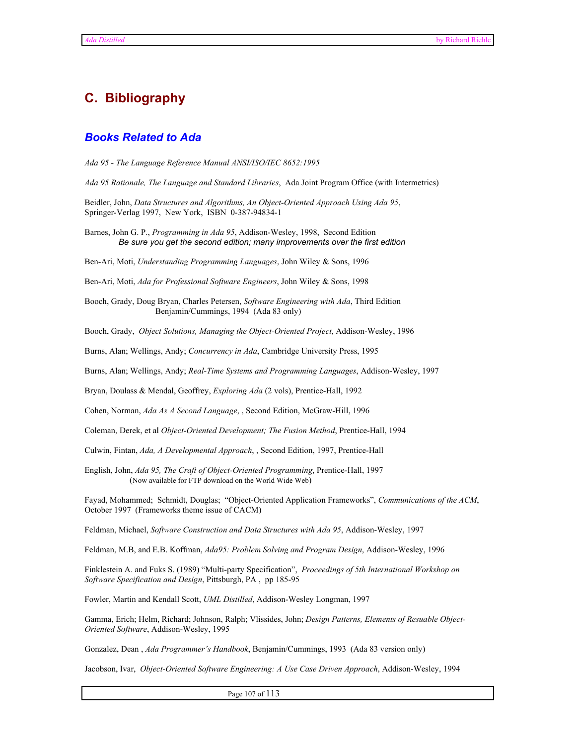# C. Bibliography

## *Books Related to Ada*

*Ada 95 - The Language Reference Manual ANSI/ISO/IEC 8652:1995*

*Ada 95 Rationale, The Language and Standard Libraries*, Ada Joint Program Office (with Intermetrics)

Beidler, John, *Data Structures and Algorithms, An Object-Oriented Approach Using Ada 95*, Springer-Verlag 1997, New York, ISBN 0-387-94834-1

Barnes, John G. P., *Programming in Ada 95*, Addison-Wesley, 1998, Second Edition
*Be sure you get the second edition; many improvements over the first edition*

Ben-Ari, Moti, *Understanding Programming Languages*, John Wiley & Sons, 1996

Ben-Ari, Moti, *Ada for Professional Software Engineers*, John Wiley & Sons, 1998

Booch, Grady, Doug Bryan, Charles Petersen, *Software Engineering with Ada*, Third Edition Benjamin/Cummings, 1994 (Ada 83 only)

Booch, Grady, *Object Solutions, Managing the Object-Oriented Project*, Addison-Wesley, 1996

Burns, Alan; Wellings, Andy; *Concurrency in Ada*, Cambridge University Press, 1995

Burns, Alan; Wellings, Andy; *Real-Time Systems and Programming Languages*, Addison-Wesley, 1997

Bryan, Doulass & Mendal, Geoffrey, *Exploring Ada* (2 vols), Prentice-Hall, 1992

Cohen, Norman, *Ada As A Second Language*, , Second Edition, McGraw-Hill, 1996

Coleman, Derek, et al *Object-Oriented Development; The Fusion Method*, Prentice-Hall, 1994

Culwin, Fintan, *Ada, A Developmental Approach*, , Second Edition, 1997, Prentice-Hall

English, John, *Ada 95, The Craft of Object-Oriented Programming*, Prentice-Hall, 1997
(Now available for FTP download on the World Wide Web)

Fayad, Mohammed; Schmidt, Douglas; "Object-Oriented Application Frameworks", *Communications of the ACM*, October 1997 (Frameworks theme issue of CACM)

Feldman, Michael, *Software Construction and Data Structures with Ada 95*, Addison-Wesley, 1997

Feldman, M.B, and E.B. Koffman, *Ada95: Problem Solving and Program Design*, Addison-Wesley, 1996

Finklestein A. and Fuks S. (1989) "Multi-party Specification", *Proceedings of 5th International Workshop on Software Specification and Design*, Pittsburgh, PA , pp 185-95

Fowler, Martin and Kendall Scott, *UML Distilled*, Addison-Wesley Longman, 1997

Gamma, Erich; Helm, Richard; Johnson, Ralph; Vlissides, John; *Design Patterns, Elements of Resuable Object-Oriented Software*, Addison-Wesley, 1995

Gonzalez, Dean , *Ada Programmer's Handbook*, Benjamin/Cummings, 1993 (Ada 83 version only)

Jacobson, Ivar, *Object-Oriented Software Engineering: A Use Case Driven Approach*, Addison-Wesley, 1994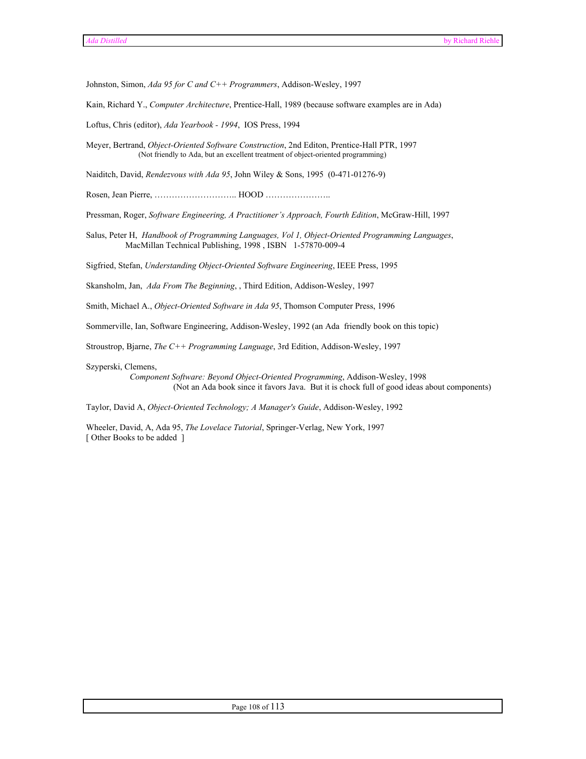Johnston, Simon, *Ada 95 for C and C++ Programmers*, Addison-Wesley, 1997

Kain, Richard Y., *Computer Architecture*, Prentice-Hall, 1989 (because software examples are in Ada)

Loftus, Chris (editor), *Ada Yearbook - 1994*, IOS Press, 1994

Meyer, Bertrand, *Object-Oriented Software Construction*, 2nd Editon, Prentice-Hall PTR, 1997
(Not friendly to Ada, but an excellent treatment of object-oriented programming)

Naiditch, David, *Rendezvous with Ada 95*, John Wiley & Sons, 1995 (0-471-01276-9)

Rosen, Jean Pierre, ……………………….. HOOD …………………..

Pressman, Roger, *Software Engineering, A Practitioner's Approach, Fourth Edition*, McGraw-Hill, 1997

Salus, Peter H, *Handbook of Programming Languages, Vol 1, Object-Oriented Programming Languages*, MacMillan Technical Publishing, 1998 , ISBN 1-57870-009-4

Sigfried, Stefan, *Understanding Object-Oriented Software Engineering*, IEEE Press, 1995

Skansholm, Jan, *Ada From The Beginning*, , Third Edition, Addison-Wesley, 1997

Smith, Michael A., *Object-Oriented Software in Ada 95*, Thomson Computer Press, 1996

Sommerville, Ian, Software Engineering, Addison-Wesley, 1992 (an Ada friendly book on this topic)

Stroustrop, Bjarne, *The C++ Programming Language*, 3rd Edition, Addison-Wesley, 1997

Szyperski, Clemens,
*Component Software: Beyond Object-Oriented Programming*, Addison-Wesley, 1998
(Not an Ada book since it favors Java. But it is chock full of good ideas about components)

Taylor, David A, *Object-Oriented Technology; A Manager's Guide*, Addison-Wesley, 1992

Wheeler, David, A, Ada 95, *The Lovelace Tutorial*, Springer-Verlag, New York, 1997
[ Other Books to be added ]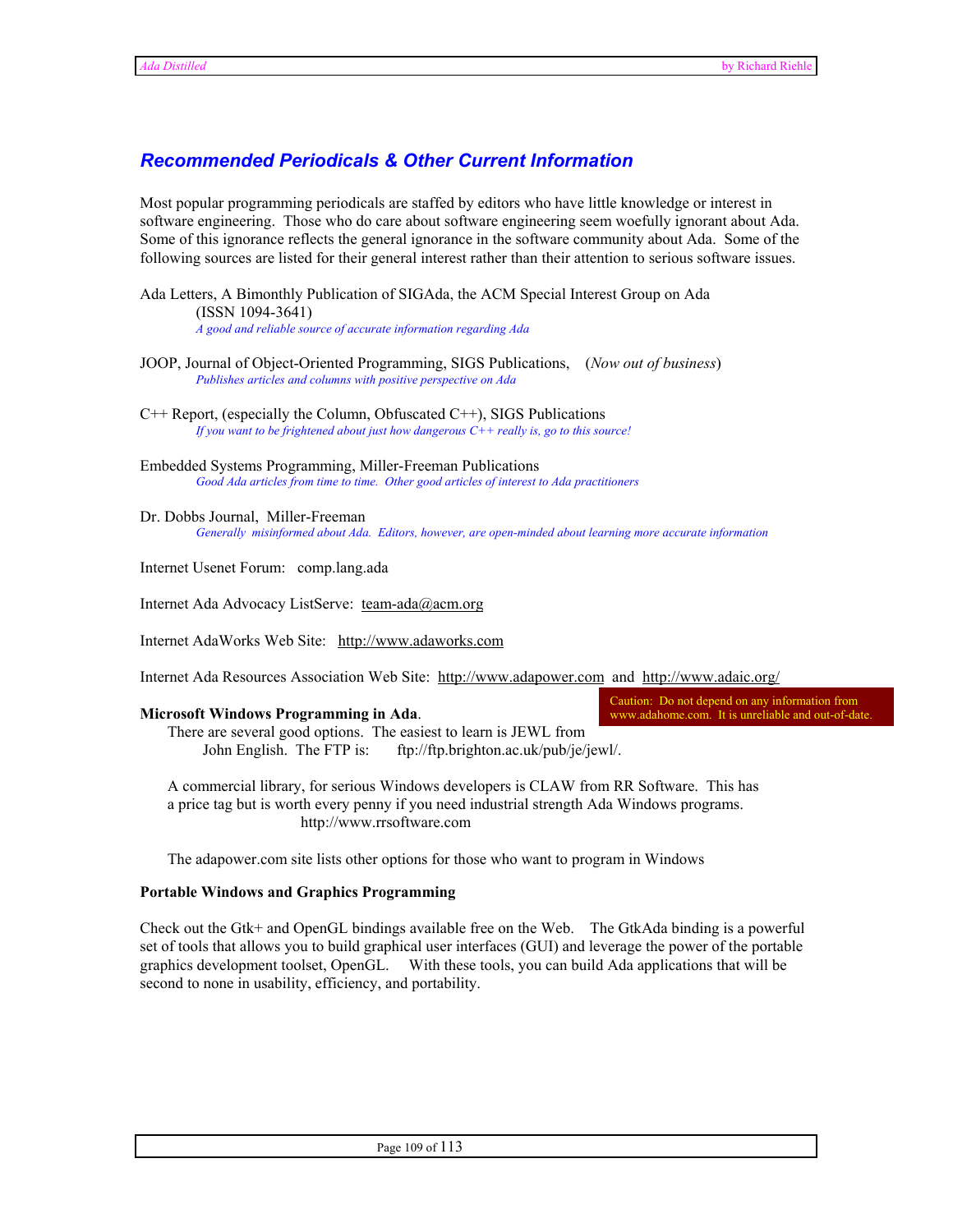## Recommended Periodicals & Other Current Information

Most popular programming periodicals are staffed by editors who have little knowledge or interest in software engineering. Those who do care about software engineering seem woefully ignorant about Ada. Some of this ignorance reflects the general ignorance in the software community about Ada. Some of the following sources are listed for their general interest rather than their attention to serious software issues.

Ada Letters, A Bimonthly Publication of SIGAda, the ACM Special Interest Group on Ada (ISSN 1094-3641)
*A good and reliable source of accurate information regarding Ada*

JOOP, Journal of Object-Oriented Programming, SIGS Publications, (*Now out of business*)
*Publishes articles and columns with positive perspective on Ada*

C++ Report, (especially the Column, Obfuscated C++), SIGS Publications
*If you want to be frightened about just how dangerous C++ really is, go to this source!*

Embedded Systems Programming, Miller-Freeman Publications
*Good Ada articles from time to time. Other good articles of interest to Ada practitioners*

Dr. Dobbs Journal, Miller-Freeman
*Generally misinformed about Ada. Editors, however, are open-minded about learning more accurate information*

Internet Usenet Forum: comp.lang.ada

Internet Ada Advocacy ListServe: team-ada@acm.org

Internet AdaWorks Web Site: http://www.adaworks.com

Internet Ada Resources Association Web Site: http://www.adapower.com and http://www.adaic.org/

Caution: Do not depend on any information from www.adahome.com. It is unreliable and out-of-date.

**Microsoft Windows Programming in Ada**.

There are several good options. The easiest to learn is JEWL from John English. The FTP is: ftp://ftp.brighton.ac.uk/pub/je/jewl/.

A commercial library, for serious Windows developers is CLAW from RR Software. This has a price tag but is worth every penny if you need industrial strength Ada Windows programs.
http://www.rrsoftware.com

The adapower.com site lists other options for those who want to program in Windows

**Portable Windows and Graphics Programming**

Check out the Gtk+ and OpenGL bindings available free on the Web. The GtkAda binding is a powerful set of tools that allows you to build graphical user interfaces (GUI) and leverage the power of the portable graphics development toolset, OpenGL. With these tools, you can build Ada applications that will be second to none in usability, efficiency, and portability.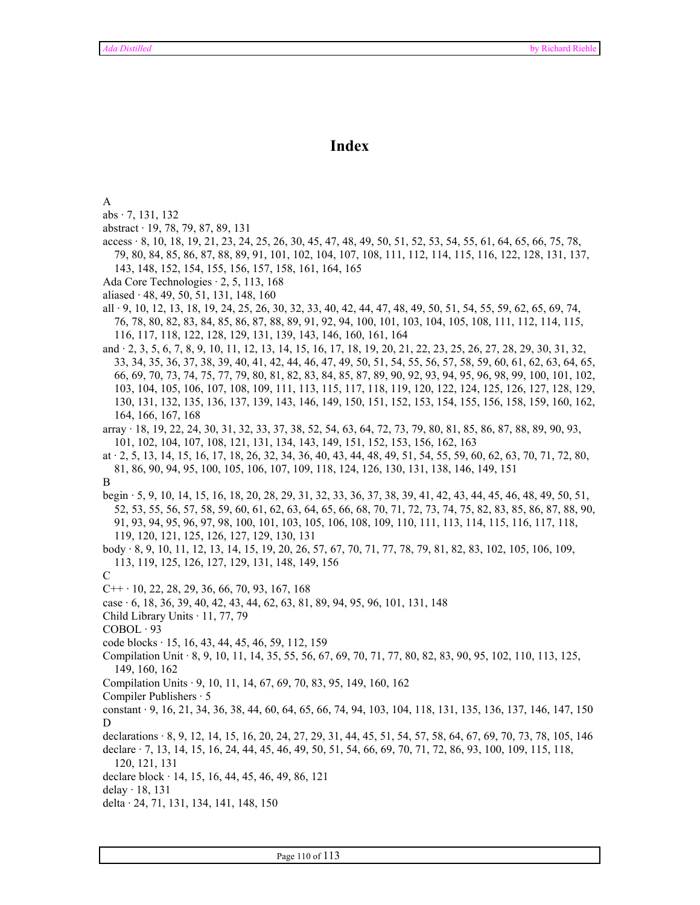# Index

A

abs · 7, 131, 132

abstract · 19, 78, 79, 87, 89, 131

access · 8, 10, 18, 19, 21, 23, 24, 25, 26, 30, 45, 47, 48, 49, 50, 51, 52, 53, 54, 55, 61, 64, 65, 66, 75, 78, 79, 80, 84, 85, 86, 87, 88, 89, 91, 101, 102, 104, 107, 108, 111, 112, 114, 115, 116, 122, 128, 131, 137, 143, 148, 152, 154, 155, 156, 157, 158, 161, 164, 165

Ada Core Technologies · 2, 5, 113, 168

aliased · 48, 49, 50, 51, 131, 148, 160

all · 9, 10, 12, 13, 18, 19, 24, 25, 26, 30, 32, 33, 40, 42, 44, 47, 48, 49, 50, 51, 54, 55, 59, 62, 65, 69, 74, 76, 78, 80, 82, 83, 84, 85, 86, 87, 88, 89, 91, 92, 94, 100, 101, 103, 104, 105, 108, 111, 112, 114, 115, 116, 117, 118, 122, 128, 129, 131, 139, 143, 146, 160, 161, 164

and · 2, 3, 5, 6, 7, 8, 9, 10, 11, 12, 13, 14, 15, 16, 17, 18, 19, 20, 21, 22, 23, 25, 26, 27, 28, 29, 30, 31, 32, 33, 34, 35, 36, 37, 38, 39, 40, 41, 42, 44, 46, 47, 49, 50, 51, 54, 55, 56, 57, 58, 59, 60, 61, 62, 63, 64, 65, 66, 69, 70, 73, 74, 75, 77, 79, 80, 81, 82, 83, 84, 85, 87, 89, 90, 92, 93, 94, 95, 96, 98, 99, 100, 101, 102, 103, 104, 105, 106, 107, 108, 109, 111, 113, 115, 117, 118, 119, 120, 122, 124, 125, 126, 127, 128, 129, 130, 131, 132, 135, 136, 137, 139, 143, 146, 149, 150, 151, 152, 153, 154, 155, 156, 158, 159, 160, 162, 164, 166, 167, 168

array · 18, 19, 22, 24, 30, 31, 32, 33, 37, 38, 52, 54, 63, 64, 72, 73, 79, 80, 81, 85, 86, 87, 88, 89, 90, 93, 101, 102, 104, 107, 108, 121, 131, 134, 143, 149, 151, 152, 153, 156, 162, 163

at · 2, 5, 13, 14, 15, 16, 17, 18, 26, 32, 34, 36, 40, 43, 44, 48, 49, 51, 54, 55, 59, 60, 62, 63, 70, 71, 72, 80, 81, 86, 90, 94, 95, 100, 105, 106, 107, 109, 118, 124, 126, 130, 131, 138, 146, 149, 151

B

begin · 5, 9, 10, 14, 15, 16, 18, 20, 28, 29, 31, 32, 33, 36, 37, 38, 39, 41, 42, 43, 44, 45, 46, 48, 49, 50, 51, 52, 53, 55, 56, 57, 58, 59, 60, 61, 62, 63, 64, 65, 66, 68, 70, 71, 72, 73, 74, 75, 82, 83, 85, 86, 87, 88, 90, 91, 93, 94, 95, 96, 97, 98, 100, 101, 103, 105, 106, 108, 109, 110, 111, 113, 114, 115, 116, 117, 118, 119, 120, 121, 125, 126, 127, 129, 130, 131

body · 8, 9, 10, 11, 12, 13, 14, 15, 19, 20, 26, 57, 67, 70, 71, 77, 78, 79, 81, 82, 83, 102, 105, 106, 109, 113, 119, 125, 126, 127, 129, 131, 148, 149, 156

C

C++ · 10, 22, 28, 29, 36, 66, 70, 93, 167, 168

case · 6, 18, 36, 39, 40, 42, 43, 44, 62, 63, 81, 89, 94, 95, 96, 101, 131, 148

Child Library Units · 11, 77, 79

COBOL · 93

code blocks · 15, 16, 43, 44, 45, 46, 59, 112, 159

Compilation Unit · 8, 9, 10, 11, 14, 35, 55, 56, 67, 69, 70, 71, 77, 80, 82, 83, 90, 95, 102, 110, 113, 125, 149, 160, 162

Compilation Units · 9, 10, 11, 14, 67, 69, 70, 83, 95, 149, 160, 162

Compiler Publishers · 5

constant · 9, 16, 21, 34, 36, 38, 44, 60, 64, 65, 66, 74, 94, 103, 104, 118, 131, 135, 136, 137, 146, 147, 150

D

declarations · 8, 9, 12, 14, 15, 16, 20, 24, 27, 29, 31, 44, 45, 51, 54, 57, 58, 64, 67, 69, 70, 73, 78, 105, 146

declare · 7, 13, 14, 15, 16, 24, 44, 45, 46, 49, 50, 51, 54, 66, 69, 70, 71, 72, 86, 93, 100, 109, 115, 118, 120, 121, 131

declare block · 14, 15, 16, 44, 45, 46, 49, 86, 121

delay · 18, 131

delta · 24, 71, 131, 134, 141, 148, 150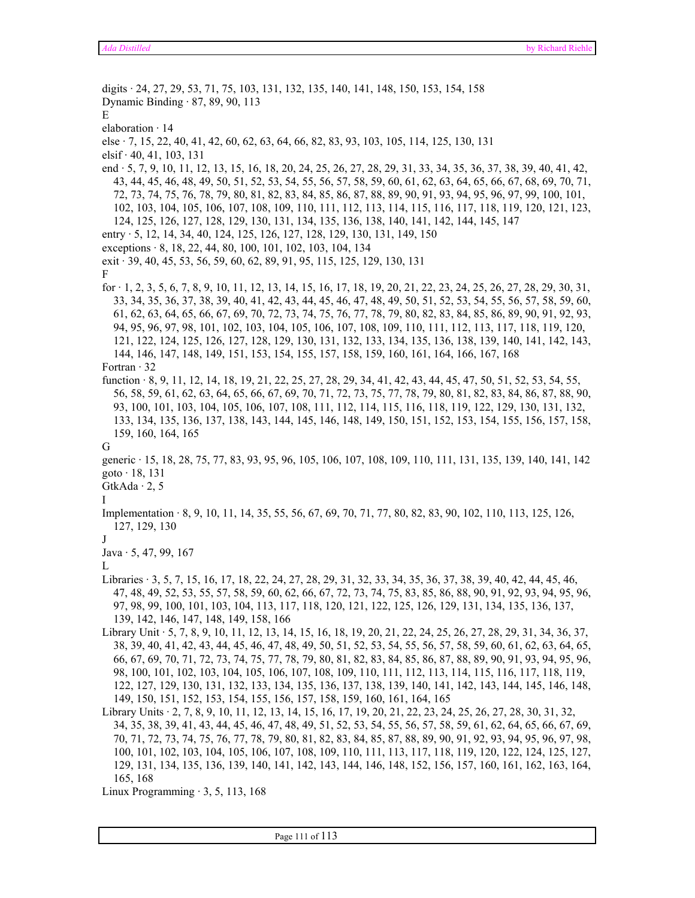digits · 24, 27, 29, 53, 71, 75, 103, 131, 132, 135, 140, 141, 148, 150, 153, 154, 158
Dynamic Binding · 87, 89, 90, 113

E

elaboration · 14
else · 7, 15, 22, 40, 41, 42, 60, 62, 63, 64, 66, 82, 83, 93, 103, 105, 114, 125, 130, 131
elsif · 40, 41, 103, 131
end · 5, 7, 9, 10, 11, 12, 13, 15, 16, 18, 20, 24, 25, 26, 27, 28, 29, 31, 33, 34, 35, 36, 37, 38, 39, 40, 41, 42, 43, 44, 45, 46, 48, 49, 50, 51, 52, 53, 54, 55, 56, 57, 58, 59, 60, 61, 62, 63, 64, 65, 66, 67, 68, 69, 70, 71, 72, 73, 74, 75, 76, 78, 79, 80, 81, 82, 83, 84, 85, 86, 87, 88, 89, 90, 91, 93, 94, 95, 96, 97, 99, 100, 101, 102, 103, 104, 105, 106, 107, 108, 109, 110, 111, 112, 113, 114, 115, 116, 117, 118, 119, 120, 121, 123, 124, 125, 126, 127, 128, 129, 130, 131, 134, 135, 136, 138, 140, 141, 142, 144, 145, 147
entry · 5, 12, 14, 34, 40, 124, 125, 126, 127, 128, 129, 130, 131, 149, 150
exceptions · 8, 18, 22, 44, 80, 100, 101, 102, 103, 104, 134
exit · 39, 40, 45, 53, 56, 59, 60, 62, 89, 91, 95, 115, 125, 129, 130, 131

F

for · 1, 2, 3, 5, 6, 7, 8, 9, 10, 11, 12, 13, 14, 15, 16, 17, 18, 19, 20, 21, 22, 23, 24, 25, 26, 27, 28, 29, 30, 31, 33, 34, 35, 36, 37, 38, 39, 40, 41, 42, 43, 44, 45, 46, 47, 48, 49, 50, 51, 52, 53, 54, 55, 56, 57, 58, 59, 60, 61, 62, 63, 64, 65, 66, 67, 69, 70, 72, 73, 74, 75, 76, 77, 78, 79, 80, 82, 83, 84, 85, 86, 89, 90, 91, 92, 93, 94, 95, 96, 97, 98, 101, 102, 103, 104, 105, 106, 107, 108, 109, 110, 111, 112, 113, 117, 118, 119, 120, 121, 122, 124, 125, 126, 127, 128, 129, 130, 131, 132, 133, 134, 135, 136, 138, 139, 140, 141, 142, 143, 144, 146, 147, 148, 149, 151, 153, 154, 155, 157, 158, 159, 160, 161, 164, 166, 167, 168
Fortran · 32
function · 8, 9, 11, 12, 14, 18, 19, 21, 22, 25, 27, 28, 29, 34, 41, 42, 43, 44, 45, 47, 50, 51, 52, 53, 54, 55, 56, 58, 59, 61, 62, 63, 64, 65, 66, 67, 69, 70, 71, 72, 73, 75, 77, 78, 79, 80, 81, 82, 83, 84, 86, 87, 88, 90, 93, 100, 101, 103, 104, 105, 106, 107, 108, 111, 112, 114, 115, 116, 118, 119, 122, 129, 130, 131, 132, 133, 134, 135, 136, 137, 138, 143, 144, 145, 146, 148, 149, 150, 151, 152, 153, 154, 155, 156, 157, 158, 159, 160, 164, 165

G

generic · 15, 18, 28, 75, 77, 83, 93, 95, 96, 105, 106, 107, 108, 109, 110, 111, 131, 135, 139, 140, 141, 142
goto · 18, 131
GtkAda · 2, 5

I

Implementation · 8, 9, 10, 11, 14, 35, 55, 56, 67, 69, 70, 71, 77, 80, 82, 83, 90, 102, 110, 113, 125, 126, 127, 129, 130

J

Java · 5, 47, 99, 167

L

Libraries · 3, 5, 7, 15, 16, 17, 18, 22, 24, 27, 28, 29, 31, 32, 33, 34, 35, 36, 37, 38, 39, 40, 42, 44, 45, 46, 47, 48, 49, 52, 53, 55, 57, 58, 59, 60, 62, 66, 67, 72, 73, 74, 75, 83, 85, 86, 88, 90, 91, 92, 93, 94, 95, 96, 97, 98, 99, 100, 101, 103, 104, 113, 117, 118, 120, 121, 122, 125, 126, 129, 131, 134, 135, 136, 137, 139, 142, 146, 147, 148, 149, 158, 166
Library Unit · 5, 7, 8, 9, 10, 11, 12, 13, 14, 15, 16, 18, 19, 20, 21, 22, 24, 25, 26, 27, 28, 29, 31, 34, 36, 37, 38, 39, 40, 41, 42, 43, 44, 45, 46, 47, 48, 49, 50, 51, 52, 53, 54, 55, 56, 57, 58, 59, 60, 61, 62, 63, 64, 65, 66, 67, 69, 70, 71, 72, 73, 74, 75, 77, 78, 79, 80, 81, 82, 83, 84, 85, 86, 87, 88, 89, 90, 91, 93, 94, 95, 96, 98, 100, 101, 102, 103, 104, 105, 106, 107, 108, 109, 110, 111, 112, 113, 114, 115, 116, 117, 118, 119, 122, 127, 129, 130, 131, 132, 133, 134, 135, 136, 137, 138, 139, 140, 141, 142, 143, 144, 145, 146, 148, 149, 150, 151, 152, 153, 154, 155, 156, 157, 158, 159, 160, 161, 164, 165
Library Units · 2, 7, 8, 9, 10, 11, 12, 13, 14, 15, 16, 17, 19, 20, 21, 22, 23, 24, 25, 26, 27, 28, 30, 31, 32, 34, 35, 38, 39, 41, 43, 44, 45, 46, 47, 48, 49, 51, 52, 53, 54, 55, 56, 57, 58, 59, 61, 62, 64, 65, 66, 67, 69, 70, 71, 72, 73, 74, 75, 76, 77, 78, 79, 80, 81, 82, 83, 84, 85, 87, 88, 89, 90, 91, 92, 93, 94, 95, 96, 97, 98, 100, 101, 102, 103, 104, 105, 106, 107, 108, 109, 110, 111, 113, 117, 118, 119, 120, 122, 124, 125, 127, 129, 131, 134, 135, 136, 139, 140, 141, 142, 143, 144, 146, 148, 152, 156, 157, 160, 161, 162, 163, 164, 165, 168
Linux Programming · 3, 5, 113, 168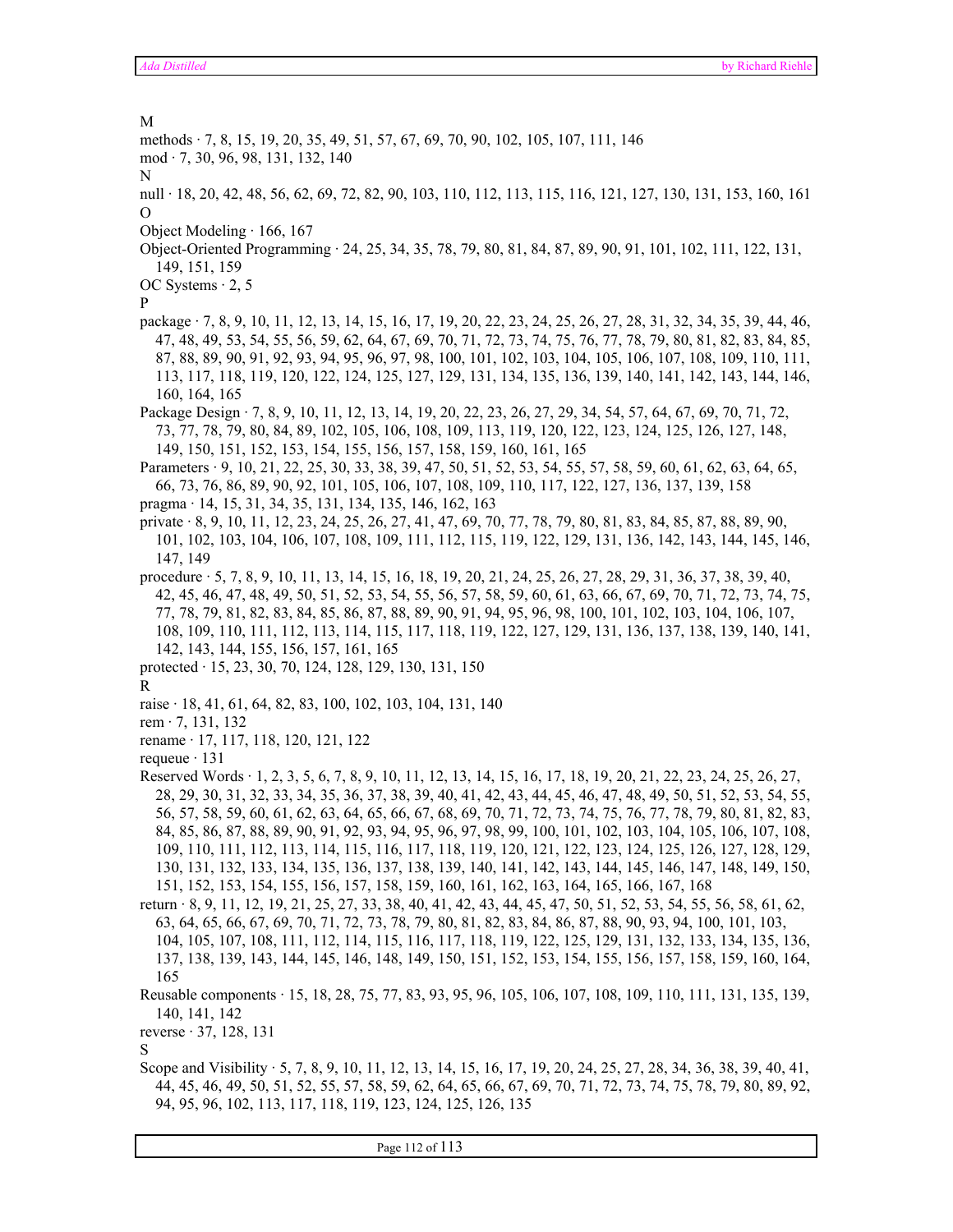M

methods · 7, 8, 15, 19, 20, 35, 49, 51, 57, 67, 69, 70, 90, 102, 105, 107, 111, 146

mod · 7, 30, 96, 98, 131, 132, 140

N

null · 18, 20, 42, 48, 56, 62, 69, 72, 82, 90, 103, 110, 112, 113, 115, 116, 121, 127, 130, 131, 153, 160, 161

O

Object Modeling · 166, 167

Object-Oriented Programming · 24, 25, 34, 35, 78, 79, 80, 81, 84, 87, 89, 90, 91, 101, 102, 111, 122, 131, 149, 151, 159

OC Systems · 2, 5

P

package · 7, 8, 9, 10, 11, 12, 13, 14, 15, 16, 17, 19, 20, 22, 23, 24, 25, 26, 27, 28, 31, 32, 34, 35, 39, 44, 46, 47, 48, 49, 53, 54, 55, 56, 59, 62, 64, 67, 69, 70, 71, 72, 73, 74, 75, 76, 77, 78, 79, 80, 81, 82, 83, 84, 85, 87, 88, 89, 90, 91, 92, 93, 94, 95, 96, 97, 98, 100, 101, 102, 103, 104, 105, 106, 107, 108, 109, 110, 111, 113, 117, 118, 119, 120, 122, 124, 125, 127, 129, 131, 134, 135, 136, 139, 140, 141, 142, 143, 144, 146, 160, 164, 165

Package Design · 7, 8, 9, 10, 11, 12, 13, 14, 19, 20, 22, 23, 26, 27, 29, 34, 54, 57, 64, 67, 69, 70, 71, 72, 73, 77, 78, 79, 80, 84, 89, 102, 105, 106, 108, 109, 113, 119, 120, 122, 123, 124, 125, 126, 127, 148, 149, 150, 151, 152, 153, 154, 155, 156, 157, 158, 159, 160, 161, 165

Parameters · 9, 10, 21, 22, 25, 30, 33, 38, 39, 47, 50, 51, 52, 53, 54, 55, 57, 58, 59, 60, 61, 62, 63, 64, 65, 66, 73, 76, 86, 89, 90, 92, 101, 105, 106, 107, 108, 109, 110, 117, 122, 127, 136, 137, 139, 158

pragma · 14, 15, 31, 34, 35, 131, 134, 135, 146, 162, 163

private · 8, 9, 10, 11, 12, 23, 24, 25, 26, 27, 41, 47, 69, 70, 77, 78, 79, 80, 81, 83, 84, 85, 87, 88, 89, 90, 101, 102, 103, 104, 106, 107, 108, 109, 111, 112, 115, 119, 122, 129, 131, 136, 142, 143, 144, 145, 146, 147, 149

procedure · 5, 7, 8, 9, 10, 11, 13, 14, 15, 16, 18, 19, 20, 21, 24, 25, 26, 27, 28, 29, 31, 36, 37, 38, 39, 40, 42, 45, 46, 47, 48, 49, 50, 51, 52, 53, 54, 55, 56, 57, 58, 59, 60, 61, 63, 66, 67, 69, 70, 71, 72, 73, 74, 75, 77, 78, 79, 81, 82, 83, 84, 85, 86, 87, 88, 89, 90, 91, 94, 95, 96, 98, 100, 101, 102, 103, 104, 106, 107, 108, 109, 110, 111, 112, 113, 114, 115, 117, 118, 119, 122, 127, 129, 131, 136, 137, 138, 139, 140, 141, 142, 143, 144, 155, 156, 157, 161, 165

protected · 15, 23, 30, 70, 124, 128, 129, 130, 131, 150

R

raise · 18, 41, 61, 64, 82, 83, 100, 102, 103, 104, 131, 140

rem · 7, 131, 132

rename · 17, 117, 118, 120, 121, 122

requeue · 131

Reserved Words · 1, 2, 3, 5, 6, 7, 8, 9, 10, 11, 12, 13, 14, 15, 16, 17, 18, 19, 20, 21, 22, 23, 24, 25, 26, 27, 28, 29, 30, 31, 32, 33, 34, 35, 36, 37, 38, 39, 40, 41, 42, 43, 44, 45, 46, 47, 48, 49, 50, 51, 52, 53, 54, 55, 56, 57, 58, 59, 60, 61, 62, 63, 64, 65, 66, 67, 68, 69, 70, 71, 72, 73, 74, 75, 76, 77, 78, 79, 80, 81, 82, 83, 84, 85, 86, 87, 88, 89, 90, 91, 92, 93, 94, 95, 96, 97, 98, 99, 100, 101, 102, 103, 104, 105, 106, 107, 108, 109, 110, 111, 112, 113, 114, 115, 116, 117, 118, 119, 120, 121, 122, 123, 124, 125, 126, 127, 128, 129, 130, 131, 132, 133, 134, 135, 136, 137, 138, 139, 140, 141, 142, 143, 144, 145, 146, 147, 148, 149, 150, 151, 152, 153, 154, 155, 156, 157, 158, 159, 160, 161, 162, 163, 164, 165, 166, 167, 168

return · 8, 9, 11, 12, 19, 21, 25, 27, 33, 38, 40, 41, 42, 43, 44, 45, 47, 50, 51, 52, 53, 54, 55, 56, 58, 61, 62, 63, 64, 65, 66, 67, 69, 70, 71, 72, 73, 78, 79, 80, 81, 82, 83, 84, 86, 87, 88, 90, 93, 94, 100, 101, 103, 104, 105, 107, 108, 111, 112, 114, 115, 116, 117, 118, 119, 122, 125, 129, 131, 132, 133, 134, 135, 136, 137, 138, 139, 143, 144, 145, 146, 148, 149, 150, 151, 152, 153, 154, 155, 156, 157, 158, 159, 160, 164, 165

Reusable components · 15, 18, 28, 75, 77, 83, 93, 95, 96, 105, 106, 107, 108, 109, 110, 111, 131, 135, 139, 140, 141, 142

reverse · 37, 128, 131

S

Scope and Visibility · 5, 7, 8, 9, 10, 11, 12, 13, 14, 15, 16, 17, 19, 20, 24, 25, 27, 28, 34, 36, 38, 39, 40, 41, 44, 45, 46, 49, 50, 51, 52, 55, 57, 58, 59, 62, 64, 65, 66, 67, 69, 70, 71, 72, 73, 74, 75, 78, 79, 80, 89, 92, 94, 95, 96, 102, 113, 117, 118, 119, 123, 124, 125, 126, 135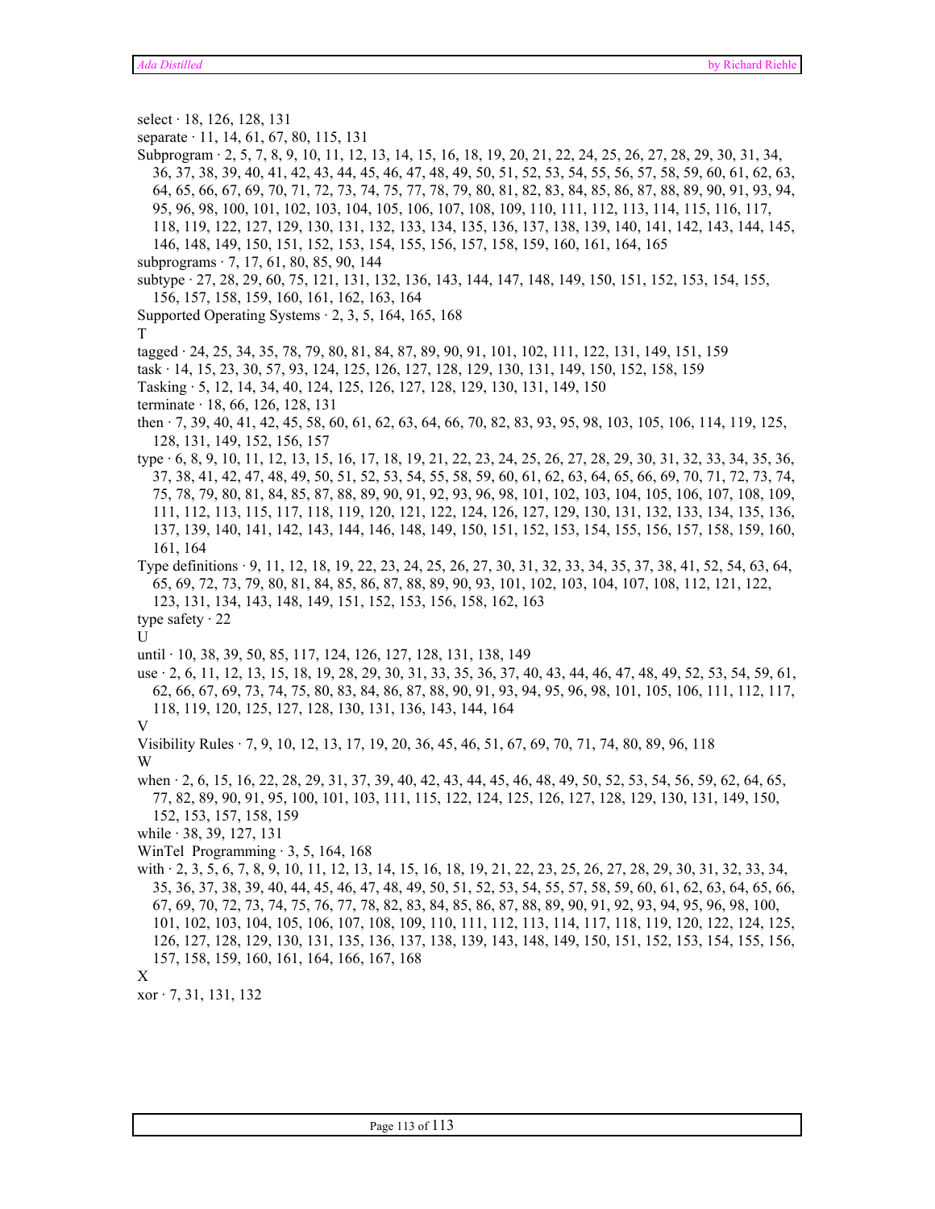select · 18, 126, 128, 131
separate · 11, 14, 61, 67, 80, 115, 131
Subprogram · 2, 5, 7, 8, 9, 10, 11, 12, 13, 14, 15, 16, 18, 19, 20, 21, 22, 24, 25, 26, 27, 28, 29, 30, 31, 34, 36, 37, 38, 39, 40, 41, 42, 43, 44, 45, 46, 47, 48, 49, 50, 51, 52, 53, 54, 55, 56, 57, 58, 59, 60, 61, 62, 63, 64, 65, 66, 67, 69, 70, 71, 72, 73, 74, 75, 77, 78, 79, 80, 81, 82, 83, 84, 85, 86, 87, 88, 89, 90, 91, 93, 94, 95, 96, 98, 100, 101, 102, 103, 104, 105, 106, 107, 108, 109, 110, 111, 112, 113, 114, 115, 116, 117, 118, 119, 122, 127, 129, 130, 131, 132, 133, 134, 135, 136, 137, 138, 139, 140, 141, 142, 143, 144, 145, 146, 148, 149, 150, 151, 152, 153, 154, 155, 156, 157, 158, 159, 160, 161, 164, 165
subprograms · 7, 17, 61, 80, 85, 90, 144
subtype · 27, 28, 29, 60, 75, 121, 131, 132, 136, 143, 144, 147, 148, 149, 150, 151, 152, 153, 154, 155, 156, 157, 158, 159, 160, 161, 162, 163, 164
Supported Operating Systems · 2, 3, 5, 164, 165, 168
T
tagged · 24, 25, 34, 35, 78, 79, 80, 81, 84, 87, 89, 90, 91, 101, 102, 111, 122, 131, 149, 151, 159
task · 14, 15, 23, 30, 57, 93, 124, 125, 126, 127, 128, 129, 130, 131, 149, 150, 152, 158, 159
Tasking · 5, 12, 14, 34, 40, 124, 125, 126, 127, 128, 129, 130, 131, 149, 150
terminate · 18, 66, 126, 128, 131
then · 7, 39, 40, 41, 42, 45, 58, 60, 61, 62, 63, 64, 66, 70, 82, 83, 93, 95, 98, 103, 105, 106, 114, 119, 125, 128, 131, 149, 152, 156, 157
type · 6, 8, 9, 10, 11, 12, 13, 15, 16, 17, 18, 19, 21, 22, 23, 24, 25, 26, 27, 28, 29, 30, 31, 32, 33, 34, 35, 36, 37, 38, 41, 42, 47, 48, 49, 50, 51, 52, 53, 54, 55, 58, 59, 60, 61, 62, 63, 64, 65, 66, 69, 70, 71, 72, 73, 74, 75, 78, 79, 80, 81, 84, 85, 87, 88, 89, 90, 91, 92, 93, 96, 98, 101, 102, 103, 104, 105, 106, 107, 108, 109, 111, 112, 113, 115, 117, 118, 119, 120, 121, 122, 124, 126, 127, 129, 130, 131, 132, 133, 134, 135, 136, 137, 139, 140, 141, 142, 143, 144, 146, 148, 149, 150, 151, 152, 153, 154, 155, 156, 157, 158, 159, 160, 161, 164
Type definitions · 9, 11, 12, 18, 19, 22, 23, 24, 25, 26, 27, 30, 31, 32, 33, 34, 35, 37, 38, 41, 52, 54, 63, 64, 65, 69, 72, 73, 79, 80, 81, 84, 85, 86, 87, 88, 89, 90, 93, 101, 102, 103, 104, 107, 108, 112, 121, 122, 123, 131, 134, 143, 148, 149, 151, 152, 153, 156, 158, 162, 163
type safety · 22
U
until · 10, 38, 39, 50, 85, 117, 124, 126, 127, 128, 131, 138, 149
use · 2, 6, 11, 12, 13, 15, 18, 19, 28, 29, 30, 31, 33, 35, 36, 37, 40, 43, 44, 46, 47, 48, 49, 52, 53, 54, 59, 61, 62, 66, 67, 69, 73, 74, 75, 80, 83, 84, 86, 87, 88, 90, 91, 93, 94, 95, 96, 98, 101, 105, 106, 111, 112, 117, 118, 119, 120, 125, 127, 128, 130, 131, 136, 143, 144, 164
V
Visibility Rules · 7, 9, 10, 12, 13, 17, 19, 20, 36, 45, 46, 51, 67, 69, 70, 71, 74, 80, 89, 96, 118
W
when · 2, 6, 15, 16, 22, 28, 29, 31, 37, 39, 40, 42, 43, 44, 45, 46, 48, 49, 50, 52, 53, 54, 56, 59, 62, 64, 65, 77, 82, 89, 90, 91, 95, 100, 101, 103, 111, 115, 122, 124, 125, 126, 127, 128, 129, 130, 131, 149, 150, 152, 153, 157, 158, 159
while · 38, 39, 127, 131
WinTel Programming · 3, 5, 164, 168
with · 2, 3, 5, 6, 7, 8, 9, 10, 11, 12, 13, 14, 15, 16, 18, 19, 21, 22, 23, 25, 26, 27, 28, 29, 30, 31, 32, 33, 34, 35, 36, 37, 38, 39, 40, 44, 45, 46, 47, 48, 49, 50, 51, 52, 53, 54, 55, 57, 58, 59, 60, 61, 62, 63, 64, 65, 66, 67, 69, 70, 72, 73, 74, 75, 76, 77, 78, 82, 83, 84, 85, 86, 87, 88, 89, 90, 91, 92, 93, 94, 95, 96, 98, 100, 101, 102, 103, 104, 105, 106, 107, 108, 109, 110, 111, 112, 113, 114, 117, 118, 119, 120, 122, 124, 125, 126, 127, 128, 129, 130, 131, 135, 136, 137, 138, 139, 143, 148, 149, 150, 151, 152, 153, 154, 155, 156, 157, 158, 159, 160, 161, 164, 166, 167, 168
X
xor · 7, 31, 131, 132